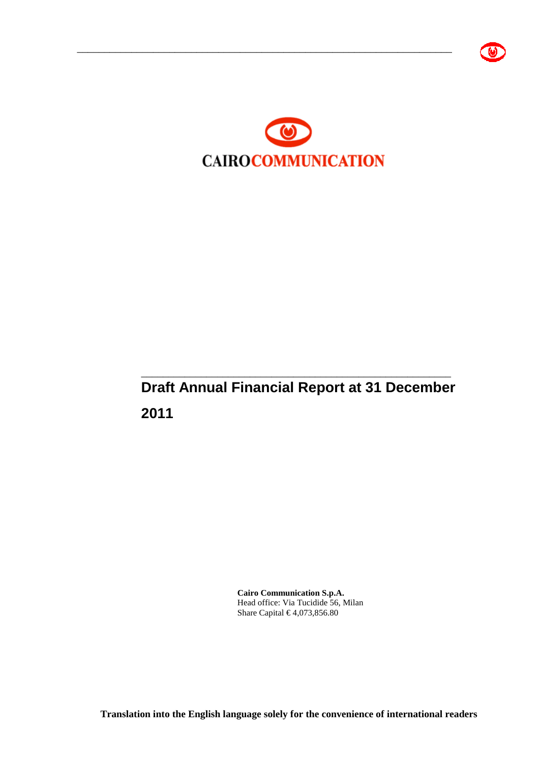**CAIROCOMMUNICATION**

# Draft Annual Financial Report at 31 December 2011

**Cairo Communication S.p.A.**
Head office: Via Tucidide 56, Milan
Share Capital € 4,073,856.80

**Translation into the English language solely for the convenience of international readers**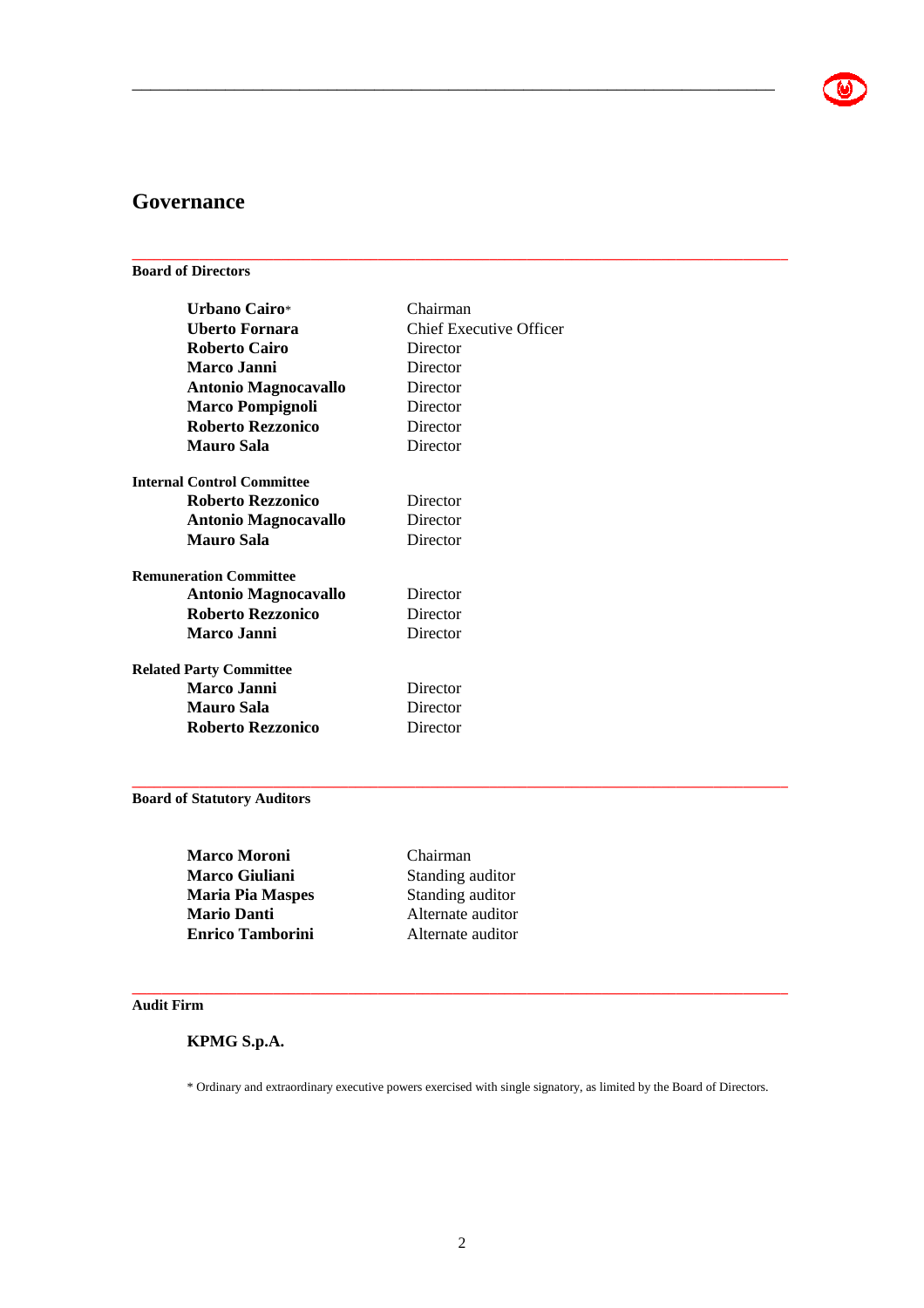# Governance

### Board of Directors

| | |
|---|---|
| **Urbano Cairo*** | Chairman |
| **Uberto Fornara** | Chief Executive Officer |
| **Roberto Cairo** | Director |
| **Marco Janni** | Director |
| **Antonio Magnocavallo** | Director |
| **Marco Pompignoli** | Director |
| **Roberto Rezzonico** | Director |
| **Mauro Sala** | Director |

**Internal Control Committee**

| | |
|---|---|
| **Roberto Rezzonico** | Director |
| **Antonio Magnocavallo** | Director |
| **Mauro Sala** | Director |

**Remuneration Committee**

| | |
|---|---|
| **Antonio Magnocavallo** | Director |
| **Roberto Rezzonico** | Director |
| **Marco Janni** | Director |

**Related Party Committee**

| | |
|---|---|
| **Marco Janni** | Director |
| **Mauro Sala** | Director |
| **Roberto Rezzonico** | Director |

### Board of Statutory Auditors

| | |
|---|---|
| **Marco Moroni** | Chairman |
| **Marco Giuliani** | Standing auditor |
| **Maria Pia Maspes** | Standing auditor |
| **Mario Danti** | Alternate auditor |
| **Enrico Tamborini** | Alternate auditor |

### Audit Firm

**KPMG S.p.A.**

* Ordinary and extraordinary executive powers exercised with single signatory, as limited by the Board of Directors.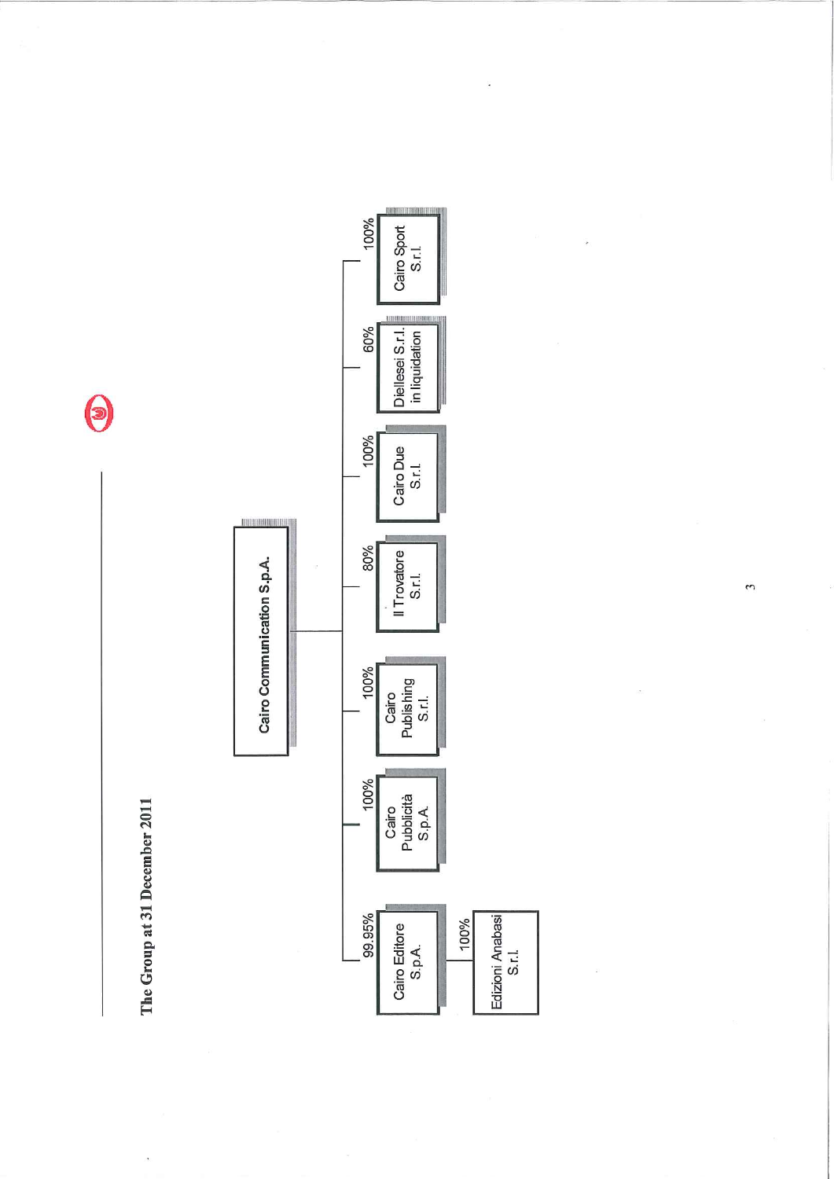# The Group at 31 December 2011

**Cairo Communication S.p.A.**

- 99.95% — Cairo Editore S.p.A.
  - 100% — Edizioni Anabasi S.r.l.
- 100% — Cairo Pubblicità S.p.A.
- 100% — Cairo Publishing S.r.l.
- 80% — Il Trovatore S.r.l.
- 100% — Cairo Due S.r.l.
- 60% — Diellesei S.r.l. in liquidation
- 100% — Cairo Sport S.r.l.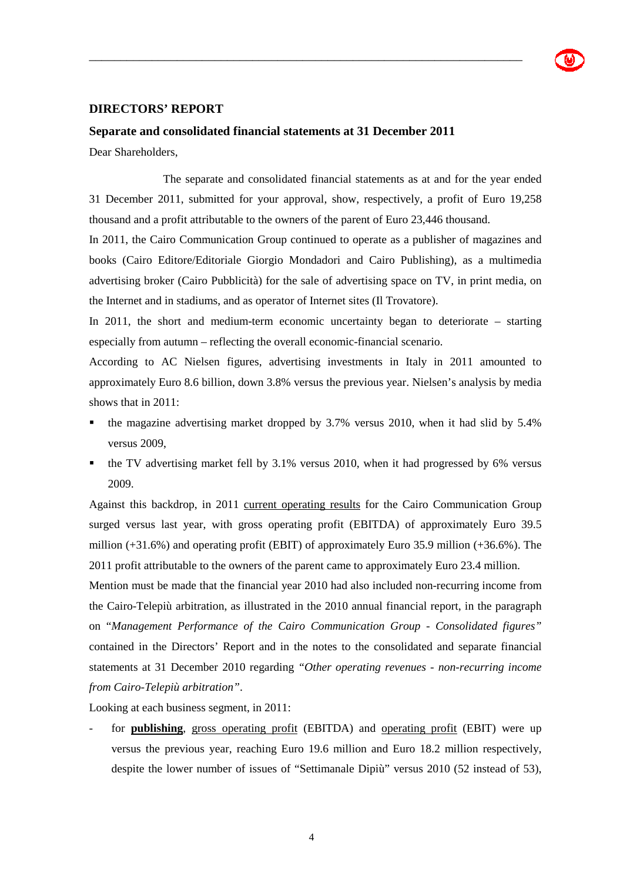## DIRECTORS' REPORT

### Separate and consolidated financial statements at 31 December 2011

Dear Shareholders,

The separate and consolidated financial statements as at and for the year ended 31 December 2011, submitted for your approval, show, respectively, a profit of Euro 19,258 thousand and a profit attributable to the owners of the parent of Euro 23,446 thousand.

In 2011, the Cairo Communication Group continued to operate as a publisher of magazines and books (Cairo Editore/Editoriale Giorgio Mondadori and Cairo Publishing), as a multimedia advertising broker (Cairo Pubblicità) for the sale of advertising space on TV, in print media, on the Internet and in stadiums, and as operator of Internet sites (Il Trovatore).

In 2011, the short and medium-term economic uncertainty began to deteriorate – starting especially from autumn – reflecting the overall economic-financial scenario.

According to AC Nielsen figures, advertising investments in Italy in 2011 amounted to approximately Euro 8.6 billion, down 3.8% versus the previous year. Nielsen's analysis by media shows that in 2011:

- the magazine advertising market dropped by 3.7% versus 2010, when it had slid by 5.4% versus 2009,
- the TV advertising market fell by 3.1% versus 2010, when it had progressed by 6% versus 2009.

Against this backdrop, in 2011 current operating results for the Cairo Communication Group surged versus last year, with gross operating profit (EBITDA) of approximately Euro 39.5 million (+31.6%) and operating profit (EBIT) of approximately Euro 35.9 million (+36.6%). The 2011 profit attributable to the owners of the parent came to approximately Euro 23.4 million.

Mention must be made that the financial year 2010 had also included non-recurring income from the Cairo-Telepiù arbitration, as illustrated in the 2010 annual financial report, in the paragraph on "*Management Performance of the Cairo Communication Group - Consolidated figures*" contained in the Directors' Report and in the notes to the consolidated and separate financial statements at 31 December 2010 regarding *"Other operating revenues - non-recurring income from Cairo-Telepiù arbitration"*.

Looking at each business segment, in 2011:

- for **publishing**, gross operating profit (EBITDA) and operating profit (EBIT) were up versus the previous year, reaching Euro 19.6 million and Euro 18.2 million respectively, despite the lower number of issues of "Settimanale Dipiù" versus 2010 (52 instead of 53),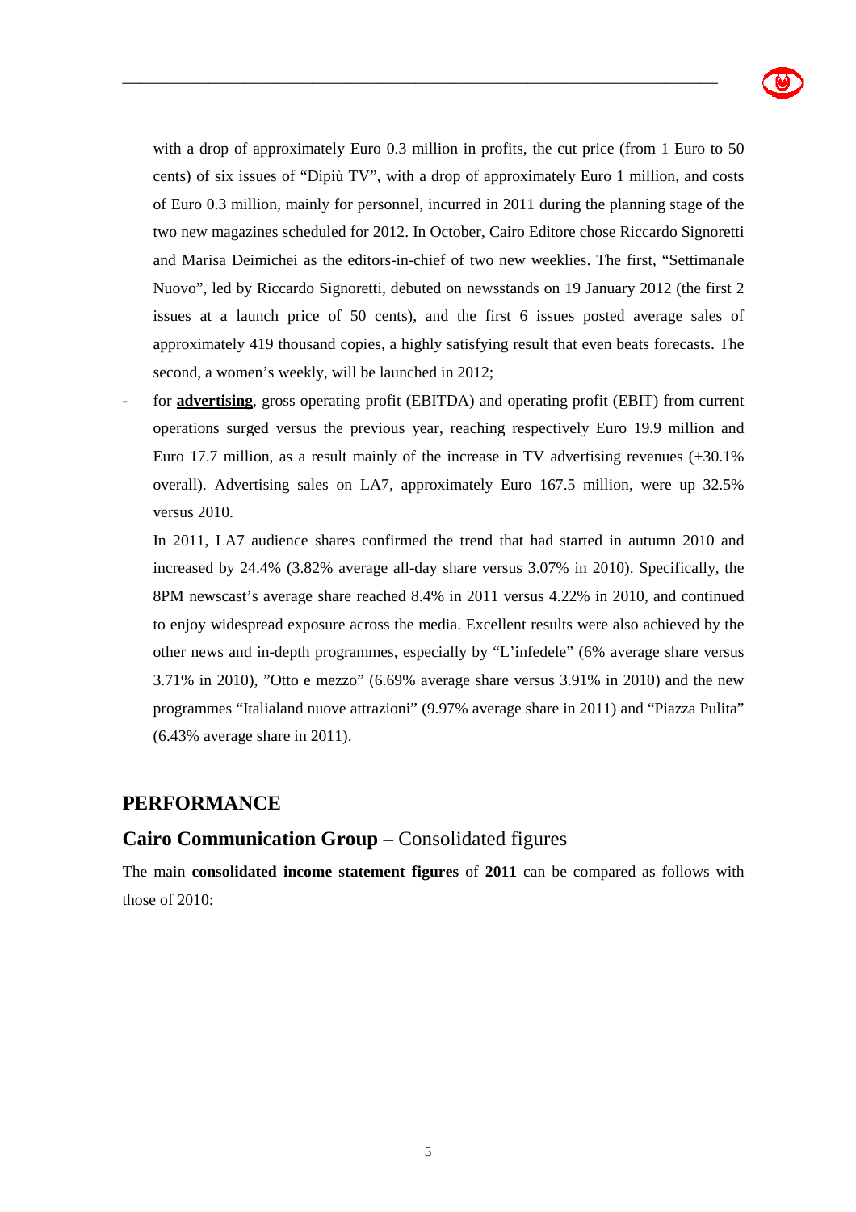with a drop of approximately Euro 0.3 million in profits, the cut price (from 1 Euro to 50 cents) of six issues of "Dipiù TV", with a drop of approximately Euro 1 million, and costs of Euro 0.3 million, mainly for personnel, incurred in 2011 during the planning stage of the two new magazines scheduled for 2012. In October, Cairo Editore chose Riccardo Signoretti and Marisa Deimichei as the editors-in-chief of two new weeklies. The first, "Settimanale Nuovo", led by Riccardo Signoretti, debuted on newsstands on 19 January 2012 (the first 2 issues at a launch price of 50 cents), and the first 6 issues posted average sales of approximately 419 thousand copies, a highly satisfying result that even beats forecasts. The second, a women's weekly, will be launched in 2012;

- for **advertising**, gross operating profit (EBITDA) and operating profit (EBIT) from current operations surged versus the previous year, reaching respectively Euro 19.9 million and Euro 17.7 million, as a result mainly of the increase in TV advertising revenues (+30.1% overall). Advertising sales on LA7, approximately Euro 167.5 million, were up 32.5% versus 2010.

  In 2011, LA7 audience shares confirmed the trend that had started in autumn 2010 and increased by 24.4% (3.82% average all-day share versus 3.07% in 2010). Specifically, the 8PM newscast's average share reached 8.4% in 2011 versus 4.22% in 2010, and continued to enjoy widespread exposure across the media. Excellent results were also achieved by the other news and in-depth programmes, especially by "L'infedele" (6% average share versus 3.71% in 2010), "Otto e mezzo" (6.69% average share versus 3.91% in 2010) and the new programmes "Italialand nuove attrazioni" (9.97% average share in 2011) and "Piazza Pulita" (6.43% average share in 2011).

## PERFORMANCE

### **Cairo Communication Group** – Consolidated figures

The main **consolidated income statement figures** of **2011** can be compared as follows with those of 2010: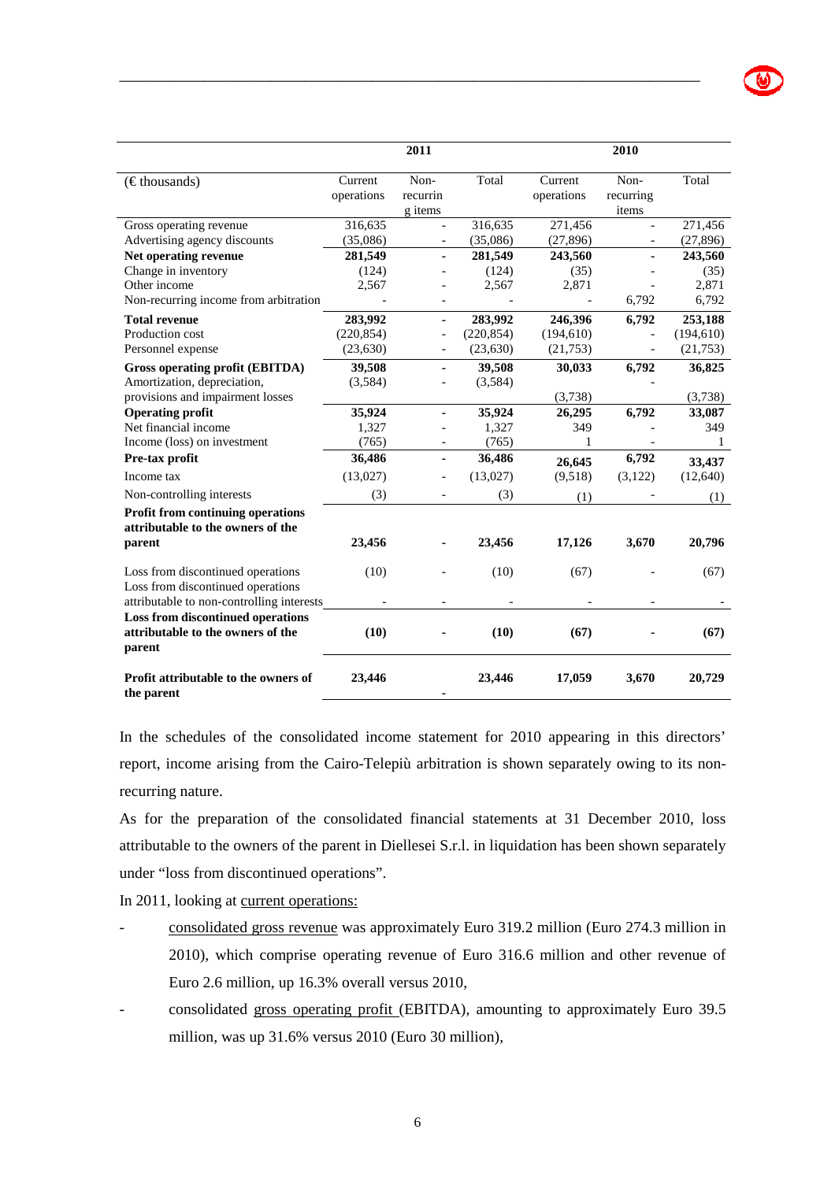| (€ thousands) | 2011 | | | 2010 | | |
|---|---|---|---|---|---|---|
| | Current operations | Non-recurring items | Total | Current operations | Non-recurring items | Total |
| Gross operating revenue | 316,635 | - | 316,635 | 271,456 | - | 271,456 |
| Advertising agency discounts | (35,086) | - | (35,086) | (27,896) | - | (27,896) |
| **Net operating revenue** | **281,549** | **-** | **281,549** | **243,560** | **-** | **243,560** |
| Change in inventory | (124) | - | (124) | (35) | - | (35) |
| Other income | 2,567 | - | 2,567 | 2,871 | - | 2,871 |
| Non-recurring income from arbitration | - | - | - | - | 6,792 | 6,792 |
| **Total revenue** | **283,992** | **-** | **283,992** | **246,396** | **6,792** | **253,188** |
| Production cost | (220,854) | - | (220,854) | (194,610) | - | (194,610) |
| Personnel expense | (23,630) | - | (23,630) | (21,753) | - | (21,753) |
| **Gross operating profit (EBITDA)** | **39,508** | **-** | **39,508** | **30,033** | **6,792** | **36,825** |
| Amortization, depreciation, provisions and impairment losses | (3,584) | - | (3,584) | (3,738) | - | (3,738) |
| **Operating profit** | **35,924** | **-** | **35,924** | **26,295** | **6,792** | **33,087** |
| Net financial income | 1,327 | - | 1,327 | 349 | - | 349 |
| Income (loss) on investment | (765) | - | (765) | 1 | - | 1 |
| **Pre-tax profit** | **36,486** | **-** | **36,486** | **26,645** | **6,792** | **33,437** |
| Income tax | (13,027) | - | (13,027) | (9,518) | (3,122) | (12,640) |
| Non-controlling interests | (3) | - | (3) | (1) | - | (1) |
| **Profit from continuing operations attributable to the owners of the parent** | **23,456** | **-** | **23,456** | **17,126** | **3,670** | **20,796** |
| Loss from discontinued operations | (10) | - | (10) | (67) | - | (67) |
| Loss from discontinued operations attributable to non-controlling interests | - | - | - | - | - | - |
| **Loss from discontinued operations attributable to the owners of the parent** | **(10)** | **-** | **(10)** | **(67)** | **-** | **(67)** |
| **Profit attributable to the owners of the parent** | **23,446** | **-** | **23,446** | **17,059** | **3,670** | **20,729** |

In the schedules of the consolidated income statement for 2010 appearing in this directors' report, income arising from the Cairo-Telepiù arbitration is shown separately owing to its non-recurring nature.

As for the preparation of the consolidated financial statements at 31 December 2010, loss attributable to the owners of the parent in Diellesei S.r.l. in liquidation has been shown separately under "loss from discontinued operations".

In 2011, looking at current operations:

- consolidated gross revenue was approximately Euro 319.2 million (Euro 274.3 million in 2010), which comprise operating revenue of Euro 316.6 million and other revenue of Euro 2.6 million, up 16.3% overall versus 2010,
- consolidated gross operating profit (EBITDA), amounting to approximately Euro 39.5 million, was up 31.6% versus 2010 (Euro 30 million),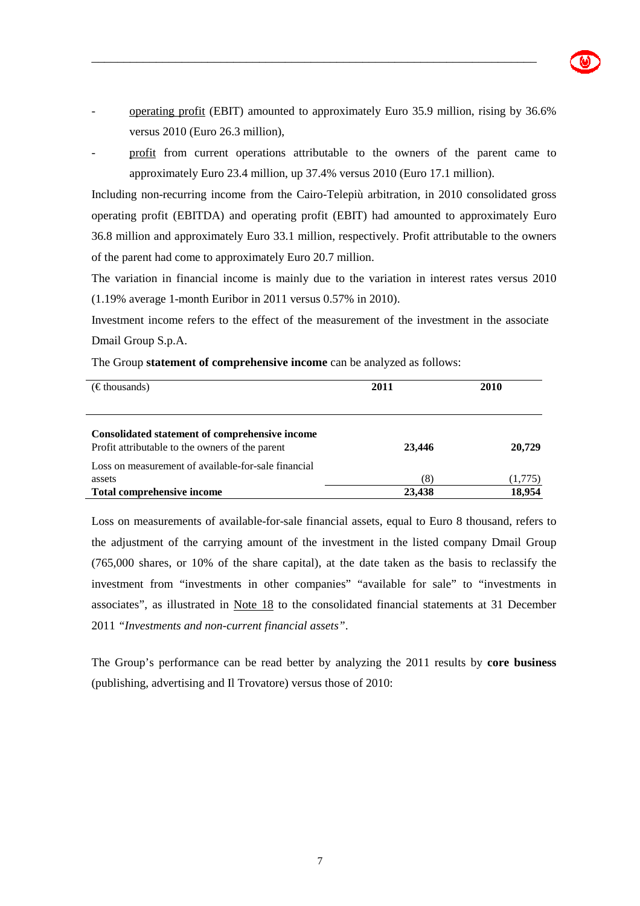- operating profit (EBIT) amounted to approximately Euro 35.9 million, rising by 36.6% versus 2010 (Euro 26.3 million),
- profit from current operations attributable to the owners of the parent came to approximately Euro 23.4 million, up 37.4% versus 2010 (Euro 17.1 million).

Including non-recurring income from the Cairo-Telepiù arbitration, in 2010 consolidated gross operating profit (EBITDA) and operating profit (EBIT) had amounted to approximately Euro 36.8 million and approximately Euro 33.1 million, respectively. Profit attributable to the owners of the parent had come to approximately Euro 20.7 million.

The variation in financial income is mainly due to the variation in interest rates versus 2010 (1.19% average 1-month Euribor in 2011 versus 0.57% in 2010).

Investment income refers to the effect of the measurement of the investment in the associate Dmail Group S.p.A.

The Group **statement of comprehensive income** can be analyzed as follows:

| (€ thousands) | 2011 | 2010 |
|---|---|---|
| **Consolidated statement of comprehensive income** | | |
| Profit attributable to the owners of the parent | **23,446** | **20,729** |
| Loss on measurement of available-for-sale financial assets | (8) | (1,775) |
| **Total comprehensive income** | **23,438** | **18,954** |

Loss on measurements of available-for-sale financial assets, equal to Euro 8 thousand, refers to the adjustment of the carrying amount of the investment in the listed company Dmail Group (765,000 shares, or 10% of the share capital), at the date taken as the basis to reclassify the investment from "investments in other companies" "available for sale" to "investments in associates", as illustrated in Note 18 to the consolidated financial statements at 31 December 2011 *"Investments and non-current financial assets"*.

The Group's performance can be read better by analyzing the 2011 results by **core business** (publishing, advertising and Il Trovatore) versus those of 2010: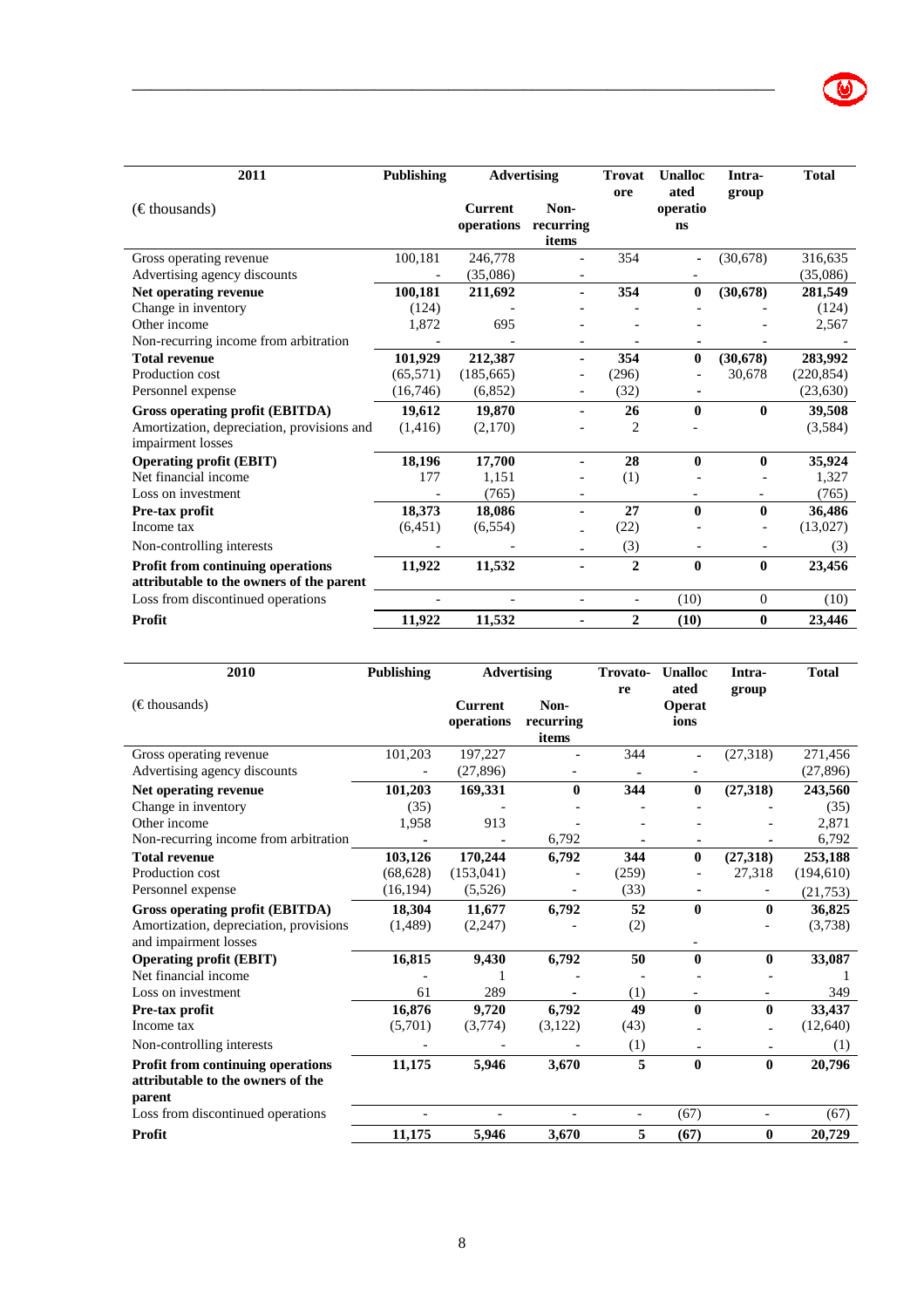| 2011 | Publishing | Advertising | | Trovatore | Unallocated operations | Intra-group | Total |
|---|---|---|---|---|---|---|---|
| (€ thousands) | | Current operations | Non-recurring items | | | | |
| Gross operating revenue | 100,181 | 246,778 | - | 354 | - | (30,678) | 316,635 |
| Advertising agency discounts | - | (35,086) | - | | - | | (35,086) |
| **Net operating revenue** | **100,181** | **211,692** | **-** | **354** | **0** | **(30,678)** | **281,549** |
| Change in inventory | (124) | - | - | - | - | - | (124) |
| Other income | 1,872 | 695 | - | - | - | - | 2,567 |
| Non-recurring income from arbitration | - | - | - | - | - | - | - |
| **Total revenue** | **101,929** | **212,387** | **-** | **354** | **0** | **(30,678)** | **283,992** |
| Production cost | (65,571) | (185,665) | - | (296) | - | 30,678 | (220,854) |
| Personnel expense | (16,746) | (6,852) | - | (32) | - | | (23,630) |
| **Gross operating profit (EBITDA)** | **19,612** | **19,870** | **-** | **26** | **0** | **0** | **39,508** |
| Amortization, depreciation, provisions and impairment losses | (1,416) | (2,170) | - | 2 | - | | (3,584) |
| **Operating profit (EBIT)** | **18,196** | **17,700** | **-** | **28** | **0** | **0** | **35,924** |
| Net financial income | 177 | 1,151 | - | (1) | - | - | 1,327 |
| Loss on investment | - | (765) | - | | - | - | (765) |
| **Pre-tax profit** | **18,373** | **18,086** | **-** | **27** | **0** | **0** | **36,486** |
| Income tax | (6,451) | (6,554) | - | (22) | - | - | (13,027) |
| Non-controlling interests | - | - | - | (3) | - | - | (3) |
| **Profit from continuing operations attributable to the owners of the parent** | **11,922** | **11,532** | **-** | **2** | **0** | **0** | **23,456** |
| Loss from discontinued operations | - | - | - | - | (10) | 0 | (10) |
| **Profit** | **11,922** | **11,532** | **-** | **2** | **(10)** | **0** | **23,446** |

| 2010 | Publishing | Advertising | | Trovatore | Unallocated Operations | Intra-group | Total |
|---|---|---|---|---|---|---|---|
| (€ thousands) | | Current operations | Non-recurring items | | | | |
| Gross operating revenue | 101,203 | 197,227 | - | 344 | - | (27,318) | 271,456 |
| Advertising agency discounts | - | (27,896) | - | - | - | | (27,896) |
| **Net operating revenue** | **101,203** | **169,331** | **0** | **344** | **0** | **(27,318)** | **243,560** |
| Change in inventory | (35) | - | - | - | - | - | (35) |
| Other income | 1,958 | 913 | - | - | - | - | 2,871 |
| Non-recurring income from arbitration | - | - | 6,792 | - | - | - | 6,792 |
| **Total revenue** | **103,126** | **170,244** | **6,792** | **344** | **0** | **(27,318)** | **253,188** |
| Production cost | (68,628) | (153,041) | - | (259) | - | 27,318 | (194,610) |
| Personnel expense | (16,194) | (5,526) | - | (33) | - | - | (21,753) |
| **Gross operating profit (EBITDA)** | **18,304** | **11,677** | **6,792** | **52** | **0** | **0** | **36,825** |
| Amortization, depreciation, provisions and impairment losses | (1,489) | (2,247) | - | (2) | - | - | (3,738) |
| **Operating profit (EBIT)** | **16,815** | **9,430** | **6,792** | **50** | **0** | **0** | **33,087** |
| Net financial income | - | 1 | - | - | - | - | 1 |
| Loss on investment | 61 | 289 | - | (1) | - | - | 349 |
| **Pre-tax profit** | **16,876** | **9,720** | **6,792** | **49** | **0** | **0** | **33,437** |
| Income tax | (5,701) | (3,774) | (3,122) | (43) | - | - | (12,640) |
| Non-controlling interests | - | - | - | (1) | - | - | (1) |
| **Profit from continuing operations attributable to the owners of the parent** | **11,175** | **5,946** | **3,670** | **5** | **0** | **0** | **20,796** |
| Loss from discontinued operations | - | - | - | - | (67) | - | (67) |
| **Profit** | **11,175** | **5,946** | **3,670** | **5** | **(67)** | **0** | **20,729** |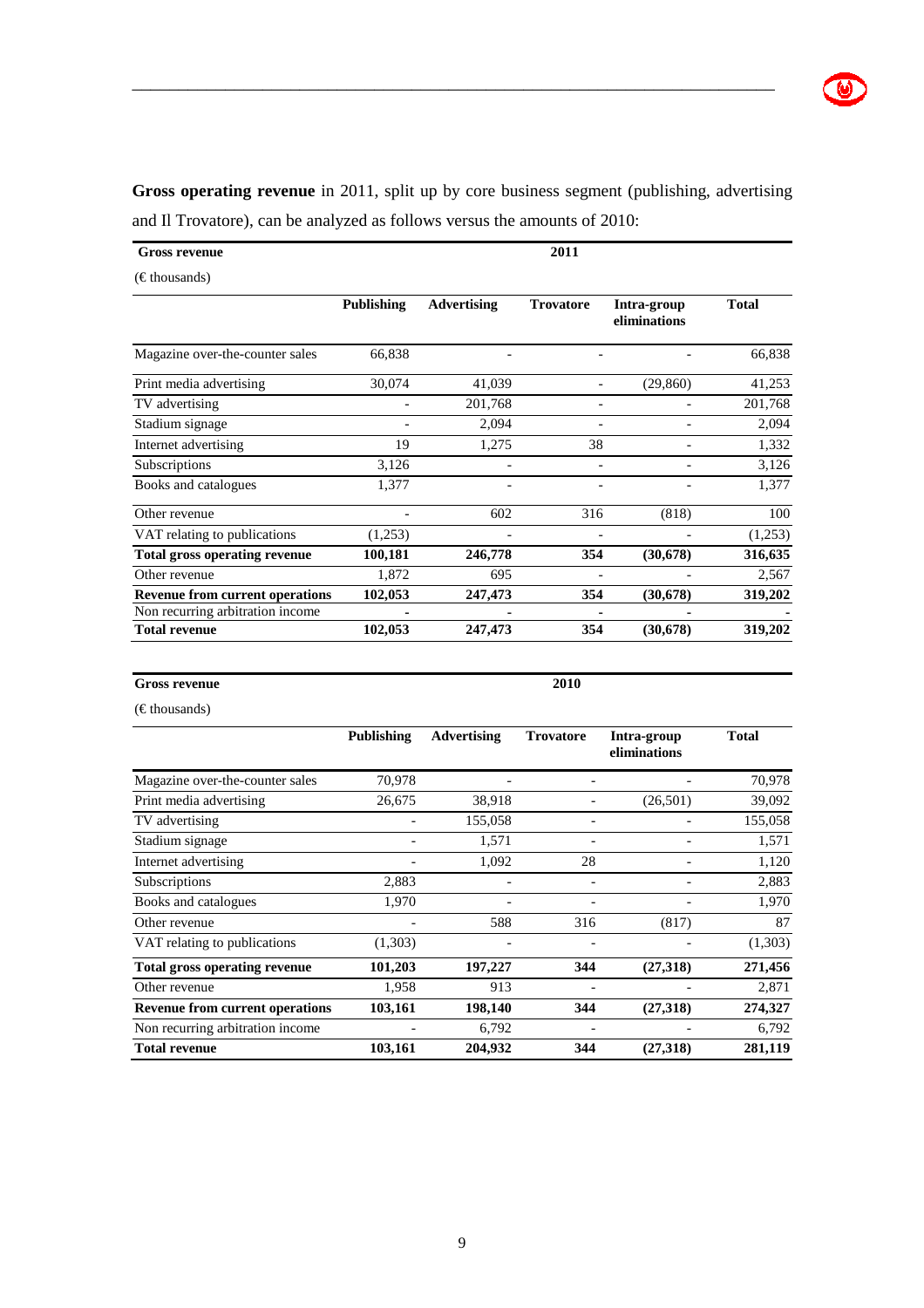**Gross operating revenue** in 2011, split up by core business segment (publishing, advertising and Il Trovatore), can be analyzed as follows versus the amounts of 2010:

| Gross revenue | | | 2011 | | |
|---|---|---|---|---|---|
| (€ thousands) | | | | | |
| | Publishing | Advertising | Trovatore | Intra-group eliminations | Total |
| Magazine over-the-counter sales | 66,838 | - | - | - | 66,838 |
| Print media advertising | 30,074 | 41,039 | - | (29,860) | 41,253 |
| TV advertising | - | 201,768 | - | - | 201,768 |
| Stadium signage | - | 2,094 | - | - | 2,094 |
| Internet advertising | 19 | 1,275 | 38 | - | 1,332 |
| Subscriptions | 3,126 | - | - | - | 3,126 |
| Books and catalogues | 1,377 | - | - | - | 1,377 |
| Other revenue | - | 602 | 316 | (818) | 100 |
| VAT relating to publications | (1,253) | - | - | - | (1,253) |
| **Total gross operating revenue** | **100,181** | **246,778** | **354** | **(30,678)** | **316,635** |
| Other revenue | 1,872 | 695 | - | - | 2,567 |
| **Revenue from current operations** | **102,053** | **247,473** | **354** | **(30,678)** | **319,202** |
| Non recurring arbitration income | - | - | - | - | - |
| **Total revenue** | **102,053** | **247,473** | **354** | **(30,678)** | **319,202** |

| Gross revenue | | | 2010 | | |
|---|---|---|---|---|---|
| (€ thousands) | | | | | |
| | Publishing | Advertising | Trovatore | Intra-group eliminations | Total |
| Magazine over-the-counter sales | 70,978 | - | - | - | 70,978 |
| Print media advertising | 26,675 | 38,918 | - | (26,501) | 39,092 |
| TV advertising | - | 155,058 | - | - | 155,058 |
| Stadium signage | - | 1,571 | - | - | 1,571 |
| Internet advertising | - | 1,092 | 28 | - | 1,120 |
| Subscriptions | 2,883 | - | - | - | 2,883 |
| Books and catalogues | 1,970 | - | - | - | 1,970 |
| Other revenue | - | 588 | 316 | (817) | 87 |
| VAT relating to publications | (1,303) | - | - | - | (1,303) |
| **Total gross operating revenue** | **101,203** | **197,227** | **344** | **(27,318)** | **271,456** |
| Other revenue | 1,958 | 913 | - | - | 2,871 |
| **Revenue from current operations** | **103,161** | **198,140** | **344** | **(27,318)** | **274,327** |
| Non recurring arbitration income | - | 6,792 | - | - | 6,792 |
| **Total revenue** | **103,161** | **204,932** | **344** | **(27,318)** | **281,119** |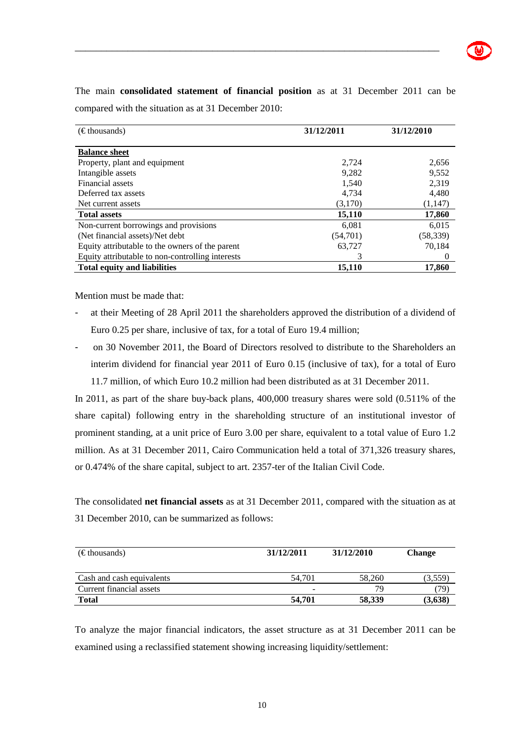The main **consolidated statement of financial position** as at 31 December 2011 can be compared with the situation as at 31 December 2010:

| (€ thousands) | 31/12/2011 | 31/12/2010 |
|---|---|---|
| **Balance sheet** | | |
| Property, plant and equipment | 2,724 | 2,656 |
| Intangible assets | 9,282 | 9,552 |
| Financial assets | 1,540 | 2,319 |
| Deferred tax assets | 4,734 | 4,480 |
| Net current assets | (3,170) | (1,147) |
| **Total assets** | **15,110** | **17,860** |
| Non-current borrowings and provisions | 6,081 | 6,015 |
| (Net financial assets)/Net debt | (54,701) | (58,339) |
| Equity attributable to the owners of the parent | 63,727 | 70,184 |
| Equity attributable to non-controlling interests | 3 | 0 |
| **Total equity and liabilities** | **15,110** | **17,860** |

Mention must be made that:

- at their Meeting of 28 April 2011 the shareholders approved the distribution of a dividend of Euro 0.25 per share, inclusive of tax, for a total of Euro 19.4 million;
- on 30 November 2011, the Board of Directors resolved to distribute to the Shareholders an interim dividend for financial year 2011 of Euro 0.15 (inclusive of tax), for a total of Euro 11.7 million, of which Euro 10.2 million had been distributed as at 31 December 2011.

In 2011, as part of the share buy-back plans, 400,000 treasury shares were sold (0.511% of the share capital) following entry in the shareholding structure of an institutional investor of prominent standing, at a unit price of Euro 3.00 per share, equivalent to a total value of Euro 1.2 million. As at 31 December 2011, Cairo Communication held a total of 371,326 treasury shares, or 0.474% of the share capital, subject to art. 2357-ter of the Italian Civil Code.

The consolidated **net financial assets** as at 31 December 2011, compared with the situation as at 31 December 2010, can be summarized as follows:

| (€ thousands) | 31/12/2011 | 31/12/2010 | Change |
|---|---|---|---|
| Cash and cash equivalents | 54,701 | 58,260 | (3,559) |
| Current financial assets | - | 79 | (79) |
| **Total** | **54,701** | **58,339** | **(3,638)** |

To analyze the major financial indicators, the asset structure as at 31 December 2011 can be examined using a reclassified statement showing increasing liquidity/settlement: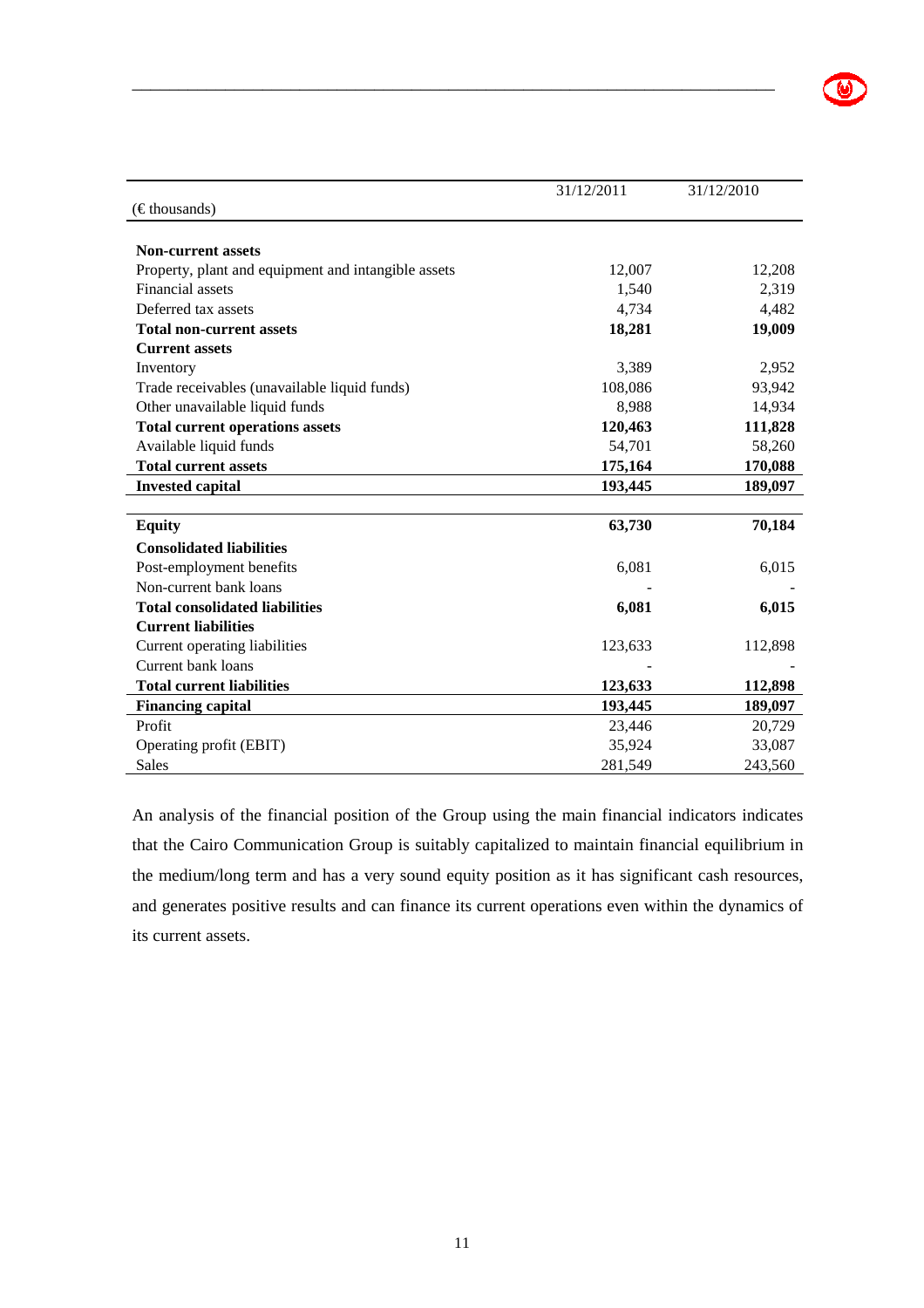| (€ thousands) | 31/12/2011 | 31/12/2010 |
|---|---|---|
| **Non-current assets** | | |
| Property, plant and equipment and intangible assets | 12,007 | 12,208 |
| Financial assets | 1,540 | 2,319 |
| Deferred tax assets | 4,734 | 4,482 |
| **Total non-current assets** | **18,281** | **19,009** |
| **Current assets** | | |
| Inventory | 3,389 | 2,952 |
| Trade receivables (unavailable liquid funds) | 108,086 | 93,942 |
| Other unavailable liquid funds | 8,988 | 14,934 |
| **Total current operations assets** | **120,463** | **111,828** |
| Available liquid funds | 54,701 | 58,260 |
| **Total current assets** | **175,164** | **170,088** |
| **Invested capital** | **193,445** | **189,097** |
| | | |
| **Equity** | **63,730** | **70,184** |
| **Consolidated liabilities** | | |
| Post-employment benefits | 6,081 | 6,015 |
| Non-current bank loans | - | - |
| **Total consolidated liabilities** | **6,081** | **6,015** |
| **Current liabilities** | | |
| Current operating liabilities | 123,633 | 112,898 |
| Current bank loans | - | - |
| **Total current liabilities** | **123,633** | **112,898** |
| **Financing capital** | **193,445** | **189,097** |
| Profit | 23,446 | 20,729 |
| Operating profit (EBIT) | 35,924 | 33,087 |
| Sales | 281,549 | 243,560 |

An analysis of the financial position of the Group using the main financial indicators indicates that the Cairo Communication Group is suitably capitalized to maintain financial equilibrium in the medium/long term and has a very sound equity position as it has significant cash resources, and generates positive results and can finance its current operations even within the dynamics of its current assets.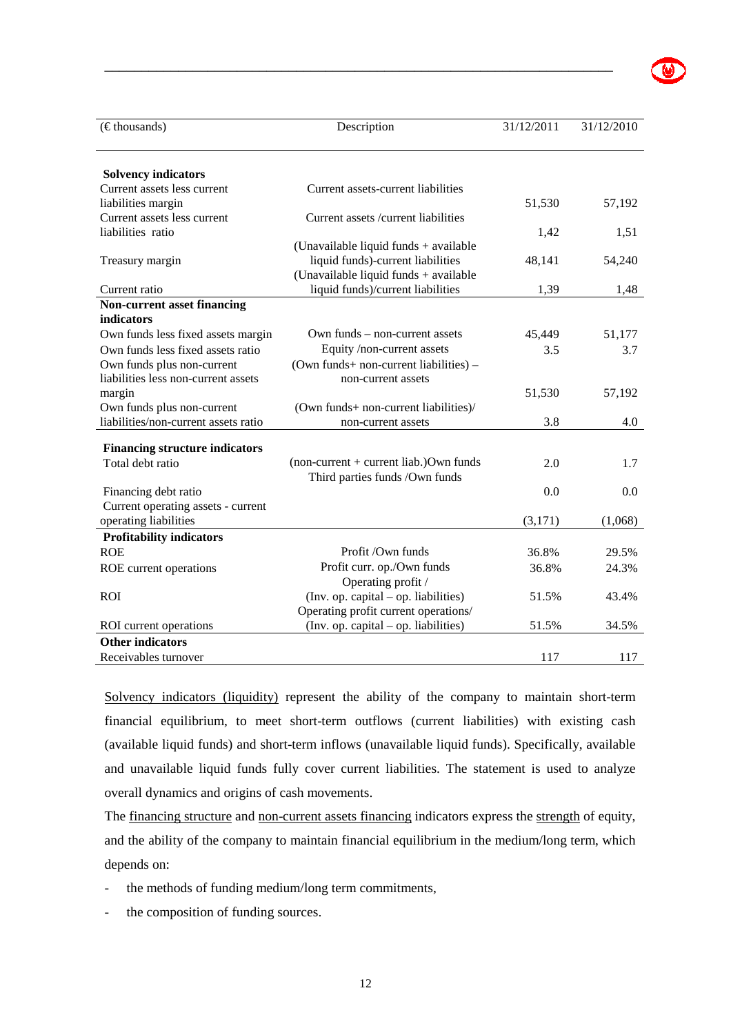| (€ thousands) | Description | 31/12/2011 | 31/12/2010 |
|---|---|---|---|
| **Solvency indicators** | | | |
| Current assets less current liabilities margin | Current assets-current liabilities | 51,530 | 57,192 |
| Current assets less current liabilities ratio | Current assets /current liabilities | 1,42 | 1,51 |
| Treasury margin | (Unavailable liquid funds + available liquid funds)-current liabilities | 48,141 | 54,240 |
| Current ratio | (Unavailable liquid funds + available liquid funds)/current liabilities | 1,39 | 1,48 |
| **Non-current asset financing indicators** | | | |
| Own funds less fixed assets margin | Own funds – non-current assets | 45,449 | 51,177 |
| Own funds less fixed assets ratio | Equity /non-current assets | 3.5 | 3.7 |
| Own funds plus non-current liabilities less non-current assets margin | (Own funds+ non-current liabilities) – non-current assets | 51,530 | 57,192 |
| Own funds plus non-current liabilities/non-current assets ratio | (Own funds+ non-current liabilities)/ non-current assets | 3.8 | 4.0 |
| **Financing structure indicators** | | | |
| Total debt ratio | (non-current + current liab.)Own funds | 2.0 | 1.7 |
| Financing debt ratio | Third parties funds /Own funds | 0.0 | 0.0 |
| Current operating assets - current operating liabilities | | (3,171) | (1,068) |
| **Profitability indicators** | | | |
| ROE | Profit /Own funds | 36.8% | 29.5% |
| ROE current operations | Profit curr. op./Own funds | 36.8% | 24.3% |
| ROI | Operating profit / (Inv. op. capital – op. liabilities) | 51.5% | 43.4% |
| ROI current operations | Operating profit current operations/ (Inv. op. capital – op. liabilities) | 51.5% | 34.5% |
| **Other indicators** | | | |
| Receivables turnover | | 117 | 117 |

Solvency indicators (liquidity) represent the ability of the company to maintain short-term financial equilibrium, to meet short-term outflows (current liabilities) with existing cash (available liquid funds) and short-term inflows (unavailable liquid funds). Specifically, available and unavailable liquid funds fully cover current liabilities. The statement is used to analyze overall dynamics and origins of cash movements.

The financing structure and non-current assets financing indicators express the strength of equity, and the ability of the company to maintain financial equilibrium in the medium/long term, which depends on:

- the methods of funding medium/long term commitments,
- the composition of funding sources.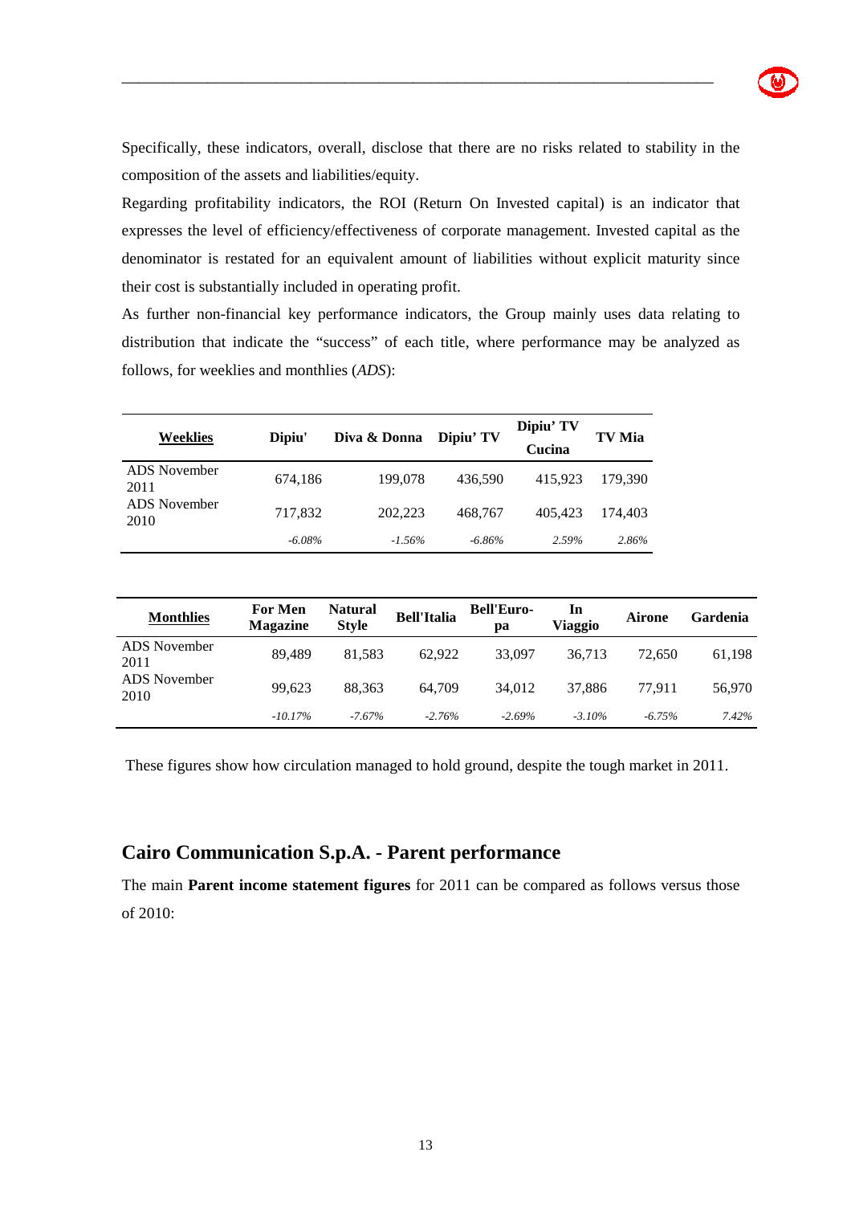Specifically, these indicators, overall, disclose that there are no risks related to stability in the composition of the assets and liabilities/equity.

Regarding profitability indicators, the ROI (Return On Invested capital) is an indicator that expresses the level of efficiency/effectiveness of corporate management. Invested capital as the denominator is restated for an equivalent amount of liabilities without explicit maturity since their cost is substantially included in operating profit.

As further non-financial key performance indicators, the Group mainly uses data relating to distribution that indicate the "success" of each title, where performance may be analyzed as follows, for weeklies and monthlies (*ADS*):

| **Weeklies** | **Dipiu'** | **Diva & Donna** | **Dipiu' TV** | **Dipiu' TV Cucina** | **TV Mia** |
|---|---|---|---|---|---|
| ADS November 2011 | 674,186 | 199,078 | 436,590 | 415,923 | 179,390 |
| ADS November 2010 | 717,832 | 202,223 | 468,767 | 405,423 | 174,403 |
| | *-6.08%* | *-1.56%* | *-6.86%* | *2.59%* | *2.86%* |

| **Monthlies** | **For Men Magazine** | **Natural Style** | **Bell'Italia** | **Bell'Europa** | **In Viaggio** | **Airone** | **Gardenia** |
|---|---|---|---|---|---|---|---|
| ADS November 2011 | 89,489 | 81,583 | 62,922 | 33,097 | 36,713 | 72,650 | 61,198 |
| ADS November 2010 | 99,623 | 88,363 | 64,709 | 34,012 | 37,886 | 77,911 | 56,970 |
| | *-10.17%* | *-7.67%* | *-2.76%* | *-2.69%* | *-3.10%* | *-6.75%* | *7.42%* |

These figures show how circulation managed to hold ground, despite the tough market in 2011.

## Cairo Communication S.p.A. - Parent performance

The main **Parent income statement figures** for 2011 can be compared as follows versus those of 2010: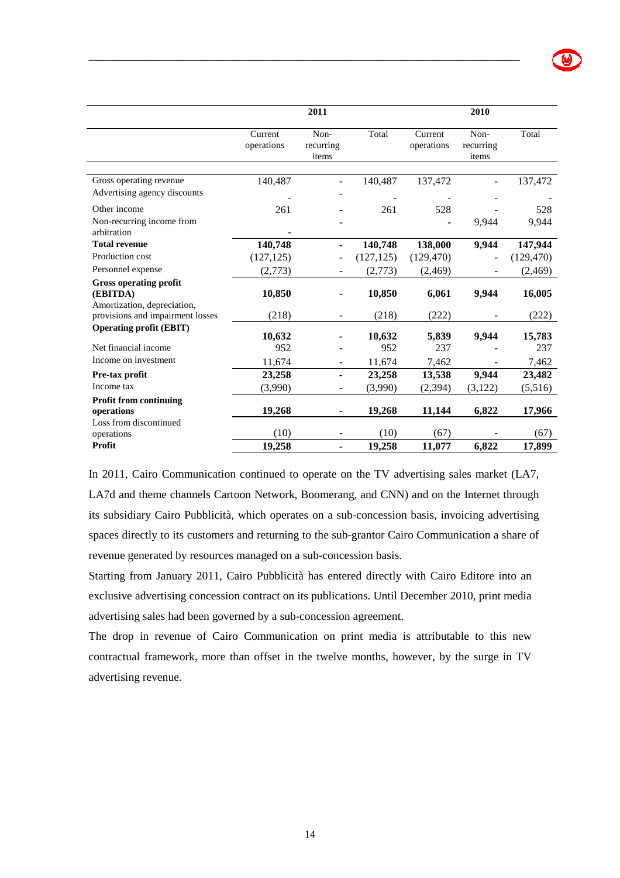| | 2011 | | | 2010 | | |
|---|---|---|---|---|---|---|
| | Current operations | Non-recurring items | Total | Current operations | Non-recurring items | Total |
| Gross operating revenue | 140,487 | - | 140,487 | 137,472 | - | 137,472 |
| Advertising agency discounts | - | - | - | - | - | - |
| Other income | 261 | - | 261 | 528 | - | 528 |
| Non-recurring income from arbitration | - | - | | - | 9,944 | 9,944 |
| **Total revenue** | **140,748** | **-** | **140,748** | **138,000** | **9,944** | **147,944** |
| Production cost | (127,125) | - | (127,125) | (129,470) | - | (129,470) |
| Personnel expense | (2,773) | - | (2,773) | (2,469) | - | (2,469) |
| **Gross operating profit (EBITDA)** | **10,850** | **-** | **10,850** | **6,061** | **9,944** | **16,005** |
| Amortization, depreciation, provisions and impairment losses | (218) | - | (218) | (222) | - | (222) |
| **Operating profit (EBIT)** | **10,632** | **-** | **10,632** | **5,839** | **9,944** | **15,783** |
| Net financial income | 952 | - | 952 | 237 | - | 237 |
| Income on investment | 11,674 | - | 11,674 | 7,462 | - | 7,462 |
| **Pre-tax profit** | **23,258** | **-** | **23,258** | **13,538** | **9,944** | **23,482** |
| Income tax | (3,990) | - | (3,990) | (2,394) | (3,122) | (5,516) |
| **Profit from continuing operations** | **19,268** | **-** | **19,268** | **11,144** | **6,822** | **17,966** |
| Loss from discontinued operations | (10) | - | (10) | (67) | - | (67) |
| **Profit** | **19,258** | **-** | **19,258** | **11,077** | **6,822** | **17,899** |

In 2011, Cairo Communication continued to operate on the TV advertising sales market (LA7, LA7d and theme channels Cartoon Network, Boomerang, and CNN) and on the Internet through its subsidiary Cairo Pubblicità, which operates on a sub-concession basis, invoicing advertising spaces directly to its customers and returning to the sub-grantor Cairo Communication a share of revenue generated by resources managed on a sub-concession basis.

Starting from January 2011, Cairo Pubblicità has entered directly with Cairo Editore into an exclusive advertising concession contract on its publications. Until December 2010, print media advertising sales had been governed by a sub-concession agreement.

The drop in revenue of Cairo Communication on print media is attributable to this new contractual framework, more than offset in the twelve months, however, by the surge in TV advertising revenue.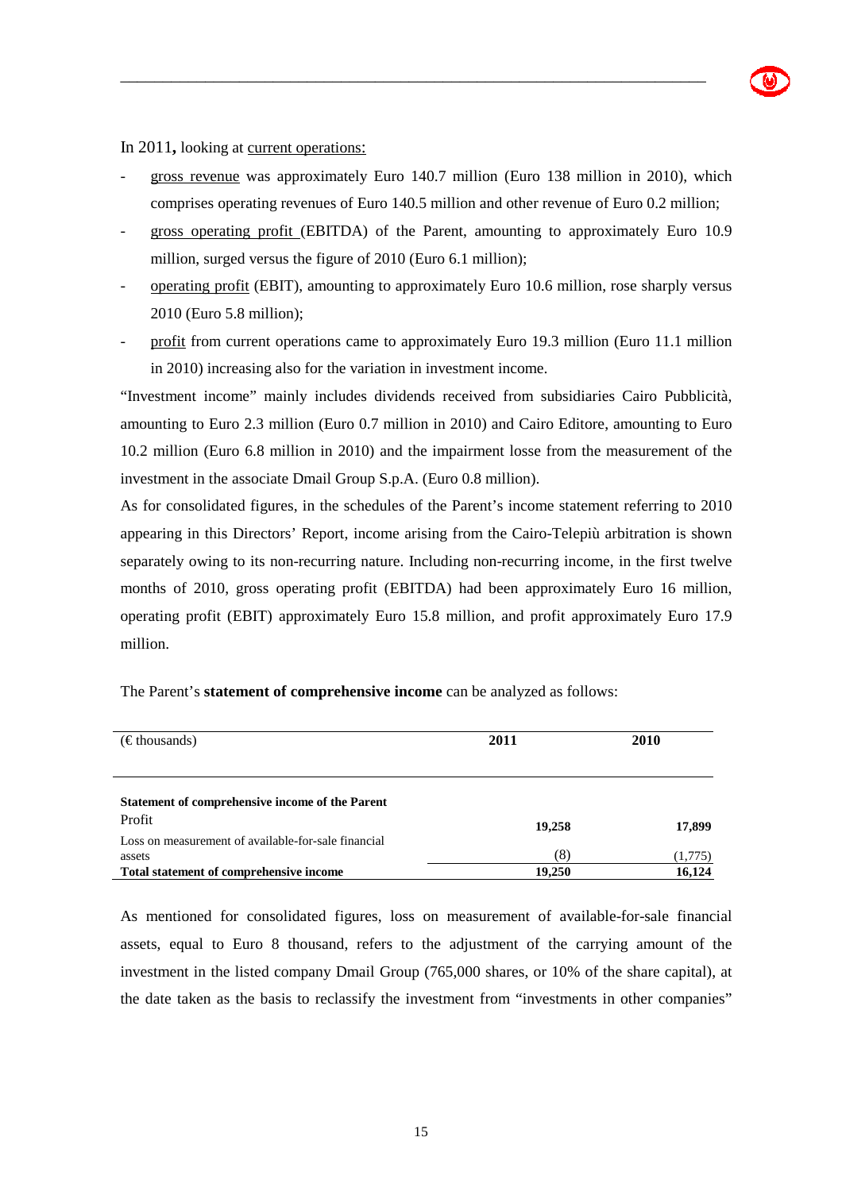In 2011**,** looking at current operations:

- gross revenue was approximately Euro 140.7 million (Euro 138 million in 2010), which comprises operating revenues of Euro 140.5 million and other revenue of Euro 0.2 million;
- gross operating profit (EBITDA) of the Parent, amounting to approximately Euro 10.9 million, surged versus the figure of 2010 (Euro 6.1 million);
- operating profit (EBIT), amounting to approximately Euro 10.6 million, rose sharply versus 2010 (Euro 5.8 million);
- profit from current operations came to approximately Euro 19.3 million (Euro 11.1 million in 2010) increasing also for the variation in investment income.

"Investment income" mainly includes dividends received from subsidiaries Cairo Pubblicità, amounting to Euro 2.3 million (Euro 0.7 million in 2010) and Cairo Editore, amounting to Euro 10.2 million (Euro 6.8 million in 2010) and the impairment losse from the measurement of the investment in the associate Dmail Group S.p.A. (Euro 0.8 million).

As for consolidated figures, in the schedules of the Parent's income statement referring to 2010 appearing in this Directors' Report, income arising from the Cairo-Telepiù arbitration is shown separately owing to its non-recurring nature. Including non-recurring income, in the first twelve months of 2010, gross operating profit (EBITDA) had been approximately Euro 16 million, operating profit (EBIT) approximately Euro 15.8 million, and profit approximately Euro 17.9 million.

The Parent's **statement of comprehensive income** can be analyzed as follows:

| (€ thousands) | 2011 | 2010 |
|---|---|---|
| **Statement of comprehensive income of the Parent** | | |
| Profit | 19,258 | 17,899 |
| Loss on measurement of available-for-sale financial assets | (8) | (1,775) |
| **Total statement of comprehensive income** | **19,250** | **16,124** |

As mentioned for consolidated figures, loss on measurement of available-for-sale financial assets, equal to Euro 8 thousand, refers to the adjustment of the carrying amount of the investment in the listed company Dmail Group (765,000 shares, or 10% of the share capital), at the date taken as the basis to reclassify the investment from "investments in other companies"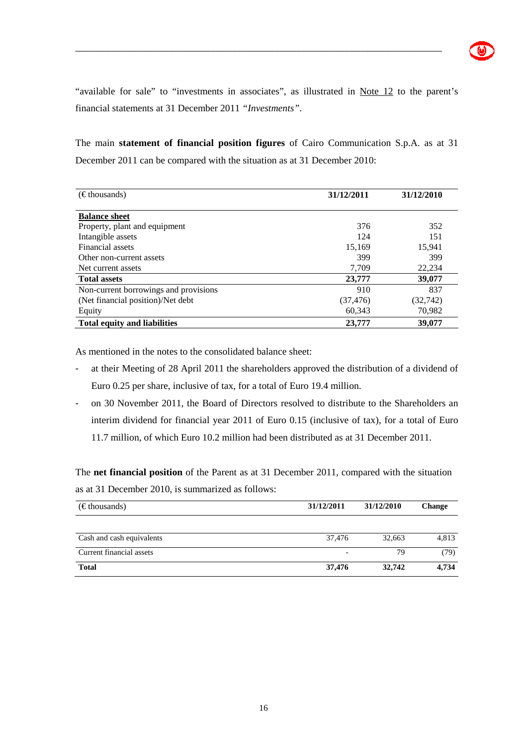"available for sale" to "investments in associates", as illustrated in Note 12 to the parent's financial statements at 31 December 2011 *"Investments"*.

The main **statement of financial position figures** of Cairo Communication S.p.A. as at 31 December 2011 can be compared with the situation as at 31 December 2010:

| (€ thousands) | 31/12/2011 | 31/12/2010 |
|---|---|---|
| **Balance sheet** | | |
| Property, plant and equipment | 376 | 352 |
| Intangible assets | 124 | 151 |
| Financial assets | 15,169 | 15,941 |
| Other non-current assets | 399 | 399 |
| Net current assets | 7,709 | 22,234 |
| **Total assets** | **23,777** | **39,077** |
| Non-current borrowings and provisions | 910 | 837 |
| (Net financial position)/Net debt | (37,476) | (32,742) |
| Equity | 60,343 | 70,982 |
| **Total equity and liabilities** | **23,777** | **39,077** |

As mentioned in the notes to the consolidated balance sheet:

- at their Meeting of 28 April 2011 the shareholders approved the distribution of a dividend of Euro 0.25 per share, inclusive of tax, for a total of Euro 19.4 million.
- on 30 November 2011, the Board of Directors resolved to distribute to the Shareholders an interim dividend for financial year 2011 of Euro 0.15 (inclusive of tax), for a total of Euro 11.7 million, of which Euro 10.2 million had been distributed as at 31 December 2011.

The **net financial position** of the Parent as at 31 December 2011, compared with the situation as at 31 December 2010, is summarized as follows:

| (€ thousands) | 31/12/2011 | 31/12/2010 | Change |
|---|---|---|---|
| Cash and cash equivalents | 37,476 | 32,663 | 4,813 |
| Current financial assets | - | 79 | (79) |
| **Total** | **37,476** | **32,742** | **4,734** |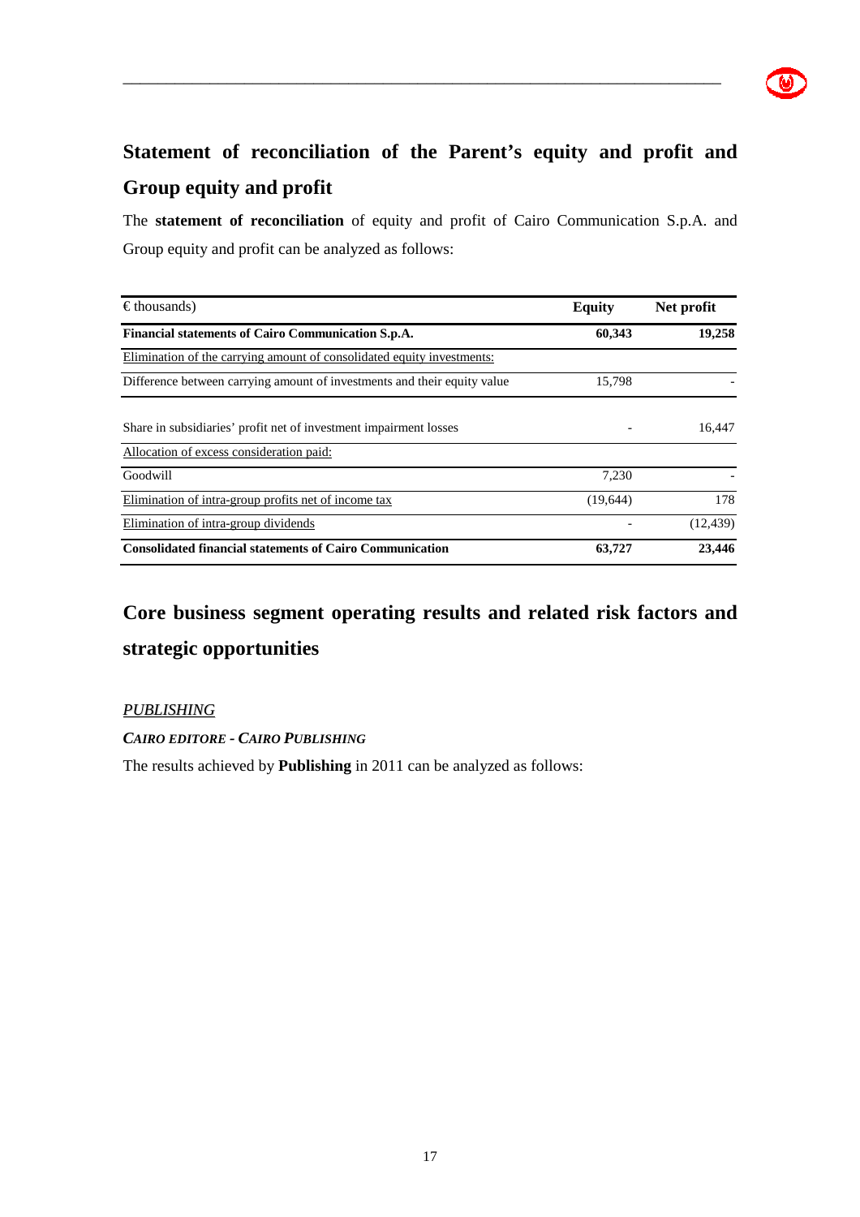## Statement of reconciliation of the Parent's equity and profit and Group equity and profit

The **statement of reconciliation** of equity and profit of Cairo Communication S.p.A. and Group equity and profit can be analyzed as follows:

| € thousands) | Equity | Net profit |
|---|---|---|
| **Financial statements of Cairo Communication S.p.A.** | **60,343** | **19,258** |
| Elimination of the carrying amount of consolidated equity investments: | | |
| Difference between carrying amount of investments and their equity value | 15,798 | - |
| Share in subsidiaries' profit net of investment impairment losses | - | 16,447 |
| Allocation of excess consideration paid: | | |
| Goodwill | 7,230 | - |
| Elimination of intra-group profits net of income tax | (19,644) | 178 |
| Elimination of intra-group dividends | - | (12,439) |
| **Consolidated financial statements of Cairo Communication** | **63,727** | **23,446** |

## Core business segment operating results and related risk factors and strategic opportunities

*PUBLISHING*

***CAIRO EDITORE - CAIRO PUBLISHING***

The results achieved by **Publishing** in 2011 can be analyzed as follows: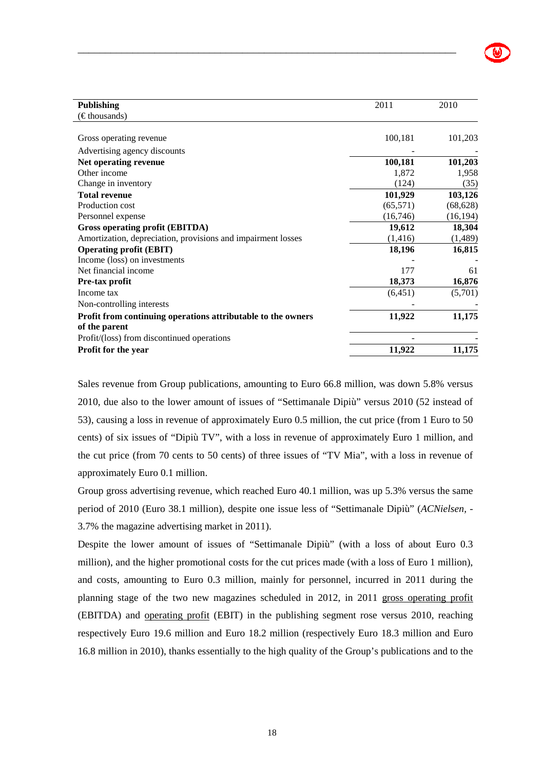| **Publishing**<br>(€ thousands) | 2011 | 2010 |
|---|---|---|
| Gross operating revenue | 100,181 | 101,203 |
| Advertising agency discounts | - | - |
| **Net operating revenue** | **100,181** | **101,203** |
| Other income | 1,872 | 1,958 |
| Change in inventory | (124) | (35) |
| **Total revenue** | **101,929** | **103,126** |
| Production cost | (65,571) | (68,628) |
| Personnel expense | (16,746) | (16,194) |
| **Gross operating profit (EBITDA)** | **19,612** | **18,304** |
| Amortization, depreciation, provisions and impairment losses | (1,416) | (1,489) |
| **Operating profit (EBIT)** | **18,196** | **16,815** |
| Income (loss) on investments | - | - |
| Net financial income | 177 | 61 |
| **Pre-tax profit** | **18,373** | **16,876** |
| Income tax | (6,451) | (5,701) |
| Non-controlling interests | - | - |
| **Profit from continuing operations attributable to the owners of the parent** | **11,922** | **11,175** |
| Profit/(loss) from discontinued operations | - | - |
| **Profit for the year** | **11,922** | **11,175** |

Sales revenue from Group publications, amounting to Euro 66.8 million, was down 5.8% versus 2010, due also to the lower amount of issues of "Settimanale Dipiù" versus 2010 (52 instead of 53), causing a loss in revenue of approximately Euro 0.5 million, the cut price (from 1 Euro to 50 cents) of six issues of "Dipiù TV", with a loss in revenue of approximately Euro 1 million, and the cut price (from 70 cents to 50 cents) of three issues of "TV Mia", with a loss in revenue of approximately Euro 0.1 million.

Group gross advertising revenue, which reached Euro 40.1 million, was up 5.3% versus the same period of 2010 (Euro 38.1 million), despite one issue less of "Settimanale Dipiù" (*ACNielsen*, -3.7% the magazine advertising market in 2011).

Despite the lower amount of issues of "Settimanale Dipiù" (with a loss of about Euro 0.3 million), and the higher promotional costs for the cut prices made (with a loss of Euro 1 million), and costs, amounting to Euro 0.3 million, mainly for personnel, incurred in 2011 during the planning stage of the two new magazines scheduled in 2012, in 2011 gross operating profit (EBITDA) and operating profit (EBIT) in the publishing segment rose versus 2010, reaching respectively Euro 19.6 million and Euro 18.2 million (respectively Euro 18.3 million and Euro 16.8 million in 2010), thanks essentially to the high quality of the Group's publications and to the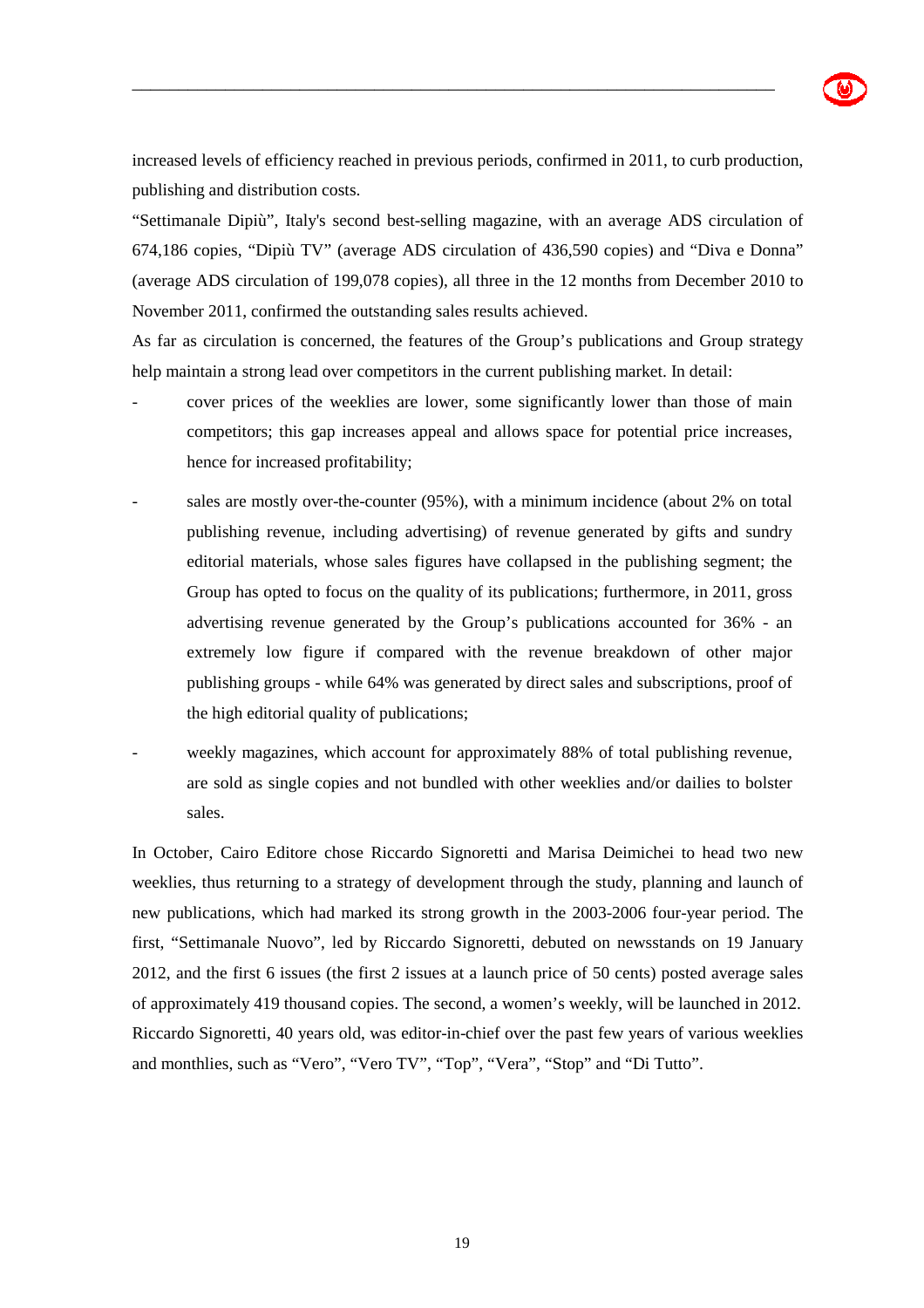increased levels of efficiency reached in previous periods, confirmed in 2011, to curb production, publishing and distribution costs.

"Settimanale Dipiù", Italy's second best-selling magazine, with an average ADS circulation of 674,186 copies, "Dipiù TV" (average ADS circulation of 436,590 copies) and "Diva e Donna" (average ADS circulation of 199,078 copies), all three in the 12 months from December 2010 to November 2011, confirmed the outstanding sales results achieved.

As far as circulation is concerned, the features of the Group's publications and Group strategy help maintain a strong lead over competitors in the current publishing market. In detail:

- cover prices of the weeklies are lower, some significantly lower than those of main competitors; this gap increases appeal and allows space for potential price increases, hence for increased profitability;
- sales are mostly over-the-counter (95%), with a minimum incidence (about 2% on total publishing revenue, including advertising) of revenue generated by gifts and sundry editorial materials, whose sales figures have collapsed in the publishing segment; the Group has opted to focus on the quality of its publications; furthermore, in 2011, gross advertising revenue generated by the Group's publications accounted for 36% - an extremely low figure if compared with the revenue breakdown of other major publishing groups - while 64% was generated by direct sales and subscriptions, proof of the high editorial quality of publications;
- weekly magazines, which account for approximately 88% of total publishing revenue, are sold as single copies and not bundled with other weeklies and/or dailies to bolster sales.

In October, Cairo Editore chose Riccardo Signoretti and Marisa Deimichei to head two new weeklies, thus returning to a strategy of development through the study, planning and launch of new publications, which had marked its strong growth in the 2003-2006 four-year period. The first, "Settimanale Nuovo", led by Riccardo Signoretti, debuted on newsstands on 19 January 2012, and the first 6 issues (the first 2 issues at a launch price of 50 cents) posted average sales of approximately 419 thousand copies. The second, a women's weekly, will be launched in 2012. Riccardo Signoretti, 40 years old, was editor-in-chief over the past few years of various weeklies and monthlies, such as "Vero", "Vero TV", "Top", "Vera", "Stop" and "Di Tutto".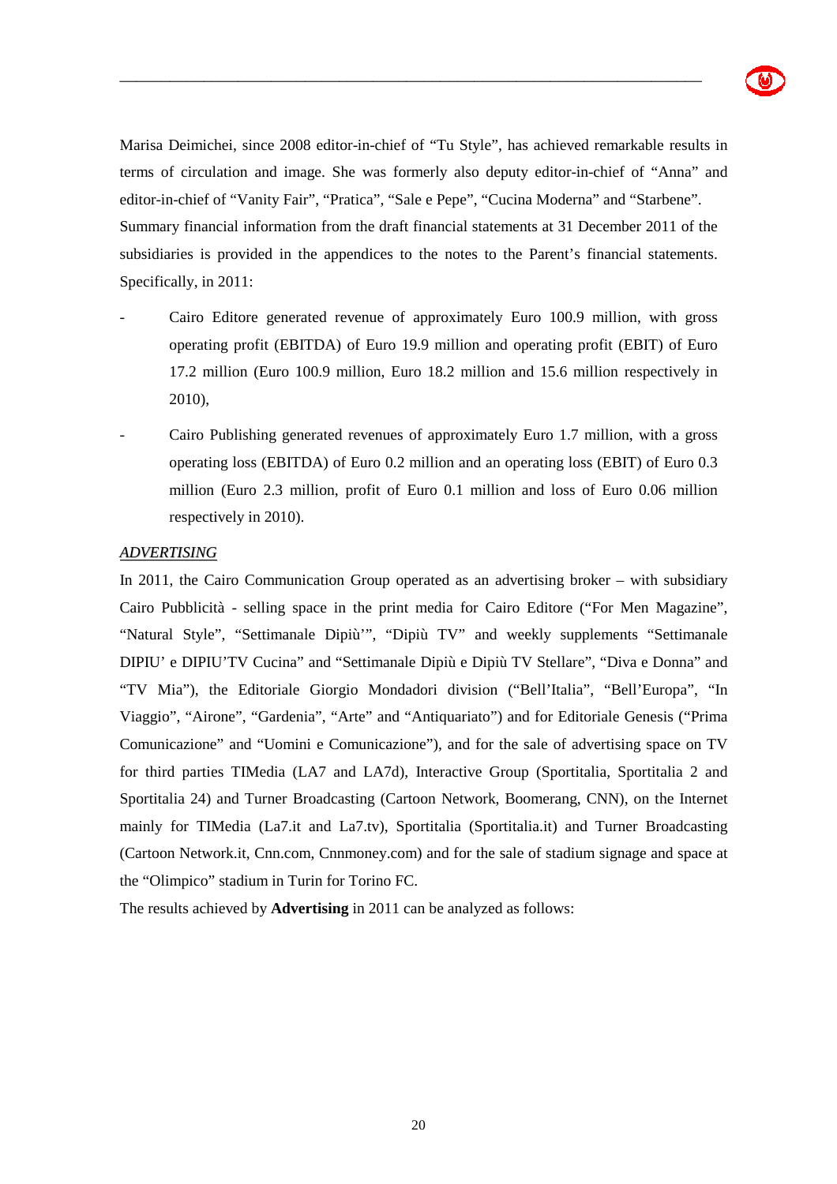Marisa Deimichei, since 2008 editor-in-chief of "Tu Style", has achieved remarkable results in terms of circulation and image. She was formerly also deputy editor-in-chief of "Anna" and editor-in-chief of "Vanity Fair", "Pratica", "Sale e Pepe", "Cucina Moderna" and "Starbene".

Summary financial information from the draft financial statements at 31 December 2011 of the subsidiaries is provided in the appendices to the notes to the Parent's financial statements. Specifically, in 2011:

- Cairo Editore generated revenue of approximately Euro 100.9 million, with gross operating profit (EBITDA) of Euro 19.9 million and operating profit (EBIT) of Euro 17.2 million (Euro 100.9 million, Euro 18.2 million and 15.6 million respectively in 2010),
- Cairo Publishing generated revenues of approximately Euro 1.7 million, with a gross operating loss (EBITDA) of Euro 0.2 million and an operating loss (EBIT) of Euro 0.3 million (Euro 2.3 million, profit of Euro 0.1 million and loss of Euro 0.06 million respectively in 2010).

*ADVERTISING*

In 2011, the Cairo Communication Group operated as an advertising broker – with subsidiary Cairo Pubblicità - selling space in the print media for Cairo Editore ("For Men Magazine", "Natural Style", "Settimanale Dipiù'", "Dipiù TV" and weekly supplements "Settimanale DIPIU' e DIPIU'TV Cucina" and "Settimanale Dipiù e Dipiù TV Stellare", "Diva e Donna" and "TV Mia"), the Editoriale Giorgio Mondadori division ("Bell'Italia", "Bell'Europa", "In Viaggio", "Airone", "Gardenia", "Arte" and "Antiquariato") and for Editoriale Genesis ("Prima Comunicazione" and "Uomini e Comunicazione"), and for the sale of advertising space on TV for third parties TIMedia (LA7 and LA7d), Interactive Group (Sportitalia, Sportitalia 2 and Sportitalia 24) and Turner Broadcasting (Cartoon Network, Boomerang, CNN), on the Internet mainly for TIMedia (La7.it and La7.tv), Sportitalia (Sportitalia.it) and Turner Broadcasting (Cartoon Network.it, Cnn.com, Cnnmoney.com) and for the sale of stadium signage and space at the "Olimpico" stadium in Turin for Torino FC.

The results achieved by **Advertising** in 2011 can be analyzed as follows: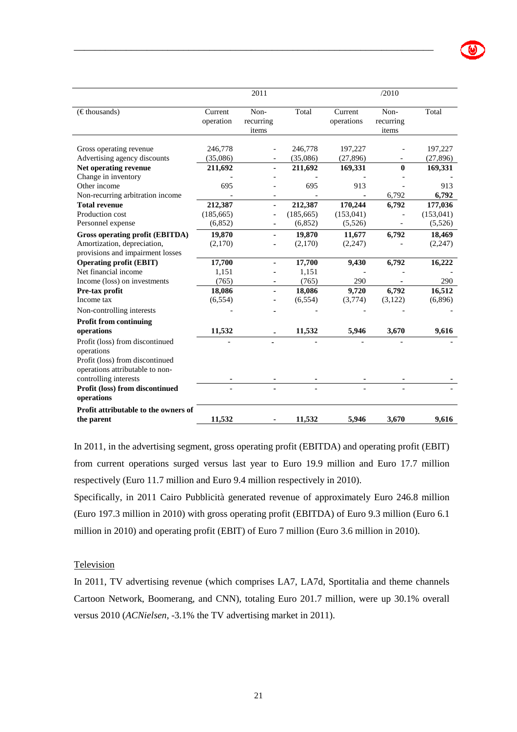| (€ thousands) | 2011 Current operation | 2011 Non-recurring items | 2011 Total | /2010 Current operations | /2010 Non-recurring items | /2010 Total |
|---|---|---|---|---|---|---|
| Gross operating revenue | 246,778 | - | 246,778 | 197,227 | - | 197,227 |
| Advertising agency discounts | (35,086) | - | (35,086) | (27,896) | - | (27,896) |
| **Net operating revenue** | **211,692** | **-** | **211,692** | **169,331** | **0** | **169,331** |
| Change in inventory | - | - | - | - | - | - |
| Other income | 695 | - | 695 | 913 | - | 913 |
| Non-recurring arbitration income | - | - | - | - | 6,792 | 6,792 |
| **Total revenue** | **212,387** | **-** | **212,387** | **170,244** | **6,792** | **177,036** |
| Production cost | (185,665) | - | (185,665) | (153,041) | - | (153,041) |
| Personnel expense | (6,852) | - | (6,852) | (5,526) | - | (5,526) |
| **Gross operating profit (EBITDA)** | **19,870** | **-** | **19,870** | **11,677** | **6,792** | **18,469** |
| Amortization, depreciation, provisions and impairment losses | (2,170) | - | (2,170) | (2,247) | - | (2,247) |
| **Operating profit (EBIT)** | **17,700** | **-** | **17,700** | **9,430** | **6,792** | **16,222** |
| Net financial income | 1,151 | - | 1,151 | - | - | - |
| Income (loss) on investments | (765) | - | (765) | 290 | - | 290 |
| **Pre-tax profit** | **18,086** | **-** | **18,086** | **9,720** | **6,792** | **16,512** |
| Income tax | (6,554) | - | (6,554) | (3,774) | (3,122) | (6,896) |
| Non-controlling interests | - | - | - | - | - | - |
| **Profit from continuing operations** | **11,532** | **-** | **11,532** | **5,946** | **3,670** | **9,616** |
| Profit (loss) from discontinued operations | - | - | - | - | - | - |
| Profit (loss) from discontinued operations attributable to non-controlling interests | - | - | - | - | - | - |
| **Profit (loss) from discontinued operations** | - | - | - | - | - | - |
| **Profit attributable to the owners of the parent** | **11,532** | **-** | **11,532** | **5,946** | **3,670** | **9,616** |

In 2011, in the advertising segment, gross operating profit (EBITDA) and operating profit (EBIT) from current operations surged versus last year to Euro 19.9 million and Euro 17.7 million respectively (Euro 11.7 million and Euro 9.4 million respectively in 2010).

Specifically, in 2011 Cairo Pubblicità generated revenue of approximately Euro 246.8 million (Euro 197.3 million in 2010) with gross operating profit (EBITDA) of Euro 9.3 million (Euro 6.1 million in 2010) and operating profit (EBIT) of Euro 7 million (Euro 3.6 million in 2010).

Television

In 2011, TV advertising revenue (which comprises LA7, LA7d, Sportitalia and theme channels Cartoon Network, Boomerang, and CNN), totaling Euro 201.7 million, were up 30.1% overall versus 2010 (*ACNielsen*, -3.1% the TV advertising market in 2011).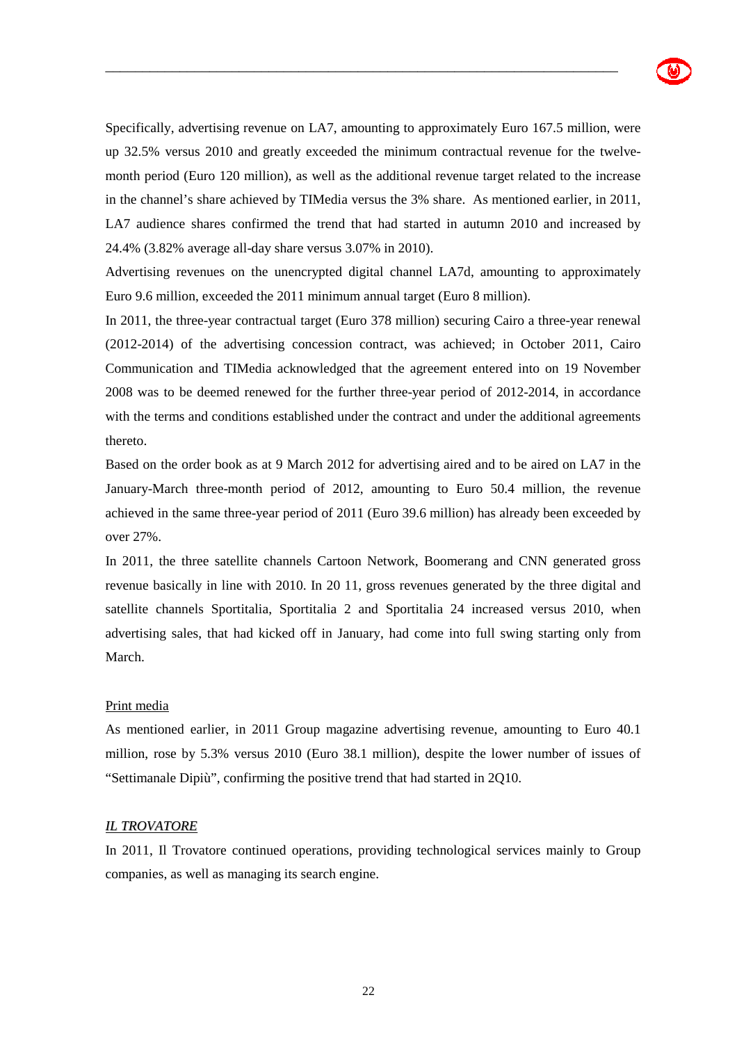Specifically, advertising revenue on LA7, amounting to approximately Euro 167.5 million, were up 32.5% versus 2010 and greatly exceeded the minimum contractual revenue for the twelve-month period (Euro 120 million), as well as the additional revenue target related to the increase in the channel's share achieved by TIMedia versus the 3% share. As mentioned earlier, in 2011, LA7 audience shares confirmed the trend that had started in autumn 2010 and increased by 24.4% (3.82% average all-day share versus 3.07% in 2010).

Advertising revenues on the unencrypted digital channel LA7d, amounting to approximately Euro 9.6 million, exceeded the 2011 minimum annual target (Euro 8 million).

In 2011, the three-year contractual target (Euro 378 million) securing Cairo a three-year renewal (2012-2014) of the advertising concession contract, was achieved; in October 2011, Cairo Communication and TIMedia acknowledged that the agreement entered into on 19 November 2008 was to be deemed renewed for the further three-year period of 2012-2014, in accordance with the terms and conditions established under the contract and under the additional agreements thereto.

Based on the order book as at 9 March 2012 for advertising aired and to be aired on LA7 in the January-March three-month period of 2012, amounting to Euro 50.4 million, the revenue achieved in the same three-year period of 2011 (Euro 39.6 million) has already been exceeded by over 27%.

In 2011, the three satellite channels Cartoon Network, Boomerang and CNN generated gross revenue basically in line with 2010. In 20 11, gross revenues generated by the three digital and satellite channels Sportitalia, Sportitalia 2 and Sportitalia 24 increased versus 2010, when advertising sales, that had kicked off in January, had come into full swing starting only from March.

<u>Print media</u>

As mentioned earlier, in 2011 Group magazine advertising revenue, amounting to Euro 40.1 million, rose by 5.3% versus 2010 (Euro 38.1 million), despite the lower number of issues of "Settimanale Dipiù", confirming the positive trend that had started in 2Q10.

*<u>IL TROVATORE</u>*

In 2011, Il Trovatore continued operations, providing technological services mainly to Group companies, as well as managing its search engine.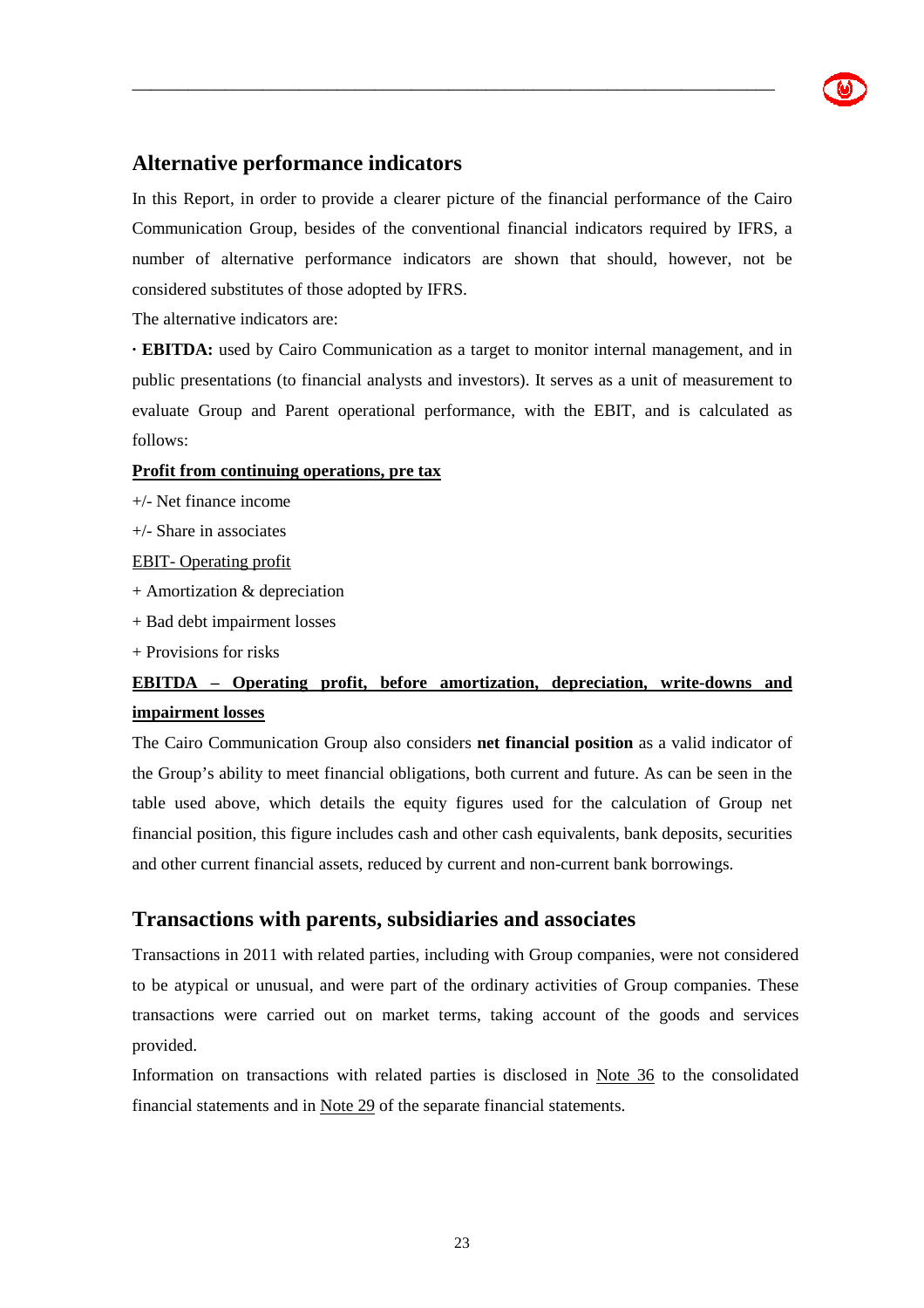## Alternative performance indicators

In this Report, in order to provide a clearer picture of the financial performance of the Cairo Communication Group, besides of the conventional financial indicators required by IFRS, a number of alternative performance indicators are shown that should, however, not be considered substitutes of those adopted by IFRS.

The alternative indicators are:

· **EBITDA:** used by Cairo Communication as a target to monitor internal management, and in public presentations (to financial analysts and investors). It serves as a unit of measurement to evaluate Group and Parent operational performance, with the EBIT, and is calculated as follows:

**<u>Profit from continuing operations, pre tax</u>**

+/- Net finance income

+/- Share in associates

<u>EBIT- Operating profit</u>

+ Amortization & depreciation

+ Bad debt impairment losses

+ Provisions for risks

**<u>EBITDA – Operating profit, before amortization, depreciation, write-downs and impairment losses</u>**

The Cairo Communication Group also considers **net financial position** as a valid indicator of the Group's ability to meet financial obligations, both current and future. As can be seen in the table used above, which details the equity figures used for the calculation of Group net financial position, this figure includes cash and other cash equivalents, bank deposits, securities and other current financial assets, reduced by current and non-current bank borrowings.

## Transactions with parents, subsidiaries and associates

Transactions in 2011 with related parties, including with Group companies, were not considered to be atypical or unusual, and were part of the ordinary activities of Group companies. These transactions were carried out on market terms, taking account of the goods and services provided.

Information on transactions with related parties is disclosed in <u>Note 36</u> to the consolidated financial statements and in <u>Note 29</u> of the separate financial statements.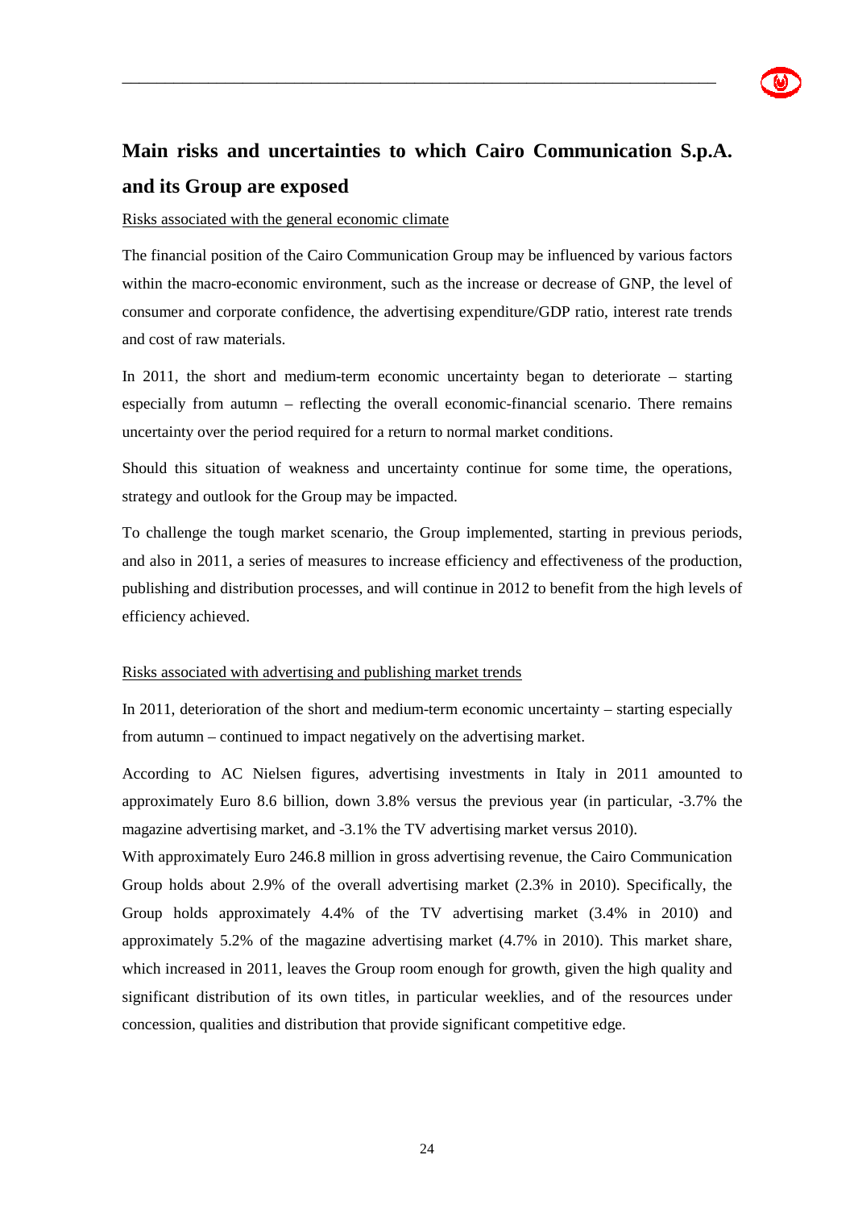## Main risks and uncertainties to which Cairo Communication S.p.A. and its Group are exposed

Risks associated with the general economic climate

The financial position of the Cairo Communication Group may be influenced by various factors within the macro-economic environment, such as the increase or decrease of GNP, the level of consumer and corporate confidence, the advertising expenditure/GDP ratio, interest rate trends and cost of raw materials.

In 2011, the short and medium-term economic uncertainty began to deteriorate – starting especially from autumn – reflecting the overall economic-financial scenario. There remains uncertainty over the period required for a return to normal market conditions.

Should this situation of weakness and uncertainty continue for some time, the operations, strategy and outlook for the Group may be impacted.

To challenge the tough market scenario, the Group implemented, starting in previous periods, and also in 2011, a series of measures to increase efficiency and effectiveness of the production, publishing and distribution processes, and will continue in 2012 to benefit from the high levels of efficiency achieved.

Risks associated with advertising and publishing market trends

In 2011, deterioration of the short and medium-term economic uncertainty – starting especially from autumn – continued to impact negatively on the advertising market.

According to AC Nielsen figures, advertising investments in Italy in 2011 amounted to approximately Euro 8.6 billion, down 3.8% versus the previous year (in particular, -3.7% the magazine advertising market, and -3.1% the TV advertising market versus 2010).

With approximately Euro 246.8 million in gross advertising revenue, the Cairo Communication Group holds about 2.9% of the overall advertising market (2.3% in 2010). Specifically, the Group holds approximately 4.4% of the TV advertising market (3.4% in 2010) and approximately 5.2% of the magazine advertising market (4.7% in 2010). This market share, which increased in 2011, leaves the Group room enough for growth, given the high quality and significant distribution of its own titles, in particular weeklies, and of the resources under concession, qualities and distribution that provide significant competitive edge.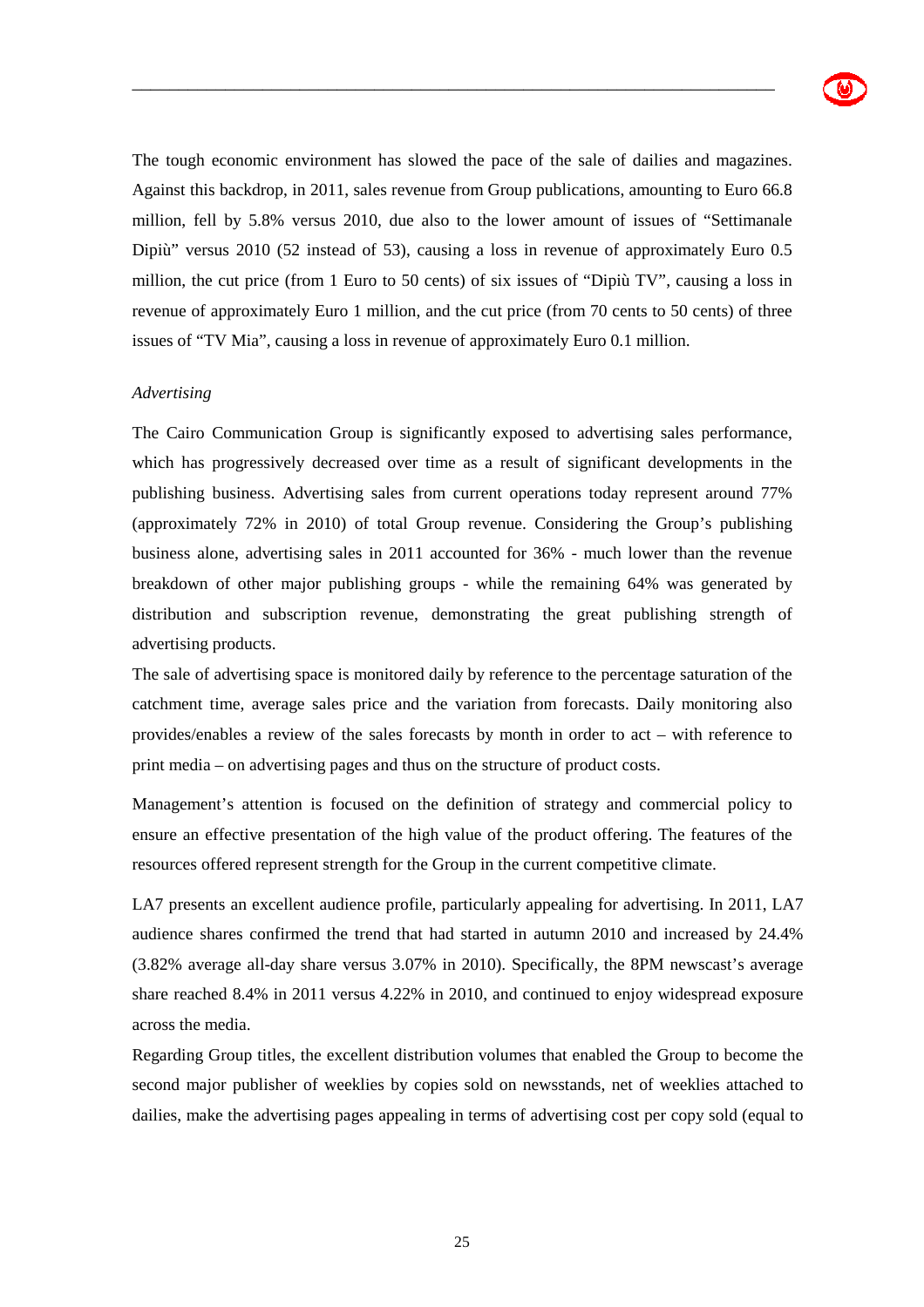The tough economic environment has slowed the pace of the sale of dailies and magazines. Against this backdrop, in 2011, sales revenue from Group publications, amounting to Euro 66.8 million, fell by 5.8% versus 2010, due also to the lower amount of issues of “Settimanale Dipiù” versus 2010 (52 instead of 53), causing a loss in revenue of approximately Euro 0.5 million, the cut price (from 1 Euro to 50 cents) of six issues of “Dipiù TV”, causing a loss in revenue of approximately Euro 1 million, and the cut price (from 70 cents to 50 cents) of three issues of “TV Mia”, causing a loss in revenue of approximately Euro 0.1 million.

*Advertising*

The Cairo Communication Group is significantly exposed to advertising sales performance, which has progressively decreased over time as a result of significant developments in the publishing business. Advertising sales from current operations today represent around 77% (approximately 72% in 2010) of total Group revenue. Considering the Group’s publishing business alone, advertising sales in 2011 accounted for 36% - much lower than the revenue breakdown of other major publishing groups - while the remaining 64% was generated by distribution and subscription revenue, demonstrating the great publishing strength of advertising products.

The sale of advertising space is monitored daily by reference to the percentage saturation of the catchment time, average sales price and the variation from forecasts. Daily monitoring also provides/enables a review of the sales forecasts by month in order to act – with reference to print media – on advertising pages and thus on the structure of product costs.

Management’s attention is focused on the definition of strategy and commercial policy to ensure an effective presentation of the high value of the product offering. The features of the resources offered represent strength for the Group in the current competitive climate.

LA7 presents an excellent audience profile, particularly appealing for advertising. In 2011, LA7 audience shares confirmed the trend that had started in autumn 2010 and increased by 24.4% (3.82% average all-day share versus 3.07% in 2010). Specifically, the 8PM newscast’s average share reached 8.4% in 2011 versus 4.22% in 2010, and continued to enjoy widespread exposure across the media.

Regarding Group titles, the excellent distribution volumes that enabled the Group to become the second major publisher of weeklies by copies sold on newsstands, net of weeklies attached to dailies, make the advertising pages appealing in terms of advertising cost per copy sold (equal to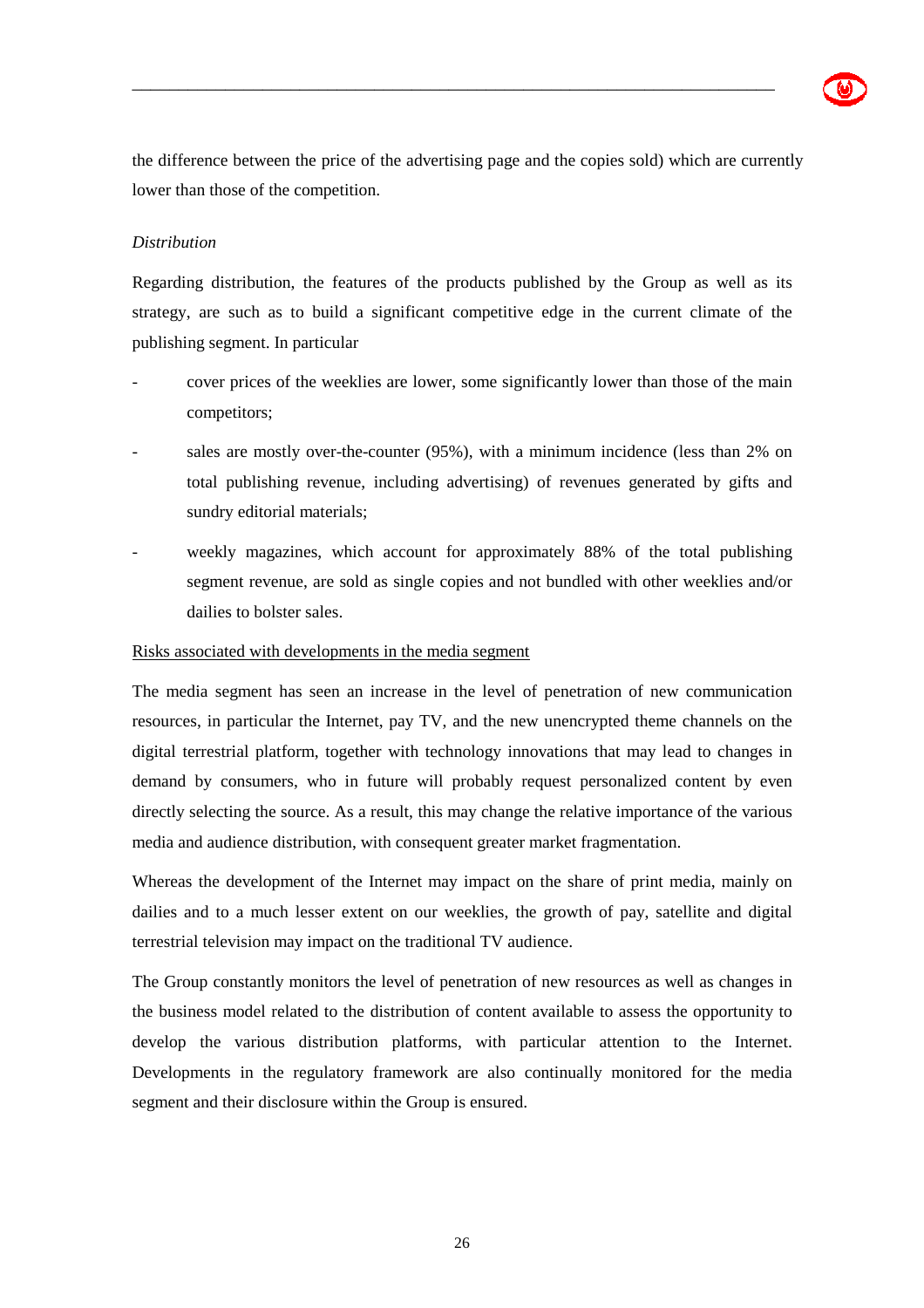the difference between the price of the advertising page and the copies sold) which are currently lower than those of the competition.

*Distribution*

Regarding distribution, the features of the products published by the Group as well as its strategy, are such as to build a significant competitive edge in the current climate of the publishing segment. In particular

- cover prices of the weeklies are lower, some significantly lower than those of the main competitors;
- sales are mostly over-the-counter (95%), with a minimum incidence (less than 2% on total publishing revenue, including advertising) of revenues generated by gifts and sundry editorial materials;
- weekly magazines, which account for approximately 88% of the total publishing segment revenue, are sold as single copies and not bundled with other weeklies and/or dailies to bolster sales.

<u>Risks associated with developments in the media segment</u>

The media segment has seen an increase in the level of penetration of new communication resources, in particular the Internet, pay TV, and the new unencrypted theme channels on the digital terrestrial platform, together with technology innovations that may lead to changes in demand by consumers, who in future will probably request personalized content by even directly selecting the source. As a result, this may change the relative importance of the various media and audience distribution, with consequent greater market fragmentation.

Whereas the development of the Internet may impact on the share of print media, mainly on dailies and to a much lesser extent on our weeklies, the growth of pay, satellite and digital terrestrial television may impact on the traditional TV audience.

The Group constantly monitors the level of penetration of new resources as well as changes in the business model related to the distribution of content available to assess the opportunity to develop the various distribution platforms, with particular attention to the Internet. Developments in the regulatory framework are also continually monitored for the media segment and their disclosure within the Group is ensured.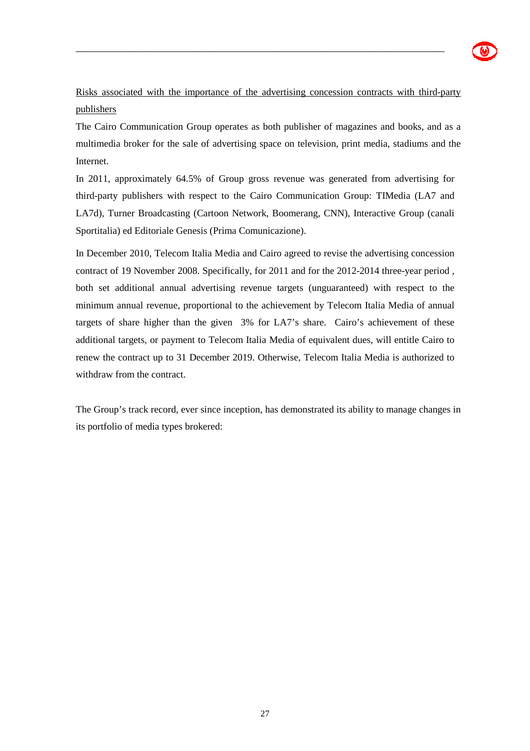<u>Risks associated with the importance of the advertising concession contracts with third-party publishers</u>

The Cairo Communication Group operates as both publisher of magazines and books, and as a multimedia broker for the sale of advertising space on television, print media, stadiums and the Internet.

In 2011, approximately 64.5% of Group gross revenue was generated from advertising for third-party publishers with respect to the Cairo Communication Group: TIMedia (LA7 and LA7d), Turner Broadcasting (Cartoon Network, Boomerang, CNN), Interactive Group (canali Sportitalia) ed Editoriale Genesis (Prima Comunicazione).

In December 2010, Telecom Italia Media and Cairo agreed to revise the advertising concession contract of 19 November 2008. Specifically, for 2011 and for the 2012-2014 three-year period , both set additional annual advertising revenue targets (unguaranteed) with respect to the minimum annual revenue, proportional to the achievement by Telecom Italia Media of annual targets of share higher than the given 3% for LA7's share. Cairo's achievement of these additional targets, or payment to Telecom Italia Media of equivalent dues, will entitle Cairo to renew the contract up to 31 December 2019. Otherwise, Telecom Italia Media is authorized to withdraw from the contract.

The Group's track record, ever since inception, has demonstrated its ability to manage changes in its portfolio of media types brokered: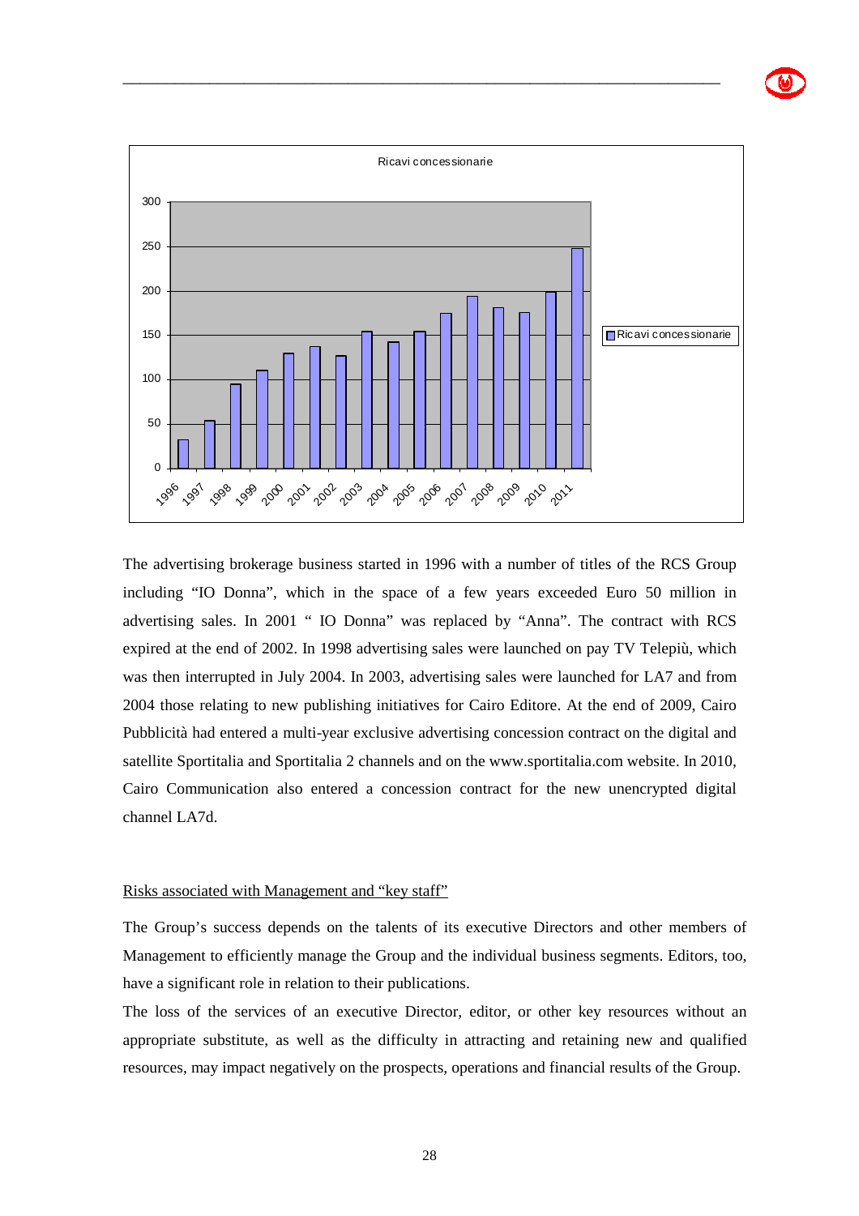The advertising brokerage business started in 1996 with a number of titles of the RCS Group including "IO Donna", which in the space of a few years exceeded Euro 50 million in advertising sales. In 2001 " IO Donna" was replaced by "Anna". The contract with RCS expired at the end of 2002. In 1998 advertising sales were launched on pay TV Telepiù, which was then interrupted in July 2004. In 2003, advertising sales were launched for LA7 and from 2004 those relating to new publishing initiatives for Cairo Editore. At the end of 2009, Cairo Pubblicità had entered a multi-year exclusive advertising concession contract on the digital and satellite Sportitalia and Sportitalia 2 channels and on the www.sportitalia.com website. In 2010, Cairo Communication also entered a concession contract for the new unencrypted digital channel LA7d.

Risks associated with Management and "key staff"

The Group's success depends on the talents of its executive Directors and other members of Management to efficiently manage the Group and the individual business segments. Editors, too, have a significant role in relation to their publications.

The loss of the services of an executive Director, editor, or other key resources without an appropriate substitute, as well as the difficulty in attracting and retaining new and qualified resources, may impact negatively on the prospects, operations and financial results of the Group.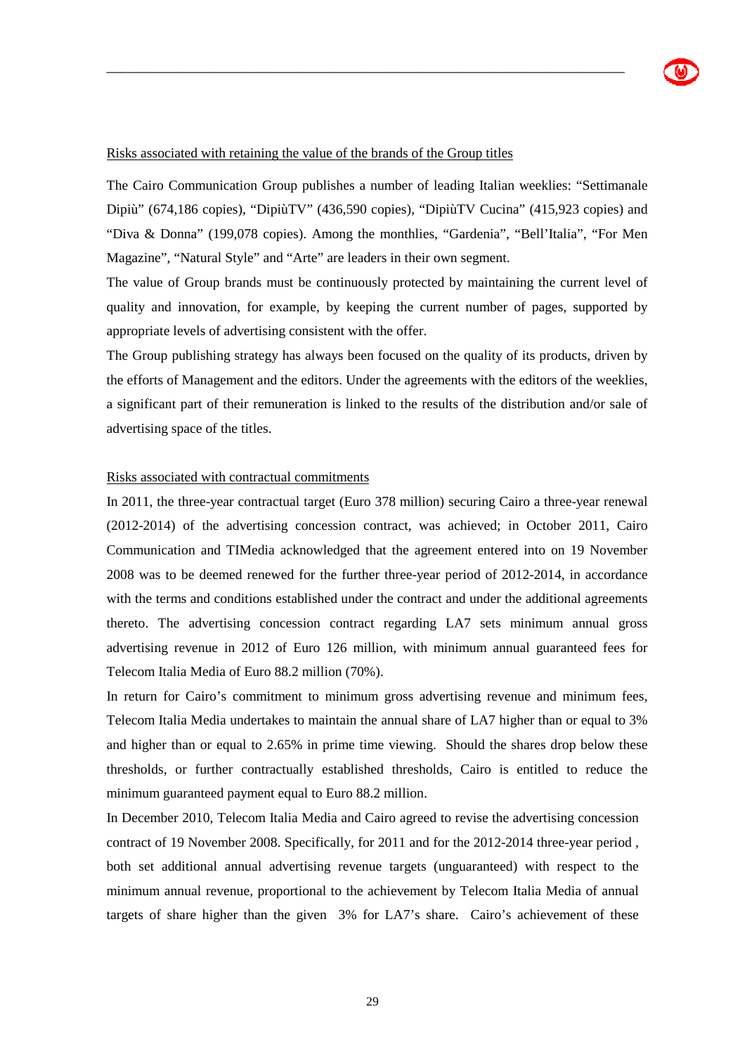Risks associated with retaining the value of the brands of the Group titles

The Cairo Communication Group publishes a number of leading Italian weeklies: “Settimanale Dipiù” (674,186 copies), “DipiùTV” (436,590 copies), “DipiùTV Cucina” (415,923 copies) and “Diva & Donna” (199,078 copies). Among the monthlies, “Gardenia”, “Bell’Italia”, “For Men Magazine”, “Natural Style” and “Arte” are leaders in their own segment.

The value of Group brands must be continuously protected by maintaining the current level of quality and innovation, for example, by keeping the current number of pages, supported by appropriate levels of advertising consistent with the offer.

The Group publishing strategy has always been focused on the quality of its products, driven by the efforts of Management and the editors. Under the agreements with the editors of the weeklies, a significant part of their remuneration is linked to the results of the distribution and/or sale of advertising space of the titles.

Risks associated with contractual commitments

In 2011, the three-year contractual target (Euro 378 million) securing Cairo a three-year renewal (2012-2014) of the advertising concession contract, was achieved; in October 2011, Cairo Communication and TIMedia acknowledged that the agreement entered into on 19 November 2008 was to be deemed renewed for the further three-year period of 2012-2014, in accordance with the terms and conditions established under the contract and under the additional agreements thereto. The advertising concession contract regarding LA7 sets minimum annual gross advertising revenue in 2012 of Euro 126 million, with minimum annual guaranteed fees for Telecom Italia Media of Euro 88.2 million (70%).

In return for Cairo’s commitment to minimum gross advertising revenue and minimum fees, Telecom Italia Media undertakes to maintain the annual share of LA7 higher than or equal to 3% and higher than or equal to 2.65% in prime time viewing. Should the shares drop below these thresholds, or further contractually established thresholds, Cairo is entitled to reduce the minimum guaranteed payment equal to Euro 88.2 million.

In December 2010, Telecom Italia Media and Cairo agreed to revise the advertising concession contract of 19 November 2008. Specifically, for 2011 and for the 2012-2014 three-year period , both set additional annual advertising revenue targets (unguaranteed) with respect to the minimum annual revenue, proportional to the achievement by Telecom Italia Media of annual targets of share higher than the given 3% for LA7’s share. Cairo’s achievement of these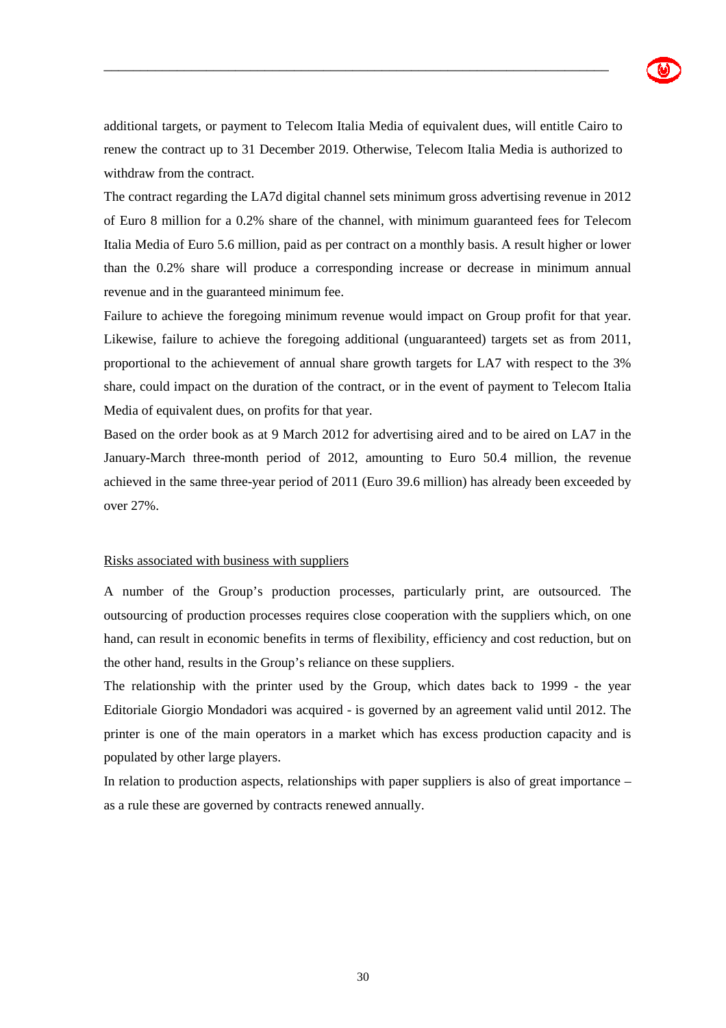additional targets, or payment to Telecom Italia Media of equivalent dues, will entitle Cairo to renew the contract up to 31 December 2019. Otherwise, Telecom Italia Media is authorized to withdraw from the contract.

The contract regarding the LA7d digital channel sets minimum gross advertising revenue in 2012 of Euro 8 million for a 0.2% share of the channel, with minimum guaranteed fees for Telecom Italia Media of Euro 5.6 million, paid as per contract on a monthly basis. A result higher or lower than the 0.2% share will produce a corresponding increase or decrease in minimum annual revenue and in the guaranteed minimum fee.

Failure to achieve the foregoing minimum revenue would impact on Group profit for that year. Likewise, failure to achieve the foregoing additional (unguaranteed) targets set as from 2011, proportional to the achievement of annual share growth targets for LA7 with respect to the 3% share, could impact on the duration of the contract, or in the event of payment to Telecom Italia Media of equivalent dues, on profits for that year.

Based on the order book as at 9 March 2012 for advertising aired and to be aired on LA7 in the January-March three-month period of 2012, amounting to Euro 50.4 million, the revenue achieved in the same three-year period of 2011 (Euro 39.6 million) has already been exceeded by over 27%.

<u>Risks associated with business with suppliers</u>

A number of the Group's production processes, particularly print, are outsourced. The outsourcing of production processes requires close cooperation with the suppliers which, on one hand, can result in economic benefits in terms of flexibility, efficiency and cost reduction, but on the other hand, results in the Group's reliance on these suppliers.

The relationship with the printer used by the Group, which dates back to 1999 - the year Editoriale Giorgio Mondadori was acquired - is governed by an agreement valid until 2012. The printer is one of the main operators in a market which has excess production capacity and is populated by other large players.

In relation to production aspects, relationships with paper suppliers is also of great importance – as a rule these are governed by contracts renewed annually.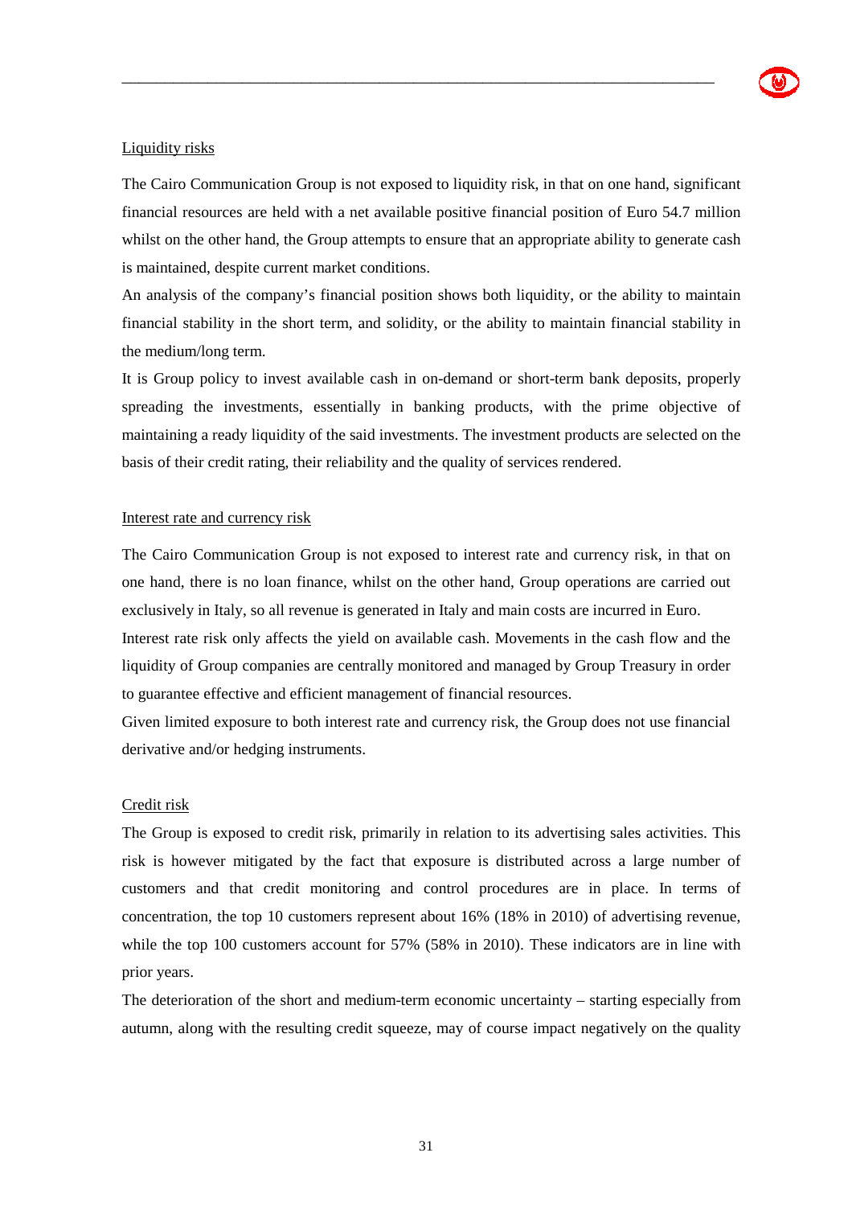Liquidity risks

The Cairo Communication Group is not exposed to liquidity risk, in that on one hand, significant financial resources are held with a net available positive financial position of Euro 54.7 million whilst on the other hand, the Group attempts to ensure that an appropriate ability to generate cash is maintained, despite current market conditions.

An analysis of the company's financial position shows both liquidity, or the ability to maintain financial stability in the short term, and solidity, or the ability to maintain financial stability in the medium/long term.

It is Group policy to invest available cash in on-demand or short-term bank deposits, properly spreading the investments, essentially in banking products, with the prime objective of maintaining a ready liquidity of the said investments. The investment products are selected on the basis of their credit rating, their reliability and the quality of services rendered.

Interest rate and currency risk

The Cairo Communication Group is not exposed to interest rate and currency risk, in that on one hand, there is no loan finance, whilst on the other hand, Group operations are carried out exclusively in Italy, so all revenue is generated in Italy and main costs are incurred in Euro.

Interest rate risk only affects the yield on available cash. Movements in the cash flow and the liquidity of Group companies are centrally monitored and managed by Group Treasury in order to guarantee effective and efficient management of financial resources.

Given limited exposure to both interest rate and currency risk, the Group does not use financial derivative and/or hedging instruments.

Credit risk

The Group is exposed to credit risk, primarily in relation to its advertising sales activities. This risk is however mitigated by the fact that exposure is distributed across a large number of customers and that credit monitoring and control procedures are in place. In terms of concentration, the top 10 customers represent about 16% (18% in 2010) of advertising revenue, while the top 100 customers account for 57% (58% in 2010). These indicators are in line with prior years.

The deterioration of the short and medium-term economic uncertainty – starting especially from autumn, along with the resulting credit squeeze, may of course impact negatively on the quality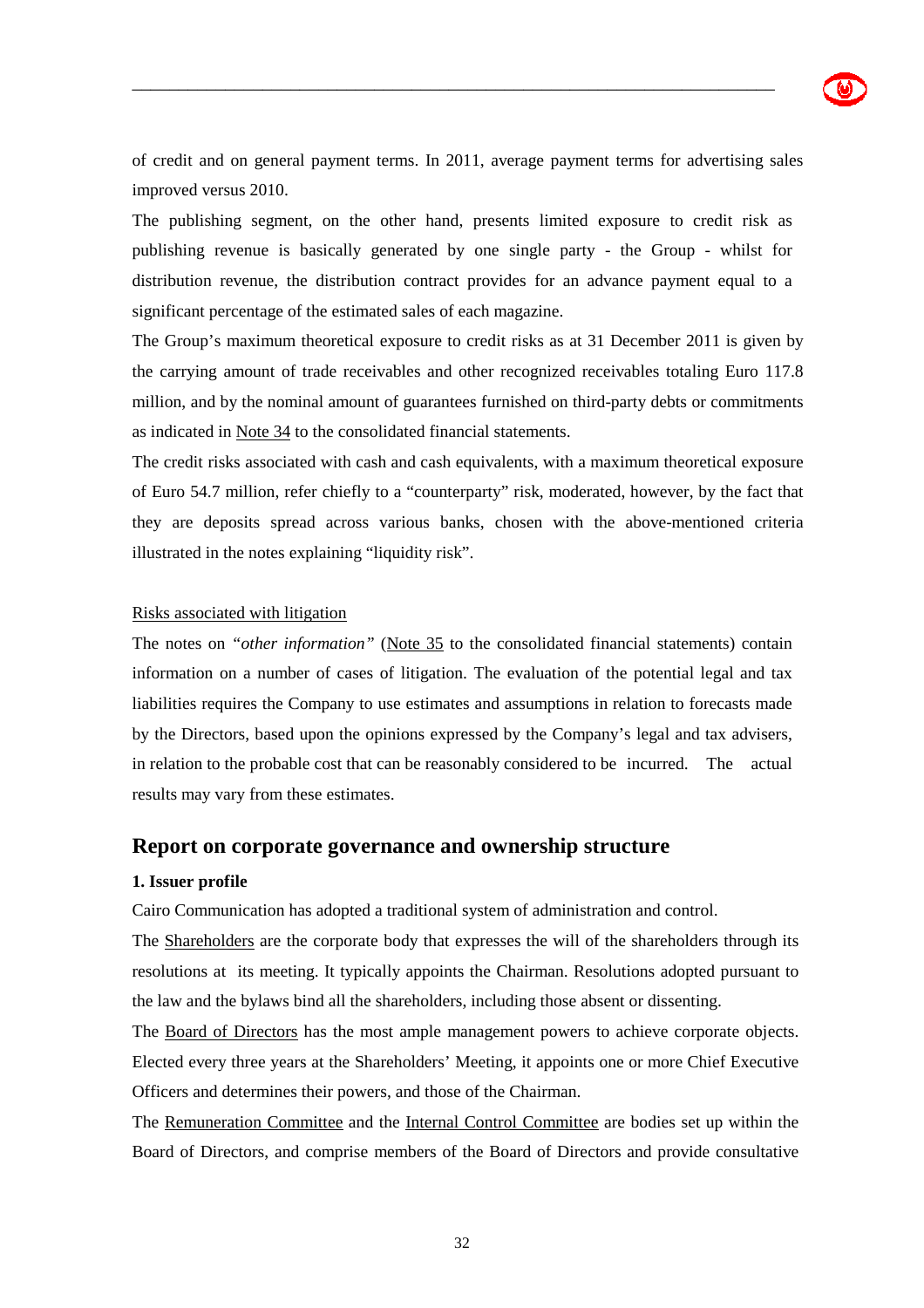of credit and on general payment terms. In 2011, average payment terms for advertising sales improved versus 2010.

The publishing segment, on the other hand, presents limited exposure to credit risk as publishing revenue is basically generated by one single party - the Group - whilst for distribution revenue, the distribution contract provides for an advance payment equal to a significant percentage of the estimated sales of each magazine.

The Group's maximum theoretical exposure to credit risks as at 31 December 2011 is given by the carrying amount of trade receivables and other recognized receivables totaling Euro 117.8 million, and by the nominal amount of guarantees furnished on third-party debts or commitments as indicated in Note 34 to the consolidated financial statements.

The credit risks associated with cash and cash equivalents, with a maximum theoretical exposure of Euro 54.7 million, refer chiefly to a "counterparty" risk, moderated, however, by the fact that they are deposits spread across various banks, chosen with the above-mentioned criteria illustrated in the notes explaining "liquidity risk".

Risks associated with litigation

The notes on *"other information"* (Note 35 to the consolidated financial statements) contain information on a number of cases of litigation. The evaluation of the potential legal and tax liabilities requires the Company to use estimates and assumptions in relation to forecasts made by the Directors, based upon the opinions expressed by the Company's legal and tax advisers, in relation to the probable cost that can be reasonably considered to be incurred. The actual results may vary from these estimates.

## Report on corporate governance and ownership structure

### 1. Issuer profile

Cairo Communication has adopted a traditional system of administration and control.

The Shareholders are the corporate body that expresses the will of the shareholders through its resolutions at its meeting. It typically appoints the Chairman. Resolutions adopted pursuant to the law and the bylaws bind all the shareholders, including those absent or dissenting.

The Board of Directors has the most ample management powers to achieve corporate objects. Elected every three years at the Shareholders' Meeting, it appoints one or more Chief Executive Officers and determines their powers, and those of the Chairman.

The Remuneration Committee and the Internal Control Committee are bodies set up within the Board of Directors, and comprise members of the Board of Directors and provide consultative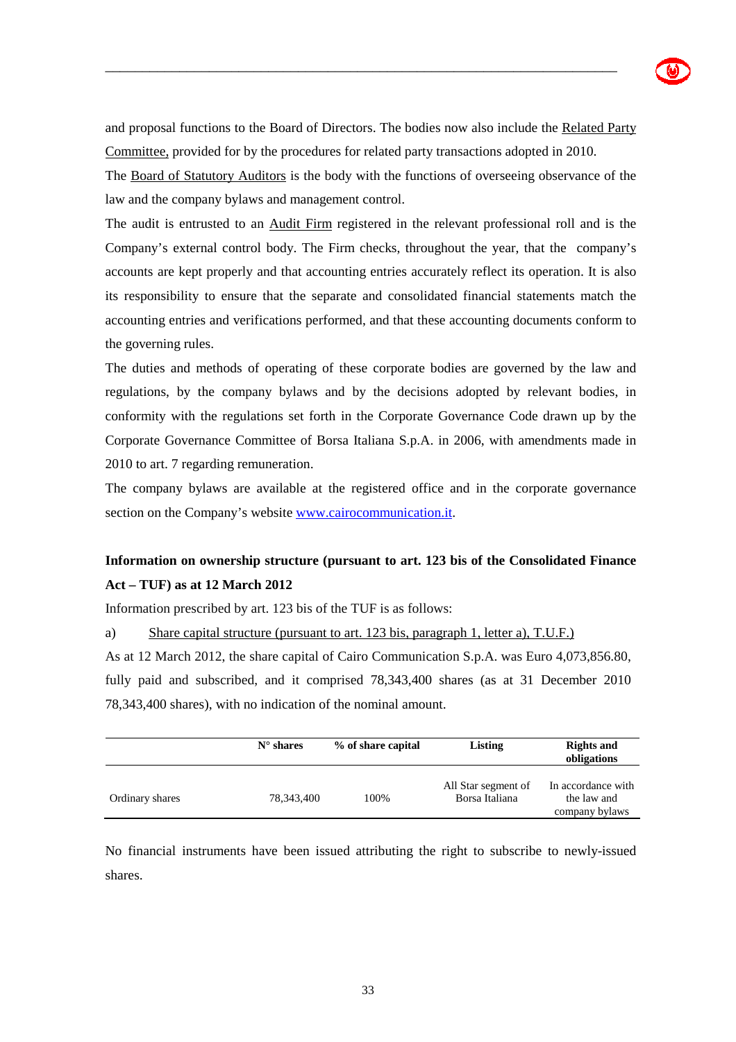and proposal functions to the Board of Directors. The bodies now also include the Related Party Committee, provided for by the procedures for related party transactions adopted in 2010.

The Board of Statutory Auditors is the body with the functions of overseeing observance of the law and the company bylaws and management control.

The audit is entrusted to an Audit Firm registered in the relevant professional roll and is the Company's external control body. The Firm checks, throughout the year, that the company's accounts are kept properly and that accounting entries accurately reflect its operation. It is also its responsibility to ensure that the separate and consolidated financial statements match the accounting entries and verifications performed, and that these accounting documents conform to the governing rules.

The duties and methods of operating of these corporate bodies are governed by the law and regulations, by the company bylaws and by the decisions adopted by relevant bodies, in conformity with the regulations set forth in the Corporate Governance Code drawn up by the Corporate Governance Committee of Borsa Italiana S.p.A. in 2006, with amendments made in 2010 to art. 7 regarding remuneration.

The company bylaws are available at the registered office and in the corporate governance section on the Company's website www.cairocommunication.it.

**Information on ownership structure (pursuant to art. 123 bis of the Consolidated Finance Act – TUF) as at 12 March 2012**

Information prescribed by art. 123 bis of the TUF is as follows:

a) Share capital structure (pursuant to art. 123 bis, paragraph 1, letter a), T.U.F.)

As at 12 March 2012, the share capital of Cairo Communication S.p.A. was Euro 4,073,856.80, fully paid and subscribed, and it comprised 78,343,400 shares (as at 31 December 2010 78,343,400 shares), with no indication of the nominal amount.

| | N° shares | % of share capital | Listing | Rights and obligations |
|---|---|---|---|---|
| Ordinary shares | 78,343,400 | 100% | All Star segment of Borsa Italiana | In accordance with the law and company bylaws |

No financial instruments have been issued attributing the right to subscribe to newly-issued shares.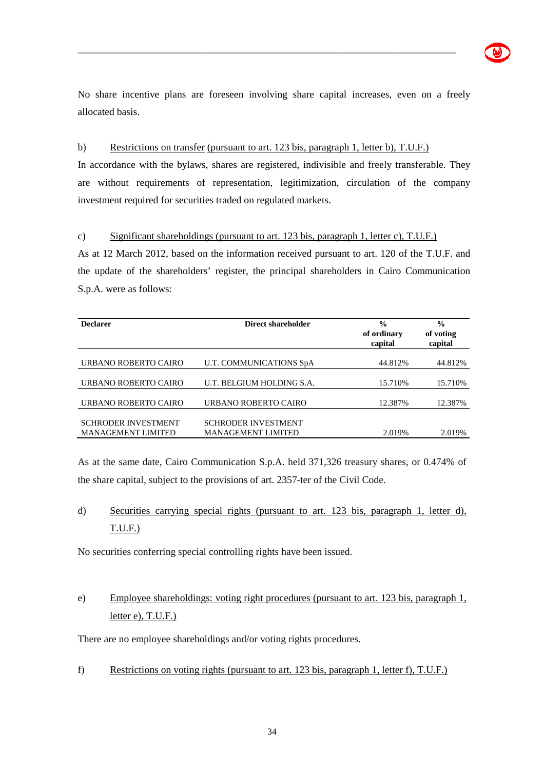No share incentive plans are foreseen involving share capital increases, even on a freely allocated basis.

b) Restrictions on transfer (pursuant to art. 123 bis, paragraph 1, letter b), T.U.F.)

In accordance with the bylaws, shares are registered, indivisible and freely transferable. They are without requirements of representation, legitimization, circulation of the company investment required for securities traded on regulated markets.

c) Significant shareholdings (pursuant to art. 123 bis, paragraph 1, letter c), T.U.F.)

As at 12 March 2012, based on the information received pursuant to art. 120 of the T.U.F. and the update of the shareholders' register, the principal shareholders in Cairo Communication S.p.A. were as follows:

| **Declarer** | **Direct shareholder** | **% of ordinary capital** | **% of voting capital** |
|---|---|---|---|
| URBANO ROBERTO CAIRO | U.T. COMMUNICATIONS SpA | 44.812% | 44.812% |
| URBANO ROBERTO CAIRO | U.T. BELGIUM HOLDING S.A. | 15.710% | 15.710% |
| URBANO ROBERTO CAIRO | URBANO ROBERTO CAIRO | 12.387% | 12.387% |
| SCHRODER INVESTMENT MANAGEMENT LIMITED | SCHRODER INVESTMENT MANAGEMENT LIMITED | 2.019% | 2.019% |

As at the same date, Cairo Communication S.p.A. held 371,326 treasury shares, or 0.474% of the share capital, subject to the provisions of art. 2357-ter of the Civil Code.

d) Securities carrying special rights (pursuant to art. 123 bis, paragraph 1, letter d), T.U.F.)

No securities conferring special controlling rights have been issued.

e) Employee shareholdings: voting right procedures (pursuant to art. 123 bis, paragraph 1, letter e), T.U.F.)

There are no employee shareholdings and/or voting rights procedures.

f) Restrictions on voting rights (pursuant to art. 123 bis, paragraph 1, letter f), T.U.F.)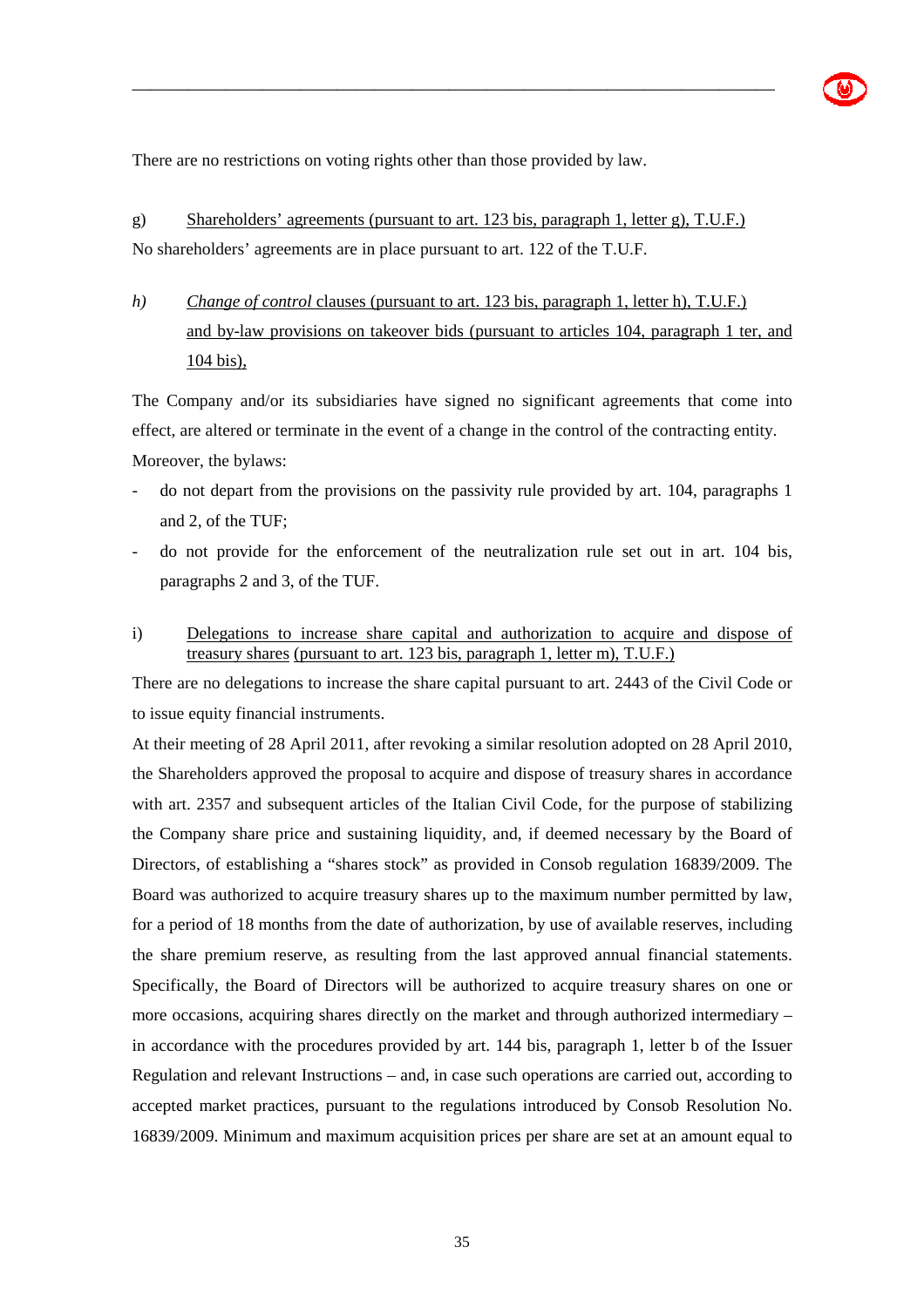There are no restrictions on voting rights other than those provided by law.

g) Shareholders' agreements (pursuant to art. 123 bis, paragraph 1, letter g), T.U.F.)

No shareholders' agreements are in place pursuant to art. 122 of the T.U.F.

*h)* *Change of control* clauses (pursuant to art. 123 bis, paragraph 1, letter h), T.U.F.) and by-law provisions on takeover bids (pursuant to articles 104, paragraph 1 ter, and 104 bis),

The Company and/or its subsidiaries have signed no significant agreements that come into effect, are altered or terminate in the event of a change in the control of the contracting entity.

Moreover, the bylaws:

- do not depart from the provisions on the passivity rule provided by art. 104, paragraphs 1 and 2, of the TUF;
- do not provide for the enforcement of the neutralization rule set out in art. 104 bis, paragraphs 2 and 3, of the TUF.

i) Delegations to increase share capital and authorization to acquire and dispose of treasury shares (pursuant to art. 123 bis, paragraph 1, letter m), T.U.F.)

There are no delegations to increase the share capital pursuant to art. 2443 of the Civil Code or to issue equity financial instruments.

At their meeting of 28 April 2011, after revoking a similar resolution adopted on 28 April 2010, the Shareholders approved the proposal to acquire and dispose of treasury shares in accordance with art. 2357 and subsequent articles of the Italian Civil Code, for the purpose of stabilizing the Company share price and sustaining liquidity, and, if deemed necessary by the Board of Directors, of establishing a "shares stock" as provided in Consob regulation 16839/2009. The Board was authorized to acquire treasury shares up to the maximum number permitted by law, for a period of 18 months from the date of authorization, by use of available reserves, including the share premium reserve, as resulting from the last approved annual financial statements. Specifically, the Board of Directors will be authorized to acquire treasury shares on one or more occasions, acquiring shares directly on the market and through authorized intermediary – in accordance with the procedures provided by art. 144 bis, paragraph 1, letter b of the Issuer Regulation and relevant Instructions – and, in case such operations are carried out, according to accepted market practices, pursuant to the regulations introduced by Consob Resolution No. 16839/2009. Minimum and maximum acquisition prices per share are set at an amount equal to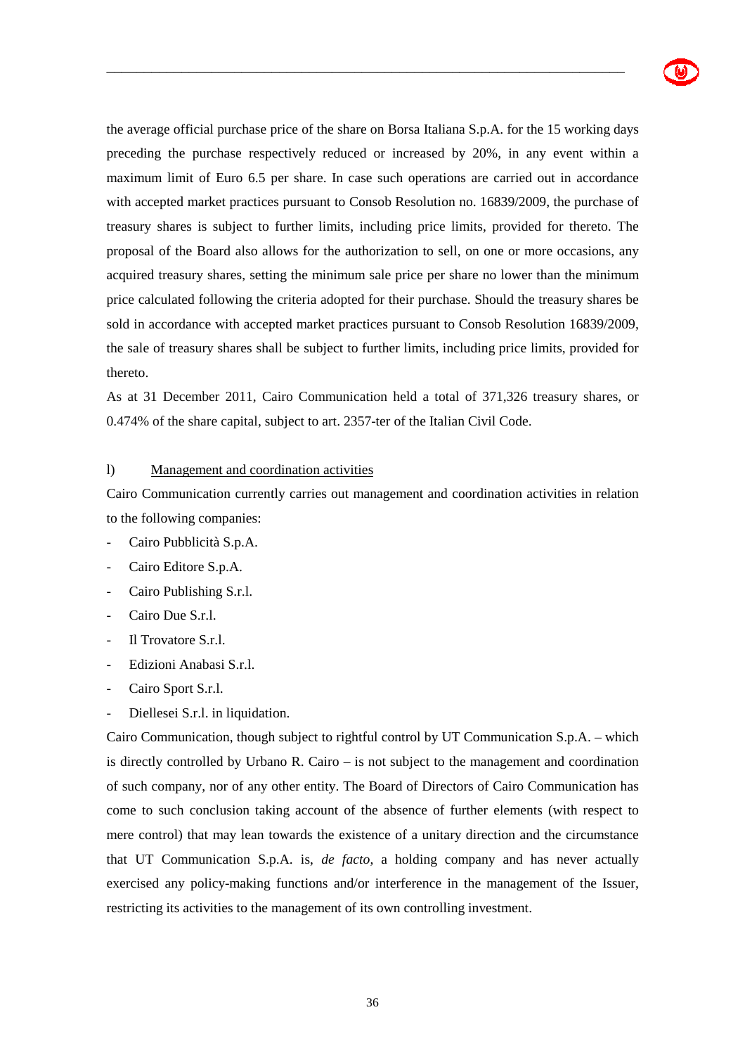the average official purchase price of the share on Borsa Italiana S.p.A. for the 15 working days preceding the purchase respectively reduced or increased by 20%, in any event within a maximum limit of Euro 6.5 per share. In case such operations are carried out in accordance with accepted market practices pursuant to Consob Resolution no. 16839/2009, the purchase of treasury shares is subject to further limits, including price limits, provided for thereto. The proposal of the Board also allows for the authorization to sell, on one or more occasions, any acquired treasury shares, setting the minimum sale price per share no lower than the minimum price calculated following the criteria adopted for their purchase. Should the treasury shares be sold in accordance with accepted market practices pursuant to Consob Resolution 16839/2009, the sale of treasury shares shall be subject to further limits, including price limits, provided for thereto.

As at 31 December 2011, Cairo Communication held a total of 371,326 treasury shares, or 0.474% of the share capital, subject to art. 2357-ter of the Italian Civil Code.

l) <u>Management and coordination activities</u>

Cairo Communication currently carries out management and coordination activities in relation to the following companies:

- Cairo Pubblicità S.p.A.
- Cairo Editore S.p.A.
- Cairo Publishing S.r.l.
- Cairo Due S.r.l.
- Il Trovatore S.r.l.
- Edizioni Anabasi S.r.l.
- Cairo Sport S.r.l.
- Diellesei S.r.l. in liquidation.

Cairo Communication, though subject to rightful control by UT Communication S.p.A. – which is directly controlled by Urbano R. Cairo – is not subject to the management and coordination of such company, nor of any other entity. The Board of Directors of Cairo Communication has come to such conclusion taking account of the absence of further elements (with respect to mere control) that may lean towards the existence of a unitary direction and the circumstance that UT Communication S.p.A. is, *de facto*, a holding company and has never actually exercised any policy-making functions and/or interference in the management of the Issuer, restricting its activities to the management of its own controlling investment.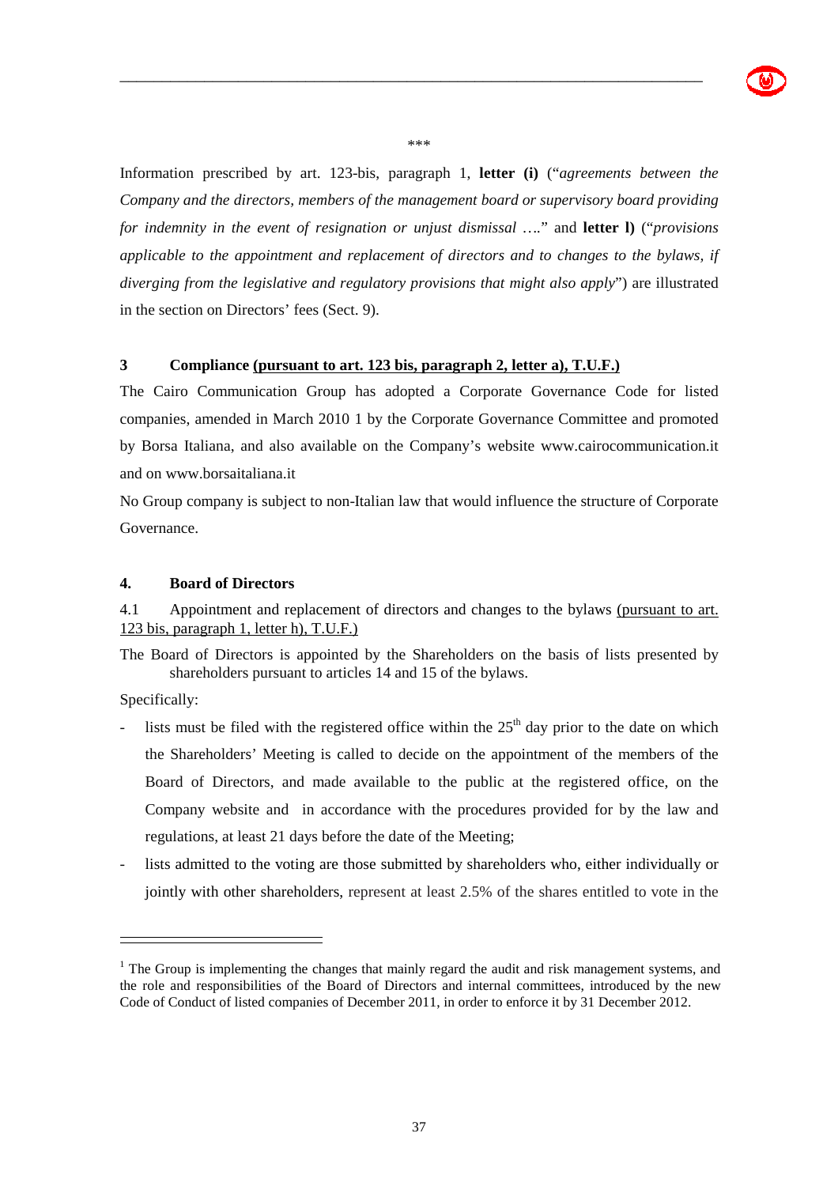\*\*\*

Information prescribed by art. 123-bis, paragraph 1, **letter (i)** ("*agreements between the Company and the directors, members of the management board or supervisory board providing for indemnity in the event of resignation or unjust dismissal ….*" and **letter l)** ("*provisions applicable to the appointment and replacement of directors and to changes to the bylaws, if diverging from the legislative and regulatory provisions that might also apply*") are illustrated in the section on Directors' fees (Sect. 9).

## 3 Compliance (pursuant to art. 123 bis, paragraph 2, letter a), T.U.F.)

The Cairo Communication Group has adopted a Corporate Governance Code for listed companies, amended in March 2010 [1] by the Corporate Governance Committee and promoted by Borsa Italiana, and also available on the Company's website www.cairocommunication.it and on www.borsaitaliana.it

No Group company is subject to non-Italian law that would influence the structure of Corporate Governance.

## 4. Board of Directors

4.1 Appointment and replacement of directors and changes to the bylaws (pursuant to art. 123 bis, paragraph 1, letter h), T.U.F.)

The Board of Directors is appointed by the Shareholders on the basis of lists presented by shareholders pursuant to articles 14 and 15 of the bylaws.

Specifically:

- lists must be filed with the registered office within the 25th day prior to the date on which the Shareholders' Meeting is called to decide on the appointment of the members of the Board of Directors, and made available to the public at the registered office, on the Company website and in accordance with the procedures provided for by the law and regulations, at least 21 days before the date of the Meeting;
- lists admitted to the voting are those submitted by shareholders who, either individually or jointly with other shareholders, represent at least 2.5% of the shares entitled to vote in the

---

[1] The Group is implementing the changes that mainly regard the audit and risk management systems, and the role and responsibilities of the Board of Directors and internal committees, introduced by the new Code of Conduct of listed companies of December 2011, in order to enforce it by 31 December 2012.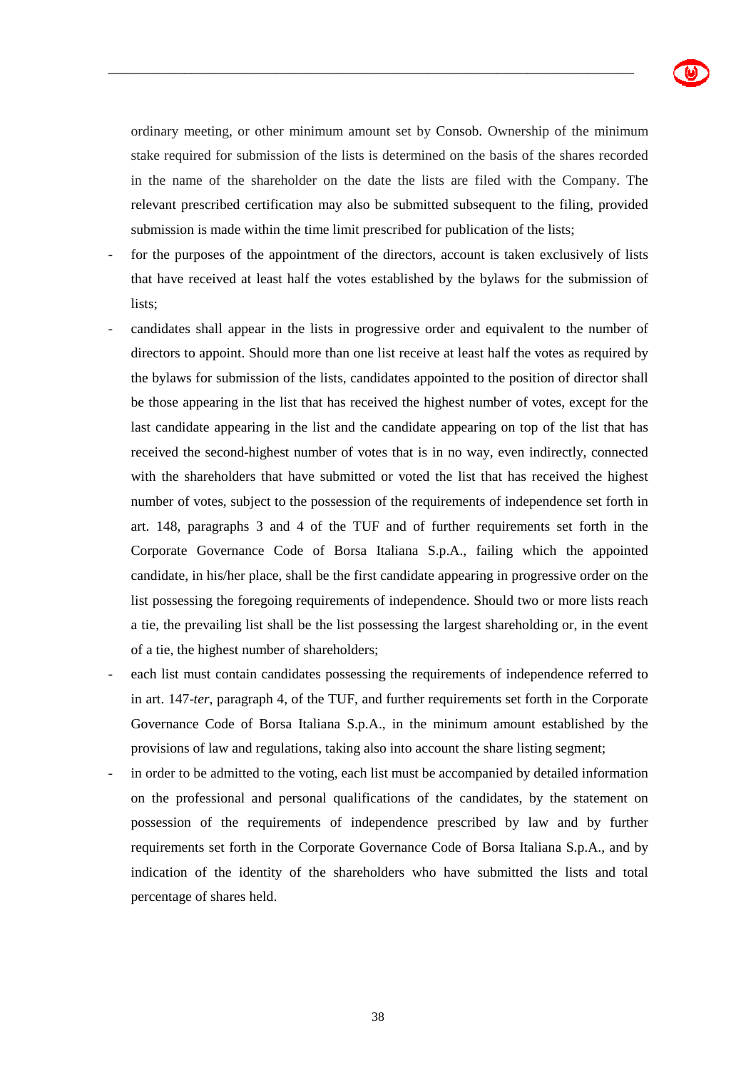ordinary meeting, or other minimum amount set by Consob. Ownership of the minimum stake required for submission of the lists is determined on the basis of the shares recorded in the name of the shareholder on the date the lists are filed with the Company. The relevant prescribed certification may also be submitted subsequent to the filing, provided submission is made within the time limit prescribed for publication of the lists;

- for the purposes of the appointment of the directors, account is taken exclusively of lists that have received at least half the votes established by the bylaws for the submission of lists;
- candidates shall appear in the lists in progressive order and equivalent to the number of directors to appoint. Should more than one list receive at least half the votes as required by the bylaws for submission of the lists, candidates appointed to the position of director shall be those appearing in the list that has received the highest number of votes, except for the last candidate appearing in the list and the candidate appearing on top of the list that has received the second-highest number of votes that is in no way, even indirectly, connected with the shareholders that have submitted or voted the list that has received the highest number of votes, subject to the possession of the requirements of independence set forth in art. 148, paragraphs 3 and 4 of the TUF and of further requirements set forth in the Corporate Governance Code of Borsa Italiana S.p.A., failing which the appointed candidate, in his/her place, shall be the first candidate appearing in progressive order on the list possessing the foregoing requirements of independence. Should two or more lists reach a tie, the prevailing list shall be the list possessing the largest shareholding or, in the event of a tie, the highest number of shareholders;
- each list must contain candidates possessing the requirements of independence referred to in art. 147-*ter*, paragraph 4, of the TUF, and further requirements set forth in the Corporate Governance Code of Borsa Italiana S.p.A., in the minimum amount established by the provisions of law and regulations, taking also into account the share listing segment;
- in order to be admitted to the voting, each list must be accompanied by detailed information on the professional and personal qualifications of the candidates, by the statement on possession of the requirements of independence prescribed by law and by further requirements set forth in the Corporate Governance Code of Borsa Italiana S.p.A., and by indication of the identity of the shareholders who have submitted the lists and total percentage of shares held.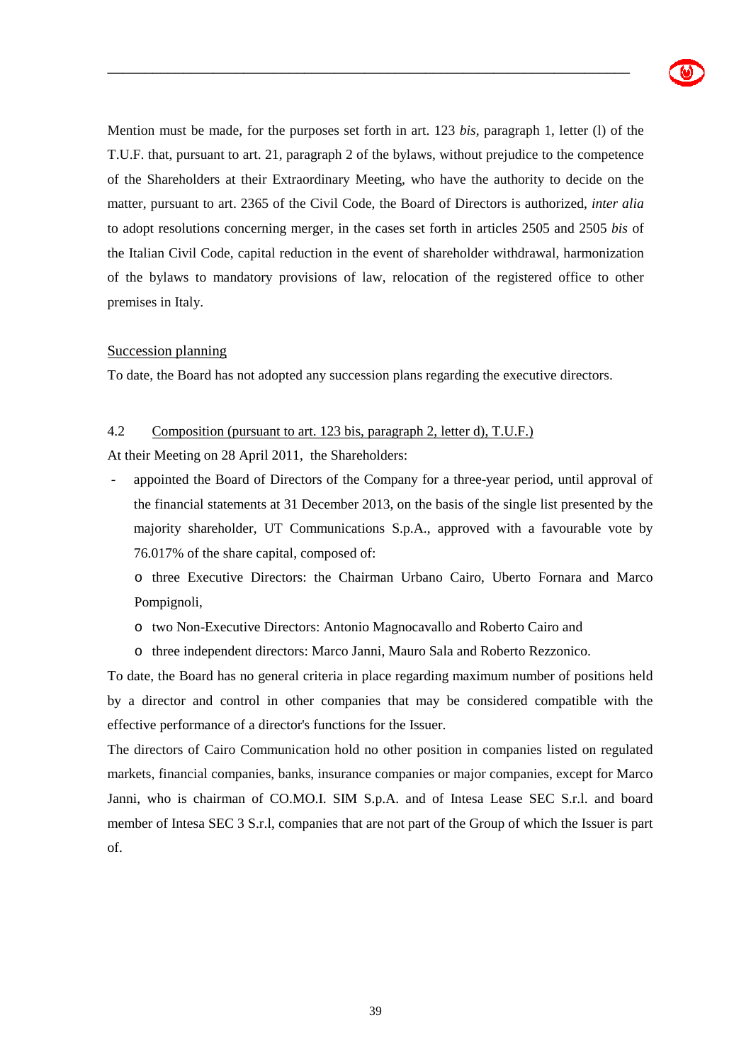Mention must be made, for the purposes set forth in art. 123 *bis*, paragraph 1, letter (l) of the T.U.F. that, pursuant to art. 21, paragraph 2 of the bylaws, without prejudice to the competence of the Shareholders at their Extraordinary Meeting, who have the authority to decide on the matter, pursuant to art. 2365 of the Civil Code, the Board of Directors is authorized, *inter alia* to adopt resolutions concerning merger, in the cases set forth in articles 2505 and 2505 *bis* of the Italian Civil Code, capital reduction in the event of shareholder withdrawal, harmonization of the bylaws to mandatory provisions of law, relocation of the registered office to other premises in Italy.

<u>Succession planning</u>

To date, the Board has not adopted any succession plans regarding the executive directors.

### 4.2 <u>Composition (pursuant to art. 123 bis, paragraph 2, letter d), T.U.F.)</u>

At their Meeting on 28 April 2011, the Shareholders:

- appointed the Board of Directors of the Company for a three-year period, until approval of the financial statements at 31 December 2013, on the basis of the single list presented by the majority shareholder, UT Communications S.p.A., approved with a favourable vote by 76.017% of the share capital, composed of:
    - three Executive Directors: the Chairman Urbano Cairo, Uberto Fornara and Marco Pompignoli,
    - two Non-Executive Directors: Antonio Magnocavallo and Roberto Cairo and
    - three independent directors: Marco Janni, Mauro Sala and Roberto Rezzonico.

To date, the Board has no general criteria in place regarding maximum number of positions held by a director and control in other companies that may be considered compatible with the effective performance of a director's functions for the Issuer.

The directors of Cairo Communication hold no other position in companies listed on regulated markets, financial companies, banks, insurance companies or major companies, except for Marco Janni, who is chairman of CO.MO.I. SIM S.p.A. and of Intesa Lease SEC S.r.l. and board member of Intesa SEC 3 S.r.l, companies that are not part of the Group of which the Issuer is part of.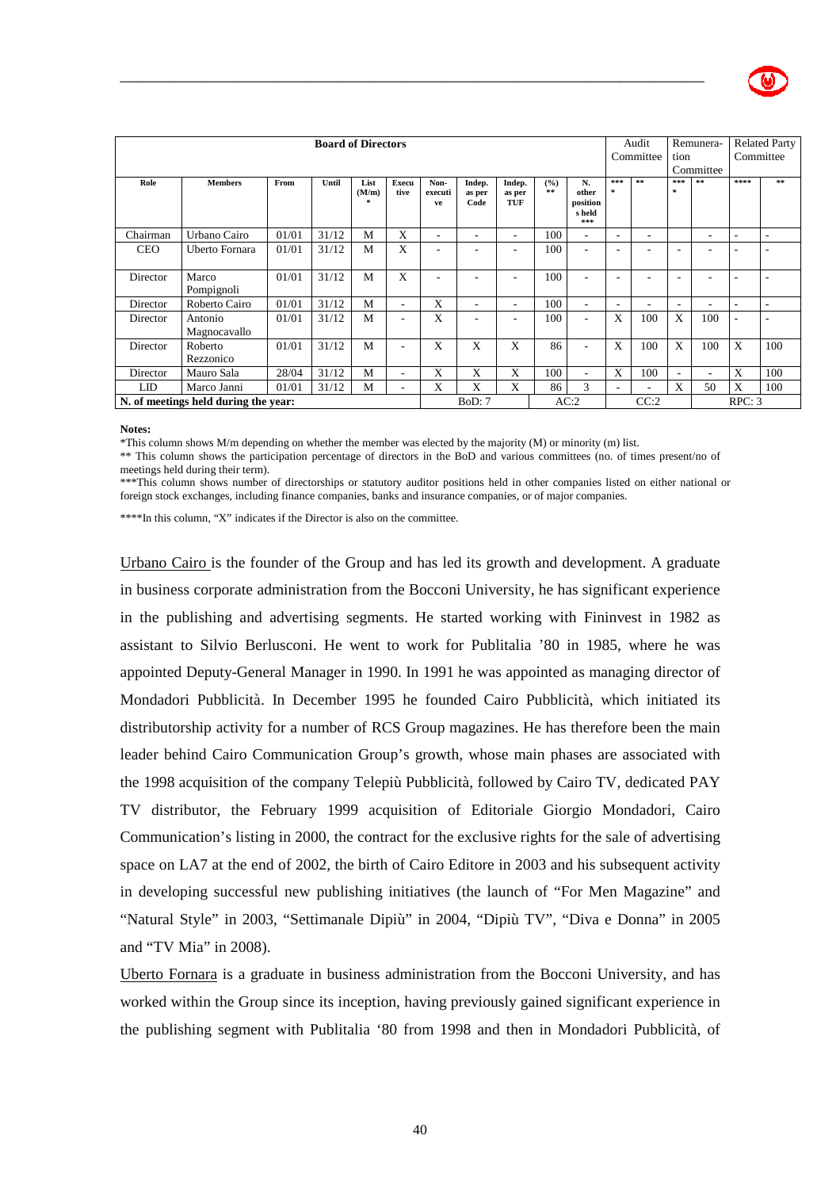| Board of Directors | | | | | | | | | | | Audit Committee | | Remuneration Committee | | Related Party Committee | |
|---|---|---|---|---|---|---|---|---|---|---|---|---|---|---|---|---|
| Role | Members | From | Until | List (M/m) * | Executive | Non-executive | Indep. as per Code | Indep. as per TUF | (%) ** | N. other positions held *** | **** | ** | **** | ** | **** | ** |
| Chairman | Urbano Cairo | 01/01 | 31/12 | M | X | - | - | - | 100 | - | - | - | | - | - | - |
| CEO | Uberto Fornara | 01/01 | 31/12 | M | X | - | - | - | 100 | - | - | - | - | - | - | - |
| Director | Marco Pompignoli | 01/01 | 31/12 | M | X | - | - | - | 100 | - | - | - | - | - | - | - |
| Director | Roberto Cairo | 01/01 | 31/12 | M | - | X | - | - | 100 | - | - | - | - | - | - | - |
| Director | Antonio Magnocavallo | 01/01 | 31/12 | M | - | X | - | - | 100 | - | X | 100 | X | 100 | - | - |
| Director | Roberto Rezzonico | 01/01 | 31/12 | M | - | X | X | X | 86 | - | X | 100 | X | 100 | X | 100 |
| Director | Mauro Sala | 28/04 | 31/12 | M | - | X | X | X | 100 | - | X | 100 | - | - | X | 100 |
| LID | Marco Janni | 01/01 | 31/12 | M | - | X | X | X | 86 | 3 | - | - | X | 50 | X | 100 |
| N. of meetings held during the year: | | | | | | | BoD: 7 | | | AC:2 | | CC:2 | | | RPC: 3 | |

**Notes:**

*This column shows M/m depending on whether the member was elected by the majority (M) or minority (m) list.

** This column shows the participation percentage of directors in the BoD and various committees (no. of times present/no of meetings held during their term).

***This column shows number of directorships or statutory auditor positions held in other companies listed on either national or foreign stock exchanges, including finance companies, banks and insurance companies, or of major companies.

****In this column, "X" indicates if the Director is also on the committee.

Urbano Cairo is the founder of the Group and has led its growth and development. A graduate in business corporate administration from the Bocconi University, he has significant experience in the publishing and advertising segments. He started working with Fininvest in 1982 as assistant to Silvio Berlusconi. He went to work for Publitalia '80 in 1985, where he was appointed Deputy-General Manager in 1990. In 1991 he was appointed as managing director of Mondadori Pubblicità. In December 1995 he founded Cairo Pubblicità, which initiated its distributorship activity for a number of RCS Group magazines. He has therefore been the main leader behind Cairo Communication Group's growth, whose main phases are associated with the 1998 acquisition of the company Telepiù Pubblicità, followed by Cairo TV, dedicated PAY TV distributor, the February 1999 acquisition of Editoriale Giorgio Mondadori, Cairo Communication's listing in 2000, the contract for the exclusive rights for the sale of advertising space on LA7 at the end of 2002, the birth of Cairo Editore in 2003 and his subsequent activity in developing successful new publishing initiatives (the launch of "For Men Magazine" and "Natural Style" in 2003, "Settimanale Dipiù" in 2004, "Dipiù TV", "Diva e Donna" in 2005 and "TV Mia" in 2008).

Uberto Fornara is a graduate in business administration from the Bocconi University, and has worked within the Group since its inception, having previously gained significant experience in the publishing segment with Publitalia '80 from 1998 and then in Mondadori Pubblicità, of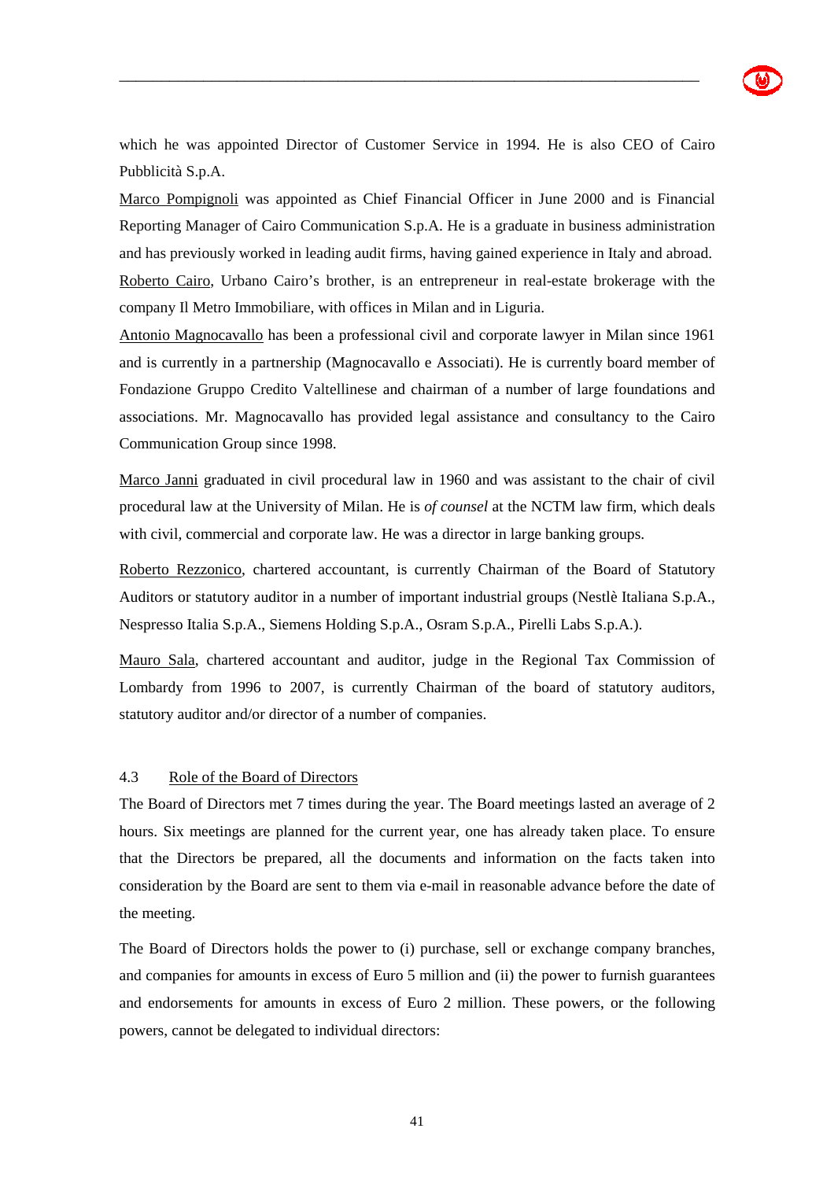which he was appointed Director of Customer Service in 1994. He is also CEO of Cairo Pubblicità S.p.A.

Marco Pompignoli was appointed as Chief Financial Officer in June 2000 and is Financial Reporting Manager of Cairo Communication S.p.A. He is a graduate in business administration and has previously worked in leading audit firms, having gained experience in Italy and abroad.

Roberto Cairo, Urbano Cairo's brother, is an entrepreneur in real-estate brokerage with the company Il Metro Immobiliare, with offices in Milan and in Liguria.

Antonio Magnocavallo has been a professional civil and corporate lawyer in Milan since 1961 and is currently in a partnership (Magnocavallo e Associati). He is currently board member of Fondazione Gruppo Credito Valtellinese and chairman of a number of large foundations and associations. Mr. Magnocavallo has provided legal assistance and consultancy to the Cairo Communication Group since 1998.

Marco Janni graduated in civil procedural law in 1960 and was assistant to the chair of civil procedural law at the University of Milan. He is *of counsel* at the NCTM law firm, which deals with civil, commercial and corporate law. He was a director in large banking groups.

Roberto Rezzonico, chartered accountant, is currently Chairman of the Board of Statutory Auditors or statutory auditor in a number of important industrial groups (Nestlè Italiana S.p.A., Nespresso Italia S.p.A., Siemens Holding S.p.A., Osram S.p.A., Pirelli Labs S.p.A.).

Mauro Sala, chartered accountant and auditor, judge in the Regional Tax Commission of Lombardy from 1996 to 2007, is currently Chairman of the board of statutory auditors, statutory auditor and/or director of a number of companies.

### 4.3 Role of the Board of Directors

The Board of Directors met 7 times during the year. The Board meetings lasted an average of 2 hours. Six meetings are planned for the current year, one has already taken place. To ensure that the Directors be prepared, all the documents and information on the facts taken into consideration by the Board are sent to them via e-mail in reasonable advance before the date of the meeting.

The Board of Directors holds the power to (i) purchase, sell or exchange company branches, and companies for amounts in excess of Euro 5 million and (ii) the power to furnish guarantees and endorsements for amounts in excess of Euro 2 million. These powers, or the following powers, cannot be delegated to individual directors: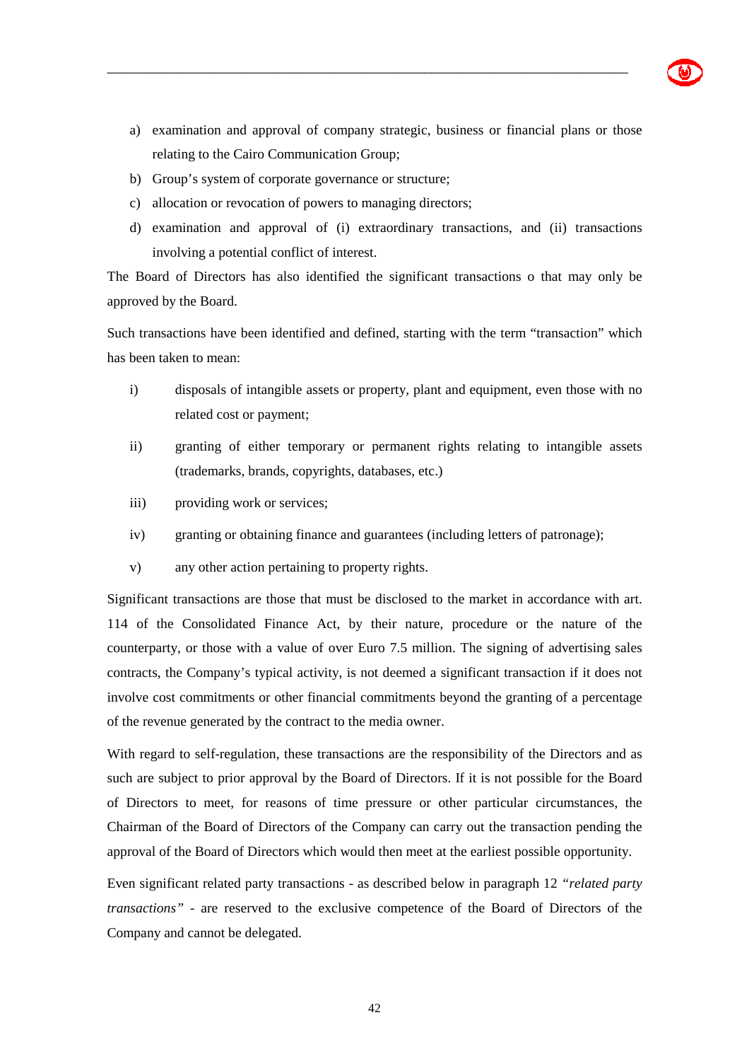a) examination and approval of company strategic, business or financial plans or those relating to the Cairo Communication Group;
b) Group's system of corporate governance or structure;
c) allocation or revocation of powers to managing directors;
d) examination and approval of (i) extraordinary transactions, and (ii) transactions involving a potential conflict of interest.

The Board of Directors has also identified the significant transactions o that may only be approved by the Board.

Such transactions have been identified and defined, starting with the term "transaction" which has been taken to mean:

i) disposals of intangible assets or property, plant and equipment, even those with no related cost or payment;

ii) granting of either temporary or permanent rights relating to intangible assets (trademarks, brands, copyrights, databases, etc.)

iii) providing work or services;

iv) granting or obtaining finance and guarantees (including letters of patronage);

v) any other action pertaining to property rights.

Significant transactions are those that must be disclosed to the market in accordance with art. 114 of the Consolidated Finance Act, by their nature, procedure or the nature of the counterparty, or those with a value of over Euro 7.5 million. The signing of advertising sales contracts, the Company's typical activity, is not deemed a significant transaction if it does not involve cost commitments or other financial commitments beyond the granting of a percentage of the revenue generated by the contract to the media owner.

With regard to self-regulation, these transactions are the responsibility of the Directors and as such are subject to prior approval by the Board of Directors. If it is not possible for the Board of Directors to meet, for reasons of time pressure or other particular circumstances, the Chairman of the Board of Directors of the Company can carry out the transaction pending the approval of the Board of Directors which would then meet at the earliest possible opportunity.

Even significant related party transactions - as described below in paragraph 12 *"related party transactions"* - are reserved to the exclusive competence of the Board of Directors of the Company and cannot be delegated.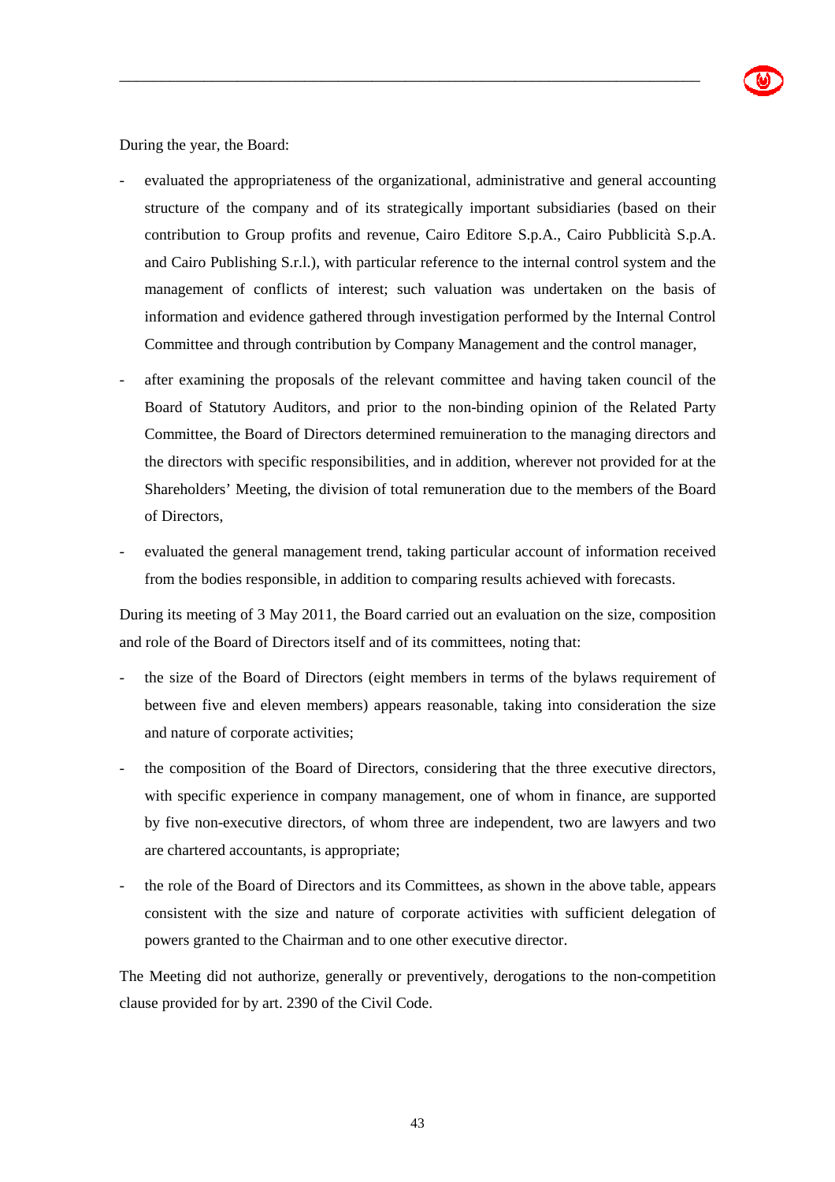During the year, the Board:

- evaluated the appropriateness of the organizational, administrative and general accounting structure of the company and of its strategically important subsidiaries (based on their contribution to Group profits and revenue, Cairo Editore S.p.A., Cairo Pubblicità S.p.A. and Cairo Publishing S.r.l.), with particular reference to the internal control system and the management of conflicts of interest; such valuation was undertaken on the basis of information and evidence gathered through investigation performed by the Internal Control Committee and through contribution by Company Management and the control manager,
- after examining the proposals of the relevant committee and having taken council of the Board of Statutory Auditors, and prior to the non-binding opinion of the Related Party Committee, the Board of Directors determined remuineration to the managing directors and the directors with specific responsibilities, and in addition, wherever not provided for at the Shareholders' Meeting, the division of total remuneration due to the members of the Board of Directors,
- evaluated the general management trend, taking particular account of information received from the bodies responsible, in addition to comparing results achieved with forecasts.

During its meeting of 3 May 2011, the Board carried out an evaluation on the size, composition and role of the Board of Directors itself and of its committees, noting that:

- the size of the Board of Directors (eight members in terms of the bylaws requirement of between five and eleven members) appears reasonable, taking into consideration the size and nature of corporate activities;
- the composition of the Board of Directors, considering that the three executive directors, with specific experience in company management, one of whom in finance, are supported by five non-executive directors, of whom three are independent, two are lawyers and two are chartered accountants, is appropriate;
- the role of the Board of Directors and its Committees, as shown in the above table, appears consistent with the size and nature of corporate activities with sufficient delegation of powers granted to the Chairman and to one other executive director.

The Meeting did not authorize, generally or preventively, derogations to the non-competition clause provided for by art. 2390 of the Civil Code.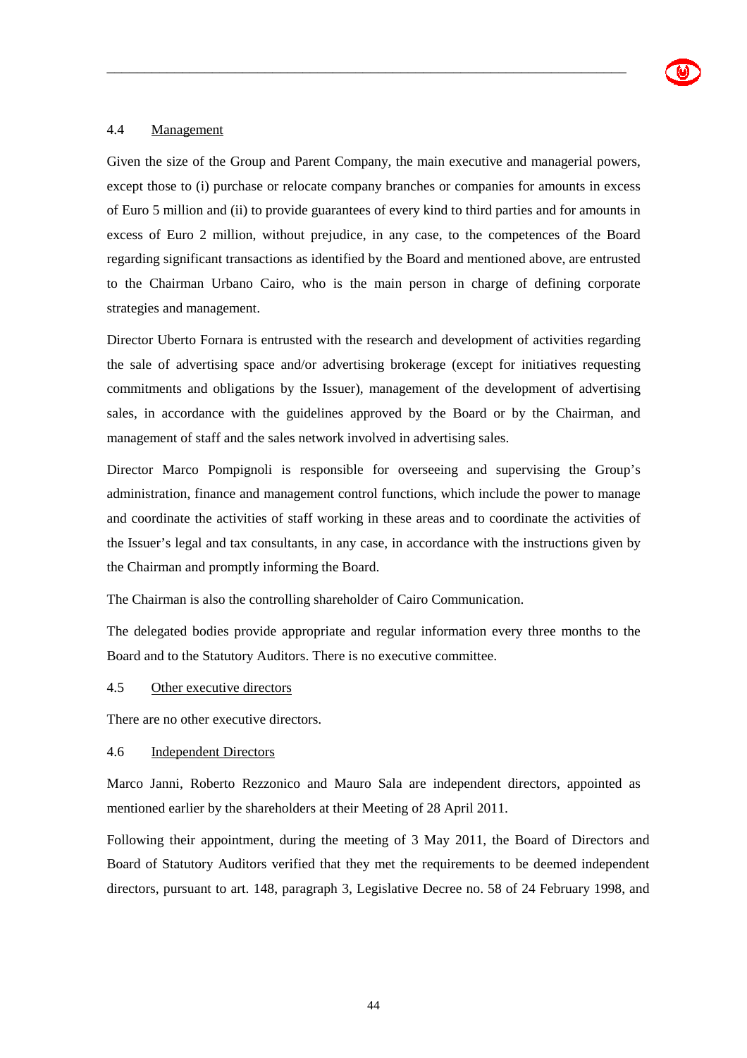### 4.4 Management

Given the size of the Group and Parent Company, the main executive and managerial powers, except those to (i) purchase or relocate company branches or companies for amounts in excess of Euro 5 million and (ii) to provide guarantees of every kind to third parties and for amounts in excess of Euro 2 million, without prejudice, in any case, to the competences of the Board regarding significant transactions as identified by the Board and mentioned above, are entrusted to the Chairman Urbano Cairo, who is the main person in charge of defining corporate strategies and management.

Director Uberto Fornara is entrusted with the research and development of activities regarding the sale of advertising space and/or advertising brokerage (except for initiatives requesting commitments and obligations by the Issuer), management of the development of advertising sales, in accordance with the guidelines approved by the Board or by the Chairman, and management of staff and the sales network involved in advertising sales.

Director Marco Pompignoli is responsible for overseeing and supervising the Group's administration, finance and management control functions, which include the power to manage and coordinate the activities of staff working in these areas and to coordinate the activities of the Issuer's legal and tax consultants, in any case, in accordance with the instructions given by the Chairman and promptly informing the Board.

The Chairman is also the controlling shareholder of Cairo Communication.

The delegated bodies provide appropriate and regular information every three months to the Board and to the Statutory Auditors. There is no executive committee.

### 4.5 Other executive directors

There are no other executive directors.

### 4.6 Independent Directors

Marco Janni, Roberto Rezzonico and Mauro Sala are independent directors, appointed as mentioned earlier by the shareholders at their Meeting of 28 April 2011.

Following their appointment, during the meeting of 3 May 2011, the Board of Directors and Board of Statutory Auditors verified that they met the requirements to be deemed independent directors, pursuant to art. 148, paragraph 3, Legislative Decree no. 58 of 24 February 1998, and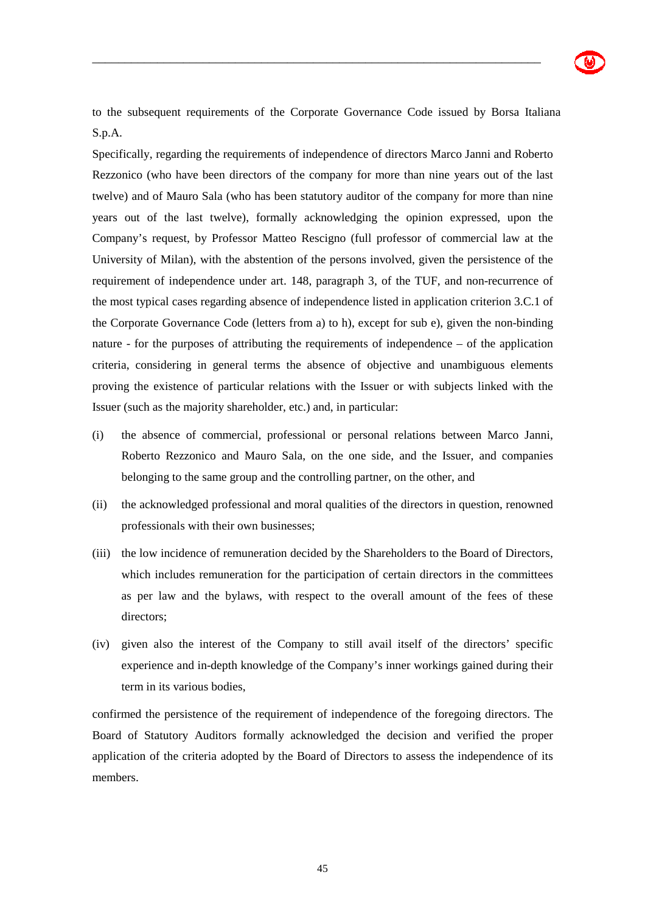to the subsequent requirements of the Corporate Governance Code issued by Borsa Italiana S.p.A.

Specifically, regarding the requirements of independence of directors Marco Janni and Roberto Rezzonico (who have been directors of the company for more than nine years out of the last twelve) and of Mauro Sala (who has been statutory auditor of the company for more than nine years out of the last twelve), formally acknowledging the opinion expressed, upon the Company's request, by Professor Matteo Rescigno (full professor of commercial law at the University of Milan), with the abstention of the persons involved, given the persistence of the requirement of independence under art. 148, paragraph 3, of the TUF, and non-recurrence of the most typical cases regarding absence of independence listed in application criterion 3.C.1 of the Corporate Governance Code (letters from a) to h), except for sub e), given the non-binding nature - for the purposes of attributing the requirements of independence – of the application criteria, considering in general terms the absence of objective and unambiguous elements proving the existence of particular relations with the Issuer or with subjects linked with the Issuer (such as the majority shareholder, etc.) and, in particular:

(i) the absence of commercial, professional or personal relations between Marco Janni, Roberto Rezzonico and Mauro Sala, on the one side, and the Issuer, and companies belonging to the same group and the controlling partner, on the other, and

(ii) the acknowledged professional and moral qualities of the directors in question, renowned professionals with their own businesses;

(iii) the low incidence of remuneration decided by the Shareholders to the Board of Directors, which includes remuneration for the participation of certain directors in the committees as per law and the bylaws, with respect to the overall amount of the fees of these directors;

(iv) given also the interest of the Company to still avail itself of the directors' specific experience and in-depth knowledge of the Company's inner workings gained during their term in its various bodies,

confirmed the persistence of the requirement of independence of the foregoing directors. The Board of Statutory Auditors formally acknowledged the decision and verified the proper application of the criteria adopted by the Board of Directors to assess the independence of its members.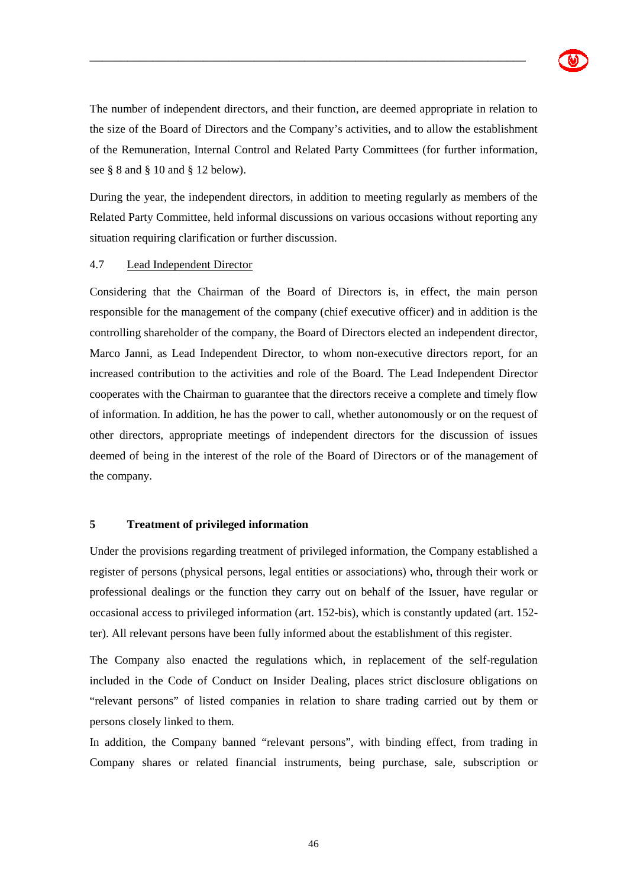The number of independent directors, and their function, are deemed appropriate in relation to the size of the Board of Directors and the Company's activities, and to allow the establishment of the Remuneration, Internal Control and Related Party Committees (for further information, see § 8 and § 10 and § 12 below).

During the year, the independent directors, in addition to meeting regularly as members of the Related Party Committee, held informal discussions on various occasions without reporting any situation requiring clarification or further discussion.

### 4.7 Lead Independent Director

Considering that the Chairman of the Board of Directors is, in effect, the main person responsible for the management of the company (chief executive officer) and in addition is the controlling shareholder of the company, the Board of Directors elected an independent director, Marco Janni, as Lead Independent Director, to whom non-executive directors report, for an increased contribution to the activities and role of the Board. The Lead Independent Director cooperates with the Chairman to guarantee that the directors receive a complete and timely flow of information. In addition, he has the power to call, whether autonomously or on the request of other directors, appropriate meetings of independent directors for the discussion of issues deemed of being in the interest of the role of the Board of Directors or of the management of the company.

## 5 Treatment of privileged information

Under the provisions regarding treatment of privileged information, the Company established a register of persons (physical persons, legal entities or associations) who, through their work or professional dealings or the function they carry out on behalf of the Issuer, have regular or occasional access to privileged information (art. 152-bis), which is constantly updated (art. 152-ter). All relevant persons have been fully informed about the establishment of this register.

The Company also enacted the regulations which, in replacement of the self-regulation included in the Code of Conduct on Insider Dealing, places strict disclosure obligations on "relevant persons" of listed companies in relation to share trading carried out by them or persons closely linked to them.

In addition, the Company banned "relevant persons", with binding effect, from trading in Company shares or related financial instruments, being purchase, sale, subscription or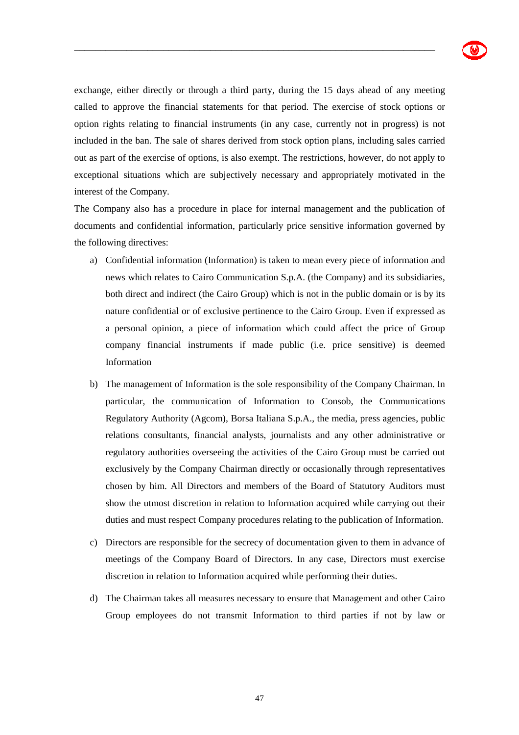exchange, either directly or through a third party, during the 15 days ahead of any meeting called to approve the financial statements for that period. The exercise of stock options or option rights relating to financial instruments (in any case, currently not in progress) is not included in the ban. The sale of shares derived from stock option plans, including sales carried out as part of the exercise of options, is also exempt. The restrictions, however, do not apply to exceptional situations which are subjectively necessary and appropriately motivated in the interest of the Company.

The Company also has a procedure in place for internal management and the publication of documents and confidential information, particularly price sensitive information governed by the following directives:

a) Confidential information (Information) is taken to mean every piece of information and news which relates to Cairo Communication S.p.A. (the Company) and its subsidiaries, both direct and indirect (the Cairo Group) which is not in the public domain or is by its nature confidential or of exclusive pertinence to the Cairo Group. Even if expressed as a personal opinion, a piece of information which could affect the price of Group company financial instruments if made public (i.e. price sensitive) is deemed Information

b) The management of Information is the sole responsibility of the Company Chairman. In particular, the communication of Information to Consob, the Communications Regulatory Authority (Agcom), Borsa Italiana S.p.A., the media, press agencies, public relations consultants, financial analysts, journalists and any other administrative or regulatory authorities overseeing the activities of the Cairo Group must be carried out exclusively by the Company Chairman directly or occasionally through representatives chosen by him. All Directors and members of the Board of Statutory Auditors must show the utmost discretion in relation to Information acquired while carrying out their duties and must respect Company procedures relating to the publication of Information.

c) Directors are responsible for the secrecy of documentation given to them in advance of meetings of the Company Board of Directors. In any case, Directors must exercise discretion in relation to Information acquired while performing their duties.

d) The Chairman takes all measures necessary to ensure that Management and other Cairo Group employees do not transmit Information to third parties if not by law or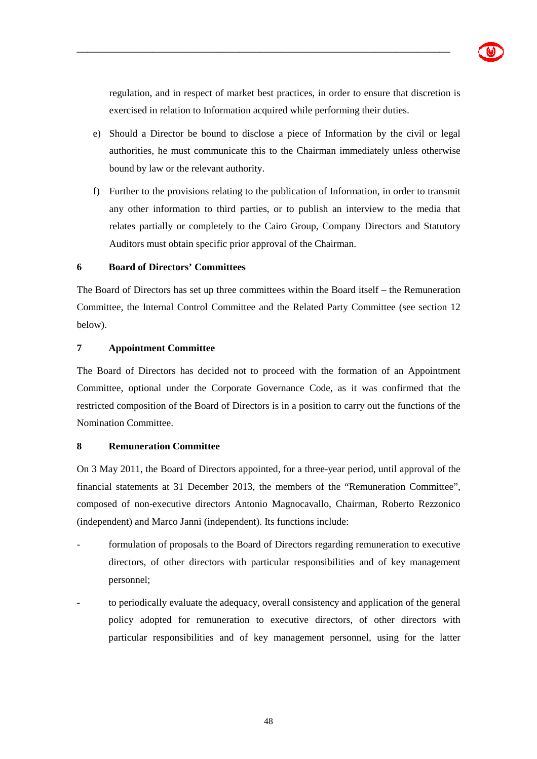regulation, and in respect of market best practices, in order to ensure that discretion is exercised in relation to Information acquired while performing their duties.

e) Should a Director be bound to disclose a piece of Information by the civil or legal authorities, he must communicate this to the Chairman immediately unless otherwise bound by law or the relevant authority.

f) Further to the provisions relating to the publication of Information, in order to transmit any other information to third parties, or to publish an interview to the media that relates partially or completely to the Cairo Group, Company Directors and Statutory Auditors must obtain specific prior approval of the Chairman.

## 6 Board of Directors' Committees

The Board of Directors has set up three committees within the Board itself – the Remuneration Committee, the Internal Control Committee and the Related Party Committee (see section 12 below).

## 7 Appointment Committee

The Board of Directors has decided not to proceed with the formation of an Appointment Committee, optional under the Corporate Governance Code, as it was confirmed that the restricted composition of the Board of Directors is in a position to carry out the functions of the Nomination Committee.

## 8 Remuneration Committee

On 3 May 2011, the Board of Directors appointed, for a three-year period, until approval of the financial statements at 31 December 2013, the members of the "Remuneration Committee", composed of non-executive directors Antonio Magnocavallo, Chairman, Roberto Rezzonico (independent) and Marco Janni (independent). Its functions include:

- formulation of proposals to the Board of Directors regarding remuneration to executive directors, of other directors with particular responsibilities and of key management personnel;
- to periodically evaluate the adequacy, overall consistency and application of the general policy adopted for remuneration to executive directors, of other directors with particular responsibilities and of key management personnel, using for the latter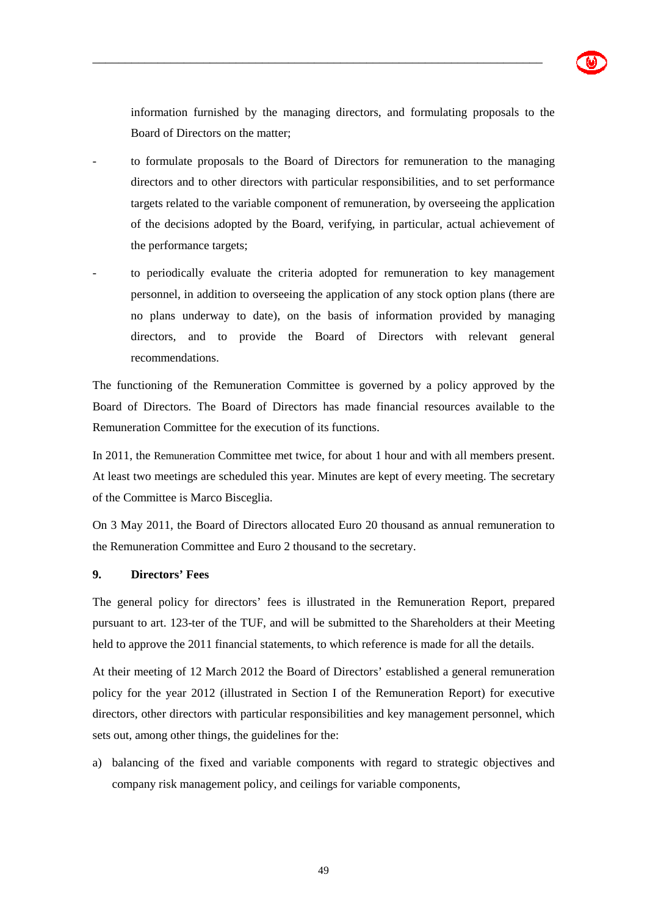information furnished by the managing directors, and formulating proposals to the Board of Directors on the matter;

- to formulate proposals to the Board of Directors for remuneration to the managing directors and to other directors with particular responsibilities, and to set performance targets related to the variable component of remuneration, by overseeing the application of the decisions adopted by the Board, verifying, in particular, actual achievement of the performance targets;
- to periodically evaluate the criteria adopted for remuneration to key management personnel, in addition to overseeing the application of any stock option plans (there are no plans underway to date), on the basis of information provided by managing directors, and to provide the Board of Directors with relevant general recommendations.

The functioning of the Remuneration Committee is governed by a policy approved by the Board of Directors. The Board of Directors has made financial resources available to the Remuneration Committee for the execution of its functions.

In 2011, the Remuneration Committee met twice, for about 1 hour and with all members present. At least two meetings are scheduled this year. Minutes are kept of every meeting. The secretary of the Committee is Marco Bisceglia.

On 3 May 2011, the Board of Directors allocated Euro 20 thousand as annual remuneration to the Remuneration Committee and Euro 2 thousand to the secretary.

**9. Directors' Fees**

The general policy for directors' fees is illustrated in the Remuneration Report, prepared pursuant to art. 123-ter of the TUF, and will be submitted to the Shareholders at their Meeting held to approve the 2011 financial statements, to which reference is made for all the details.

At their meeting of 12 March 2012 the Board of Directors' established a general remuneration policy for the year 2012 (illustrated in Section I of the Remuneration Report) for executive directors, other directors with particular responsibilities and key management personnel, which sets out, among other things, the guidelines for the:

a) balancing of the fixed and variable components with regard to strategic objectives and company risk management policy, and ceilings for variable components,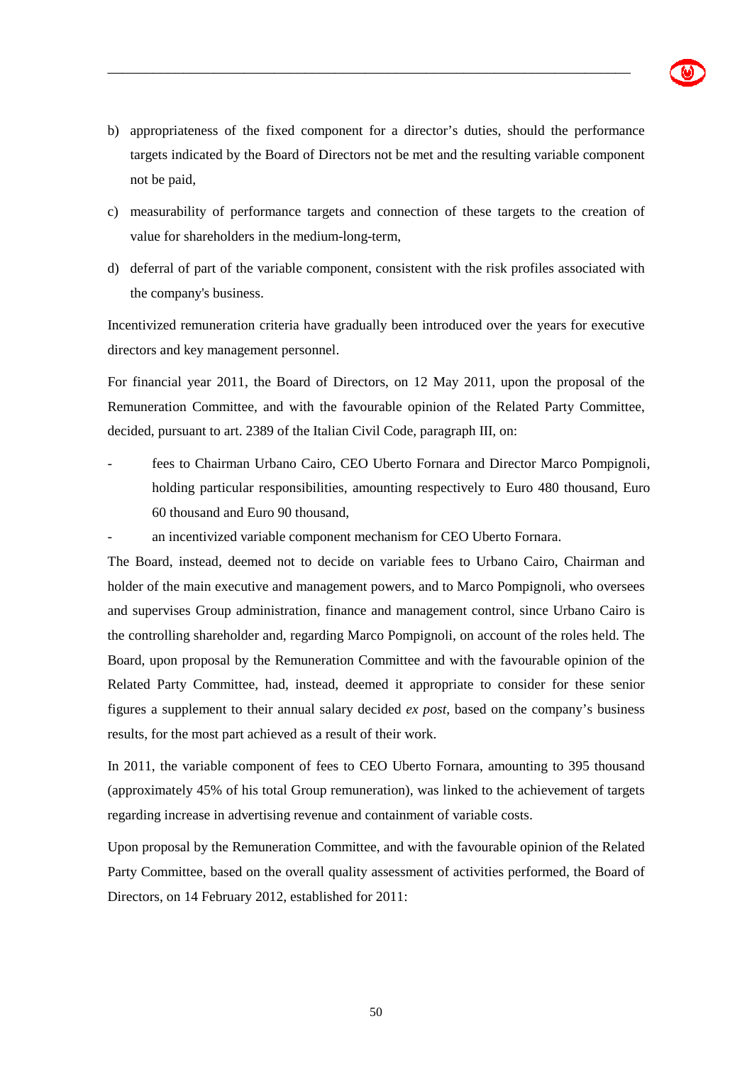b) appropriateness of the fixed component for a director's duties, should the performance targets indicated by the Board of Directors not be met and the resulting variable component not be paid,

c) measurability of performance targets and connection of these targets to the creation of value for shareholders in the medium-long-term,

d) deferral of part of the variable component, consistent with the risk profiles associated with the company's business.

Incentivized remuneration criteria have gradually been introduced over the years for executive directors and key management personnel.

For financial year 2011, the Board of Directors, on 12 May 2011, upon the proposal of the Remuneration Committee, and with the favourable opinion of the Related Party Committee, decided, pursuant to art. 2389 of the Italian Civil Code, paragraph III, on:

- fees to Chairman Urbano Cairo, CEO Uberto Fornara and Director Marco Pompignoli, holding particular responsibilities, amounting respectively to Euro 480 thousand, Euro 60 thousand and Euro 90 thousand,
- an incentivized variable component mechanism for CEO Uberto Fornara.

The Board, instead, deemed not to decide on variable fees to Urbano Cairo, Chairman and holder of the main executive and management powers, and to Marco Pompignoli, who oversees and supervises Group administration, finance and management control, since Urbano Cairo is the controlling shareholder and, regarding Marco Pompignoli, on account of the roles held. The Board, upon proposal by the Remuneration Committee and with the favourable opinion of the Related Party Committee, had, instead, deemed it appropriate to consider for these senior figures a supplement to their annual salary decided *ex post*, based on the company's business results, for the most part achieved as a result of their work.

In 2011, the variable component of fees to CEO Uberto Fornara, amounting to 395 thousand (approximately 45% of his total Group remuneration), was linked to the achievement of targets regarding increase in advertising revenue and containment of variable costs.

Upon proposal by the Remuneration Committee, and with the favourable opinion of the Related Party Committee, based on the overall quality assessment of activities performed, the Board of Directors, on 14 February 2012, established for 2011: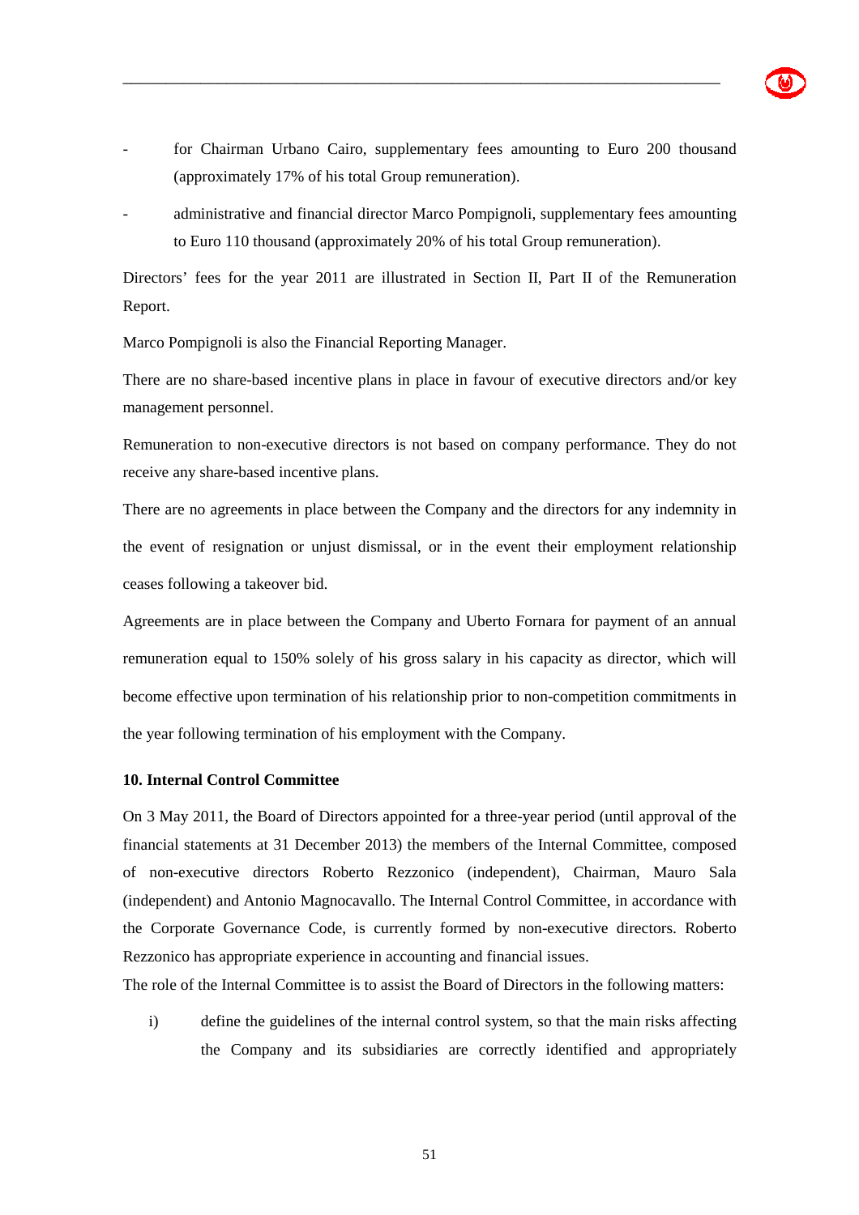- for Chairman Urbano Cairo, supplementary fees amounting to Euro 200 thousand (approximately 17% of his total Group remuneration).
- administrative and financial director Marco Pompignoli, supplementary fees amounting to Euro 110 thousand (approximately 20% of his total Group remuneration).

Directors' fees for the year 2011 are illustrated in Section II, Part II of the Remuneration Report.

Marco Pompignoli is also the Financial Reporting Manager.

There are no share-based incentive plans in place in favour of executive directors and/or key management personnel.

Remuneration to non-executive directors is not based on company performance. They do not receive any share-based incentive plans.

There are no agreements in place between the Company and the directors for any indemnity in the event of resignation or unjust dismissal, or in the event their employment relationship ceases following a takeover bid.

Agreements are in place between the Company and Uberto Fornara for payment of an annual remuneration equal to 150% solely of his gross salary in his capacity as director, which will become effective upon termination of his relationship prior to non-competition commitments in the year following termination of his employment with the Company.

**10. Internal Control Committee**

On 3 May 2011, the Board of Directors appointed for a three-year period (until approval of the financial statements at 31 December 2013) the members of the Internal Committee, composed of non-executive directors Roberto Rezzonico (independent), Chairman, Mauro Sala (independent) and Antonio Magnocavallo. The Internal Control Committee, in accordance with the Corporate Governance Code, is currently formed by non-executive directors. Roberto Rezzonico has appropriate experience in accounting and financial issues.

The role of the Internal Committee is to assist the Board of Directors in the following matters:

i) define the guidelines of the internal control system, so that the main risks affecting the Company and its subsidiaries are correctly identified and appropriately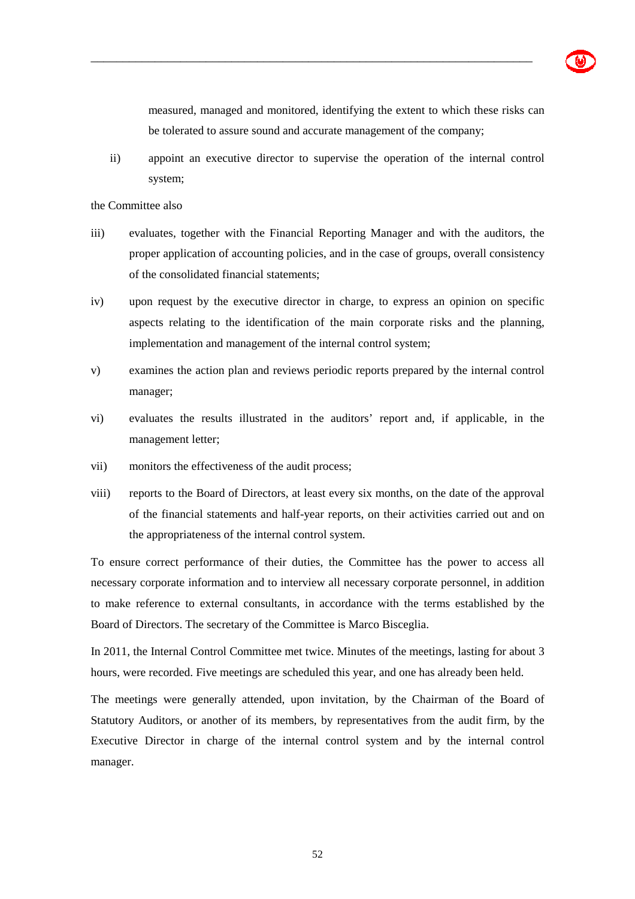measured, managed and monitored, identifying the extent to which these risks can be tolerated to assure sound and accurate management of the company;

ii) appoint an executive director to supervise the operation of the internal control system;

the Committee also

iii) evaluates, together with the Financial Reporting Manager and with the auditors, the proper application of accounting policies, and in the case of groups, overall consistency of the consolidated financial statements;

iv) upon request by the executive director in charge, to express an opinion on specific aspects relating to the identification of the main corporate risks and the planning, implementation and management of the internal control system;

v) examines the action plan and reviews periodic reports prepared by the internal control manager;

vi) evaluates the results illustrated in the auditors' report and, if applicable, in the management letter;

vii) monitors the effectiveness of the audit process;

viii) reports to the Board of Directors, at least every six months, on the date of the approval of the financial statements and half-year reports, on their activities carried out and on the appropriateness of the internal control system.

To ensure correct performance of their duties, the Committee has the power to access all necessary corporate information and to interview all necessary corporate personnel, in addition to make reference to external consultants, in accordance with the terms established by the Board of Directors. The secretary of the Committee is Marco Bisceglia.

In 2011, the Internal Control Committee met twice. Minutes of the meetings, lasting for about 3 hours, were recorded. Five meetings are scheduled this year, and one has already been held.

The meetings were generally attended, upon invitation, by the Chairman of the Board of Statutory Auditors, or another of its members, by representatives from the audit firm, by the Executive Director in charge of the internal control system and by the internal control manager.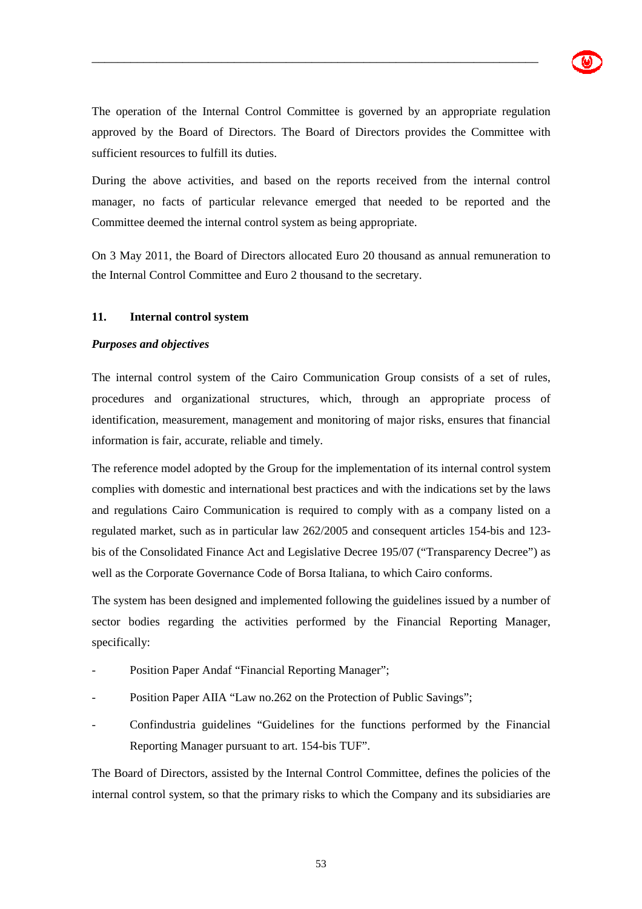The operation of the Internal Control Committee is governed by an appropriate regulation approved by the Board of Directors. The Board of Directors provides the Committee with sufficient resources to fulfill its duties.

During the above activities, and based on the reports received from the internal control manager, no facts of particular relevance emerged that needed to be reported and the Committee deemed the internal control system as being appropriate.

On 3 May 2011, the Board of Directors allocated Euro 20 thousand as annual remuneration to the Internal Control Committee and Euro 2 thousand to the secretary.

## 11. Internal control system

***Purposes and objectives***

The internal control system of the Cairo Communication Group consists of a set of rules, procedures and organizational structures, which, through an appropriate process of identification, measurement, management and monitoring of major risks, ensures that financial information is fair, accurate, reliable and timely.

The reference model adopted by the Group for the implementation of its internal control system complies with domestic and international best practices and with the indications set by the laws and regulations Cairo Communication is required to comply with as a company listed on a regulated market, such as in particular law 262/2005 and consequent articles 154-bis and 123-bis of the Consolidated Finance Act and Legislative Decree 195/07 ("Transparency Decree") as well as the Corporate Governance Code of Borsa Italiana, to which Cairo conforms.

The system has been designed and implemented following the guidelines issued by a number of sector bodies regarding the activities performed by the Financial Reporting Manager, specifically:

- Position Paper Andaf "Financial Reporting Manager";
- Position Paper AIIA "Law no.262 on the Protection of Public Savings";
- Confindustria guidelines "Guidelines for the functions performed by the Financial Reporting Manager pursuant to art. 154-bis TUF".

The Board of Directors, assisted by the Internal Control Committee, defines the policies of the internal control system, so that the primary risks to which the Company and its subsidiaries are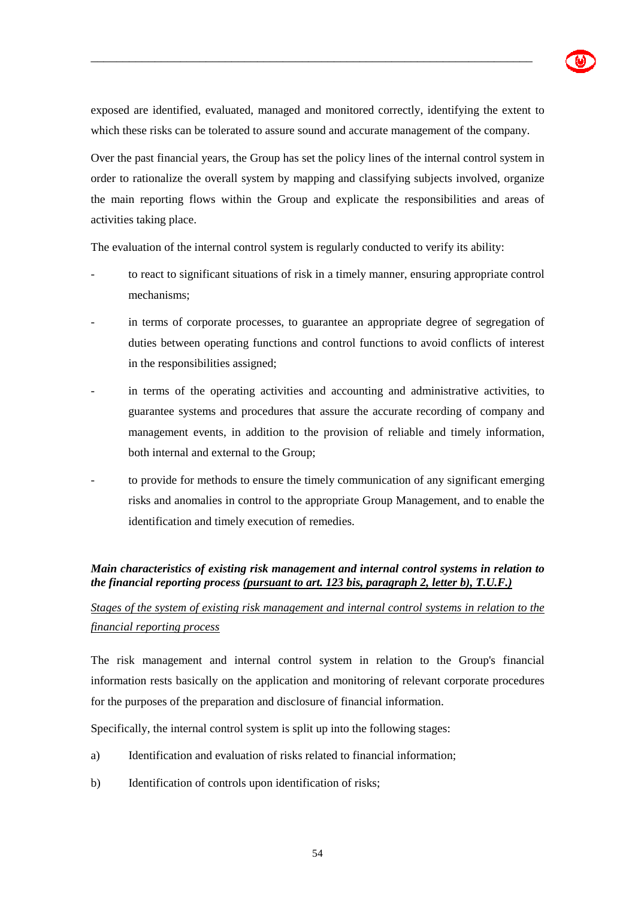exposed are identified, evaluated, managed and monitored correctly, identifying the extent to which these risks can be tolerated to assure sound and accurate management of the company.

Over the past financial years, the Group has set the policy lines of the internal control system in order to rationalize the overall system by mapping and classifying subjects involved, organize the main reporting flows within the Group and explicate the responsibilities and areas of activities taking place.

The evaluation of the internal control system is regularly conducted to verify its ability:

- to react to significant situations of risk in a timely manner, ensuring appropriate control mechanisms;
- in terms of corporate processes, to guarantee an appropriate degree of segregation of duties between operating functions and control functions to avoid conflicts of interest in the responsibilities assigned;
- in terms of the operating activities and accounting and administrative activities, to guarantee systems and procedures that assure the accurate recording of company and management events, in addition to the provision of reliable and timely information, both internal and external to the Group;
- to provide for methods to ensure the timely communication of any significant emerging risks and anomalies in control to the appropriate Group Management, and to enable the identification and timely execution of remedies.

***Main characteristics of existing risk management and internal control systems in relation to the financial reporting process <u>(pursuant to art. 123 bis, paragraph 2, letter b), T.U.F.)</u>***

*<u>Stages of the system of existing risk management and internal control systems in relation to the financial reporting process</u>*

The risk management and internal control system in relation to the Group's financial information rests basically on the application and monitoring of relevant corporate procedures for the purposes of the preparation and disclosure of financial information.

Specifically, the internal control system is split up into the following stages:

a) Identification and evaluation of risks related to financial information;

b) Identification of controls upon identification of risks;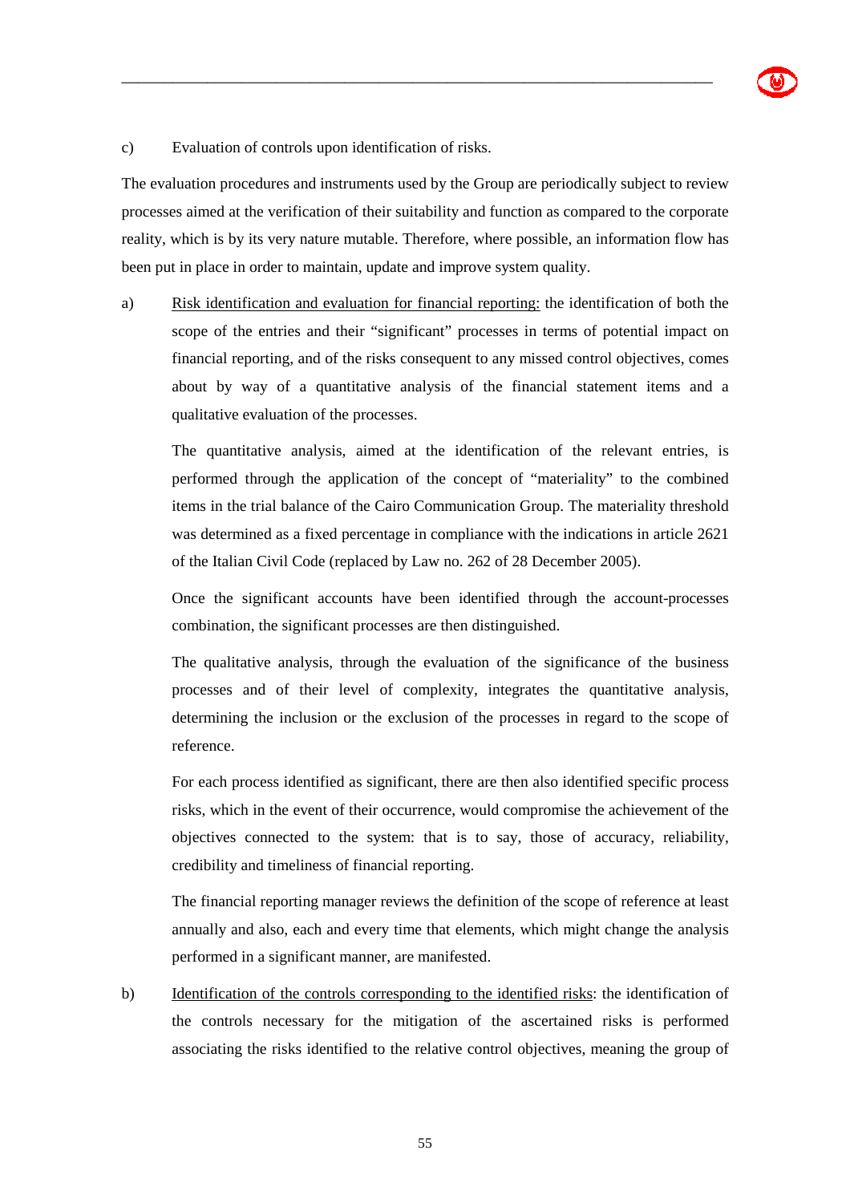c) Evaluation of controls upon identification of risks.

The evaluation procedures and instruments used by the Group are periodically subject to review processes aimed at the verification of their suitability and function as compared to the corporate reality, which is by its very nature mutable. Therefore, where possible, an information flow has been put in place in order to maintain, update and improve system quality.

a) Risk identification and evaluation for financial reporting: the identification of both the scope of the entries and their "significant" processes in terms of potential impact on financial reporting, and of the risks consequent to any missed control objectives, comes about by way of a quantitative analysis of the financial statement items and a qualitative evaluation of the processes.

   The quantitative analysis, aimed at the identification of the relevant entries, is performed through the application of the concept of "materiality" to the combined items in the trial balance of the Cairo Communication Group. The materiality threshold was determined as a fixed percentage in compliance with the indications in article 2621 of the Italian Civil Code (replaced by Law no. 262 of 28 December 2005).

   Once the significant accounts have been identified through the account-processes combination, the significant processes are then distinguished.

   The qualitative analysis, through the evaluation of the significance of the business processes and of their level of complexity, integrates the quantitative analysis, determining the inclusion or the exclusion of the processes in regard to the scope of reference.

   For each process identified as significant, there are then also identified specific process risks, which in the event of their occurrence, would compromise the achievement of the objectives connected to the system: that is to say, those of accuracy, reliability, credibility and timeliness of financial reporting.

   The financial reporting manager reviews the definition of the scope of reference at least annually and also, each and every time that elements, which might change the analysis performed in a significant manner, are manifested.

b) Identification of the controls corresponding to the identified risks: the identification of the controls necessary for the mitigation of the ascertained risks is performed associating the risks identified to the relative control objectives, meaning the group of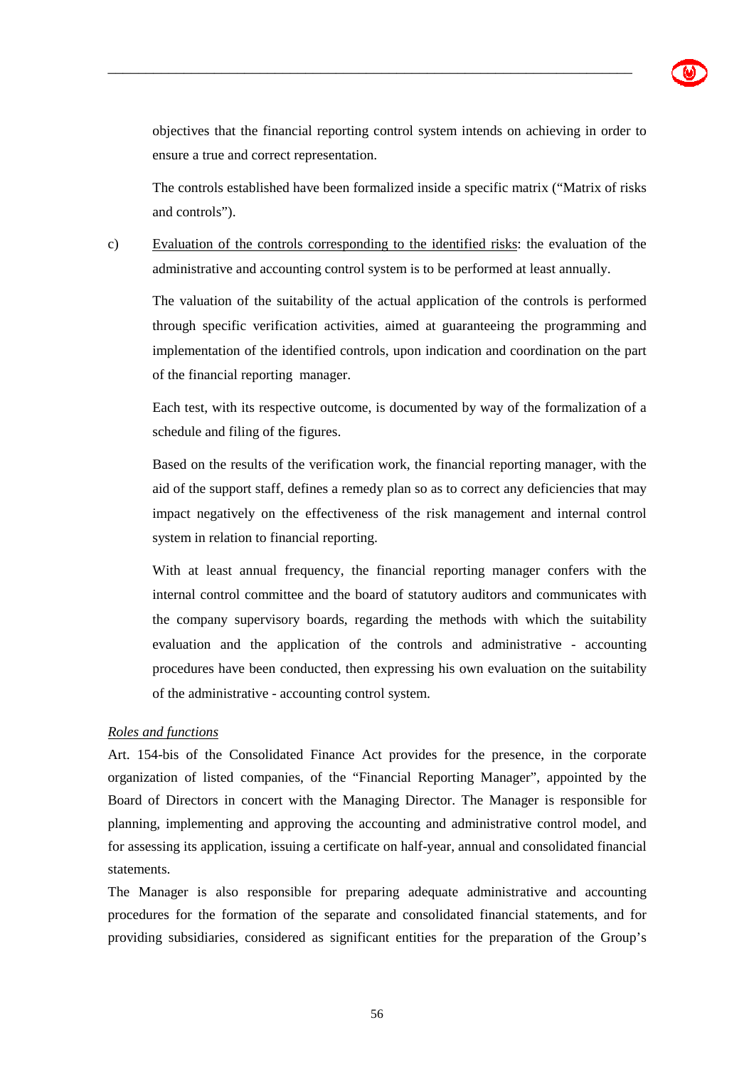objectives that the financial reporting control system intends on achieving in order to ensure a true and correct representation.

The controls established have been formalized inside a specific matrix ("Matrix of risks and controls").

c) Evaluation of the controls corresponding to the identified risks: the evaluation of the administrative and accounting control system is to be performed at least annually.

The valuation of the suitability of the actual application of the controls is performed through specific verification activities, aimed at guaranteeing the programming and implementation of the identified controls, upon indication and coordination on the part of the financial reporting manager.

Each test, with its respective outcome, is documented by way of the formalization of a schedule and filing of the figures.

Based on the results of the verification work, the financial reporting manager, with the aid of the support staff, defines a remedy plan so as to correct any deficiencies that may impact negatively on the effectiveness of the risk management and internal control system in relation to financial reporting.

With at least annual frequency, the financial reporting manager confers with the internal control committee and the board of statutory auditors and communicates with the company supervisory boards, regarding the methods with which the suitability evaluation and the application of the controls and administrative - accounting procedures have been conducted, then expressing his own evaluation on the suitability of the administrative - accounting control system.

*Roles and functions*

Art. 154-bis of the Consolidated Finance Act provides for the presence, in the corporate organization of listed companies, of the "Financial Reporting Manager", appointed by the Board of Directors in concert with the Managing Director. The Manager is responsible for planning, implementing and approving the accounting and administrative control model, and for assessing its application, issuing a certificate on half-year, annual and consolidated financial statements.

The Manager is also responsible for preparing adequate administrative and accounting procedures for the formation of the separate and consolidated financial statements, and for providing subsidiaries, considered as significant entities for the preparation of the Group's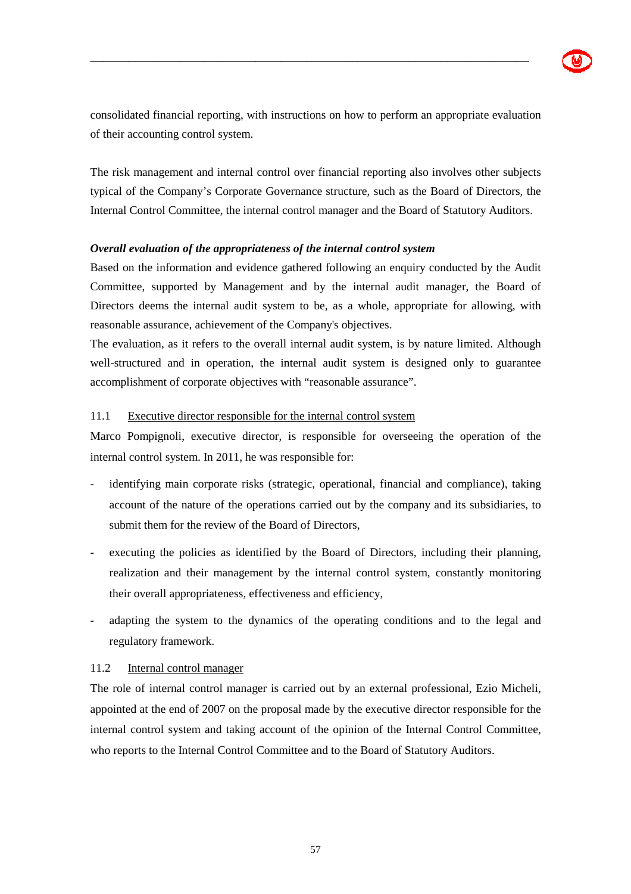consolidated financial reporting, with instructions on how to perform an appropriate evaluation of their accounting control system.

The risk management and internal control over financial reporting also involves other subjects typical of the Company's Corporate Governance structure, such as the Board of Directors, the Internal Control Committee, the internal control manager and the Board of Statutory Auditors.

***Overall evaluation of the appropriateness of the internal control system***

Based on the information and evidence gathered following an enquiry conducted by the Audit Committee, supported by Management and by the internal audit manager, the Board of Directors deems the internal audit system to be, as a whole, appropriate for allowing, with reasonable assurance, achievement of the Company's objectives.

The evaluation, as it refers to the overall internal audit system, is by nature limited. Although well-structured and in operation, the internal audit system is designed only to guarantee accomplishment of corporate objectives with "reasonable assurance".

### 11.1 Executive director responsible for the internal control system

Marco Pompignoli, executive director, is responsible for overseeing the operation of the internal control system. In 2011, he was responsible for:

- identifying main corporate risks (strategic, operational, financial and compliance), taking account of the nature of the operations carried out by the company and its subsidiaries, to submit them for the review of the Board of Directors,
- executing the policies as identified by the Board of Directors, including their planning, realization and their management by the internal control system, constantly monitoring their overall appropriateness, effectiveness and efficiency,
- adapting the system to the dynamics of the operating conditions and to the legal and regulatory framework.

### 11.2 Internal control manager

The role of internal control manager is carried out by an external professional, Ezio Micheli, appointed at the end of 2007 on the proposal made by the executive director responsible for the internal control system and taking account of the opinion of the Internal Control Committee, who reports to the Internal Control Committee and to the Board of Statutory Auditors.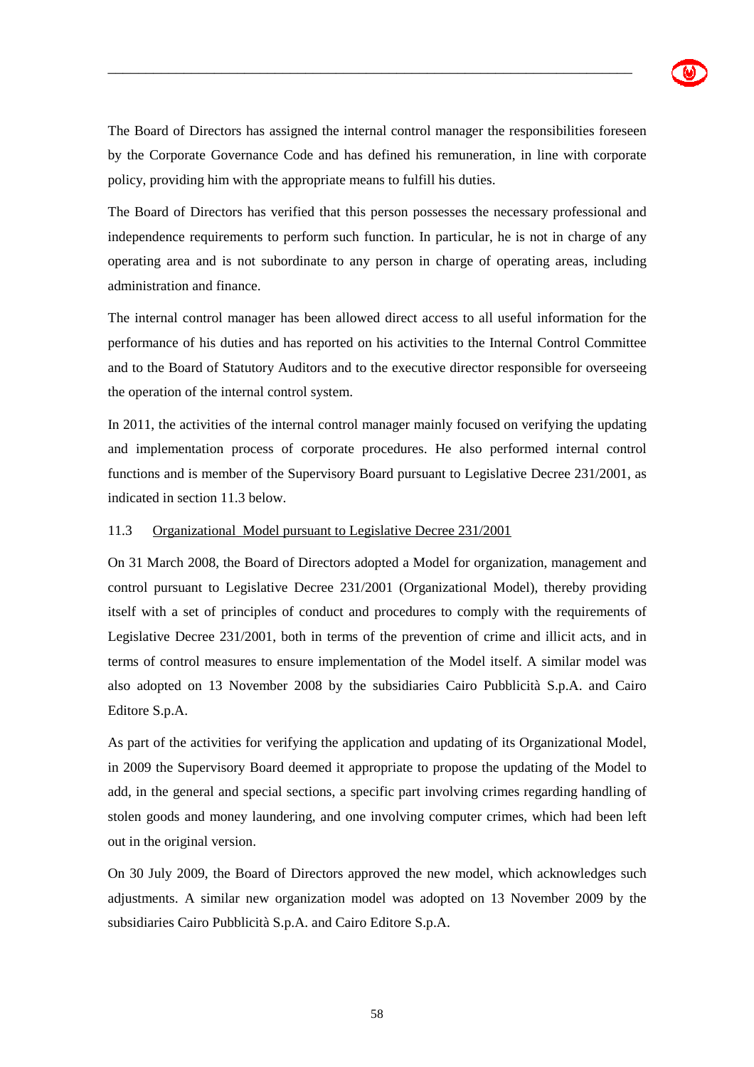The Board of Directors has assigned the internal control manager the responsibilities foreseen by the Corporate Governance Code and has defined his remuneration, in line with corporate policy, providing him with the appropriate means to fulfill his duties.

The Board of Directors has verified that this person possesses the necessary professional and independence requirements to perform such function. In particular, he is not in charge of any operating area and is not subordinate to any person in charge of operating areas, including administration and finance.

The internal control manager has been allowed direct access to all useful information for the performance of his duties and has reported on his activities to the Internal Control Committee and to the Board of Statutory Auditors and to the executive director responsible for overseeing the operation of the internal control system.

In 2011, the activities of the internal control manager mainly focused on verifying the updating and implementation process of corporate procedures. He also performed internal control functions and is member of the Supervisory Board pursuant to Legislative Decree 231/2001, as indicated in section 11.3 below.

### 11.3 Organizational Model pursuant to Legislative Decree 231/2001

On 31 March 2008, the Board of Directors adopted a Model for organization, management and control pursuant to Legislative Decree 231/2001 (Organizational Model), thereby providing itself with a set of principles of conduct and procedures to comply with the requirements of Legislative Decree 231/2001, both in terms of the prevention of crime and illicit acts, and in terms of control measures to ensure implementation of the Model itself. A similar model was also adopted on 13 November 2008 by the subsidiaries Cairo Pubblicità S.p.A. and Cairo Editore S.p.A.

As part of the activities for verifying the application and updating of its Organizational Model, in 2009 the Supervisory Board deemed it appropriate to propose the updating of the Model to add, in the general and special sections, a specific part involving crimes regarding handling of stolen goods and money laundering, and one involving computer crimes, which had been left out in the original version.

On 30 July 2009, the Board of Directors approved the new model, which acknowledges such adjustments. A similar new organization model was adopted on 13 November 2009 by the subsidiaries Cairo Pubblicità S.p.A. and Cairo Editore S.p.A.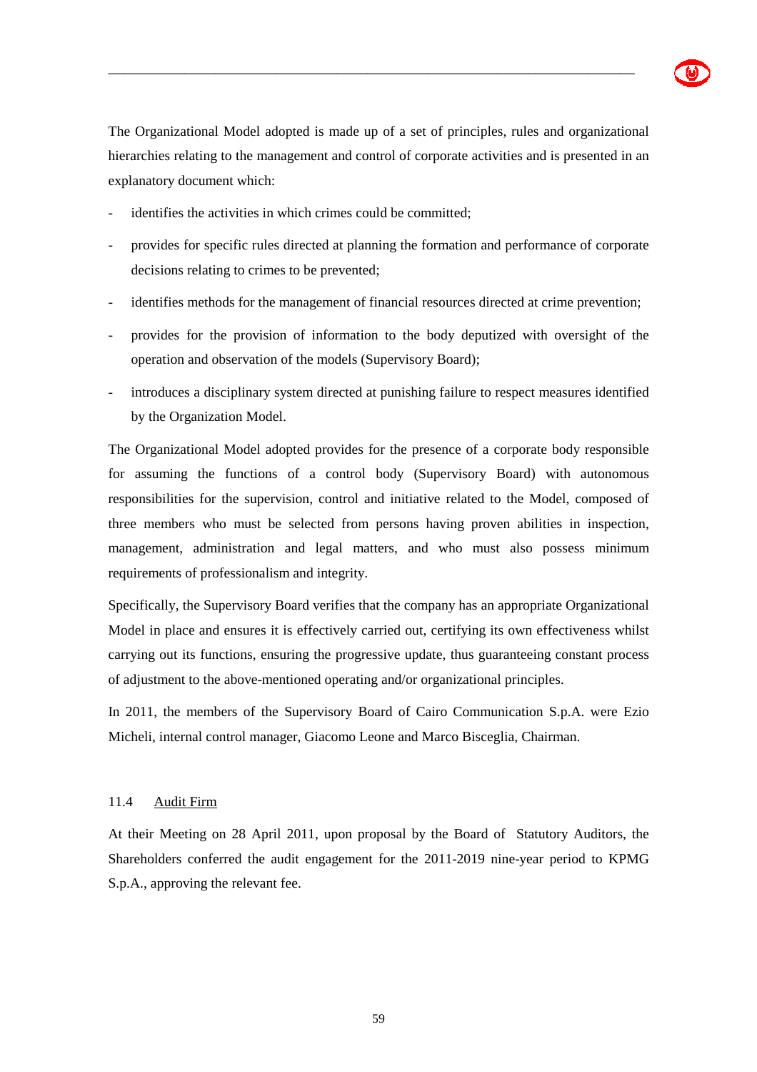The Organizational Model adopted is made up of a set of principles, rules and organizational hierarchies relating to the management and control of corporate activities and is presented in an explanatory document which:

- identifies the activities in which crimes could be committed;
- provides for specific rules directed at planning the formation and performance of corporate decisions relating to crimes to be prevented;
- identifies methods for the management of financial resources directed at crime prevention;
- provides for the provision of information to the body deputized with oversight of the operation and observation of the models (Supervisory Board);
- introduces a disciplinary system directed at punishing failure to respect measures identified by the Organization Model.

The Organizational Model adopted provides for the presence of a corporate body responsible for assuming the functions of a control body (Supervisory Board) with autonomous responsibilities for the supervision, control and initiative related to the Model, composed of three members who must be selected from persons having proven abilities in inspection, management, administration and legal matters, and who must also possess minimum requirements of professionalism and integrity.

Specifically, the Supervisory Board verifies that the company has an appropriate Organizational Model in place and ensures it is effectively carried out, certifying its own effectiveness whilst carrying out its functions, ensuring the progressive update, thus guaranteeing constant process of adjustment to the above-mentioned operating and/or organizational principles.

In 2011, the members of the Supervisory Board of Cairo Communication S.p.A. were Ezio Micheli, internal control manager, Giacomo Leone and Marco Bisceglia, Chairman.

### 11.4 Audit Firm

At their Meeting on 28 April 2011, upon proposal by the Board of Statutory Auditors, the Shareholders conferred the audit engagement for the 2011-2019 nine-year period to KPMG S.p.A., approving the relevant fee.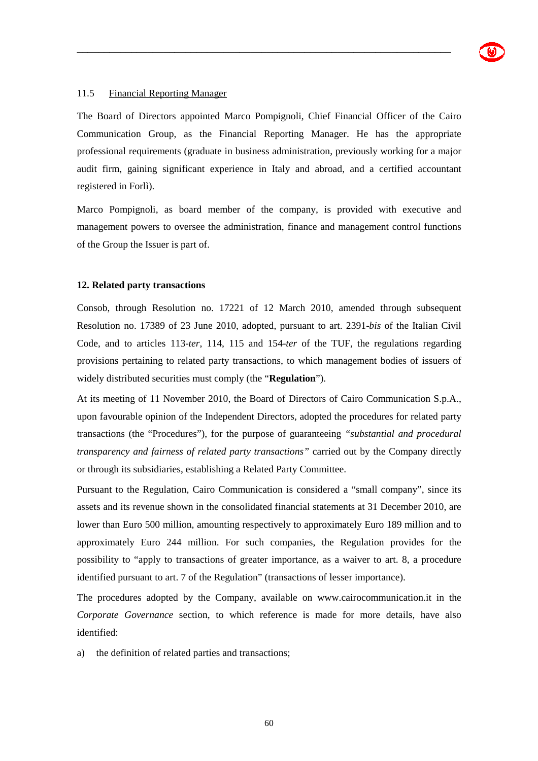11.5 Financial Reporting Manager

The Board of Directors appointed Marco Pompignoli, Chief Financial Officer of the Cairo Communication Group, as the Financial Reporting Manager. He has the appropriate professional requirements (graduate in business administration, previously working for a major audit firm, gaining significant experience in Italy and abroad, and a certified accountant registered in Forlì).

Marco Pompignoli, as board member of the company, is provided with executive and management powers to oversee the administration, finance and management control functions of the Group the Issuer is part of.

## 12. Related party transactions

Consob, through Resolution no. 17221 of 12 March 2010, amended through subsequent Resolution no. 17389 of 23 June 2010, adopted, pursuant to art. 2391-*bis* of the Italian Civil Code, and to articles 113-*ter*, 114, 115 and 154-*ter* of the TUF, the regulations regarding provisions pertaining to related party transactions, to which management bodies of issuers of widely distributed securities must comply (the "**Regulation**").

At its meeting of 11 November 2010, the Board of Directors of Cairo Communication S.p.A., upon favourable opinion of the Independent Directors, adopted the procedures for related party transactions (the "Procedures"), for the purpose of guaranteeing *"substantial and procedural transparency and fairness of related party transactions"* carried out by the Company directly or through its subsidiaries, establishing a Related Party Committee.

Pursuant to the Regulation, Cairo Communication is considered a "small company", since its assets and its revenue shown in the consolidated financial statements at 31 December 2010, are lower than Euro 500 million, amounting respectively to approximately Euro 189 million and to approximately Euro 244 million. For such companies, the Regulation provides for the possibility to "apply to transactions of greater importance, as a waiver to art. 8, a procedure identified pursuant to art. 7 of the Regulation" (transactions of lesser importance).

The procedures adopted by the Company, available on www.cairocommunication.it in the *Corporate Governance* section, to which reference is made for more details, have also identified:

a) the definition of related parties and transactions;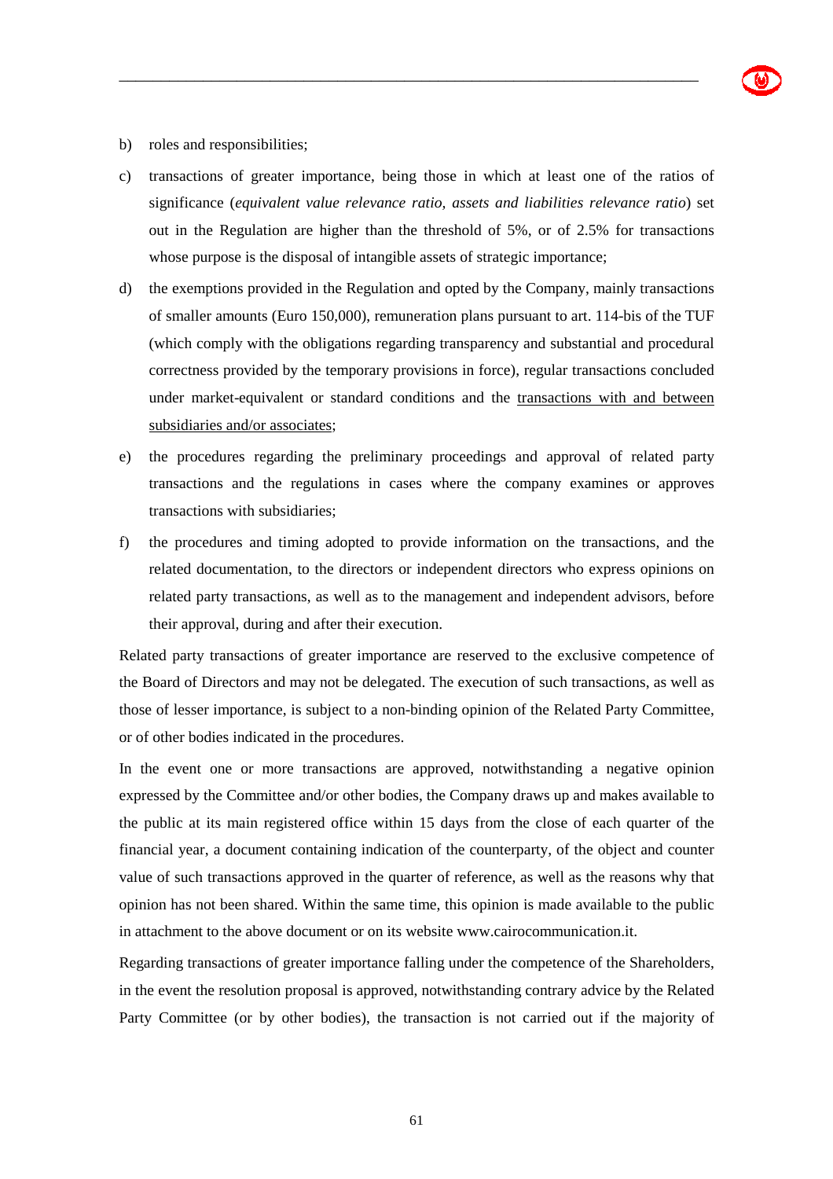b) roles and responsibilities;

c) transactions of greater importance, being those in which at least one of the ratios of significance (*equivalent value relevance ratio, assets and liabilities relevance ratio*) set out in the Regulation are higher than the threshold of 5%, or of 2.5% for transactions whose purpose is the disposal of intangible assets of strategic importance;

d) the exemptions provided in the Regulation and opted by the Company, mainly transactions of smaller amounts (Euro 150,000), remuneration plans pursuant to art. 114-bis of the TUF (which comply with the obligations regarding transparency and substantial and procedural correctness provided by the temporary provisions in force), regular transactions concluded under market-equivalent or standard conditions and the <u>transactions with and between subsidiaries and/or associates</u>;

e) the procedures regarding the preliminary proceedings and approval of related party transactions and the regulations in cases where the company examines or approves transactions with subsidiaries;

f) the procedures and timing adopted to provide information on the transactions, and the related documentation, to the directors or independent directors who express opinions on related party transactions, as well as to the management and independent advisors, before their approval, during and after their execution.

Related party transactions of greater importance are reserved to the exclusive competence of the Board of Directors and may not be delegated. The execution of such transactions, as well as those of lesser importance, is subject to a non-binding opinion of the Related Party Committee, or of other bodies indicated in the procedures.

In the event one or more transactions are approved, notwithstanding a negative opinion expressed by the Committee and/or other bodies, the Company draws up and makes available to the public at its main registered office within 15 days from the close of each quarter of the financial year, a document containing indication of the counterparty, of the object and counter value of such transactions approved in the quarter of reference, as well as the reasons why that opinion has not been shared. Within the same time, this opinion is made available to the public in attachment to the above document or on its website www.cairocommunication.it.

Regarding transactions of greater importance falling under the competence of the Shareholders, in the event the resolution proposal is approved, notwithstanding contrary advice by the Related Party Committee (or by other bodies), the transaction is not carried out if the majority of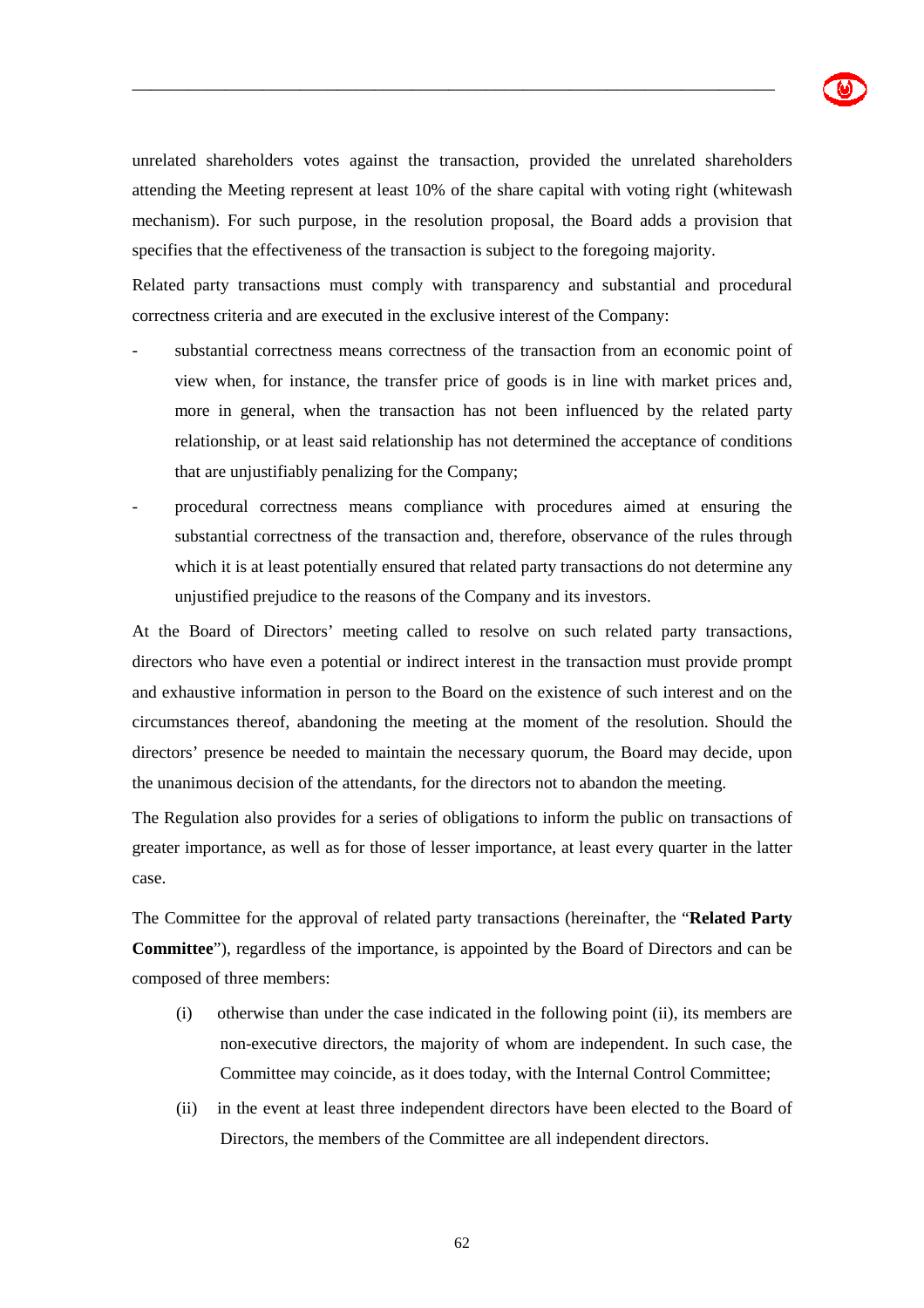unrelated shareholders votes against the transaction, provided the unrelated shareholders attending the Meeting represent at least 10% of the share capital with voting right (whitewash mechanism). For such purpose, in the resolution proposal, the Board adds a provision that specifies that the effectiveness of the transaction is subject to the foregoing majority.

Related party transactions must comply with transparency and substantial and procedural correctness criteria and are executed in the exclusive interest of the Company:

- substantial correctness means correctness of the transaction from an economic point of view when, for instance, the transfer price of goods is in line with market prices and, more in general, when the transaction has not been influenced by the related party relationship, or at least said relationship has not determined the acceptance of conditions that are unjustifiably penalizing for the Company;
- procedural correctness means compliance with procedures aimed at ensuring the substantial correctness of the transaction and, therefore, observance of the rules through which it is at least potentially ensured that related party transactions do not determine any unjustified prejudice to the reasons of the Company and its investors.

At the Board of Directors' meeting called to resolve on such related party transactions, directors who have even a potential or indirect interest in the transaction must provide prompt and exhaustive information in person to the Board on the existence of such interest and on the circumstances thereof, abandoning the meeting at the moment of the resolution. Should the directors' presence be needed to maintain the necessary quorum, the Board may decide, upon the unanimous decision of the attendants, for the directors not to abandon the meeting.

The Regulation also provides for a series of obligations to inform the public on transactions of greater importance, as well as for those of lesser importance, at least every quarter in the latter case.

The Committee for the approval of related party transactions (hereinafter, the "**Related Party Committee**"), regardless of the importance, is appointed by the Board of Directors and can be composed of three members:

(i) otherwise than under the case indicated in the following point (ii), its members are non-executive directors, the majority of whom are independent. In such case, the Committee may coincide, as it does today, with the Internal Control Committee;

(ii) in the event at least three independent directors have been elected to the Board of Directors, the members of the Committee are all independent directors.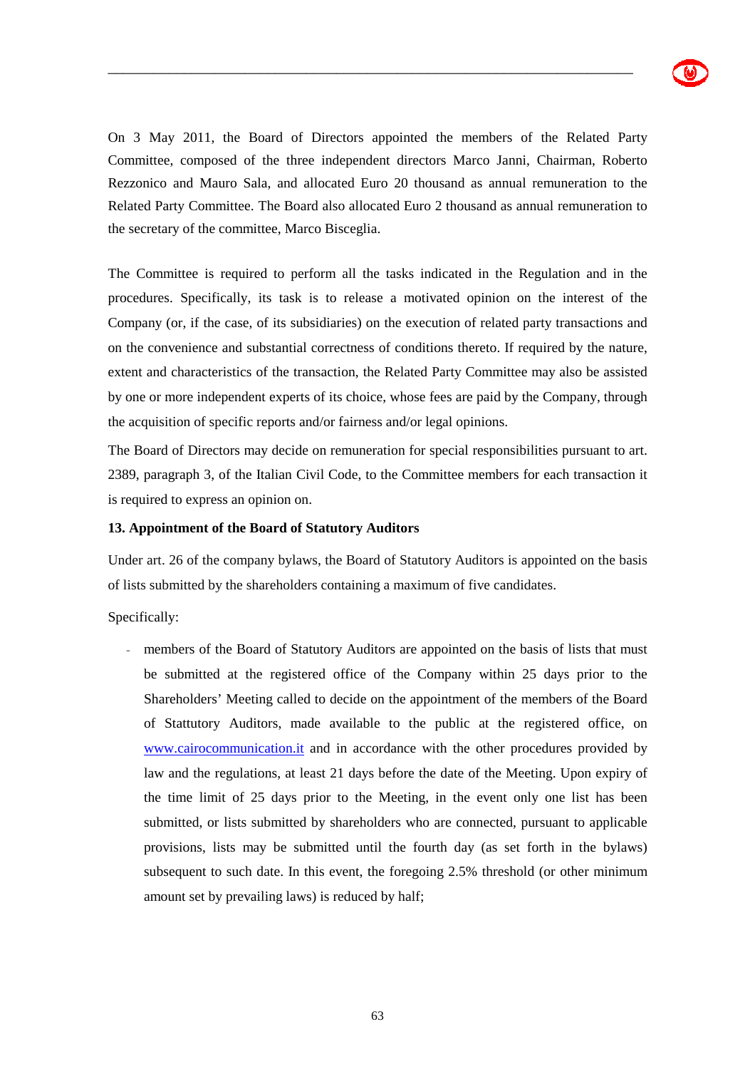On 3 May 2011, the Board of Directors appointed the members of the Related Party Committee, composed of the three independent directors Marco Janni, Chairman, Roberto Rezzonico and Mauro Sala, and allocated Euro 20 thousand as annual remuneration to the Related Party Committee. The Board also allocated Euro 2 thousand as annual remuneration to the secretary of the committee, Marco Bisceglia.

The Committee is required to perform all the tasks indicated in the Regulation and in the procedures. Specifically, its task is to release a motivated opinion on the interest of the Company (or, if the case, of its subsidiaries) on the execution of related party transactions and on the convenience and substantial correctness of conditions thereto. If required by the nature, extent and characteristics of the transaction, the Related Party Committee may also be assisted by one or more independent experts of its choice, whose fees are paid by the Company, through the acquisition of specific reports and/or fairness and/or legal opinions.

The Board of Directors may decide on remuneration for special responsibilities pursuant to art. 2389, paragraph 3, of the Italian Civil Code, to the Committee members for each transaction it is required to express an opinion on.

**13. Appointment of the Board of Statutory Auditors**

Under art. 26 of the company bylaws, the Board of Statutory Auditors is appointed on the basis of lists submitted by the shareholders containing a maximum of five candidates.

Specifically:

- members of the Board of Statutory Auditors are appointed on the basis of lists that must be submitted at the registered office of the Company within 25 days prior to the Shareholders' Meeting called to decide on the appointment of the members of the Board of Stattutory Auditors, made available to the public at the registered office, on www.cairocommunication.it and in accordance with the other procedures provided by law and the regulations, at least 21 days before the date of the Meeting. Upon expiry of the time limit of 25 days prior to the Meeting, in the event only one list has been submitted, or lists submitted by shareholders who are connected, pursuant to applicable provisions, lists may be submitted until the fourth day (as set forth in the bylaws) subsequent to such date. In this event, the foregoing 2.5% threshold (or other minimum amount set by prevailing laws) is reduced by half;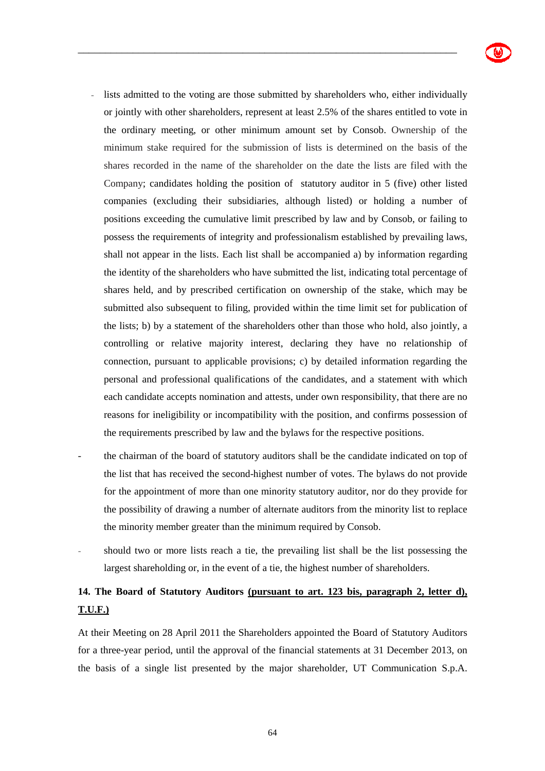- lists admitted to the voting are those submitted by shareholders who, either individually or jointly with other shareholders, represent at least 2.5% of the shares entitled to vote in the ordinary meeting, or other minimum amount set by Consob. Ownership of the minimum stake required for the submission of lists is determined on the basis of the shares recorded in the name of the shareholder on the date the lists are filed with the Company; candidates holding the position of statutory auditor in 5 (five) other listed companies (excluding their subsidiaries, although listed) or holding a number of positions exceeding the cumulative limit prescribed by law and by Consob, or failing to possess the requirements of integrity and professionalism established by prevailing laws, shall not appear in the lists. Each list shall be accompanied a) by information regarding the identity of the shareholders who have submitted the list, indicating total percentage of shares held, and by prescribed certification on ownership of the stake, which may be submitted also subsequent to filing, provided within the time limit set for publication of the lists; b) by a statement of the shareholders other than those who hold, also jointly, a controlling or relative majority interest, declaring they have no relationship of connection, pursuant to applicable provisions; c) by detailed information regarding the personal and professional qualifications of the candidates, and a statement with which each candidate accepts nomination and attests, under own responsibility, that there are no reasons for ineligibility or incompatibility with the position, and confirms possession of the requirements prescribed by law and the bylaws for the respective positions.
- the chairman of the board of statutory auditors shall be the candidate indicated on top of the list that has received the second-highest number of votes. The bylaws do not provide for the appointment of more than one minority statutory auditor, nor do they provide for the possibility of drawing a number of alternate auditors from the minority list to replace the minority member greater than the minimum required by Consob.
- should two or more lists reach a tie, the prevailing list shall be the list possessing the largest shareholding or, in the event of a tie, the highest number of shareholders.

## 14. The Board of Statutory Auditors (pursuant to art. 123 bis, paragraph 2, letter d), T.U.F.)

At their Meeting on 28 April 2011 the Shareholders appointed the Board of Statutory Auditors for a three-year period, until the approval of the financial statements at 31 December 2013, on the basis of a single list presented by the major shareholder, UT Communication S.p.A.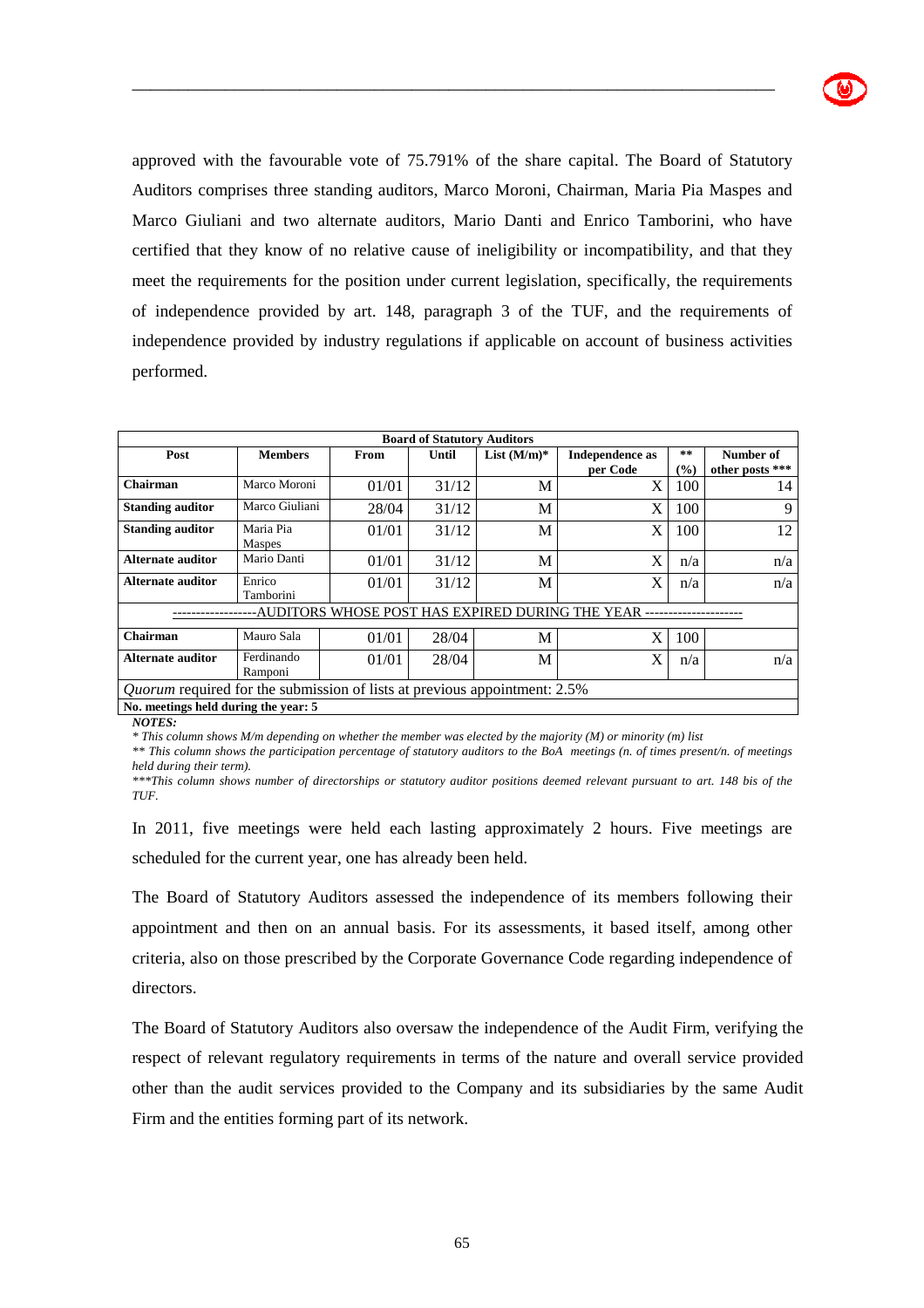approved with the favourable vote of 75.791% of the share capital. The Board of Statutory Auditors comprises three standing auditors, Marco Moroni, Chairman, Maria Pia Maspes and Marco Giuliani and two alternate auditors, Mario Danti and Enrico Tamborini, who have certified that they know of no relative cause of ineligibility or incompatibility, and that they meet the requirements for the position under current legislation, specifically, the requirements of independence provided by art. 148, paragraph 3 of the TUF, and the requirements of independence provided by industry regulations if applicable on account of business activities performed.

| **Board of Statutory Auditors** | | | | | | | |
|---|---|---|---|---|---|---|---|
| **Post** | **Members** | **From** | **Until** | **List (M/m)*** | **Independence as per Code** | ** (%) | **Number of other posts \*\*\*** |
| **Chairman** | Marco Moroni | 01/01 | 31/12 | M | X | 100 | 14 |
| **Standing auditor** | Marco Giuliani | 28/04 | 31/12 | M | X | 100 | 9 |
| **Standing auditor** | Maria Pia Maspes | 01/01 | 31/12 | M | X | 100 | 12 |
| **Alternate auditor** | Mario Danti | 01/01 | 31/12 | M | X | n/a | n/a |
| **Alternate auditor** | Enrico Tamborini | 01/01 | 31/12 | M | X | n/a | n/a |
| ------------------AUDITORS WHOSE POST HAS EXPIRED DURING THE YEAR --------------------- | | | | | | | |
| **Chairman** | Mauro Sala | 01/01 | 28/04 | M | X | 100 | |
| **Alternate auditor** | Ferdinando Ramponi | 01/01 | 28/04 | M | X | n/a | n/a |
| *Quorum* required for the submission of lists at previous appointment: 2.5% | | | | | | | |
| **No. meetings held during the year: 5** | | | | | | | |

***NOTES:***

*\* This column shows M/m depending on whether the member was elected by the majority (M) or minority (m) list*

*\*\* This column shows the participation percentage of statutory auditors to the BoA meetings (n. of times present/n. of meetings held during their term).*

*\*\*\*This column shows number of directorships or statutory auditor positions deemed relevant pursuant to art. 148 bis of the TUF.*

In 2011, five meetings were held each lasting approximately 2 hours. Five meetings are scheduled for the current year, one has already been held.

The Board of Statutory Auditors assessed the independence of its members following their appointment and then on an annual basis. For its assessments, it based itself, among other criteria, also on those prescribed by the Corporate Governance Code regarding independence of directors.

The Board of Statutory Auditors also oversaw the independence of the Audit Firm, verifying the respect of relevant regulatory requirements in terms of the nature and overall service provided other than the audit services provided to the Company and its subsidiaries by the same Audit Firm and the entities forming part of its network.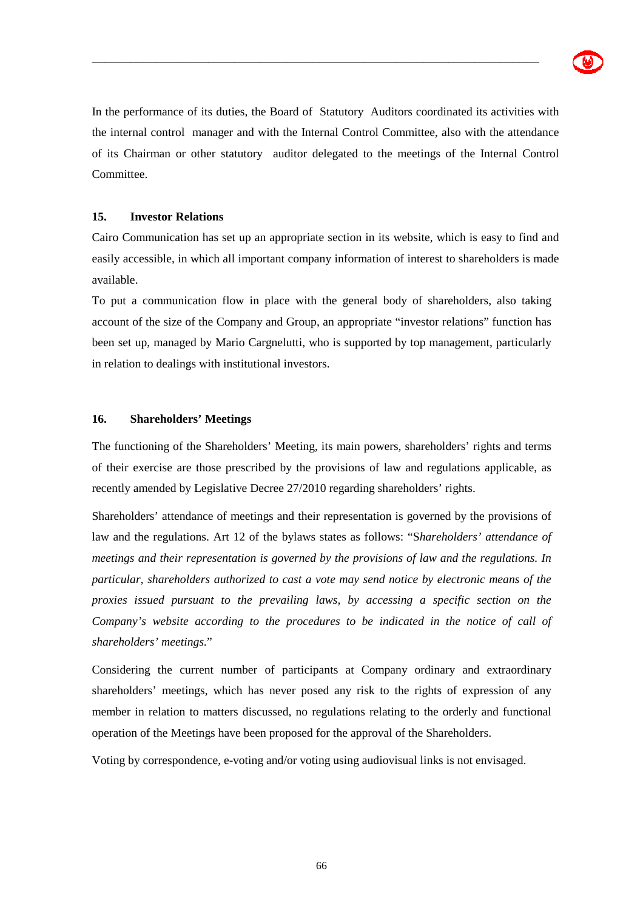In the performance of its duties, the Board of Statutory Auditors coordinated its activities with the internal control manager and with the Internal Control Committee, also with the attendance of its Chairman or other statutory auditor delegated to the meetings of the Internal Control Committee.

## 15. Investor Relations

Cairo Communication has set up an appropriate section in its website, which is easy to find and easily accessible, in which all important company information of interest to shareholders is made available.

To put a communication flow in place with the general body of shareholders, also taking account of the size of the Company and Group, an appropriate "investor relations" function has been set up, managed by Mario Cargnelutti, who is supported by top management, particularly in relation to dealings with institutional investors.

## 16. Shareholders' Meetings

The functioning of the Shareholders' Meeting, its main powers, shareholders' rights and terms of their exercise are those prescribed by the provisions of law and regulations applicable, as recently amended by Legislative Decree 27/2010 regarding shareholders' rights.

Shareholders' attendance of meetings and their representation is governed by the provisions of law and the regulations. Art 12 of the bylaws states as follows: "S*hareholders' attendance of meetings and their representation is governed by the provisions of law and the regulations. In particular, shareholders authorized to cast a vote may send notice by electronic means of the proxies issued pursuant to the prevailing laws, by accessing a specific section on the Company's website according to the procedures to be indicated in the notice of call of shareholders' meetings.*"

Considering the current number of participants at Company ordinary and extraordinary shareholders' meetings, which has never posed any risk to the rights of expression of any member in relation to matters discussed, no regulations relating to the orderly and functional operation of the Meetings have been proposed for the approval of the Shareholders.

Voting by correspondence, e-voting and/or voting using audiovisual links is not envisaged.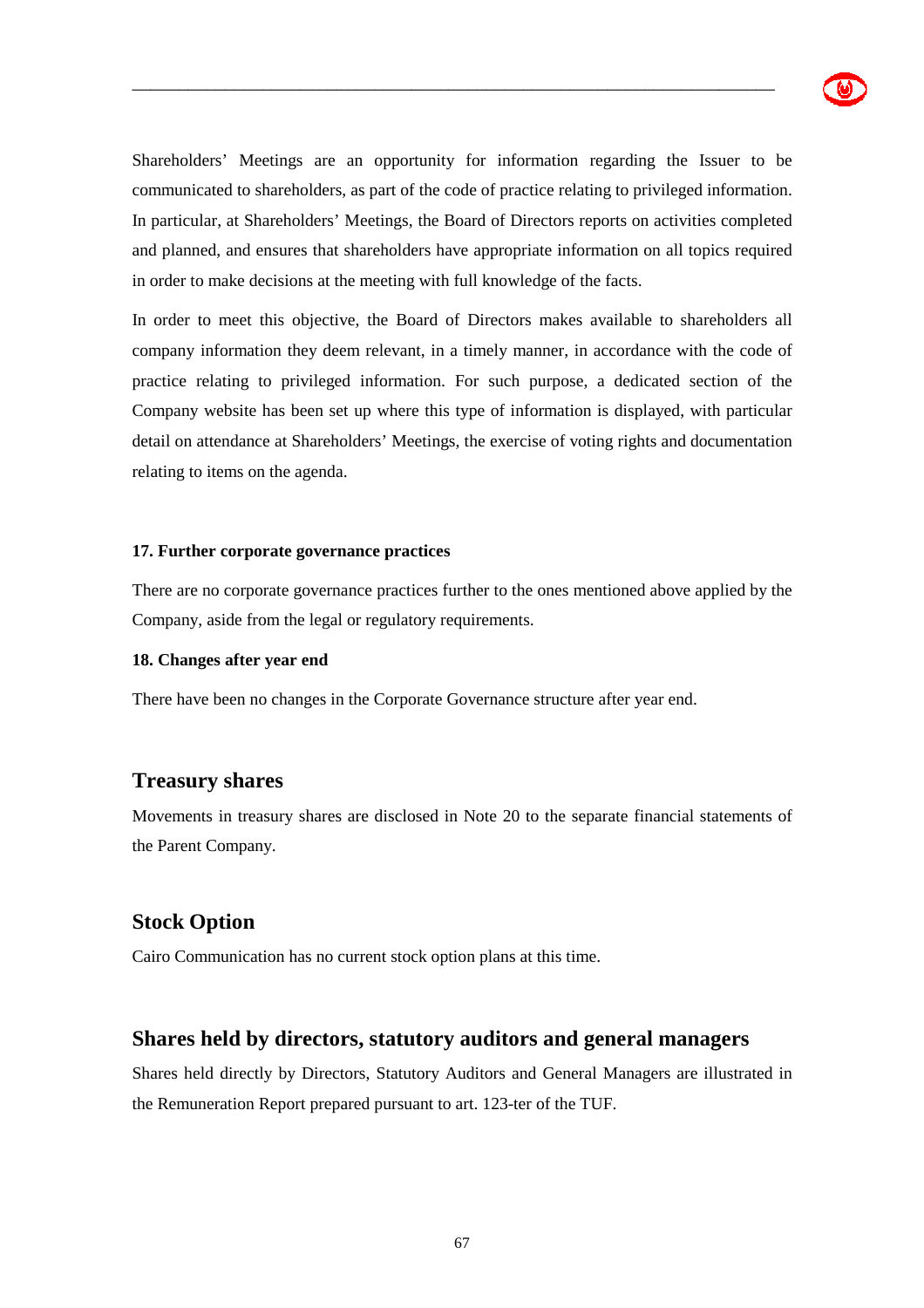Shareholders' Meetings are an opportunity for information regarding the Issuer to be communicated to shareholders, as part of the code of practice relating to privileged information. In particular, at Shareholders' Meetings, the Board of Directors reports on activities completed and planned, and ensures that shareholders have appropriate information on all topics required in order to make decisions at the meeting with full knowledge of the facts.

In order to meet this objective, the Board of Directors makes available to shareholders all company information they deem relevant, in a timely manner, in accordance with the code of practice relating to privileged information. For such purpose, a dedicated section of the Company website has been set up where this type of information is displayed, with particular detail on attendance at Shareholders' Meetings, the exercise of voting rights and documentation relating to items on the agenda.

#### 17. Further corporate governance practices

There are no corporate governance practices further to the ones mentioned above applied by the Company, aside from the legal or regulatory requirements.

#### 18. Changes after year end

There have been no changes in the Corporate Governance structure after year end.

## Treasury shares

Movements in treasury shares are disclosed in Note 20 to the separate financial statements of the Parent Company.

## Stock Option

Cairo Communication has no current stock option plans at this time.

## Shares held by directors, statutory auditors and general managers

Shares held directly by Directors, Statutory Auditors and General Managers are illustrated in the Remuneration Report prepared pursuant to art. 123-ter of the TUF.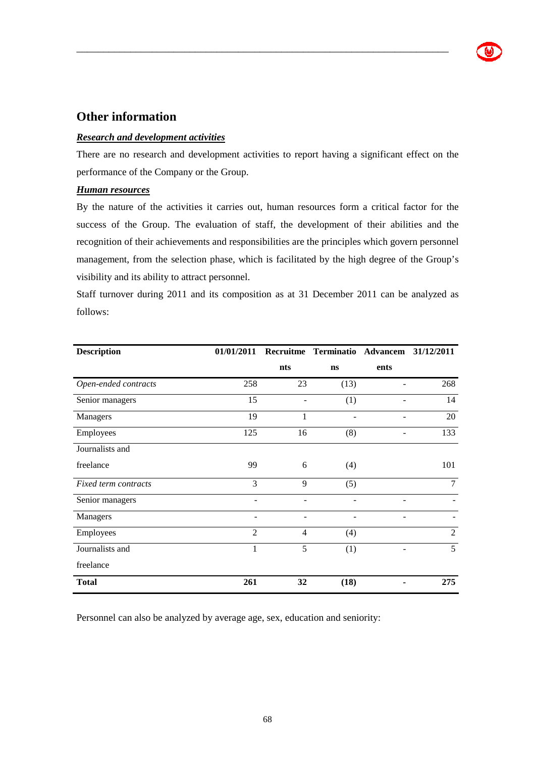## Other information

***Research and development activities***

There are no research and development activities to report having a significant effect on the performance of the Company or the Group.

***Human resources***

By the nature of the activities it carries out, human resources form a critical factor for the success of the Group. The evaluation of staff, the development of their abilities and the recognition of their achievements and responsibilities are the principles which govern personnel management, from the selection phase, which is facilitated by the high degree of the Group's visibility and its ability to attract personnel.

Staff turnover during 2011 and its composition as at 31 December 2011 can be analyzed as follows:

| Description | 01/01/2011 | Recruitments | Terminations | Advancements | 31/12/2011 |
|---|---|---|---|---|---|
| *Open-ended contracts* | 258 | 23 | (13) | - | 268 |
| Senior managers | 15 | - | (1) | - | 14 |
| Managers | 19 | 1 | - | - | 20 |
| Employees | 125 | 16 | (8) | - | 133 |
| Journalists and freelance | 99 | 6 | (4) | | 101 |
| *Fixed term contracts* | 3 | 9 | (5) | | 7 |
| Senior managers | - | - | - | - | - |
| Managers | - | - | - | - | - |
| Employees | 2 | 4 | (4) | | 2 |
| Journalists and freelance | 1 | 5 | (1) | - | 5 |
| **Total** | **261** | **32** | **(18)** | **-** | **275** |

Personnel can also be analyzed by average age, sex, education and seniority: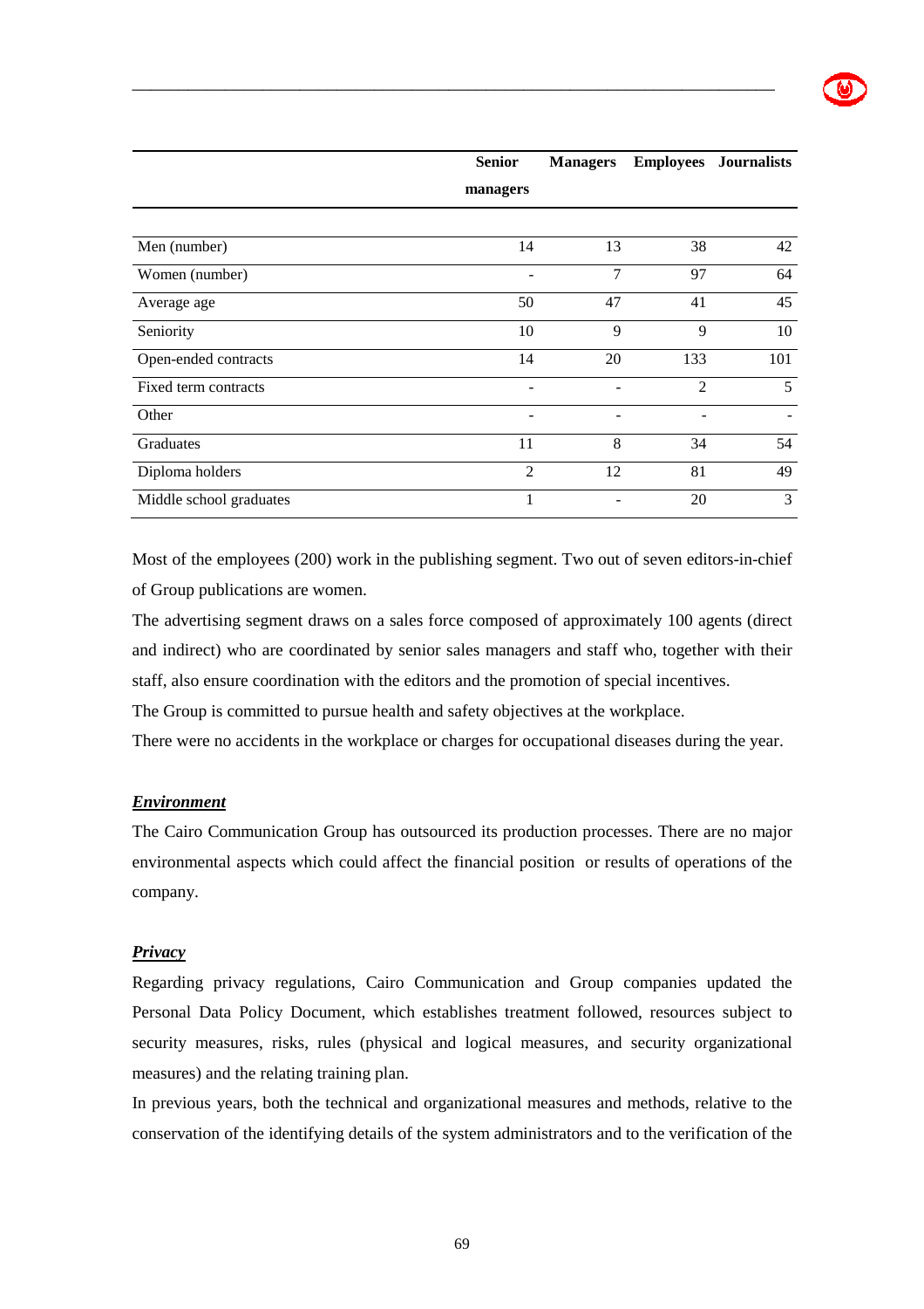| | Senior managers | Managers | Employees | Journalists |
|---|---|---|---|---|
| Men (number) | 14 | 13 | 38 | 42 |
| Women (number) | - | 7 | 97 | 64 |
| Average age | 50 | 47 | 41 | 45 |
| Seniority | 10 | 9 | 9 | 10 |
| Open-ended contracts | 14 | 20 | 133 | 101 |
| Fixed term contracts | - | - | 2 | 5 |
| Other | - | - | - | - |
| Graduates | 11 | 8 | 34 | 54 |
| Diploma holders | 2 | 12 | 81 | 49 |
| Middle school graduates | 1 | - | 20 | 3 |

Most of the employees (200) work in the publishing segment. Two out of seven editors-in-chief of Group publications are women.

The advertising segment draws on a sales force composed of approximately 100 agents (direct and indirect) who are coordinated by senior sales managers and staff who, together with their staff, also ensure coordination with the editors and the promotion of special incentives.

The Group is committed to pursue health and safety objectives at the workplace.

There were no accidents in the workplace or charges for occupational diseases during the year.

***Environment***

The Cairo Communication Group has outsourced its production processes. There are no major environmental aspects which could affect the financial position or results of operations of the company.

***Privacy***

Regarding privacy regulations, Cairo Communication and Group companies updated the Personal Data Policy Document, which establishes treatment followed, resources subject to security measures, risks, rules (physical and logical measures, and security organizational measures) and the relating training plan.

In previous years, both the technical and organizational measures and methods, relative to the conservation of the identifying details of the system administrators and to the verification of the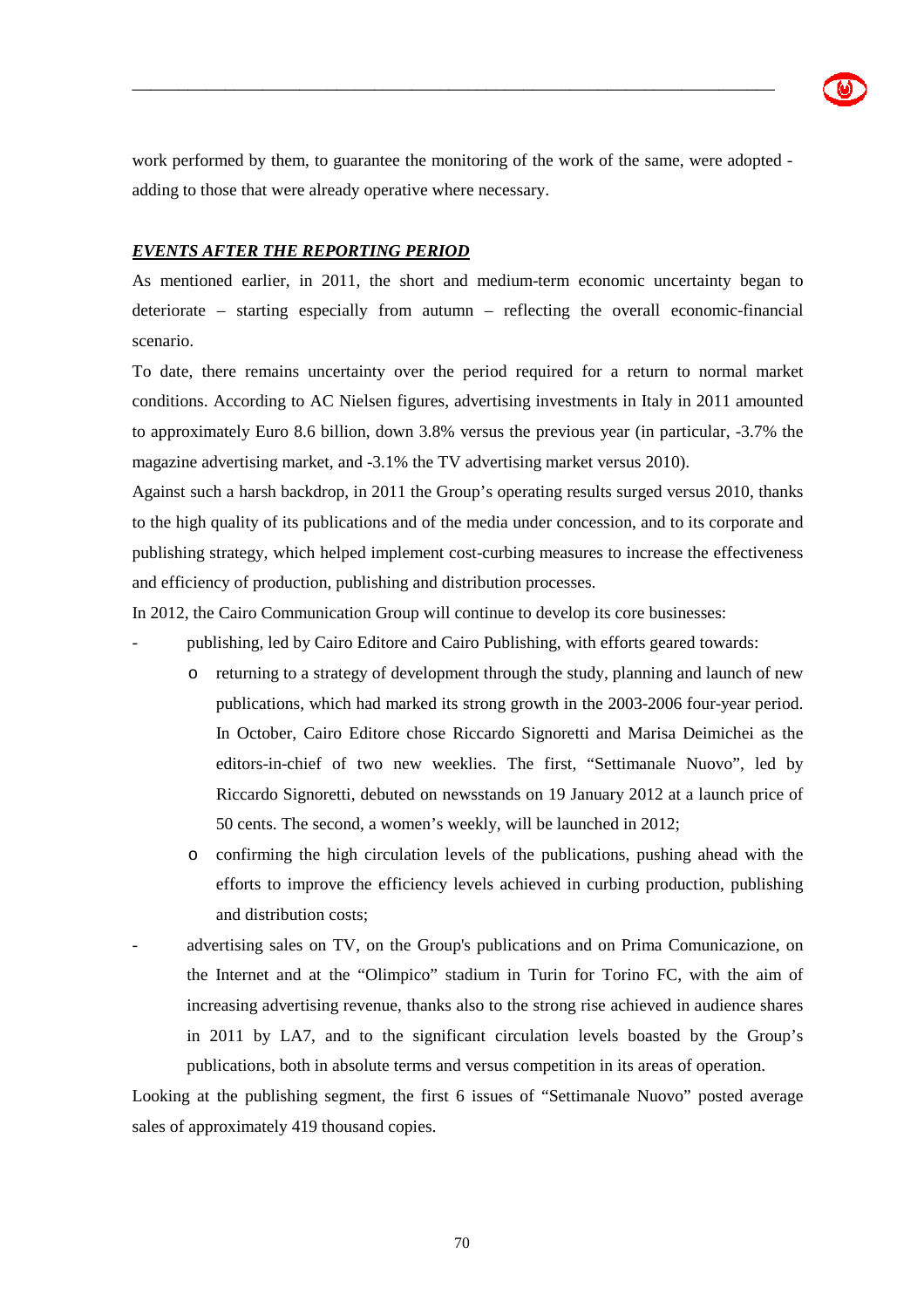work performed by them, to guarantee the monitoring of the work of the same, were adopted - adding to those that were already operative where necessary.

***EVENTS AFTER THE REPORTING PERIOD***

As mentioned earlier, in 2011, the short and medium-term economic uncertainty began to deteriorate – starting especially from autumn – reflecting the overall economic-financial scenario.

To date, there remains uncertainty over the period required for a return to normal market conditions. According to AC Nielsen figures, advertising investments in Italy in 2011 amounted to approximately Euro 8.6 billion, down 3.8% versus the previous year (in particular, -3.7% the magazine advertising market, and -3.1% the TV advertising market versus 2010).

Against such a harsh backdrop, in 2011 the Group's operating results surged versus 2010, thanks to the high quality of its publications and of the media under concession, and to its corporate and publishing strategy, which helped implement cost-curbing measures to increase the effectiveness and efficiency of production, publishing and distribution processes.

In 2012, the Cairo Communication Group will continue to develop its core businesses:

- publishing, led by Cairo Editore and Cairo Publishing, with efforts geared towards:
    - returning to a strategy of development through the study, planning and launch of new publications, which had marked its strong growth in the 2003-2006 four-year period. In October, Cairo Editore chose Riccardo Signoretti and Marisa Deimichei as the editors-in-chief of two new weeklies. The first, "Settimanale Nuovo", led by Riccardo Signoretti, debuted on newsstands on 19 January 2012 at a launch price of 50 cents. The second, a women's weekly, will be launched in 2012;
    - confirming the high circulation levels of the publications, pushing ahead with the efforts to improve the efficiency levels achieved in curbing production, publishing and distribution costs;
- advertising sales on TV, on the Group's publications and on Prima Comunicazione, on the Internet and at the "Olimpico" stadium in Turin for Torino FC, with the aim of increasing advertising revenue, thanks also to the strong rise achieved in audience shares in 2011 by LA7, and to the significant circulation levels boasted by the Group's publications, both in absolute terms and versus competition in its areas of operation.

Looking at the publishing segment, the first 6 issues of "Settimanale Nuovo" posted average sales of approximately 419 thousand copies.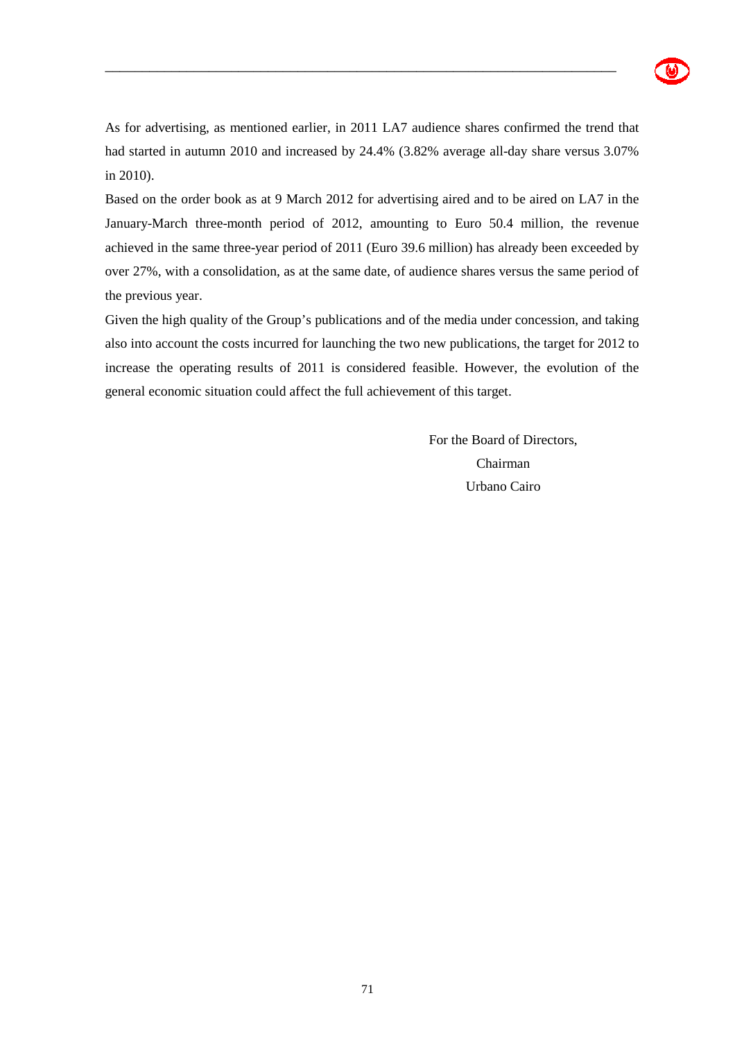As for advertising, as mentioned earlier, in 2011 LA7 audience shares confirmed the trend that had started in autumn 2010 and increased by 24.4% (3.82% average all-day share versus 3.07% in 2010).

Based on the order book as at 9 March 2012 for advertising aired and to be aired on LA7 in the January-March three-month period of 2012, amounting to Euro 50.4 million, the revenue achieved in the same three-year period of 2011 (Euro 39.6 million) has already been exceeded by over 27%, with a consolidation, as at the same date, of audience shares versus the same period of the previous year.

Given the high quality of the Group's publications and of the media under concession, and taking also into account the costs incurred for launching the two new publications, the target for 2012 to increase the operating results of 2011 is considered feasible. However, the evolution of the general economic situation could affect the full achievement of this target.

For the Board of Directors,
Chairman
Urbano Cairo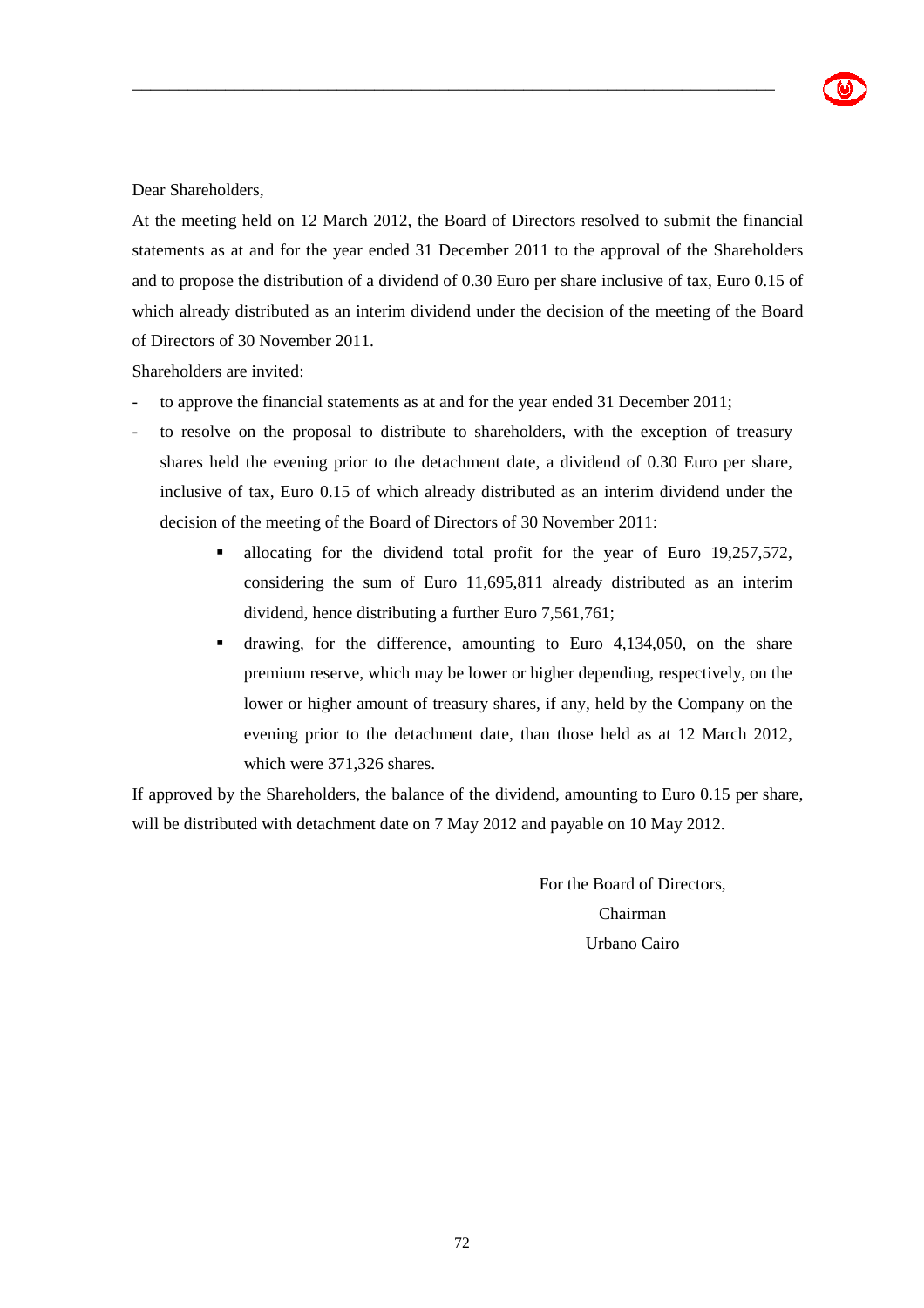Dear Shareholders,

At the meeting held on 12 March 2012, the Board of Directors resolved to submit the financial statements as at and for the year ended 31 December 2011 to the approval of the Shareholders and to propose the distribution of a dividend of 0.30 Euro per share inclusive of tax, Euro 0.15 of which already distributed as an interim dividend under the decision of the meeting of the Board of Directors of 30 November 2011.

Shareholders are invited:

- to approve the financial statements as at and for the year ended 31 December 2011;
- to resolve on the proposal to distribute to shareholders, with the exception of treasury shares held the evening prior to the detachment date, a dividend of 0.30 Euro per share, inclusive of tax, Euro 0.15 of which already distributed as an interim dividend under the decision of the meeting of the Board of Directors of 30 November 2011:
    - allocating for the dividend total profit for the year of Euro 19,257,572, considering the sum of Euro 11,695,811 already distributed as an interim dividend, hence distributing a further Euro 7,561,761;
    - drawing, for the difference, amounting to Euro 4,134,050, on the share premium reserve, which may be lower or higher depending, respectively, on the lower or higher amount of treasury shares, if any, held by the Company on the evening prior to the detachment date, than those held as at 12 March 2012, which were 371,326 shares.

If approved by the Shareholders, the balance of the dividend, amounting to Euro 0.15 per share, will be distributed with detachment date on 7 May 2012 and payable on 10 May 2012.

For the Board of Directors,

Chairman

Urbano Cairo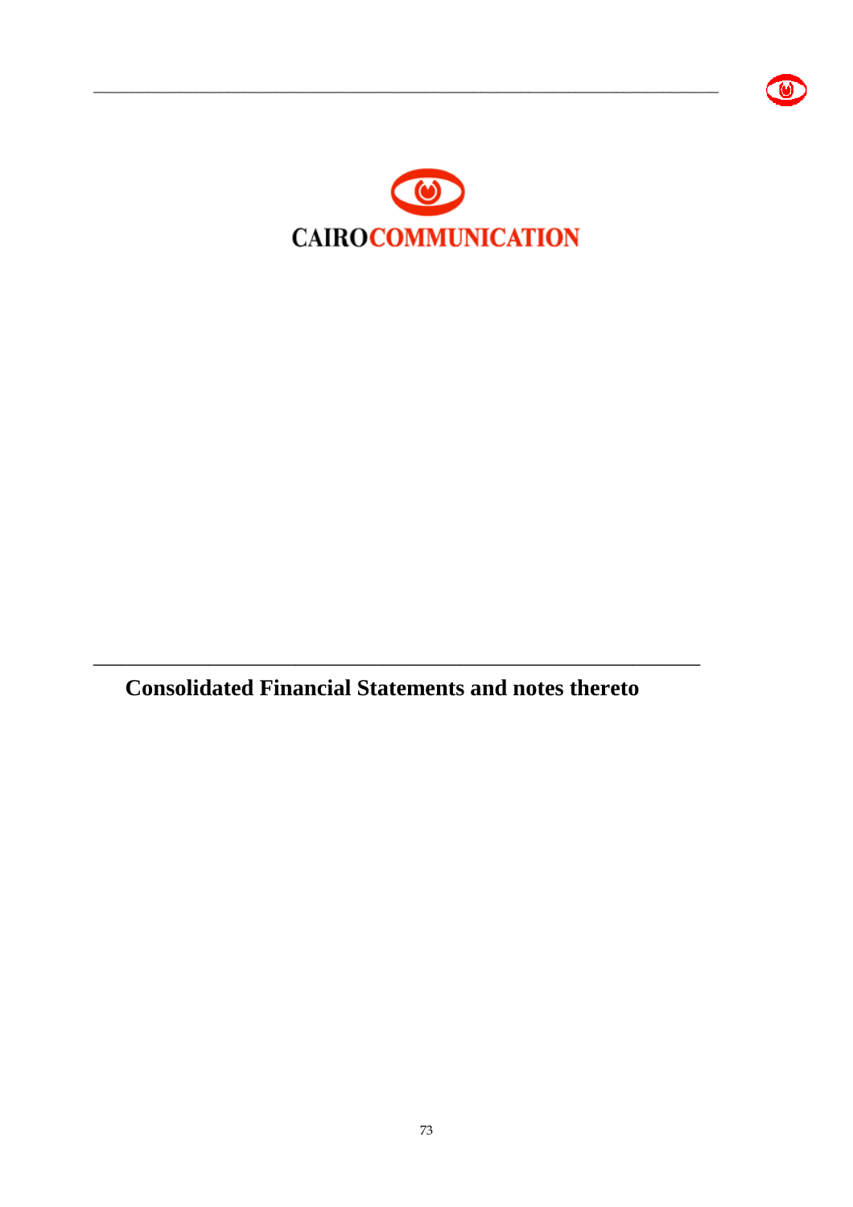CAIROCOMMUNICATION

# Consolidated Financial Statements and notes thereto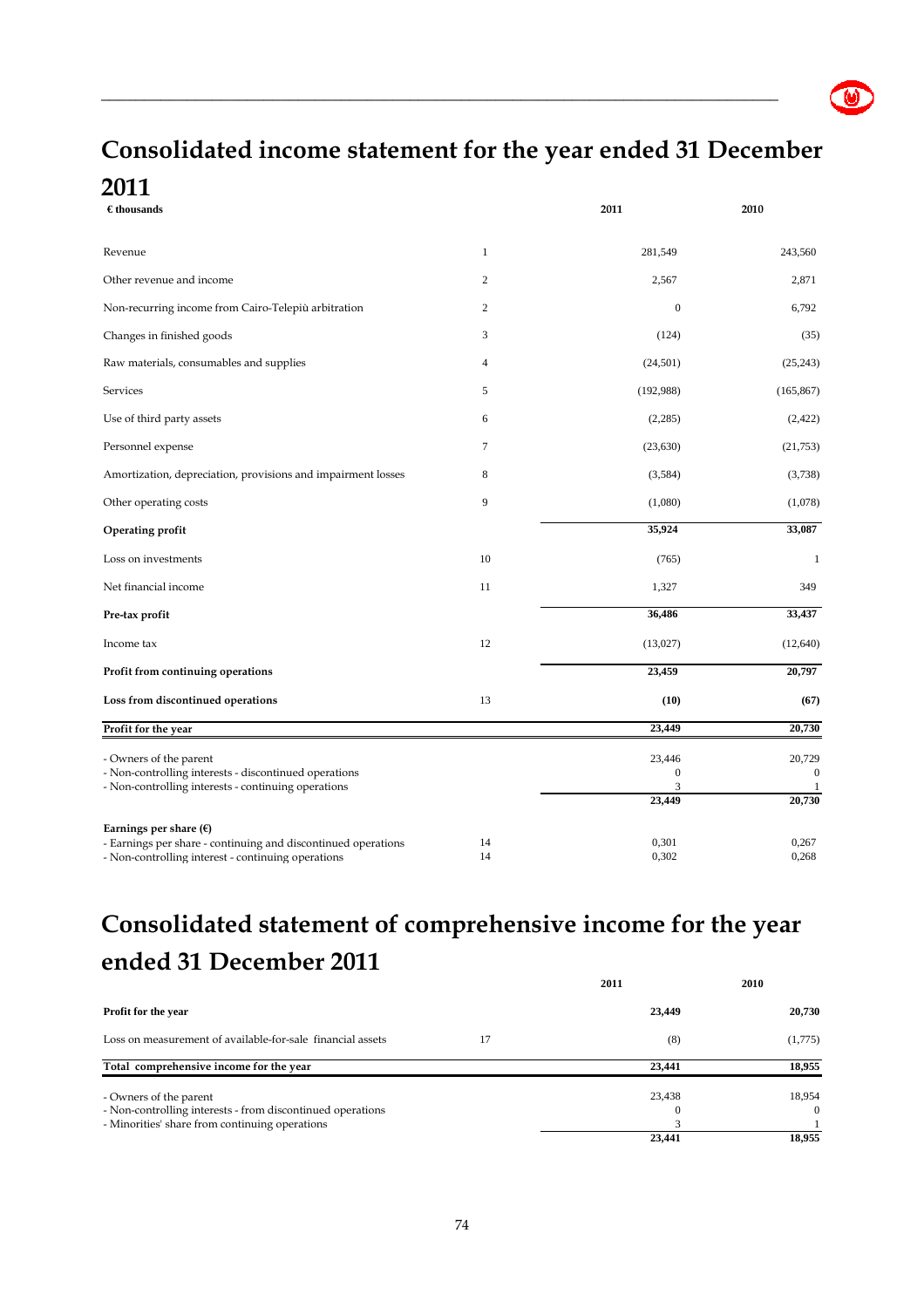# Consolidated income statement for the year ended 31 December 2011

| € thousands | | 2011 | 2010 |
|---|---|---|---|
| Revenue | 1 | 281,549 | 243,560 |
| Other revenue and income | 2 | 2,567 | 2,871 |
| Non-recurring income from Cairo-Telepiù arbitration | 2 | 0 | 6,792 |
| Changes in finished goods | 3 | (124) | (35) |
| Raw materials, consumables and supplies | 4 | (24,501) | (25,243) |
| Services | 5 | (192,988) | (165,867) |
| Use of third party assets | 6 | (2,285) | (2,422) |
| Personnel expense | 7 | (23,630) | (21,753) |
| Amortization, depreciation, provisions and impairment losses | 8 | (3,584) | (3,738) |
| Other operating costs | 9 | (1,080) | (1,078) |
| **Operating profit** | | **35,924** | **33,087** |
| Loss on investments | 10 | (765) | 1 |
| Net financial income | 11 | 1,327 | 349 |
| **Pre-tax profit** | | **36,486** | **33,437** |
| Income tax | 12 | (13,027) | (12,640) |
| **Profit from continuing operations** | | **23,459** | **20,797** |
| **Loss from discontinued operations** | 13 | **(10)** | **(67)** |
| **Profit for the year** | | **23,449** | **20,730** |
| - Owners of the parent | | 23,446 | 20,729 |
| - Non-controlling interests - discontinued operations | | 0 | 0 |
| - Non-controlling interests - continuing operations | | 3 | 1 |
| | | **23,449** | **20,730** |
| **Earnings per share (€)** | | | |
| - Earnings per share - continuing and discontinued operations | 14 | 0,301 | 0,267 |
| - Non-controlling interest - continuing operations | 14 | 0,302 | 0,268 |

# Consolidated statement of comprehensive income for the year ended 31 December 2011

| | | 2011 | 2010 |
|---|---|---|---|
| **Profit for the year** | | **23,449** | **20,730** |
| Loss on measurement of available-for-sale financial assets | 17 | (8) | (1,775) |
| **Total comprehensive income for the year** | | **23,441** | **18,955** |
| - Owners of the parent | | 23,438 | 18,954 |
| - Non-controlling interests - from discontinued operations | | 0 | 0 |
| - Minorities' share from continuing operations | | 3 | 1 |
| | | **23,441** | **18,955** |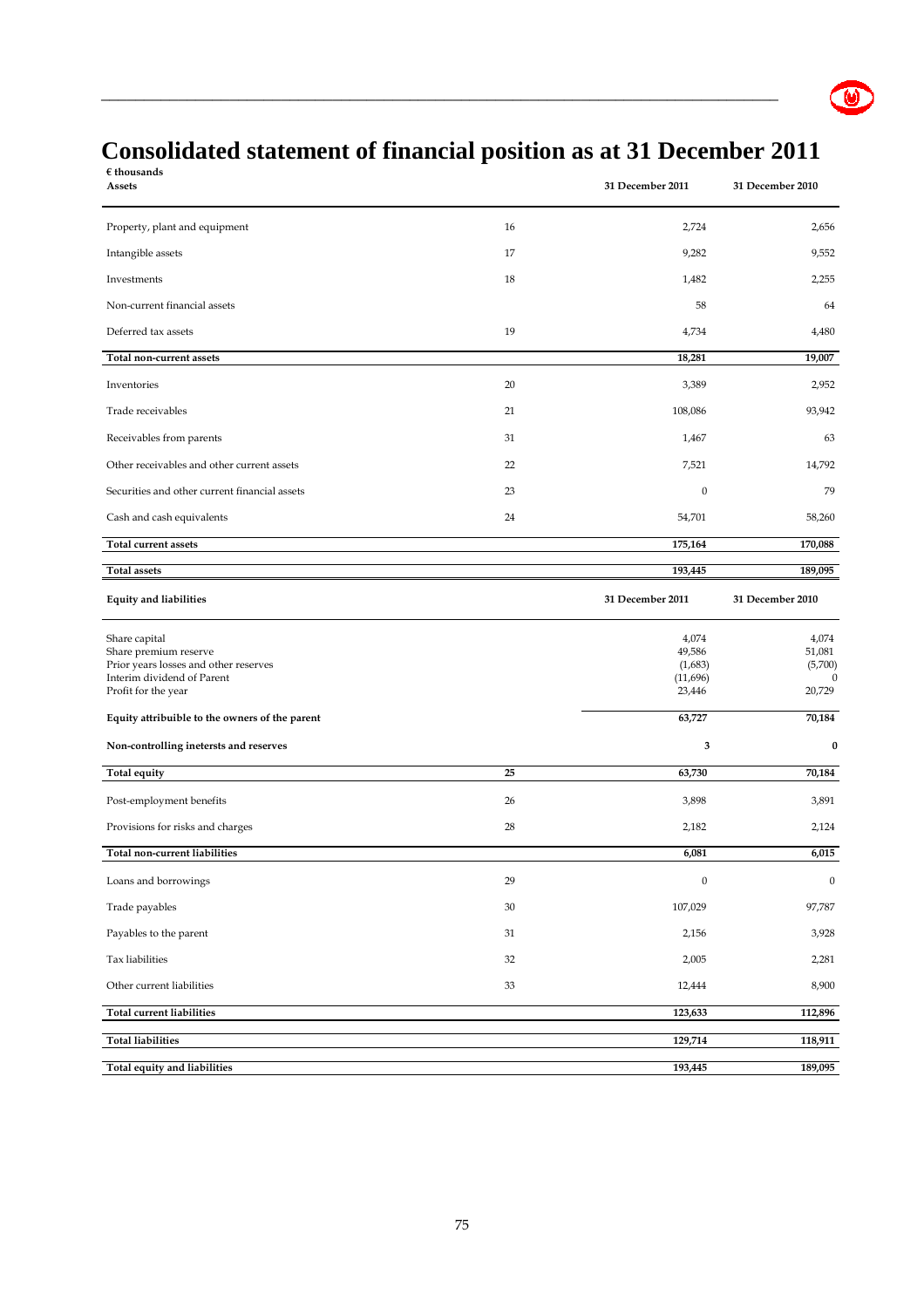# Consolidated statement of financial position as at 31 December 2011

**€ thousands**

| **Assets** | | **31 December 2011** | **31 December 2010** |
|---|---|---|---|
| Property, plant and equipment | 16 | 2,724 | 2,656 |
| Intangible assets | 17 | 9,282 | 9,552 |
| Investments | 18 | 1,482 | 2,255 |
| Non-current financial assets | | 58 | 64 |
| Deferred tax assets | 19 | 4,734 | 4,480 |
| **Total non-current assets** | | **18,281** | **19,007** |
| Inventories | 20 | 3,389 | 2,952 |
| Trade receivables | 21 | 108,086 | 93,942 |
| Receivables from parents | 31 | 1,467 | 63 |
| Other receivables and other current assets | 22 | 7,521 | 14,792 |
| Securities and other current financial assets | 23 | 0 | 79 |
| Cash and cash equivalents | 24 | 54,701 | 58,260 |
| **Total current assets** | | **175,164** | **170,088** |
| **Total assets** | | **193,445** | **189,095** |

| **Equity and liabilities** | | **31 December 2011** | **31 December 2010** |
|---|---|---|---|
| Share capital | | 4,074 | 4,074 |
| Share premium reserve | | 49,586 | 51,081 |
| Prior years losses and other reserves | | (1,683) | (5,700) |
| Interim dividend of Parent | | (11,696) | 0 |
| Profit for the year | | 23,446 | 20,729 |
| **Equity attribuible to the owners of the parent** | | **63,727** | **70,184** |
| **Non-controlling inetersts and reserves** | | **3** | **0** |
| **Total equity** | **25** | **63,730** | **70,184** |
| Post-employment benefits | 26 | 3,898 | 3,891 |
| Provisions for risks and charges | 28 | 2,182 | 2,124 |
| **Total non-current liabilities** | | **6,081** | **6,015** |
| Loans and borrowings | 29 | 0 | 0 |
| Trade payables | 30 | 107,029 | 97,787 |
| Payables to the parent | 31 | 2,156 | 3,928 |
| Tax liabilities | 32 | 2,005 | 2,281 |
| Other current liabilities | 33 | 12,444 | 8,900 |
| **Total current liabilities** | | **123,633** | **112,896** |
| **Total liabilities** | | **129,714** | **118,911** |
| **Total equity and liabilities** | | **193,445** | **189,095** |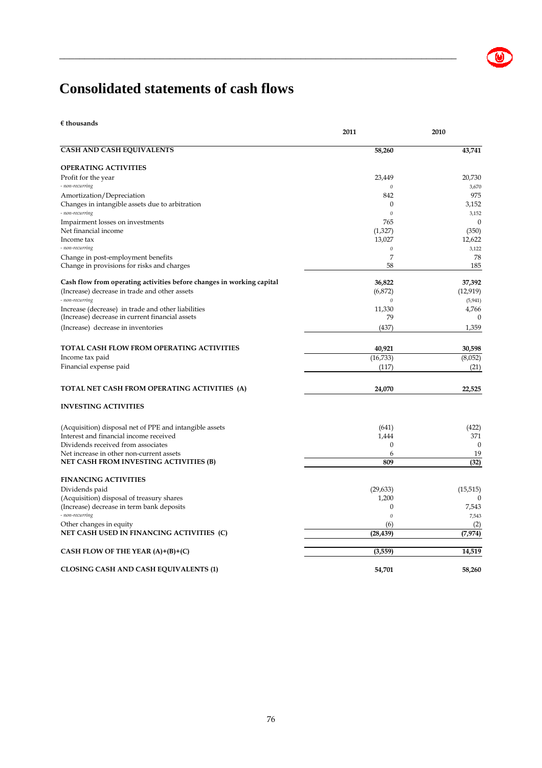# Consolidated statements of cash flows

**€ thousands**

| | 2011 | 2010 |
|---|---|---|
| **CASH AND CASH EQUIVALENTS** | **58,260** | **43,741** |
| **OPERATING ACTIVITIES** | | |
| Profit for the year | 23,449 | 20,730 |
| *- non-recurring* | *0* | *3,670* |
| Amortization/Depreciation | 842 | 975 |
| Changes in intangible assets due to arbitration | 0 | 3,152 |
| *- non-recurring* | *0* | *3,152* |
| Impairment losses on investments | 765 | 0 |
| Net financial income | (1,327) | (350) |
| Income tax | 13,027 | 12,622 |
| *- non-recurring* | *0* | *3,122* |
| Change in post-employment benefits | 7 | 78 |
| Change in provisions for risks and charges | 58 | 185 |
| **Cash flow from operating activities before changes in working capital** | **36,822** | **37,392** |
| (Increase) decrease in trade and other assets | (6,872) | (12,919) |
| *- non-recurring* | *0* | *(5,941)* |
| Increase (decrease) in trade and other liabilities | 11,330 | 4,766 |
| (Increase) decrease in current financial assets | 79 | 0 |
| (Increase) decrease in inventories | (437) | 1,359 |
| **TOTAL CASH FLOW FROM OPERATING ACTIVITIES** | **40,921** | **30,598** |
| Income tax paid | (16,733) | (8,052) |
| Financial expense paid | (117) | (21) |
| **TOTAL NET CASH FROM OPERATING ACTIVITIES (A)** | **24,070** | **22,525** |
| **INVESTING ACTIVITIES** | | |
| (Acquisition) disposal net of PPE and intangible assets | (641) | (422) |
| Interest and financial income received | 1,444 | 371 |
| Dividends received from associates | 0 | 0 |
| Net increase in other non-current assets | 6 | 19 |
| **NET CASH FROM INVESTING ACTIVITIES (B)** | **809** | **(32)** |
| **FINANCING ACTIVITIES** | | |
| Dividends paid | (29,633) | (15,515) |
| (Acquisition) disposal of treasury shares | 1,200 | 0 |
| (Increase) decrease in term bank deposits | 0 | 7,543 |
| *- non-recurring* | *0* | *7,543* |
| Other changes in equity | (6) | (2) |
| **NET CASH USED IN FINANCING ACTIVITIES (C)** | **(28,439)** | **(7,974)** |
| **CASH FLOW OF THE YEAR (A)+(B)+(C)** | **(3,559)** | **14,519** |
| **CLOSING CASH AND CASH EQUIVALENTS (1)** | **54,701** | **58,260** |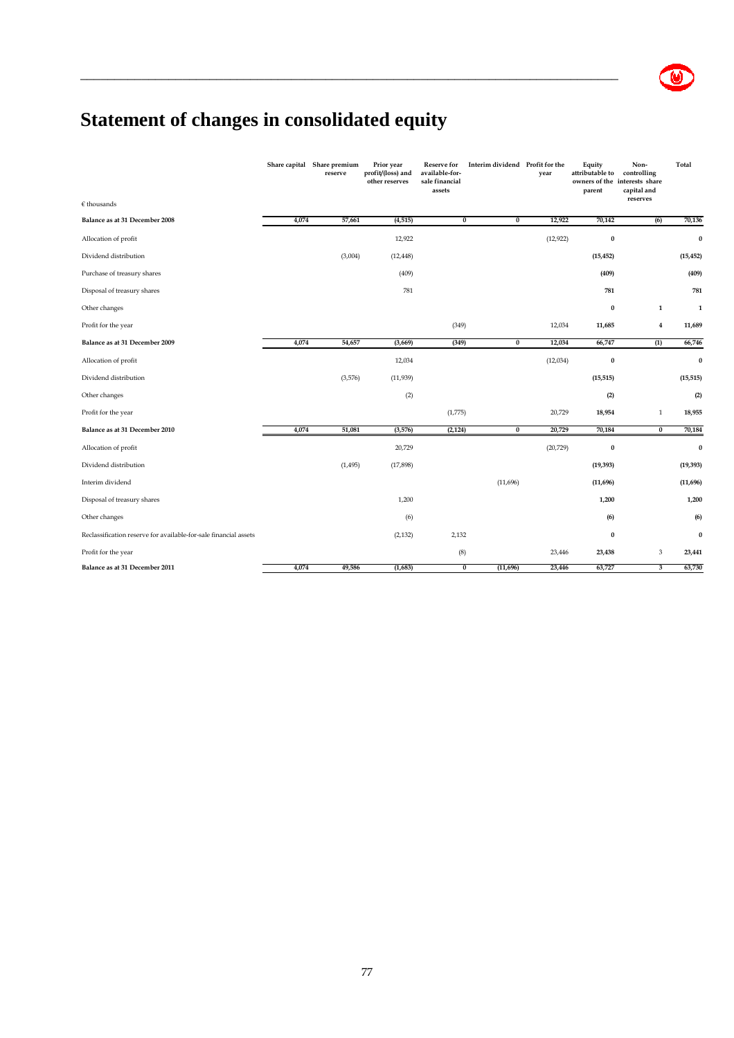# Statement of changes in consolidated equity

| € thousands | Share capital | Share premium reserve | Prior year profit/(loss) and other reserves | Reserve for available-for-sale financial assets | Interim dividend | Profit for the year | Equity attributable to owners of the parent | Non-controlling interests share capital and reserves | Total |
|---|---|---|---|---|---|---|---|---|---|
| **Balance as at 31 December 2008** | 4,074 | 57,661 | (4,515) | 0 | 0 | 12,922 | 70,142 | (6) | 70,136 |
| Allocation of profit | | | 12,922 | | | (12,922) | **0** | | **0** |
| Dividend distribution | | (3,004) | (12,448) | | | | **(15,452)** | | **(15,452)** |
| Purchase of treasury shares | | | (409) | | | | **(409)** | | **(409)** |
| Disposal of treasury shares | | | 781 | | | | **781** | | **781** |
| Other changes | | | | | | | **0** | **1** | **1** |
| Profit for the year | | | | (349) | | 12,034 | **11,685** | **4** | **11,689** |
| **Balance as at 31 December 2009** | 4,074 | 54,657 | (3,669) | (349) | 0 | 12,034 | 66,747 | (1) | 66,746 |
| Allocation of profit | | | 12,034 | | | (12,034) | **0** | | **0** |
| Dividend distribution | | (3,576) | (11,939) | | | | **(15,515)** | | **(15,515)** |
| Other changes | | | (2) | | | | **(2)** | | **(2)** |
| Profit for the year | | | | (1,775) | | 20,729 | **18,954** | 1 | **18,955** |
| **Balance as at 31 December 2010** | 4,074 | 51,081 | (3,576) | (2,124) | 0 | 20,729 | 70,184 | 0 | 70,184 |
| Allocation of profit | | | 20,729 | | | (20,729) | **0** | | **0** |
| Dividend distribution | | (1,495) | (17,898) | | | | **(19,393)** | | **(19,393)** |
| Interim dividend | | | | | (11,696) | | **(11,696)** | | **(11,696)** |
| Disposal of treasury shares | | | 1,200 | | | | **1,200** | | **1,200** |
| Other changes | | | (6) | | | | **(6)** | | **(6)** |
| Reclassification reserve for available-for-sale financial assets | | | (2,132) | 2,132 | | | **0** | | **0** |
| Profit for the year | | | | (8) | | 23,446 | **23,438** | 3 | **23,441** |
| **Balance as at 31 December 2011** | 4,074 | 49,586 | (1,683) | 0 | (11,696) | 23,446 | 63,727 | 3 | 63,730 |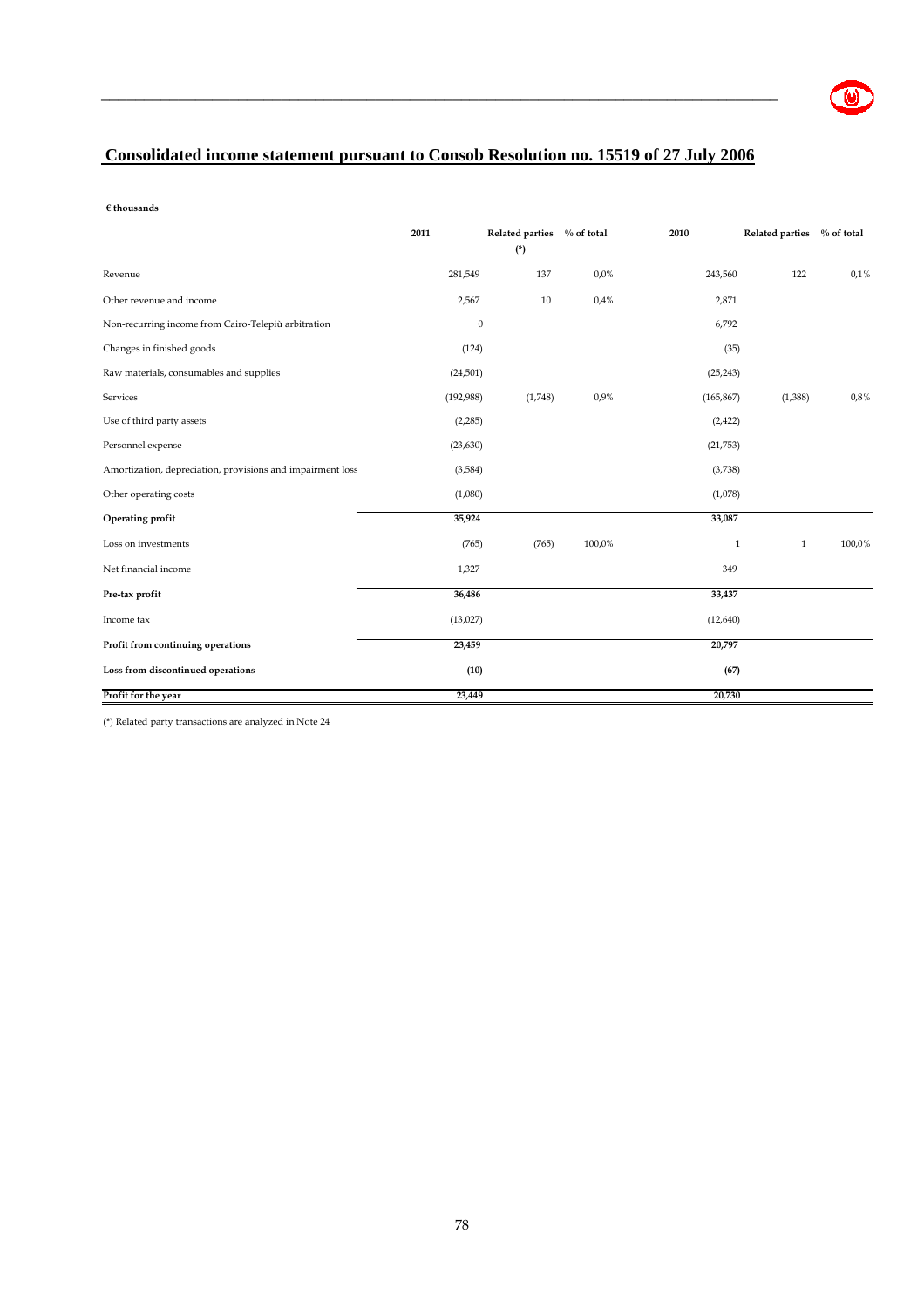# Consolidated income statement pursuant to Consob Resolution no. 15519 of 27 July 2006

**€ thousands**

| | 2011 | Related parties (*) | % of total | 2010 | Related parties | % of total |
|---|---|---|---|---|---|---|
| Revenue | 281,549 | 137 | 0,0% | 243,560 | 122 | 0,1% |
| Other revenue and income | 2,567 | 10 | 0,4% | 2,871 | | |
| Non-recurring income from Cairo-Telepiù arbitration | 0 | | | 6,792 | | |
| Changes in finished goods | (124) | | | (35) | | |
| Raw materials, consumables and supplies | (24,501) | | | (25,243) | | |
| Services | (192,988) | (1,748) | 0,9% | (165,867) | (1,388) | 0,8% |
| Use of third party assets | (2,285) | | | (2,422) | | |
| Personnel expense | (23,630) | | | (21,753) | | |
| Amortization, depreciation, provisions and impairment loss | (3,584) | | | (3,738) | | |
| Other operating costs | (1,080) | | | (1,078) | | |
| **Operating profit** | **35,924** | | | **33,087** | | |
| Loss on investments | (765) | (765) | 100,0% | 1 | 1 | 100,0% |
| Net financial income | 1,327 | | | 349 | | |
| **Pre-tax profit** | **36,486** | | | **33,437** | | |
| Income tax | (13,027) | | | (12,640) | | |
| **Profit from continuing operations** | **23,459** | | | **20,797** | | |
| **Loss from discontinued operations** | **(10)** | | | **(67)** | | |
| **Profit for the year** | **23,449** | | | **20,730** | | |

(*) Related party transactions are analyzed in Note 24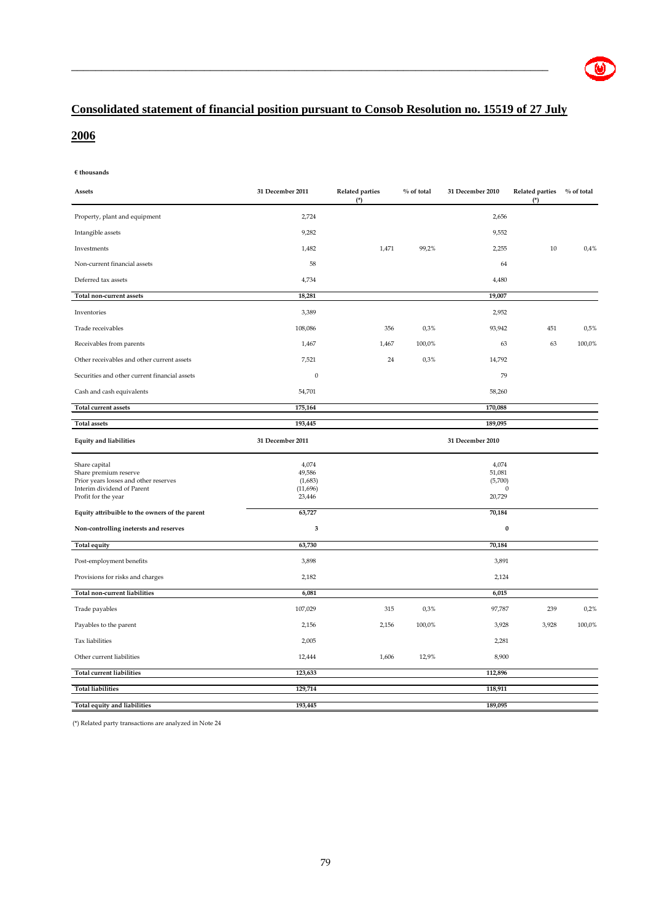## Consolidated statement of financial position pursuant to Consob Resolution no. 15519 of 27 July 2006

**€ thousands**

| Assets | 31 December 2011 | Related parties (*) | % of total | 31 December 2010 | Related parties (*) | % of total |
|---|---|---|---|---|---|---|
| Property, plant and equipment | 2,724 | | | 2,656 | | |
| Intangible assets | 9,282 | | | 9,552 | | |
| Investments | 1,482 | 1,471 | 99,2% | 2,255 | 10 | 0,4% |
| Non-current financial assets | 58 | | | 64 | | |
| Deferred tax assets | 4,734 | | | 4,480 | | |
| **Total non-current assets** | **18,281** | | | **19,007** | | |
| Inventories | 3,389 | | | 2,952 | | |
| Trade receivables | 108,086 | 356 | 0,3% | 93,942 | 451 | 0,5% |
| Receivables from parents | 1,467 | 1,467 | 100,0% | 63 | 63 | 100,0% |
| Other receivables and other current assets | 7,521 | 24 | 0,3% | 14,792 | | |
| Securities and other current financial assets | 0 | | | 79 | | |
| Cash and cash equivalents | 54,701 | | | 58,260 | | |
| **Total current assets** | **175,164** | | | **170,088** | | |
| **Total assets** | **193,445** | | | **189,095** | | |

| Equity and liabilities | 31 December 2011 | Related parties (*) | % of total | 31 December 2010 | Related parties (*) | % of total |
|---|---|---|---|---|---|---|
| Share capital | 4,074 | | | 4,074 | | |
| Share premium reserve | 49,586 | | | 51,081 | | |
| Prior years losses and other reserves | (1,683) | | | (5,700) | | |
| Interim dividend of Parent | (11,696) | | | 0 | | |
| Profit for the year | 23,446 | | | 20,729 | | |
| **Equity attribuible to the owners of the parent** | **63,727** | | | **70,184** | | |
| **Non-controlling inetersts and reserves** | **3** | | | **0** | | |
| **Total equity** | **63,730** | | | **70,184** | | |
| Post-employment benefits | 3,898 | | | 3,891 | | |
| Provisions for risks and charges | 2,182 | | | 2,124 | | |
| **Total non-current liabilities** | **6,081** | | | **6,015** | | |
| Trade payables | 107,029 | 315 | 0,3% | 97,787 | 239 | 0,2% |
| Payables to the parent | 2,156 | 2,156 | 100,0% | 3,928 | 3,928 | 100,0% |
| Tax liabilities | 2,005 | | | 2,281 | | |
| Other current liabilities | 12,444 | 1,606 | 12,9% | 8,900 | | |
| **Total current liabilities** | **123,633** | | | **112,896** | | |
| **Total liabilities** | **129,714** | | | **118,911** | | |
| **Total equity and liabilities** | **193,445** | | | **189,095** | | |

(*) Related party transactions are analyzed in Note 24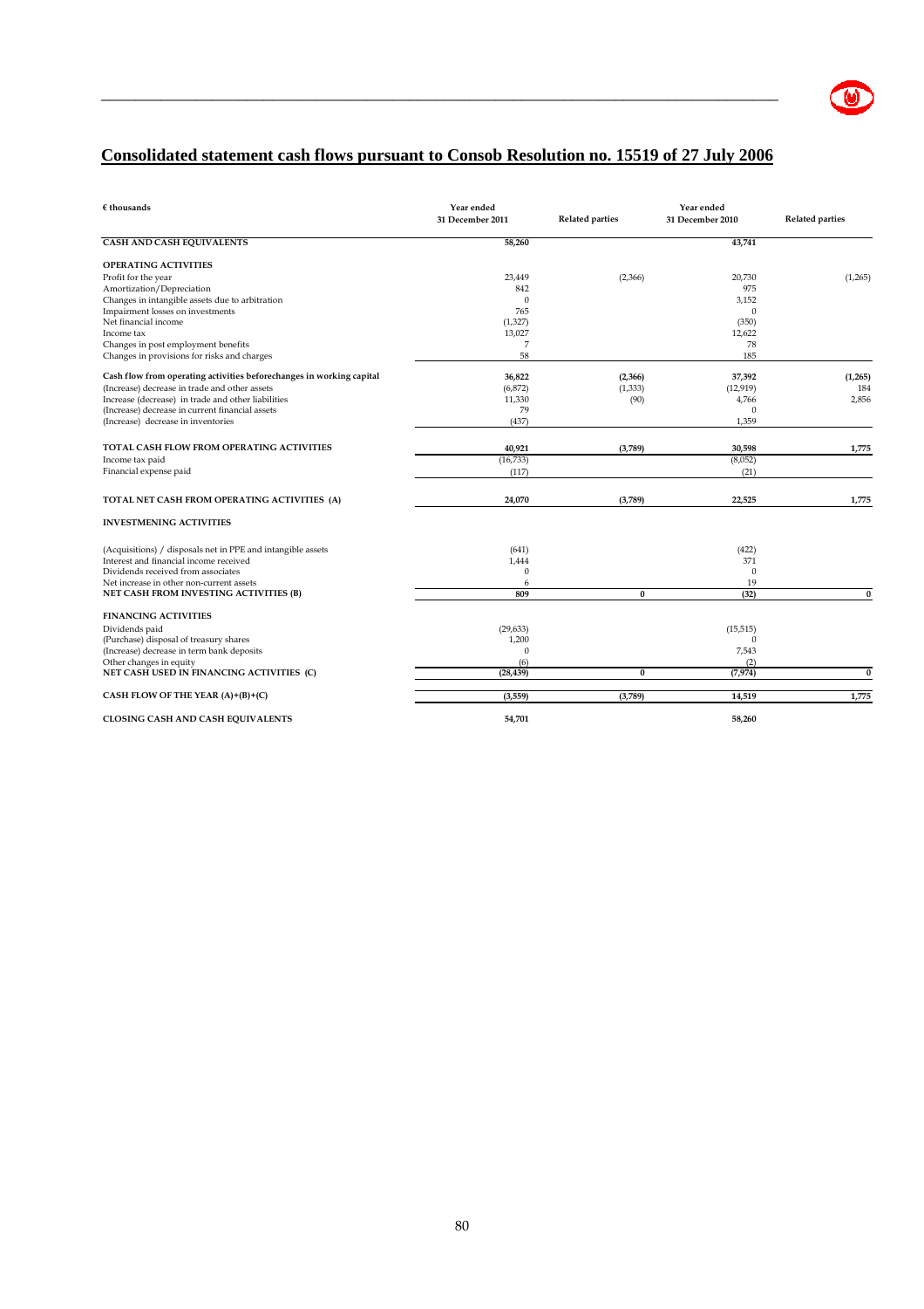# Consolidated statement cash flows pursuant to Consob Resolution no. 15519 of 27 July 2006

| € thousands | Year ended 31 December 2011 | Related parties | Year ended 31 December 2010 | Related parties |
|---|---|---|---|---|
| **CASH AND CASH EQUIVALENTS** | **58,260** | | **43,741** | |
| **OPERATING ACTIVITIES** | | | | |
| Profit for the year | 23,449 | (2,366) | 20,730 | (1,265) |
| Amortization/Depreciation | 842 | | 975 | |
| Changes in intangible assets due to arbitration | 0 | | 3,152 | |
| Impairment losses on investments | 765 | | 0 | |
| Net financial income | (1,327) | | (350) | |
| Income tax | 13,027 | | 12,622 | |
| Changes in post employment benefits | 7 | | 78 | |
| Changes in provisions for risks and charges | 58 | | 185 | |
| **Cash flow from operating activities beforechanges in working capital** | **36,822** | **(2,366)** | **37,392** | **(1,265)** |
| (Increase) decrease in trade and other assets | (6,872) | (1,333) | (12,919) | 184 |
| Increase (decrease) in trade and other liabilities | 11,330 | (90) | 4,766 | 2,856 |
| (Increase) decrease in current financial assets | 79 | | 0 | |
| (Increase) decrease in inventories | (437) | | 1,359 | |
| **TOTAL CASH FLOW FROM OPERATING ACTIVITIES** | **40,921** | **(3,789)** | **30,598** | **1,775** |
| Income tax paid | (16,733) | | (8,052) | |
| Financial expense paid | (117) | | (21) | |
| **TOTAL NET CASH FROM OPERATING ACTIVITIES (A)** | **24,070** | **(3,789)** | **22,525** | **1,775** |
| **INVESTMENING ACTIVITIES** | | | | |
| (Acquisitions) / disposals net in PPE and intangible assets | (641) | | (422) | |
| Interest and financial income received | 1,444 | | 371 | |
| Dividends received from associates | 0 | | 0 | |
| Net increase in other non-current assets | 6 | | 19 | |
| **NET CASH FROM INVESTING ACTIVITIES (B)** | **809** | **0** | **(32)** | **0** |
| **FINANCING ACTIVITIES** | | | | |
| Dividends paid | (29,633) | | (15,515) | |
| (Purchase) disposal of treasury shares | 1,200 | | 0 | |
| (Increase) decrease in term bank deposits | 0 | | 7,543 | |
| Other changes in equity | (6) | | (2) | |
| **NET CASH USED IN FINANCING ACTIVITIES (C)** | **(28,439)** | **0** | **(7,974)** | **0** |
| **CASH FLOW OF THE YEAR (A)+(B)+(C)** | **(3,559)** | **(3,789)** | **14,519** | **1,775** |
| **CLOSING CASH AND CASH EQUIVALENTS** | **54,701** | | **58,260** | |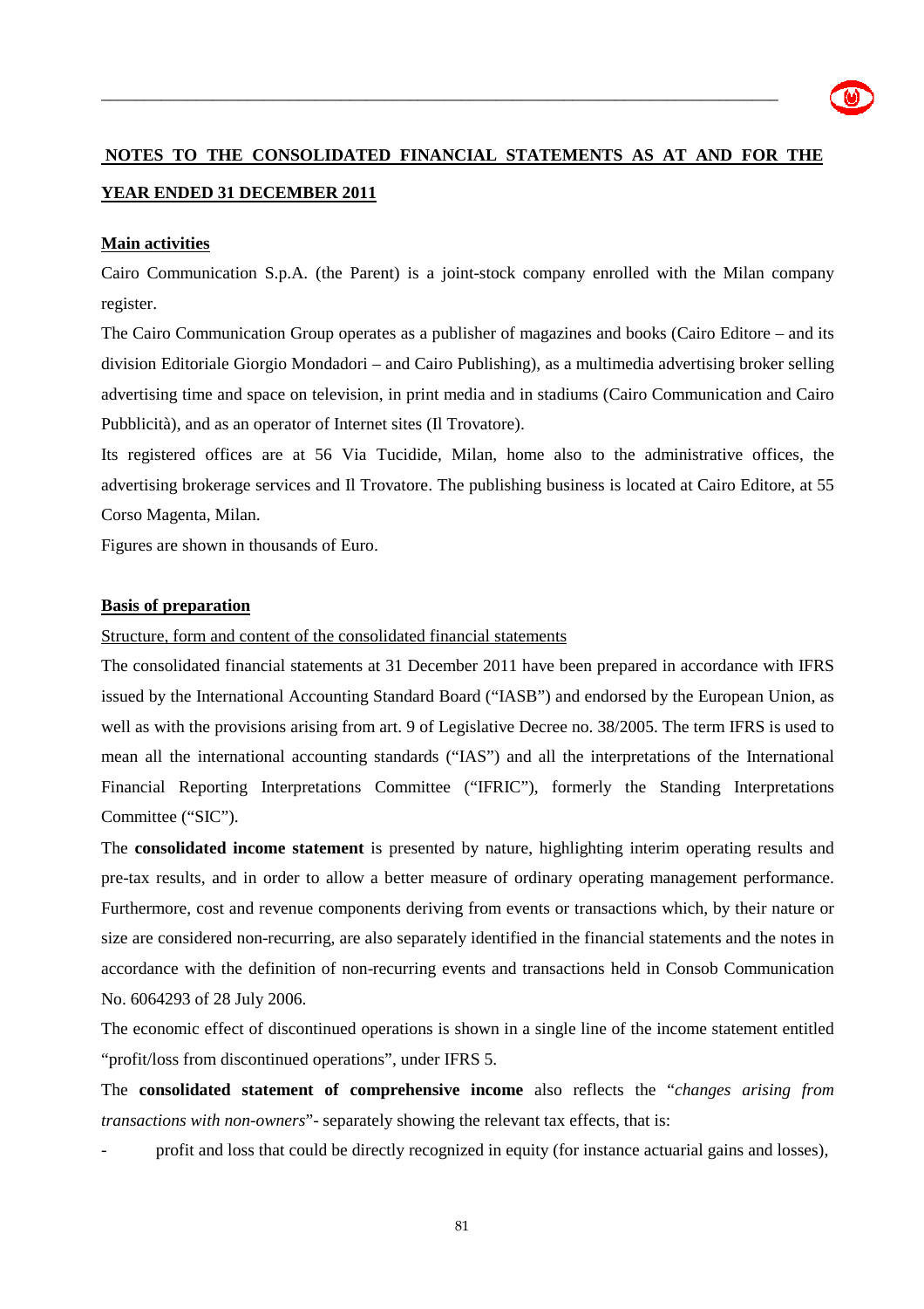## NOTES TO THE CONSOLIDATED FINANCIAL STATEMENTS AS AT AND FOR THE YEAR ENDED 31 DECEMBER 2011

### Main activities

Cairo Communication S.p.A. (the Parent) is a joint-stock company enrolled with the Milan company register.

The Cairo Communication Group operates as a publisher of magazines and books (Cairo Editore – and its division Editoriale Giorgio Mondadori – and Cairo Publishing), as a multimedia advertising broker selling advertising time and space on television, in print media and in stadiums (Cairo Communication and Cairo Pubblicità), and as an operator of Internet sites (Il Trovatore).

Its registered offices are at 56 Via Tucidide, Milan, home also to the administrative offices, the advertising brokerage services and Il Trovatore. The publishing business is located at Cairo Editore, at 55 Corso Magenta, Milan.

Figures are shown in thousands of Euro.

### Basis of preparation

Structure, form and content of the consolidated financial statements

The consolidated financial statements at 31 December 2011 have been prepared in accordance with IFRS issued by the International Accounting Standard Board ("IASB") and endorsed by the European Union, as well as with the provisions arising from art. 9 of Legislative Decree no. 38/2005. The term IFRS is used to mean all the international accounting standards ("IAS") and all the interpretations of the International Financial Reporting Interpretations Committee ("IFRIC"), formerly the Standing Interpretations Committee ("SIC").

The **consolidated income statement** is presented by nature, highlighting interim operating results and pre-tax results, and in order to allow a better measure of ordinary operating management performance. Furthermore, cost and revenue components deriving from events or transactions which, by their nature or size are considered non-recurring, are also separately identified in the financial statements and the notes in accordance with the definition of non-recurring events and transactions held in Consob Communication No. 6064293 of 28 July 2006.

The economic effect of discontinued operations is shown in a single line of the income statement entitled "profit/loss from discontinued operations", under IFRS 5.

The **consolidated statement of comprehensive income** also reflects the "*changes arising from transactions with non-owners*"- separately showing the relevant tax effects, that is:

- profit and loss that could be directly recognized in equity (for instance actuarial gains and losses),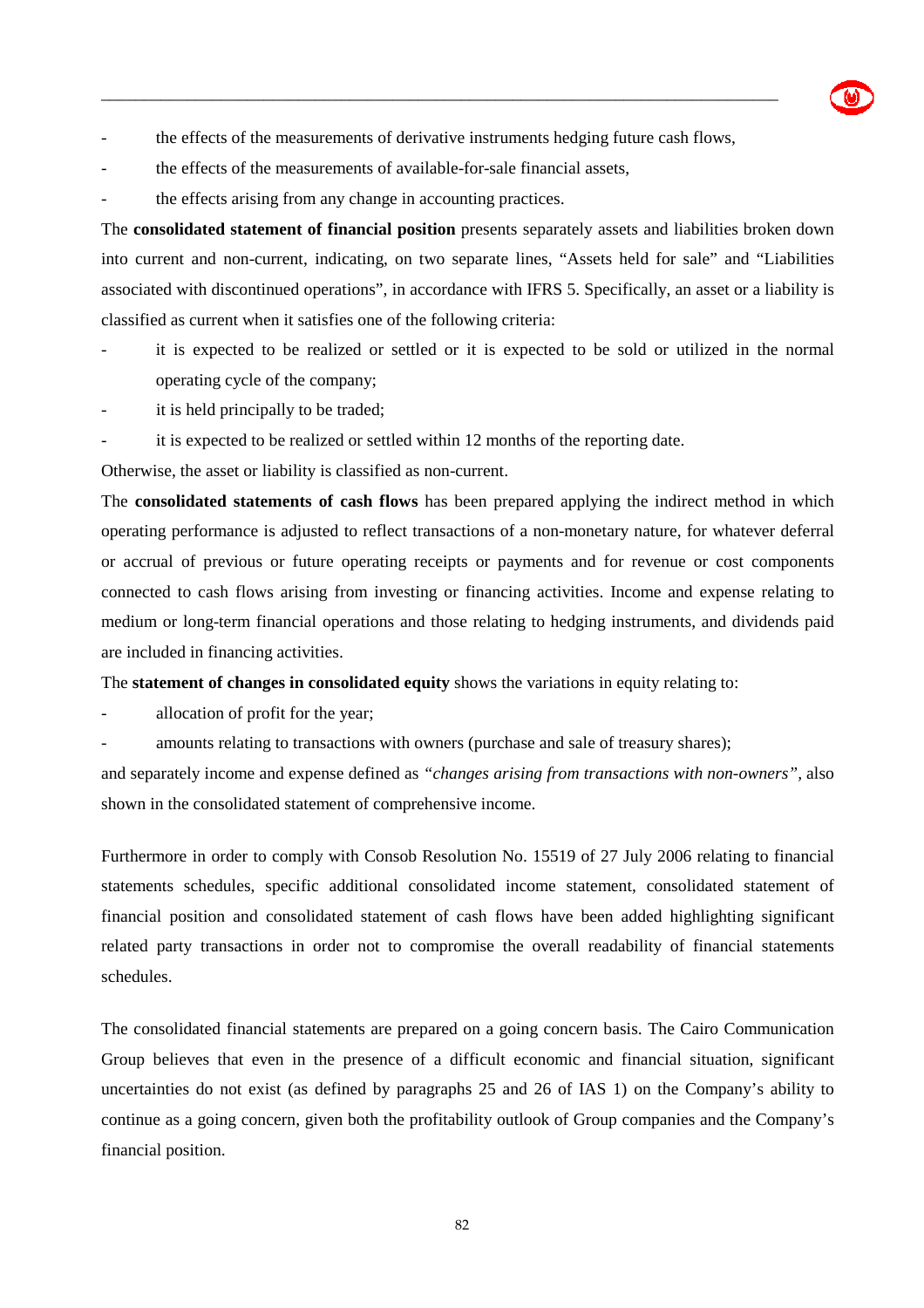- the effects of the measurements of derivative instruments hedging future cash flows,
- the effects of the measurements of available-for-sale financial assets,
- the effects arising from any change in accounting practices.

The **consolidated statement of financial position** presents separately assets and liabilities broken down into current and non-current, indicating, on two separate lines, "Assets held for sale" and "Liabilities associated with discontinued operations", in accordance with IFRS 5. Specifically, an asset or a liability is classified as current when it satisfies one of the following criteria:

- it is expected to be realized or settled or it is expected to be sold or utilized in the normal operating cycle of the company;
- it is held principally to be traded;
- it is expected to be realized or settled within 12 months of the reporting date.

Otherwise, the asset or liability is classified as non-current.

The **consolidated statements of cash flows** has been prepared applying the indirect method in which operating performance is adjusted to reflect transactions of a non-monetary nature, for whatever deferral or accrual of previous or future operating receipts or payments and for revenue or cost components connected to cash flows arising from investing or financing activities. Income and expense relating to medium or long-term financial operations and those relating to hedging instruments, and dividends paid are included in financing activities.

The **statement of changes in consolidated equity** shows the variations in equity relating to:

- allocation of profit for the year;
- amounts relating to transactions with owners (purchase and sale of treasury shares);

and separately income and expense defined as *"changes arising from transactions with non-owners"*, also shown in the consolidated statement of comprehensive income.

Furthermore in order to comply with Consob Resolution No. 15519 of 27 July 2006 relating to financial statements schedules, specific additional consolidated income statement, consolidated statement of financial position and consolidated statement of cash flows have been added highlighting significant related party transactions in order not to compromise the overall readability of financial statements schedules.

The consolidated financial statements are prepared on a going concern basis. The Cairo Communication Group believes that even in the presence of a difficult economic and financial situation, significant uncertainties do not exist (as defined by paragraphs 25 and 26 of IAS 1) on the Company's ability to continue as a going concern, given both the profitability outlook of Group companies and the Company's financial position.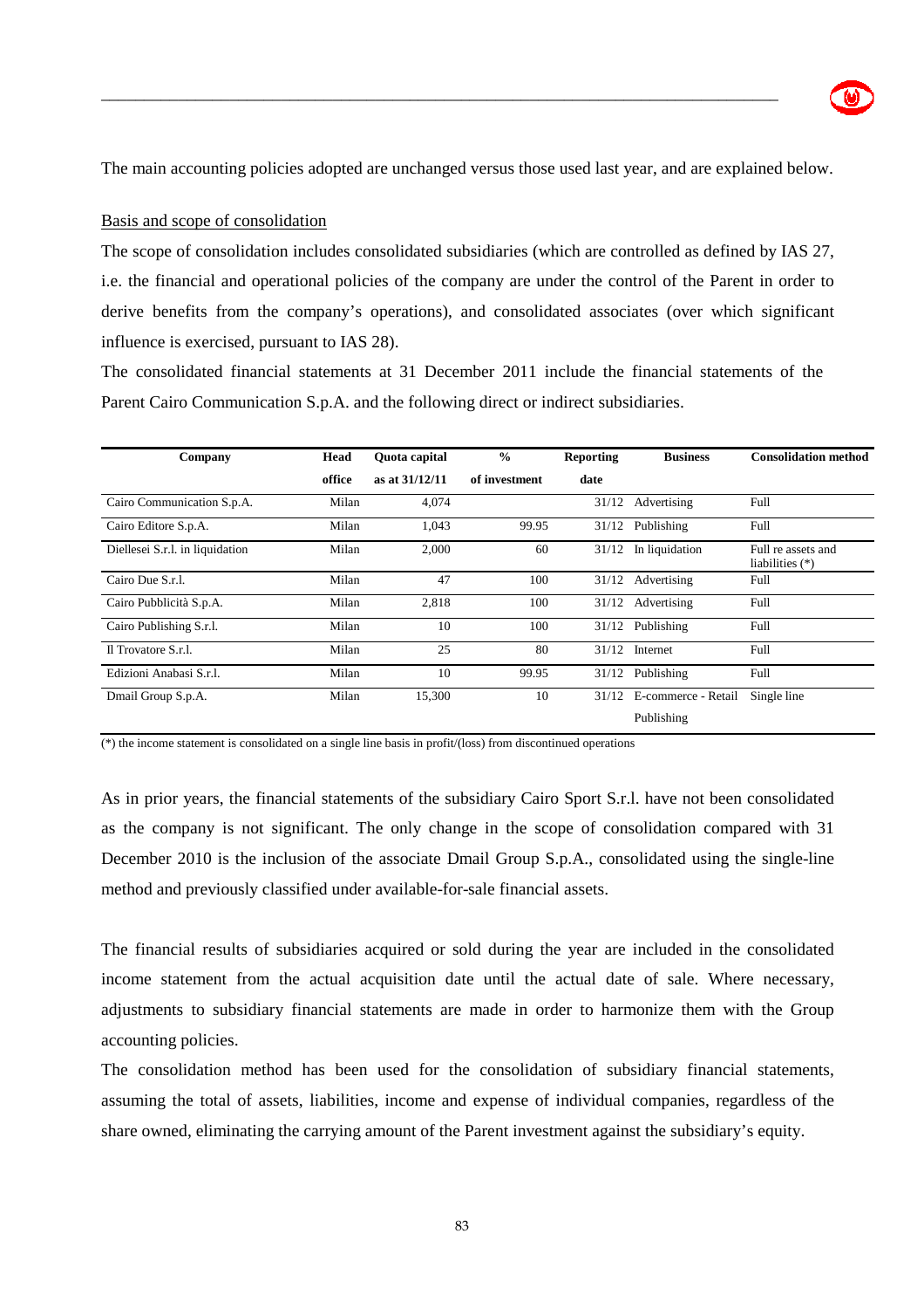The main accounting policies adopted are unchanged versus those used last year, and are explained below.

Basis and scope of consolidation

The scope of consolidation includes consolidated subsidiaries (which are controlled as defined by IAS 27, i.e. the financial and operational policies of the company are under the control of the Parent in order to derive benefits from the company's operations), and consolidated associates (over which significant influence is exercised, pursuant to IAS 28).

The consolidated financial statements at 31 December 2011 include the financial statements of the Parent Cairo Communication S.p.A. and the following direct or indirect subsidiaries.

| Company | Head office | Quota capital as at 31/12/11 | % of investment | Reporting date | Business | Consolidation method |
|---|---|---|---|---|---|---|
| Cairo Communication S.p.A. | Milan | 4,074 | | 31/12 | Advertising | Full |
| Cairo Editore S.p.A. | Milan | 1,043 | 99.95 | 31/12 | Publishing | Full |
| Diellesei S.r.l. in liquidation | Milan | 2,000 | 60 | 31/12 | In liquidation | Full re assets and liabilities (*) |
| Cairo Due S.r.l. | Milan | 47 | 100 | 31/12 | Advertising | Full |
| Cairo Pubblicità S.p.A. | Milan | 2,818 | 100 | 31/12 | Advertising | Full |
| Cairo Publishing S.r.l. | Milan | 10 | 100 | 31/12 | Publishing | Full |
| Il Trovatore S.r.l. | Milan | 25 | 80 | 31/12 | Internet | Full |
| Edizioni Anabasi S.r.l. | Milan | 10 | 99.95 | 31/12 | Publishing | Full |
| Dmail Group S.p.A. | Milan | 15,300 | 10 | 31/12 | E-commerce - Retail Publishing | Single line |

(*) the income statement is consolidated on a single line basis in profit/(loss) from discontinued operations

As in prior years, the financial statements of the subsidiary Cairo Sport S.r.l. have not been consolidated as the company is not significant. The only change in the scope of consolidation compared with 31 December 2010 is the inclusion of the associate Dmail Group S.p.A., consolidated using the single-line method and previously classified under available-for-sale financial assets.

The financial results of subsidiaries acquired or sold during the year are included in the consolidated income statement from the actual acquisition date until the actual date of sale. Where necessary, adjustments to subsidiary financial statements are made in order to harmonize them with the Group accounting policies.

The consolidation method has been used for the consolidation of subsidiary financial statements, assuming the total of assets, liabilities, income and expense of individual companies, regardless of the share owned, eliminating the carrying amount of the Parent investment against the subsidiary's equity.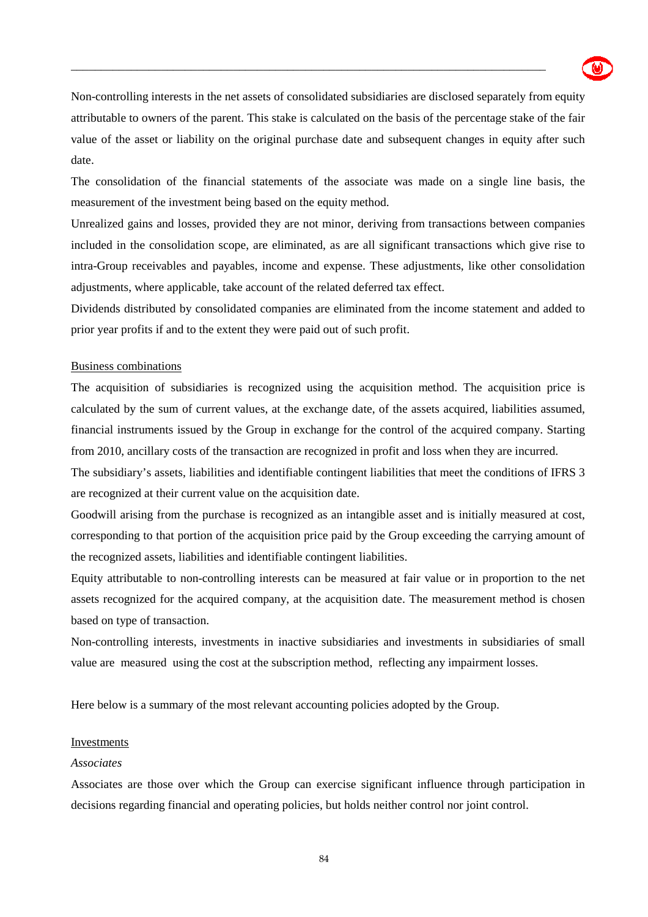Non-controlling interests in the net assets of consolidated subsidiaries are disclosed separately from equity attributable to owners of the parent. This stake is calculated on the basis of the percentage stake of the fair value of the asset or liability on the original purchase date and subsequent changes in equity after such date.

The consolidation of the financial statements of the associate was made on a single line basis, the measurement of the investment being based on the equity method.

Unrealized gains and losses, provided they are not minor, deriving from transactions between companies included in the consolidation scope, are eliminated, as are all significant transactions which give rise to intra-Group receivables and payables, income and expense. These adjustments, like other consolidation adjustments, where applicable, take account of the related deferred tax effect.

Dividends distributed by consolidated companies are eliminated from the income statement and added to prior year profits if and to the extent they were paid out of such profit.

Business combinations

The acquisition of subsidiaries is recognized using the acquisition method. The acquisition price is calculated by the sum of current values, at the exchange date, of the assets acquired, liabilities assumed, financial instruments issued by the Group in exchange for the control of the acquired company. Starting from 2010, ancillary costs of the transaction are recognized in profit and loss when they are incurred.

The subsidiary's assets, liabilities and identifiable contingent liabilities that meet the conditions of IFRS 3 are recognized at their current value on the acquisition date.

Goodwill arising from the purchase is recognized as an intangible asset and is initially measured at cost, corresponding to that portion of the acquisition price paid by the Group exceeding the carrying amount of the recognized assets, liabilities and identifiable contingent liabilities.

Equity attributable to non-controlling interests can be measured at fair value or in proportion to the net assets recognized for the acquired company, at the acquisition date. The measurement method is chosen based on type of transaction.

Non-controlling interests, investments in inactive subsidiaries and investments in subsidiaries of small value are measured using the cost at the subscription method, reflecting any impairment losses.

Here below is a summary of the most relevant accounting policies adopted by the Group.

Investments

*Associates*

Associates are those over which the Group can exercise significant influence through participation in decisions regarding financial and operating policies, but holds neither control nor joint control.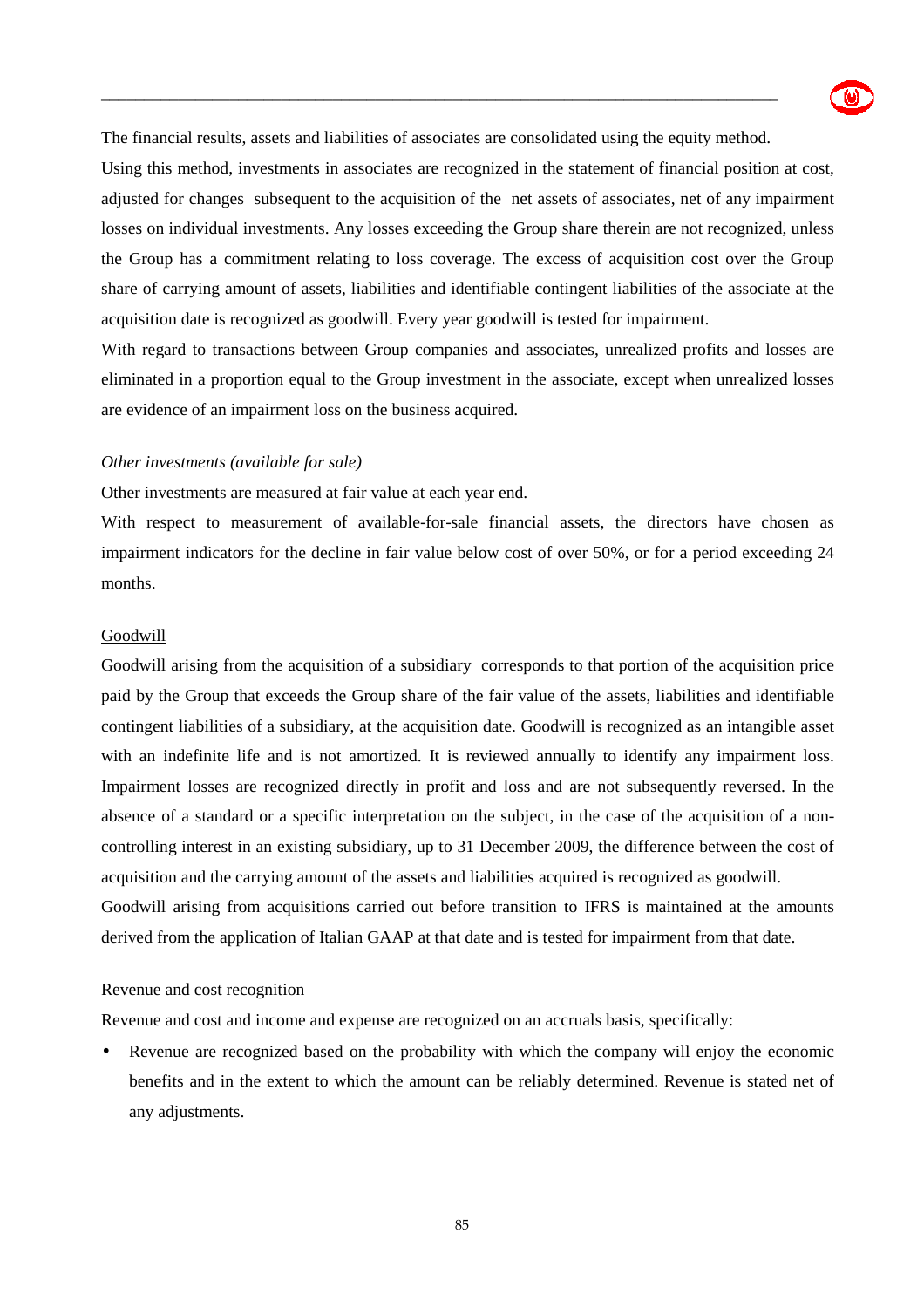The financial results, assets and liabilities of associates are consolidated using the equity method.

Using this method, investments in associates are recognized in the statement of financial position at cost, adjusted for changes subsequent to the acquisition of the net assets of associates, net of any impairment losses on individual investments. Any losses exceeding the Group share therein are not recognized, unless the Group has a commitment relating to loss coverage. The excess of acquisition cost over the Group share of carrying amount of assets, liabilities and identifiable contingent liabilities of the associate at the acquisition date is recognized as goodwill. Every year goodwill is tested for impairment.

With regard to transactions between Group companies and associates, unrealized profits and losses are eliminated in a proportion equal to the Group investment in the associate, except when unrealized losses are evidence of an impairment loss on the business acquired.

*Other investments (available for sale)*

Other investments are measured at fair value at each year end.

With respect to measurement of available-for-sale financial assets, the directors have chosen as impairment indicators for the decline in fair value below cost of over 50%, or for a period exceeding 24 months.

<u>Goodwill</u>

Goodwill arising from the acquisition of a subsidiary corresponds to that portion of the acquisition price paid by the Group that exceeds the Group share of the fair value of the assets, liabilities and identifiable contingent liabilities of a subsidiary, at the acquisition date. Goodwill is recognized as an intangible asset with an indefinite life and is not amortized. It is reviewed annually to identify any impairment loss. Impairment losses are recognized directly in profit and loss and are not subsequently reversed. In the absence of a standard or a specific interpretation on the subject, in the case of the acquisition of a non-controlling interest in an existing subsidiary, up to 31 December 2009, the difference between the cost of acquisition and the carrying amount of the assets and liabilities acquired is recognized as goodwill.

Goodwill arising from acquisitions carried out before transition to IFRS is maintained at the amounts derived from the application of Italian GAAP at that date and is tested for impairment from that date.

<u>Revenue and cost recognition</u>

Revenue and cost and income and expense are recognized on an accruals basis, specifically:

- Revenue are recognized based on the probability with which the company will enjoy the economic benefits and in the extent to which the amount can be reliably determined. Revenue is stated net of any adjustments.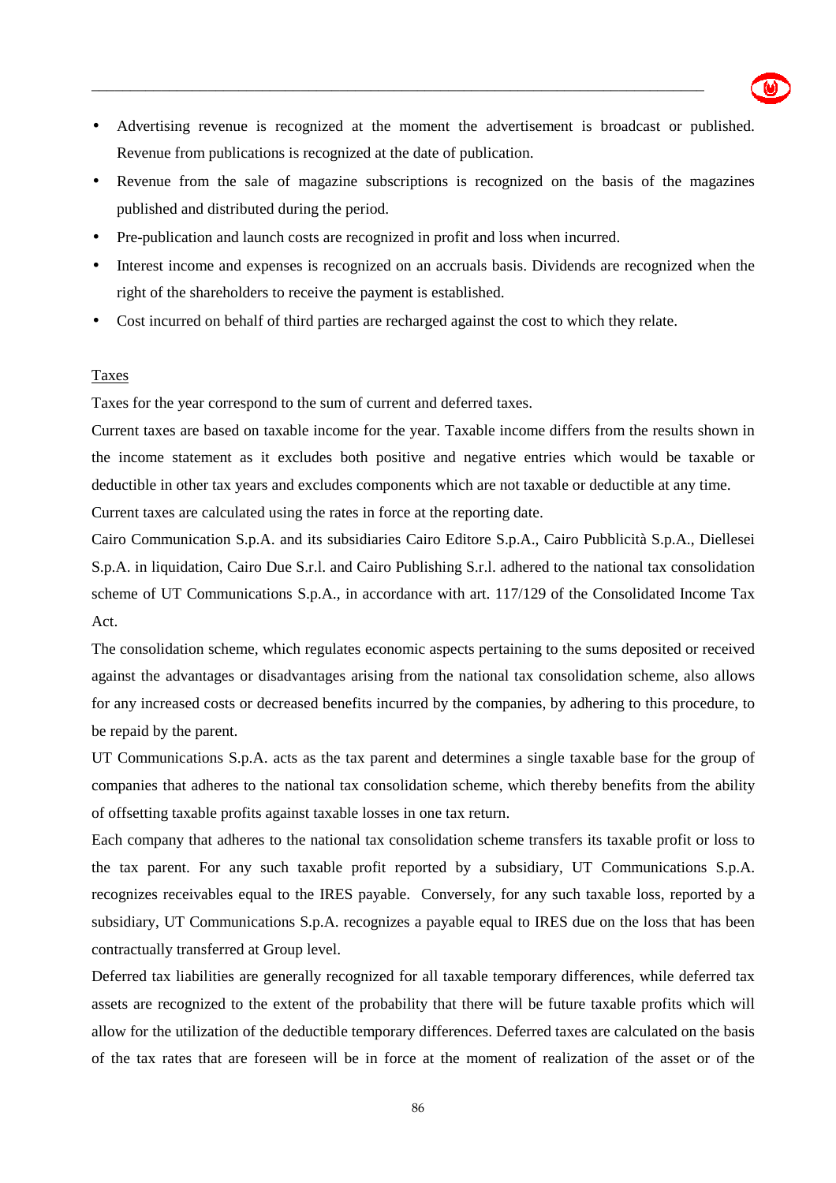- Advertising revenue is recognized at the moment the advertisement is broadcast or published. Revenue from publications is recognized at the date of publication.
- Revenue from the sale of magazine subscriptions is recognized on the basis of the magazines published and distributed during the period.
- Pre-publication and launch costs are recognized in profit and loss when incurred.
- Interest income and expenses is recognized on an accruals basis. Dividends are recognized when the right of the shareholders to receive the payment is established.
- Cost incurred on behalf of third parties are recharged against the cost to which they relate.

Taxes

Taxes for the year correspond to the sum of current and deferred taxes.

Current taxes are based on taxable income for the year. Taxable income differs from the results shown in the income statement as it excludes both positive and negative entries which would be taxable or deductible in other tax years and excludes components which are not taxable or deductible at any time.

Current taxes are calculated using the rates in force at the reporting date.

Cairo Communication S.p.A. and its subsidiaries Cairo Editore S.p.A., Cairo Pubblicità S.p.A., Diellesei S.p.A. in liquidation, Cairo Due S.r.l. and Cairo Publishing S.r.l. adhered to the national tax consolidation scheme of UT Communications S.p.A., in accordance with art. 117/129 of the Consolidated Income Tax Act.

The consolidation scheme, which regulates economic aspects pertaining to the sums deposited or received against the advantages or disadvantages arising from the national tax consolidation scheme, also allows for any increased costs or decreased benefits incurred by the companies, by adhering to this procedure, to be repaid by the parent.

UT Communications S.p.A. acts as the tax parent and determines a single taxable base for the group of companies that adheres to the national tax consolidation scheme, which thereby benefits from the ability of offsetting taxable profits against taxable losses in one tax return.

Each company that adheres to the national tax consolidation scheme transfers its taxable profit or loss to the tax parent. For any such taxable profit reported by a subsidiary, UT Communications S.p.A. recognizes receivables equal to the IRES payable. Conversely, for any such taxable loss, reported by a subsidiary, UT Communications S.p.A. recognizes a payable equal to IRES due on the loss that has been contractually transferred at Group level.

Deferred tax liabilities are generally recognized for all taxable temporary differences, while deferred tax assets are recognized to the extent of the probability that there will be future taxable profits which will allow for the utilization of the deductible temporary differences. Deferred taxes are calculated on the basis of the tax rates that are foreseen will be in force at the moment of realization of the asset or of the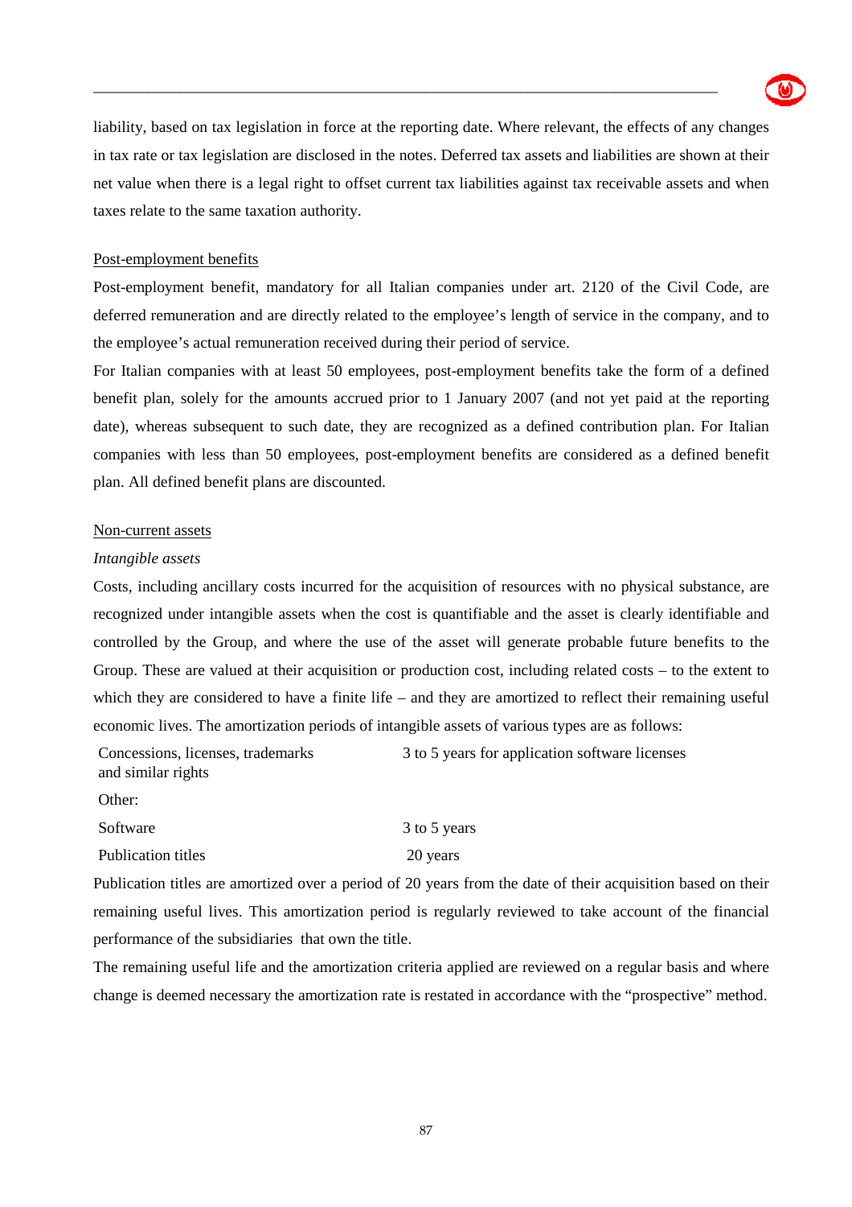liability, based on tax legislation in force at the reporting date. Where relevant, the effects of any changes in tax rate or tax legislation are disclosed in the notes. Deferred tax assets and liabilities are shown at their net value when there is a legal right to offset current tax liabilities against tax receivable assets and when taxes relate to the same taxation authority.

<u>Post-employment benefits</u>

Post-employment benefit, mandatory for all Italian companies under art. 2120 of the Civil Code, are deferred remuneration and are directly related to the employee's length of service in the company, and to the employee's actual remuneration received during their period of service.

For Italian companies with at least 50 employees, post-employment benefits take the form of a defined benefit plan, solely for the amounts accrued prior to 1 January 2007 (and not yet paid at the reporting date), whereas subsequent to such date, they are recognized as a defined contribution plan. For Italian companies with less than 50 employees, post-employment benefits are considered as a defined benefit plan. All defined benefit plans are discounted.

<u>Non-current assets</u>

*Intangible assets*

Costs, including ancillary costs incurred for the acquisition of resources with no physical substance, are recognized under intangible assets when the cost is quantifiable and the asset is clearly identifiable and controlled by the Group, and where the use of the asset will generate probable future benefits to the Group. These are valued at their acquisition or production cost, including related costs – to the extent to which they are considered to have a finite life – and they are amortized to reflect their remaining useful economic lives. The amortization periods of intangible assets of various types are as follows:

| | |
|---|---|
| Concessions, licenses, trademarks and similar rights | 3 to 5 years for application software licenses |
| Other: | |
| Software | 3 to 5 years |
| Publication titles | 20 years |

Publication titles are amortized over a period of 20 years from the date of their acquisition based on their remaining useful lives. This amortization period is regularly reviewed to take account of the financial performance of the subsidiaries that own the title.

The remaining useful life and the amortization criteria applied are reviewed on a regular basis and where change is deemed necessary the amortization rate is restated in accordance with the "prospective" method.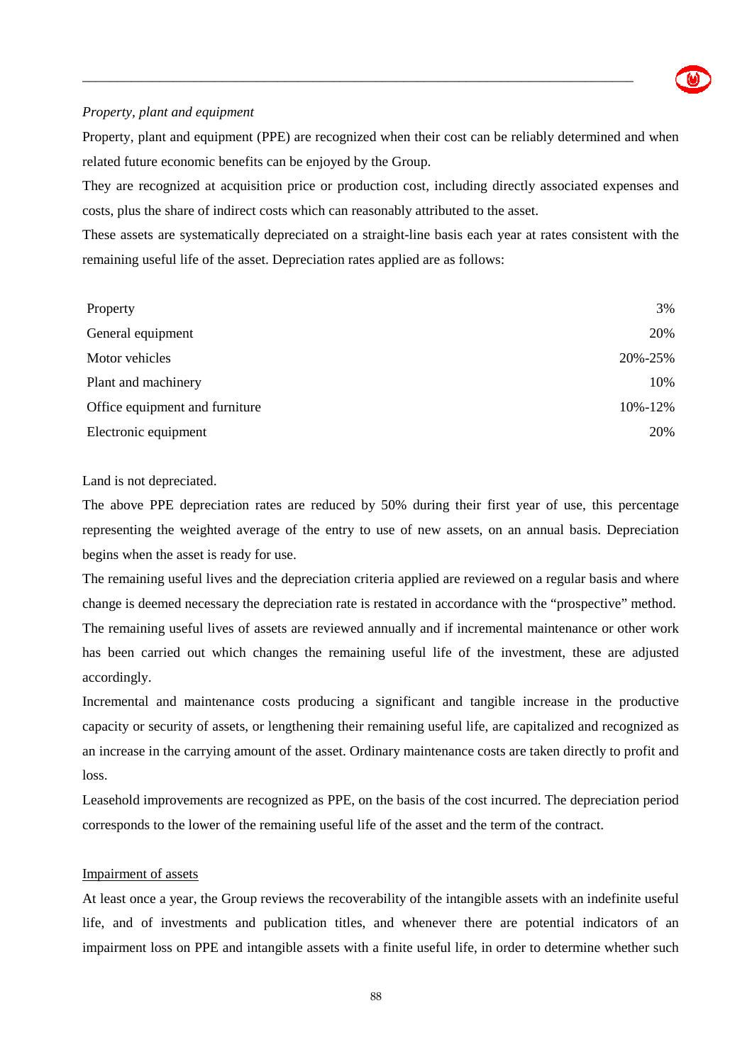*Property, plant and equipment*

Property, plant and equipment (PPE) are recognized when their cost can be reliably determined and when related future economic benefits can be enjoyed by the Group.

They are recognized at acquisition price or production cost, including directly associated expenses and costs, plus the share of indirect costs which can reasonably attributed to the asset.

These assets are systematically depreciated on a straight-line basis each year at rates consistent with the remaining useful life of the asset. Depreciation rates applied are as follows:

| | |
|---|---|
| Property | 3% |
| General equipment | 20% |
| Motor vehicles | 20%-25% |
| Plant and machinery | 10% |
| Office equipment and furniture | 10%-12% |
| Electronic equipment | 20% |

Land is not depreciated.

The above PPE depreciation rates are reduced by 50% during their first year of use, this percentage representing the weighted average of the entry to use of new assets, on an annual basis. Depreciation begins when the asset is ready for use.

The remaining useful lives and the depreciation criteria applied are reviewed on a regular basis and where change is deemed necessary the depreciation rate is restated in accordance with the "prospective" method.

The remaining useful lives of assets are reviewed annually and if incremental maintenance or other work has been carried out which changes the remaining useful life of the investment, these are adjusted accordingly.

Incremental and maintenance costs producing a significant and tangible increase in the productive capacity or security of assets, or lengthening their remaining useful life, are capitalized and recognized as an increase in the carrying amount of the asset. Ordinary maintenance costs are taken directly to profit and loss.

Leasehold improvements are recognized as PPE, on the basis of the cost incurred. The depreciation period corresponds to the lower of the remaining useful life of the asset and the term of the contract.

<u>Impairment of assets</u>

At least once a year, the Group reviews the recoverability of the intangible assets with an indefinite useful life, and of investments and publication titles, and whenever there are potential indicators of an impairment loss on PPE and intangible assets with a finite useful life, in order to determine whether such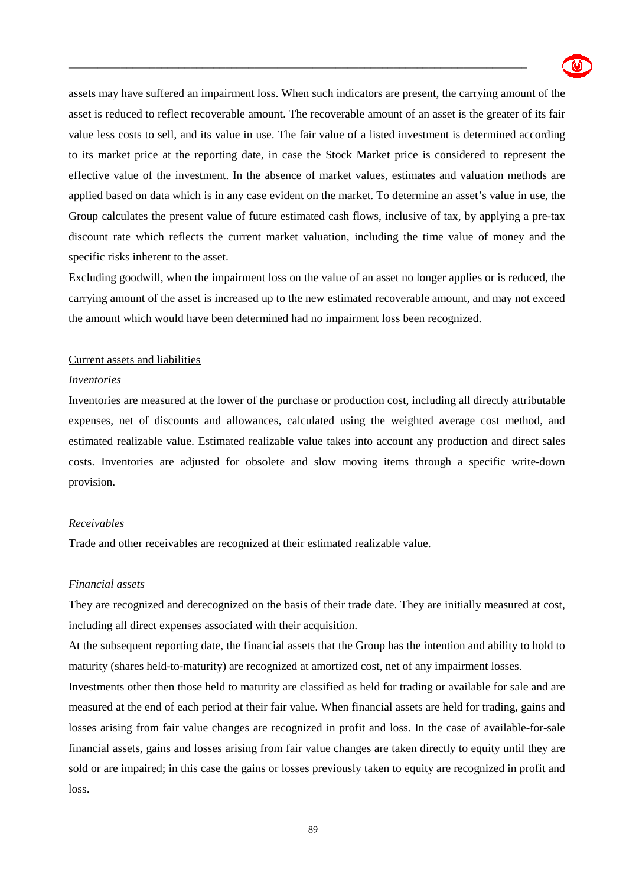assets may have suffered an impairment loss. When such indicators are present, the carrying amount of the asset is reduced to reflect recoverable amount. The recoverable amount of an asset is the greater of its fair value less costs to sell, and its value in use. The fair value of a listed investment is determined according to its market price at the reporting date, in case the Stock Market price is considered to represent the effective value of the investment. In the absence of market values, estimates and valuation methods are applied based on data which is in any case evident on the market. To determine an asset's value in use, the Group calculates the present value of future estimated cash flows, inclusive of tax, by applying a pre-tax discount rate which reflects the current market valuation, including the time value of money and the specific risks inherent to the asset.

Excluding goodwill, when the impairment loss on the value of an asset no longer applies or is reduced, the carrying amount of the asset is increased up to the new estimated recoverable amount, and may not exceed the amount which would have been determined had no impairment loss been recognized.

<u>Current assets and liabilities</u>

*Inventories*

Inventories are measured at the lower of the purchase or production cost, including all directly attributable expenses, net of discounts and allowances, calculated using the weighted average cost method, and estimated realizable value. Estimated realizable value takes into account any production and direct sales costs. Inventories are adjusted for obsolete and slow moving items through a specific write-down provision.

*Receivables*

Trade and other receivables are recognized at their estimated realizable value.

*Financial assets*

They are recognized and derecognized on the basis of their trade date. They are initially measured at cost, including all direct expenses associated with their acquisition.

At the subsequent reporting date, the financial assets that the Group has the intention and ability to hold to maturity (shares held-to-maturity) are recognized at amortized cost, net of any impairment losses.

Investments other then those held to maturity are classified as held for trading or available for sale and are measured at the end of each period at their fair value. When financial assets are held for trading, gains and losses arising from fair value changes are recognized in profit and loss. In the case of available-for-sale financial assets, gains and losses arising from fair value changes are taken directly to equity until they are sold or are impaired; in this case the gains or losses previously taken to equity are recognized in profit and loss.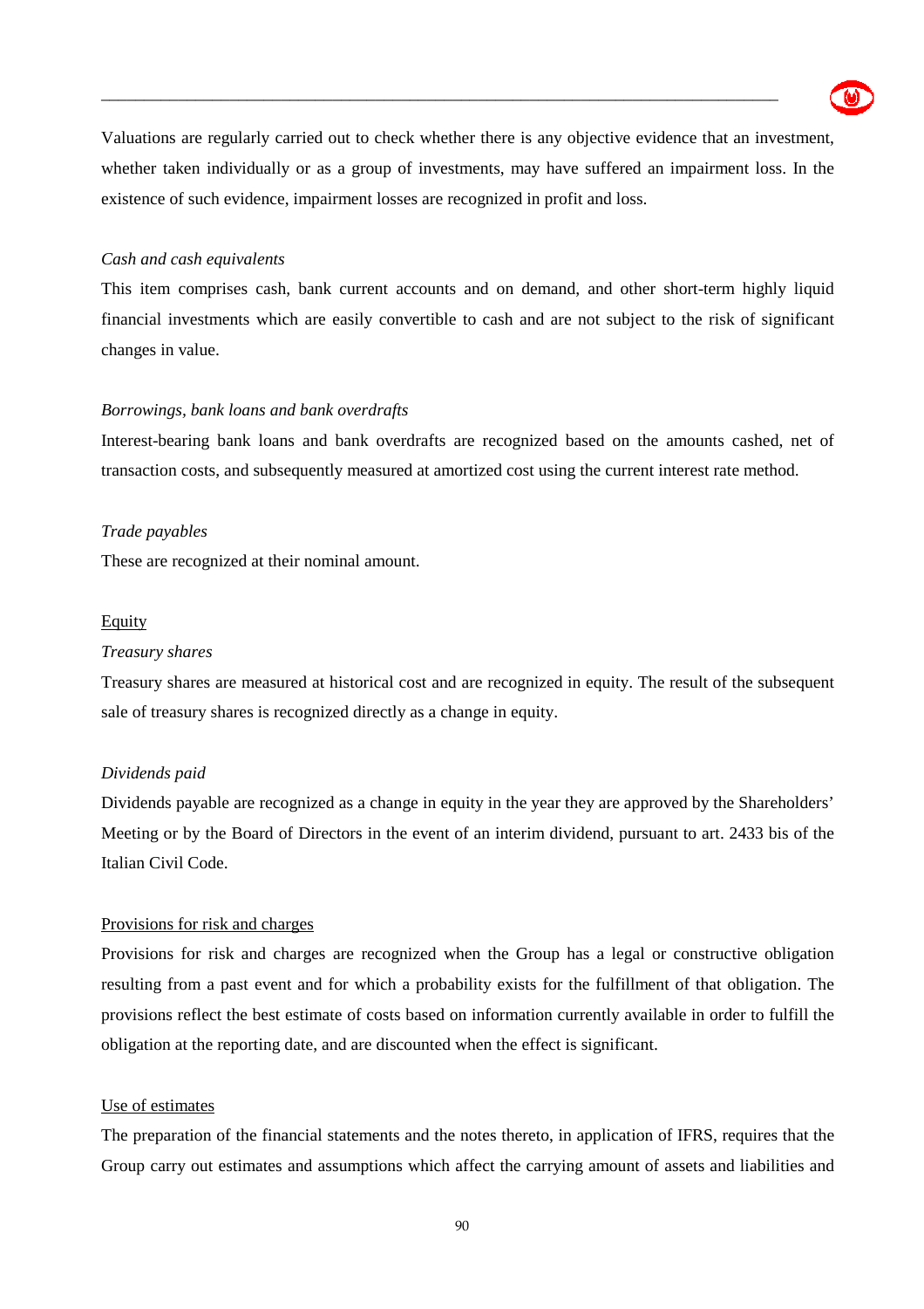Valuations are regularly carried out to check whether there is any objective evidence that an investment, whether taken individually or as a group of investments, may have suffered an impairment loss. In the existence of such evidence, impairment losses are recognized in profit and loss.

*Cash and cash equivalents*

This item comprises cash, bank current accounts and on demand, and other short-term highly liquid financial investments which are easily convertible to cash and are not subject to the risk of significant changes in value.

*Borrowings, bank loans and bank overdrafts*

Interest-bearing bank loans and bank overdrafts are recognized based on the amounts cashed, net of transaction costs, and subsequently measured at amortized cost using the current interest rate method.

*Trade payables*

These are recognized at their nominal amount.

<u>Equity</u>

*Treasury shares*

Treasury shares are measured at historical cost and are recognized in equity. The result of the subsequent sale of treasury shares is recognized directly as a change in equity.

*Dividends paid*

Dividends payable are recognized as a change in equity in the year they are approved by the Shareholders' Meeting or by the Board of Directors in the event of an interim dividend, pursuant to art. 2433 bis of the Italian Civil Code.

<u>Provisions for risk and charges</u>

Provisions for risk and charges are recognized when the Group has a legal or constructive obligation resulting from a past event and for which a probability exists for the fulfillment of that obligation. The provisions reflect the best estimate of costs based on information currently available in order to fulfill the obligation at the reporting date, and are discounted when the effect is significant.

<u>Use of estimates</u>

The preparation of the financial statements and the notes thereto, in application of IFRS, requires that the Group carry out estimates and assumptions which affect the carrying amount of assets and liabilities and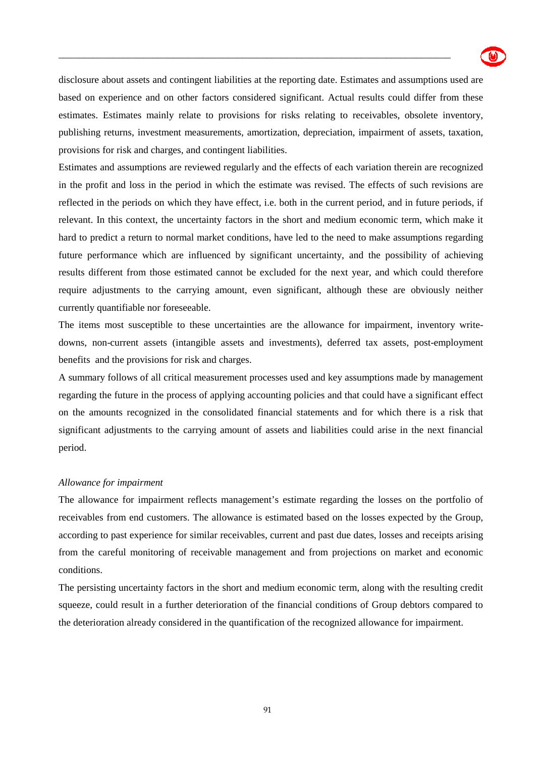disclosure about assets and contingent liabilities at the reporting date. Estimates and assumptions used are based on experience and on other factors considered significant. Actual results could differ from these estimates. Estimates mainly relate to provisions for risks relating to receivables, obsolete inventory, publishing returns, investment measurements, amortization, depreciation, impairment of assets, taxation, provisions for risk and charges, and contingent liabilities.

Estimates and assumptions are reviewed regularly and the effects of each variation therein are recognized in the profit and loss in the period in which the estimate was revised. The effects of such revisions are reflected in the periods on which they have effect, i.e. both in the current period, and in future periods, if relevant. In this context, the uncertainty factors in the short and medium economic term, which make it hard to predict a return to normal market conditions, have led to the need to make assumptions regarding future performance which are influenced by significant uncertainty, and the possibility of achieving results different from those estimated cannot be excluded for the next year, and which could therefore require adjustments to the carrying amount, even significant, although these are obviously neither currently quantifiable nor foreseeable.

The items most susceptible to these uncertainties are the allowance for impairment, inventory write-downs, non-current assets (intangible assets and investments), deferred tax assets, post-employment benefits and the provisions for risk and charges.

A summary follows of all critical measurement processes used and key assumptions made by management regarding the future in the process of applying accounting policies and that could have a significant effect on the amounts recognized in the consolidated financial statements and for which there is a risk that significant adjustments to the carrying amount of assets and liabilities could arise in the next financial period.

*Allowance for impairment*

The allowance for impairment reflects management's estimate regarding the losses on the portfolio of receivables from end customers. The allowance is estimated based on the losses expected by the Group, according to past experience for similar receivables, current and past due dates, losses and receipts arising from the careful monitoring of receivable management and from projections on market and economic conditions.

The persisting uncertainty factors in the short and medium economic term, along with the resulting credit squeeze, could result in a further deterioration of the financial conditions of Group debtors compared to the deterioration already considered in the quantification of the recognized allowance for impairment.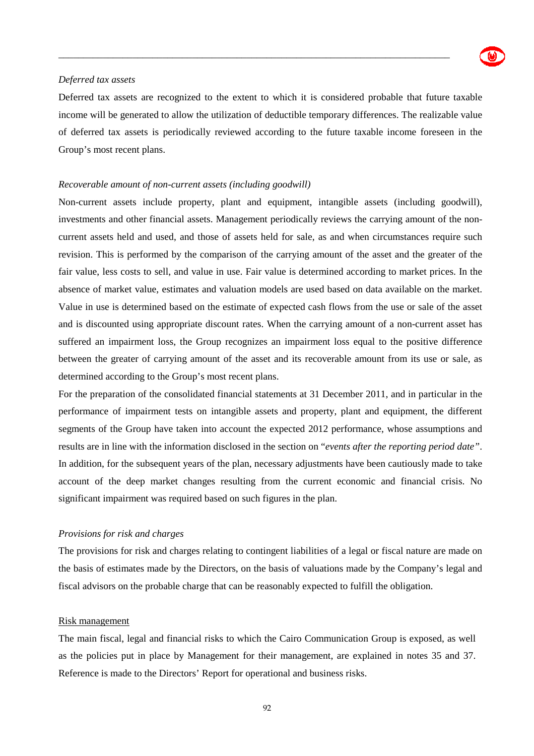*Deferred tax assets*

Deferred tax assets are recognized to the extent to which it is considered probable that future taxable income will be generated to allow the utilization of deductible temporary differences. The realizable value of deferred tax assets is periodically reviewed according to the future taxable income foreseen in the Group's most recent plans.

*Recoverable amount of non-current assets (including goodwill)*

Non-current assets include property, plant and equipment, intangible assets (including goodwill), investments and other financial assets. Management periodically reviews the carrying amount of the non-current assets held and used, and those of assets held for sale, as and when circumstances require such revision. This is performed by the comparison of the carrying amount of the asset and the greater of the fair value, less costs to sell, and value in use. Fair value is determined according to market prices. In the absence of market value, estimates and valuation models are used based on data available on the market. Value in use is determined based on the estimate of expected cash flows from the use or sale of the asset and is discounted using appropriate discount rates. When the carrying amount of a non-current asset has suffered an impairment loss, the Group recognizes an impairment loss equal to the positive difference between the greater of carrying amount of the asset and its recoverable amount from its use or sale, as determined according to the Group's most recent plans.

For the preparation of the consolidated financial statements at 31 December 2011, and in particular in the performance of impairment tests on intangible assets and property, plant and equipment, the different segments of the Group have taken into account the expected 2012 performance, whose assumptions and results are in line with the information disclosed in the section on "*events after the reporting period date"*. In addition, for the subsequent years of the plan, necessary adjustments have been cautiously made to take account of the deep market changes resulting from the current economic and financial crisis. No significant impairment was required based on such figures in the plan.

*Provisions for risk and charges*

The provisions for risk and charges relating to contingent liabilities of a legal or fiscal nature are made on the basis of estimates made by the Directors, on the basis of valuations made by the Company's legal and fiscal advisors on the probable charge that can be reasonably expected to fulfill the obligation.

Risk management

The main fiscal, legal and financial risks to which the Cairo Communication Group is exposed, as well as the policies put in place by Management for their management, are explained in notes 35 and 37. Reference is made to the Directors' Report for operational and business risks.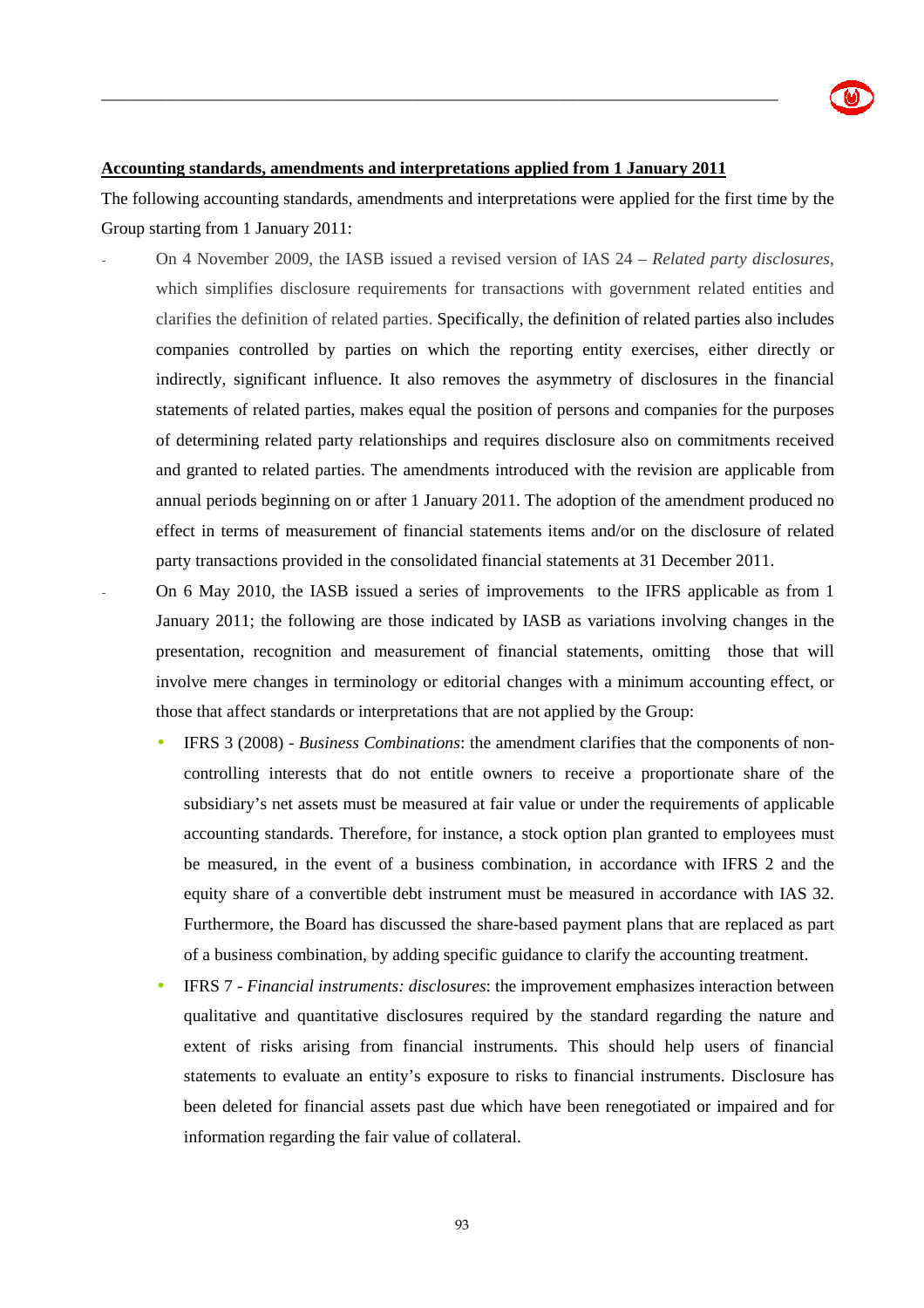**Accounting standards, amendments and interpretations applied from 1 January 2011**

The following accounting standards, amendments and interpretations were applied for the first time by the Group starting from 1 January 2011:

- On 4 November 2009, the IASB issued a revised version of IAS 24 – *Related party disclosures*, which simplifies disclosure requirements for transactions with government related entities and clarifies the definition of related parties. Specifically, the definition of related parties also includes companies controlled by parties on which the reporting entity exercises, either directly or indirectly, significant influence. It also removes the asymmetry of disclosures in the financial statements of related parties, makes equal the position of persons and companies for the purposes of determining related party relationships and requires disclosure also on commitments received and granted to related parties. The amendments introduced with the revision are applicable from annual periods beginning on or after 1 January 2011. The adoption of the amendment produced no effect in terms of measurement of financial statements items and/or on the disclosure of related party transactions provided in the consolidated financial statements at 31 December 2011.
- On 6 May 2010, the IASB issued a series of improvements to the IFRS applicable as from 1 January 2011; the following are those indicated by IASB as variations involving changes in the presentation, recognition and measurement of financial statements, omitting those that will involve mere changes in terminology or editorial changes with a minimum accounting effect, or those that affect standards or interpretations that are not applied by the Group:
  - IFRS 3 (2008) - *Business Combinations*: the amendment clarifies that the components of non-controlling interests that do not entitle owners to receive a proportionate share of the subsidiary's net assets must be measured at fair value or under the requirements of applicable accounting standards. Therefore, for instance, a stock option plan granted to employees must be measured, in the event of a business combination, in accordance with IFRS 2 and the equity share of a convertible debt instrument must be measured in accordance with IAS 32. Furthermore, the Board has discussed the share-based payment plans that are replaced as part of a business combination, by adding specific guidance to clarify the accounting treatment.
  - IFRS 7 - *Financial instruments: disclosures*: the improvement emphasizes interaction between qualitative and quantitative disclosures required by the standard regarding the nature and extent of risks arising from financial instruments. This should help users of financial statements to evaluate an entity's exposure to risks to financial instruments. Disclosure has been deleted for financial assets past due which have been renegotiated or impaired and for information regarding the fair value of collateral.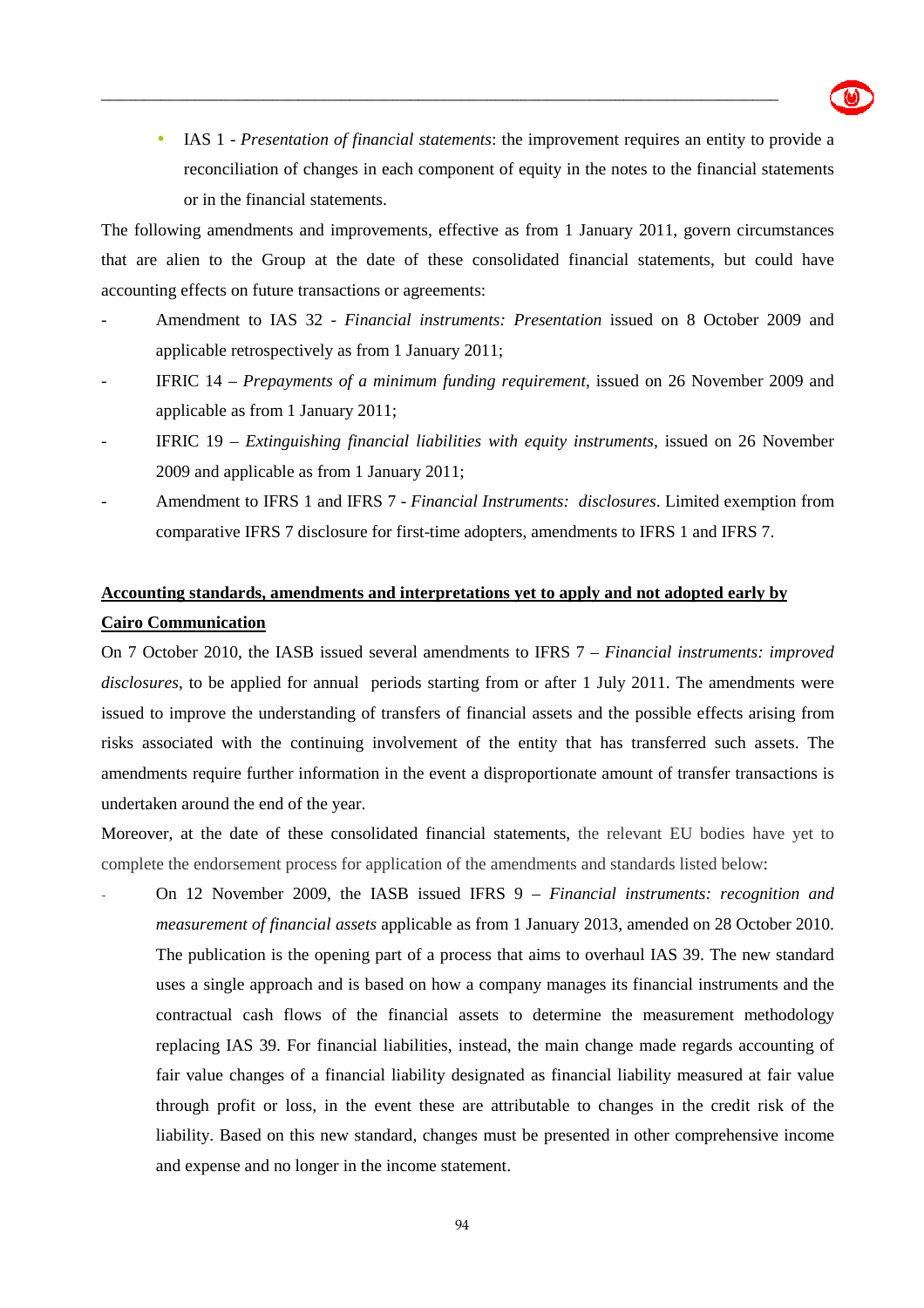- IAS 1 - *Presentation of financial statements*: the improvement requires an entity to provide a reconciliation of changes in each component of equity in the notes to the financial statements or in the financial statements.

The following amendments and improvements, effective as from 1 January 2011, govern circumstances that are alien to the Group at the date of these consolidated financial statements, but could have accounting effects on future transactions or agreements:

- Amendment to IAS 32 - *Financial instruments: Presentation* issued on 8 October 2009 and applicable retrospectively as from 1 January 2011;
- IFRIC 14 – *Prepayments of a minimum funding requirement*, issued on 26 November 2009 and applicable as from 1 January 2011;
- IFRIC 19 – *Extinguishing financial liabilities with equity instruments*, issued on 26 November 2009 and applicable as from 1 January 2011;
- Amendment to IFRS 1 and IFRS 7 - *Financial Instruments: disclosures*. Limited exemption from comparative IFRS 7 disclosure for first-time adopters, amendments to IFRS 1 and IFRS 7.

**<u>Accounting standards, amendments and interpretations yet to apply and not adopted early by Cairo Communication</u>**

On 7 October 2010, the IASB issued several amendments to IFRS 7 – *Financial instruments: improved disclosures*, to be applied for annual periods starting from or after 1 July 2011. The amendments were issued to improve the understanding of transfers of financial assets and the possible effects arising from risks associated with the continuing involvement of the entity that has transferred such assets. The amendments require further information in the event a disproportionate amount of transfer transactions is undertaken around the end of the year.

Moreover, at the date of these consolidated financial statements, the relevant EU bodies have yet to complete the endorsement process for application of the amendments and standards listed below:

- On 12 November 2009, the IASB issued IFRS 9 – *Financial instruments: recognition and measurement of financial assets* applicable as from 1 January 2013, amended on 28 October 2010. The publication is the opening part of a process that aims to overhaul IAS 39. The new standard uses a single approach and is based on how a company manages its financial instruments and the contractual cash flows of the financial assets to determine the measurement methodology replacing IAS 39. For financial liabilities, instead, the main change made regards accounting of fair value changes of a financial liability designated as financial liability measured at fair value through profit or loss, in the event these are attributable to changes in the credit risk of the liability. Based on this new standard, changes must be presented in other comprehensive income and expense and no longer in the income statement.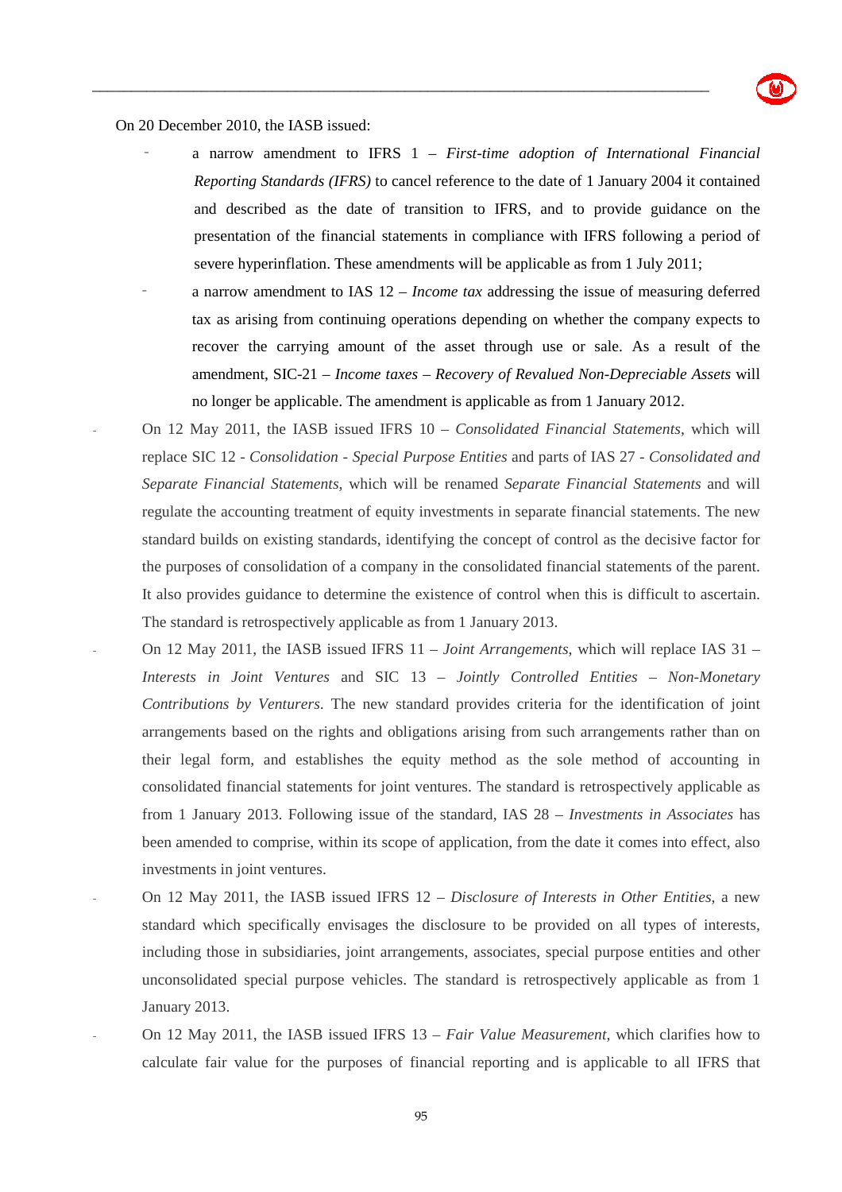On 20 December 2010, the IASB issued:

- a narrow amendment to IFRS 1 – *First-time adoption of International Financial Reporting Standards (IFRS)* to cancel reference to the date of 1 January 2004 it contained and described as the date of transition to IFRS, and to provide guidance on the presentation of the financial statements in compliance with IFRS following a period of severe hyperinflation. These amendments will be applicable as from 1 July 2011;
- a narrow amendment to IAS 12 – *Income tax* addressing the issue of measuring deferred tax as arising from continuing operations depending on whether the company expects to recover the carrying amount of the asset through use or sale. As a result of the amendment, SIC-21 – *Income taxes – Recovery of Revalued Non-Depreciable Assets* will no longer be applicable. The amendment is applicable as from 1 January 2012.

- On 12 May 2011, the IASB issued IFRS 10 – *Consolidated Financial Statements*, which will replace SIC 12 - *Consolidation - Special Purpose Entities* and parts of IAS 27 - *Consolidated and Separate Financial Statements*, which will be renamed *Separate Financial Statements* and will regulate the accounting treatment of equity investments in separate financial statements. The new standard builds on existing standards, identifying the concept of control as the decisive factor for the purposes of consolidation of a company in the consolidated financial statements of the parent. It also provides guidance to determine the existence of control when this is difficult to ascertain. The standard is retrospectively applicable as from 1 January 2013.
- On 12 May 2011, the IASB issued IFRS 11 – *Joint Arrangements*, which will replace IAS 31 – *Interests in Joint Ventures* and SIC 13 – *Jointly Controlled Entities – Non-Monetary Contributions by Venturers*. The new standard provides criteria for the identification of joint arrangements based on the rights and obligations arising from such arrangements rather than on their legal form, and establishes the equity method as the sole method of accounting in consolidated financial statements for joint ventures. The standard is retrospectively applicable as from 1 January 2013. Following issue of the standard, IAS 28 – *Investments in Associates* has been amended to comprise, within its scope of application, from the date it comes into effect, also investments in joint ventures.
- On 12 May 2011, the IASB issued IFRS 12 – *Disclosure of Interests in Other Entities*, a new standard which specifically envisages the disclosure to be provided on all types of interests, including those in subsidiaries, joint arrangements, associates, special purpose entities and other unconsolidated special purpose vehicles. The standard is retrospectively applicable as from 1 January 2013.
- On 12 May 2011, the IASB issued IFRS 13 – *Fair Value Measurement*, which clarifies how to calculate fair value for the purposes of financial reporting and is applicable to all IFRS that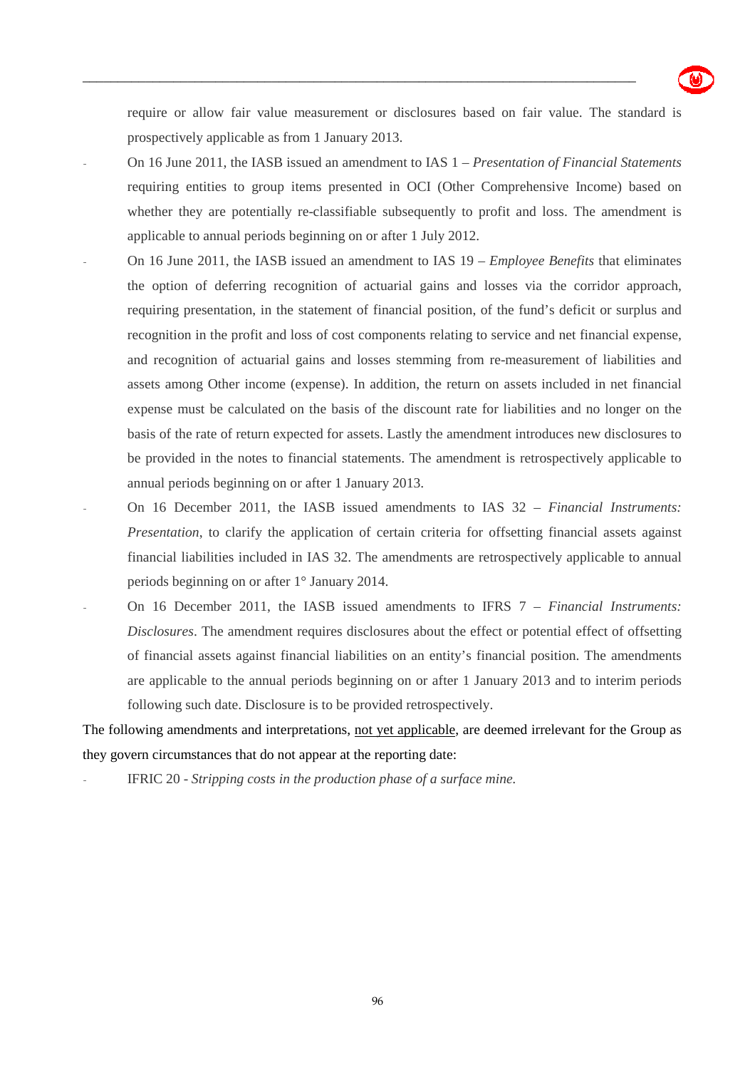require or allow fair value measurement or disclosures based on fair value. The standard is prospectively applicable as from 1 January 2013.

- On 16 June 2011, the IASB issued an amendment to IAS 1 – *Presentation of Financial Statements* requiring entities to group items presented in OCI (Other Comprehensive Income) based on whether they are potentially re-classifiable subsequently to profit and loss. The amendment is applicable to annual periods beginning on or after 1 July 2012.
- On 16 June 2011, the IASB issued an amendment to IAS 19 – *Employee Benefits* that eliminates the option of deferring recognition of actuarial gains and losses via the corridor approach, requiring presentation, in the statement of financial position, of the fund's deficit or surplus and recognition in the profit and loss of cost components relating to service and net financial expense, and recognition of actuarial gains and losses stemming from re-measurement of liabilities and assets among Other income (expense). In addition, the return on assets included in net financial expense must be calculated on the basis of the discount rate for liabilities and no longer on the basis of the rate of return expected for assets. Lastly the amendment introduces new disclosures to be provided in the notes to financial statements. The amendment is retrospectively applicable to annual periods beginning on or after 1 January 2013.
- On 16 December 2011, the IASB issued amendments to IAS 32 – *Financial Instruments: Presentation*, to clarify the application of certain criteria for offsetting financial assets against financial liabilities included in IAS 32. The amendments are retrospectively applicable to annual periods beginning on or after 1° January 2014.
- On 16 December 2011, the IASB issued amendments to IFRS 7 – *Financial Instruments: Disclosures*. The amendment requires disclosures about the effect or potential effect of offsetting of financial assets against financial liabilities on an entity's financial position. The amendments are applicable to the annual periods beginning on or after 1 January 2013 and to interim periods following such date. Disclosure is to be provided retrospectively.

The following amendments and interpretations, <u>not yet applicable</u>, are deemed irrelevant for the Group as they govern circumstances that do not appear at the reporting date:

- IFRIC 20 - *Stripping costs in the production phase of a surface mine.*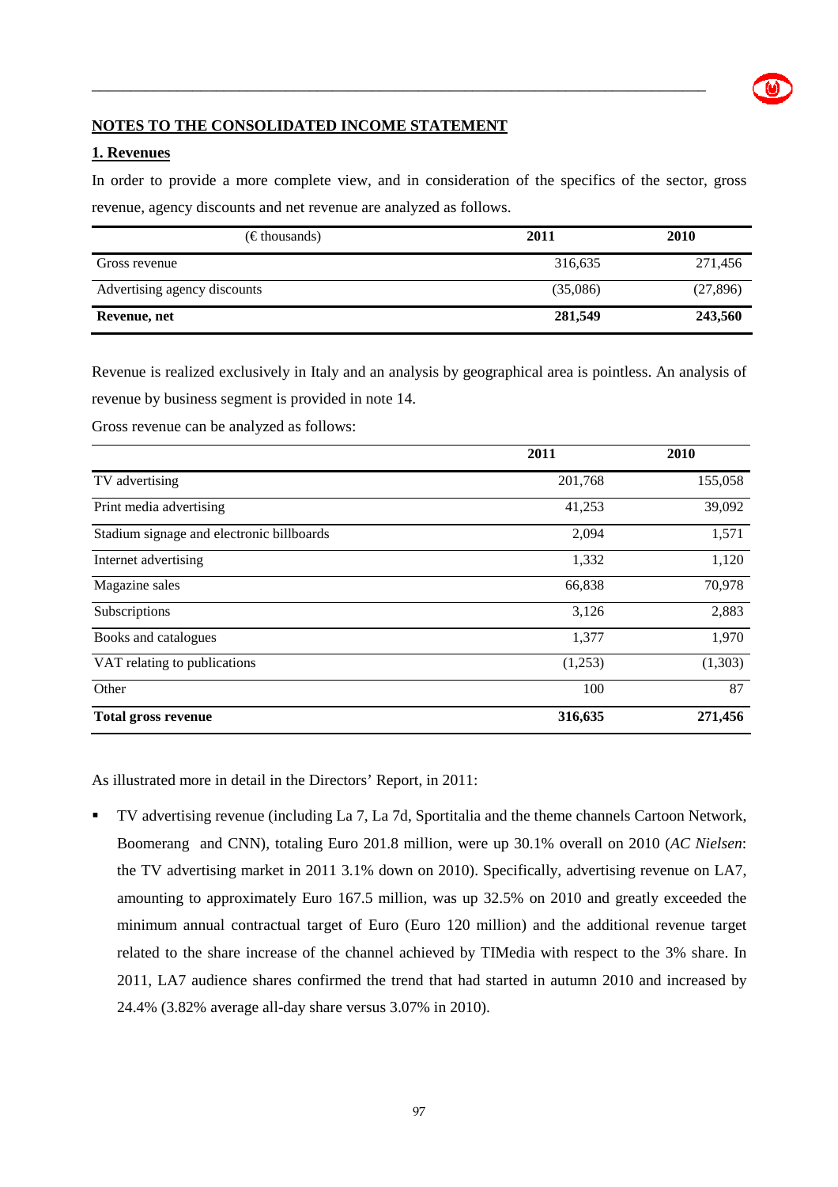## NOTES TO THE CONSOLIDATED INCOME STATEMENT

### 1. Revenues

In order to provide a more complete view, and in consideration of the specifics of the sector, gross revenue, agency discounts and net revenue are analyzed as follows.

| (€ thousands) | 2011 | 2010 |
|---|---|---|
| Gross revenue | 316,635 | 271,456 |
| Advertising agency discounts | (35,086) | (27,896) |
| **Revenue, net** | **281,549** | **243,560** |

Revenue is realized exclusively in Italy and an analysis by geographical area is pointless. An analysis of revenue by business segment is provided in note 14.

Gross revenue can be analyzed as follows:

| | 2011 | 2010 |
|---|---|---|
| TV advertising | 201,768 | 155,058 |
| Print media advertising | 41,253 | 39,092 |
| Stadium signage and electronic billboards | 2,094 | 1,571 |
| Internet advertising | 1,332 | 1,120 |
| Magazine sales | 66,838 | 70,978 |
| Subscriptions | 3,126 | 2,883 |
| Books and catalogues | 1,377 | 1,970 |
| VAT relating to publications | (1,253) | (1,303) |
| Other | 100 | 87 |
| **Total gross revenue** | **316,635** | **271,456** |

As illustrated more in detail in the Directors' Report, in 2011:

- TV advertising revenue (including La 7, La 7d, Sportitalia and the theme channels Cartoon Network, Boomerang and CNN), totaling Euro 201.8 million, were up 30.1% overall on 2010 (*AC Nielsen*: the TV advertising market in 2011 3.1% down on 2010). Specifically, advertising revenue on LA7, amounting to approximately Euro 167.5 million, was up 32.5% on 2010 and greatly exceeded the minimum annual contractual target of Euro (Euro 120 million) and the additional revenue target related to the share increase of the channel achieved by TIMedia with respect to the 3% share. In 2011, LA7 audience shares confirmed the trend that had started in autumn 2010 and increased by 24.4% (3.82% average all-day share versus 3.07% in 2010).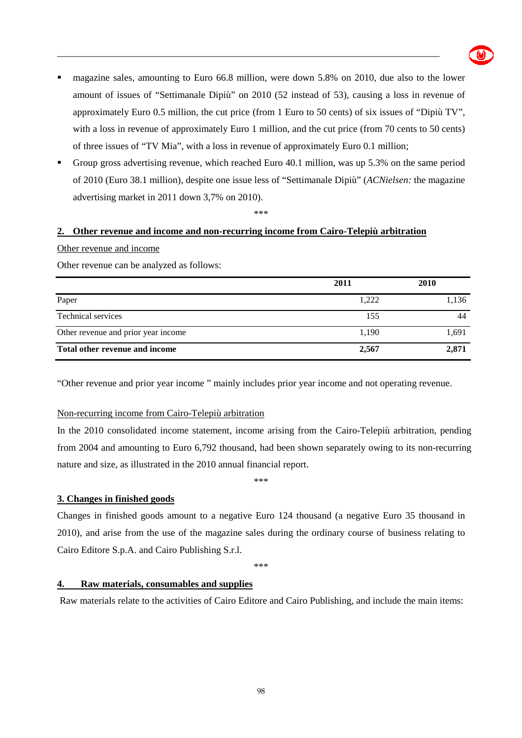- magazine sales, amounting to Euro 66.8 million, were down 5.8% on 2010, due also to the lower amount of issues of "Settimanale Dipiù" on 2010 (52 instead of 53), causing a loss in revenue of approximately Euro 0.5 million, the cut price (from 1 Euro to 50 cents) of six issues of "Dipiù TV", with a loss in revenue of approximately Euro 1 million, and the cut price (from 70 cents to 50 cents) of three issues of "TV Mia", with a loss in revenue of approximately Euro 0.1 million;
- Group gross advertising revenue, which reached Euro 40.1 million, was up 5.3% on the same period of 2010 (Euro 38.1 million), despite one issue less of "Settimanale Dipiù" (*ACNielsen:* the magazine advertising market in 2011 down 3,7% on 2010).

\*\*\*

## 2. Other revenue and income and non-recurring income from Cairo-Telepiù arbitration

Other revenue and income

Other revenue can be analyzed as follows:

| | 2011 | 2010 |
|---|---|---|
| Paper | 1,222 | 1,136 |
| Technical services | 155 | 44 |
| Other revenue and prior year income | 1,190 | 1,691 |
| **Total other revenue and income** | **2,567** | **2,871** |

"Other revenue and prior year income " mainly includes prior year income and not operating revenue.

Non-recurring income from Cairo-Telepiù arbitration

In the 2010 consolidated income statement, income arising from the Cairo-Telepiù arbitration, pending from 2004 and amounting to Euro 6,792 thousand, had been shown separately owing to its non-recurring nature and size, as illustrated in the 2010 annual financial report.

\*\*\*

## 3. Changes in finished goods

Changes in finished goods amount to a negative Euro 124 thousand (a negative Euro 35 thousand in 2010), and arise from the use of the magazine sales during the ordinary course of business relating to Cairo Editore S.p.A. and Cairo Publishing S.r.l.

\*\*\*

## 4. Raw materials, consumables and supplies

Raw materials relate to the activities of Cairo Editore and Cairo Publishing, and include the main items: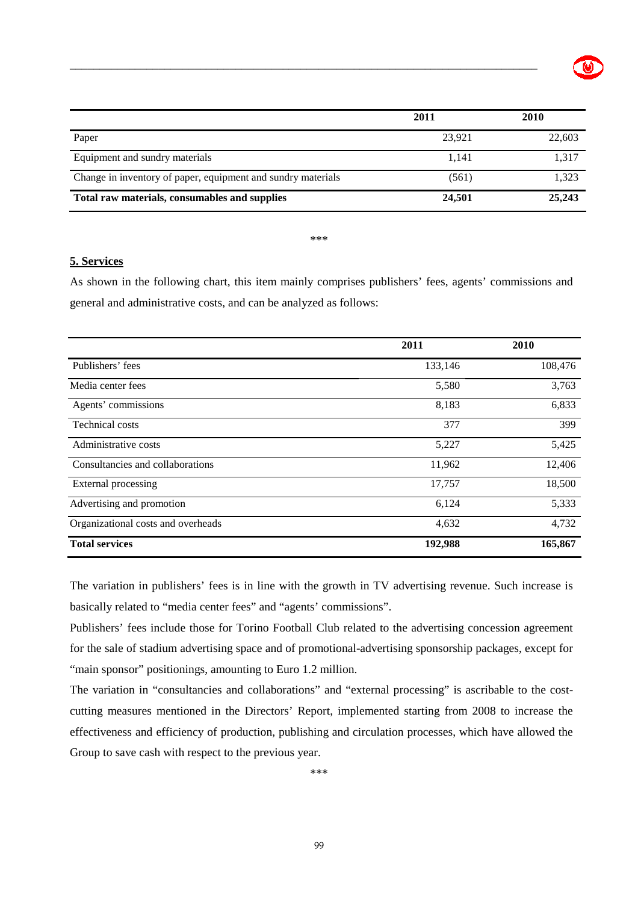| | 2011 | 2010 |
|---|---|---|
| Paper | 23,921 | 22,603 |
| Equipment and sundry materials | 1,141 | 1,317 |
| Change in inventory of paper, equipment and sundry materials | (561) | 1,323 |
| **Total raw materials, consumables and supplies** | **24,501** | **25,243** |

***

## 5. Services

As shown in the following chart, this item mainly comprises publishers' fees, agents' commissions and general and administrative costs, and can be analyzed as follows:

| | 2011 | 2010 |
|---|---|---|
| Publishers' fees | 133,146 | 108,476 |
| Media center fees | 5,580 | 3,763 |
| Agents' commissions | 8,183 | 6,833 |
| Technical costs | 377 | 399 |
| Administrative costs | 5,227 | 5,425 |
| Consultancies and collaborations | 11,962 | 12,406 |
| External processing | 17,757 | 18,500 |
| Advertising and promotion | 6,124 | 5,333 |
| Organizational costs and overheads | 4,632 | 4,732 |
| **Total services** | **192,988** | **165,867** |

The variation in publishers' fees is in line with the growth in TV advertising revenue. Such increase is basically related to "media center fees" and "agents' commissions".

Publishers' fees include those for Torino Football Club related to the advertising concession agreement for the sale of stadium advertising space and of promotional-advertising sponsorship packages, except for "main sponsor" positionings, amounting to Euro 1.2 million.

The variation in "consultancies and collaborations" and "external processing" is ascribable to the cost-cutting measures mentioned in the Directors' Report, implemented starting from 2008 to increase the effectiveness and efficiency of production, publishing and circulation processes, which have allowed the Group to save cash with respect to the previous year.

***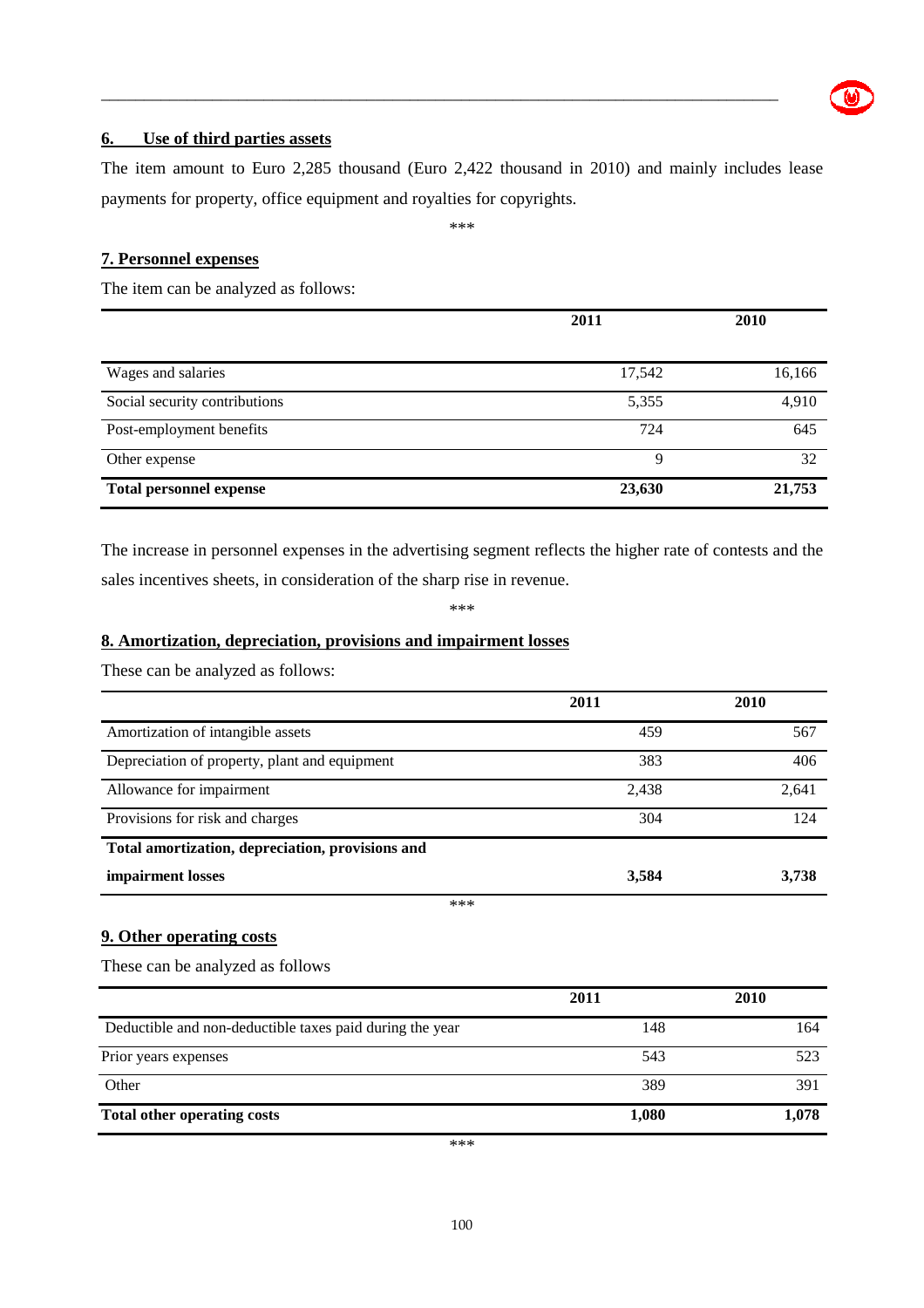## 6. Use of third parties assets

The item amount to Euro 2,285 thousand (Euro 2,422 thousand in 2010) and mainly includes lease payments for property, office equipment and royalties for copyrights.

\*\*\*

## 7. Personnel expenses

The item can be analyzed as follows:

| | 2011 | 2010 |
|---|---|---|
| Wages and salaries | 17,542 | 16,166 |
| Social security contributions | 5,355 | 4,910 |
| Post-employment benefits | 724 | 645 |
| Other expense | 9 | 32 |
| **Total personnel expense** | **23,630** | **21,753** |

The increase in personnel expenses in the advertising segment reflects the higher rate of contests and the sales incentives sheets, in consideration of the sharp rise in revenue.

\*\*\*

## 8. Amortization, depreciation, provisions and impairment losses

These can be analyzed as follows:

| | 2011 | 2010 |
|---|---|---|
| Amortization of intangible assets | 459 | 567 |
| Depreciation of property, plant and equipment | 383 | 406 |
| Allowance for impairment | 2,438 | 2,641 |
| Provisions for risk and charges | 304 | 124 |
| **Total amortization, depreciation, provisions and impairment losses** | **3,584** | **3,738** |

\*\*\*

## 9. Other operating costs

These can be analyzed as follows

| | 2011 | 2010 |
|---|---|---|
| Deductible and non-deductible taxes paid during the year | 148 | 164 |
| Prior years expenses | 543 | 523 |
| Other | 389 | 391 |
| **Total other operating costs** | **1,080** | **1,078** |

\*\*\*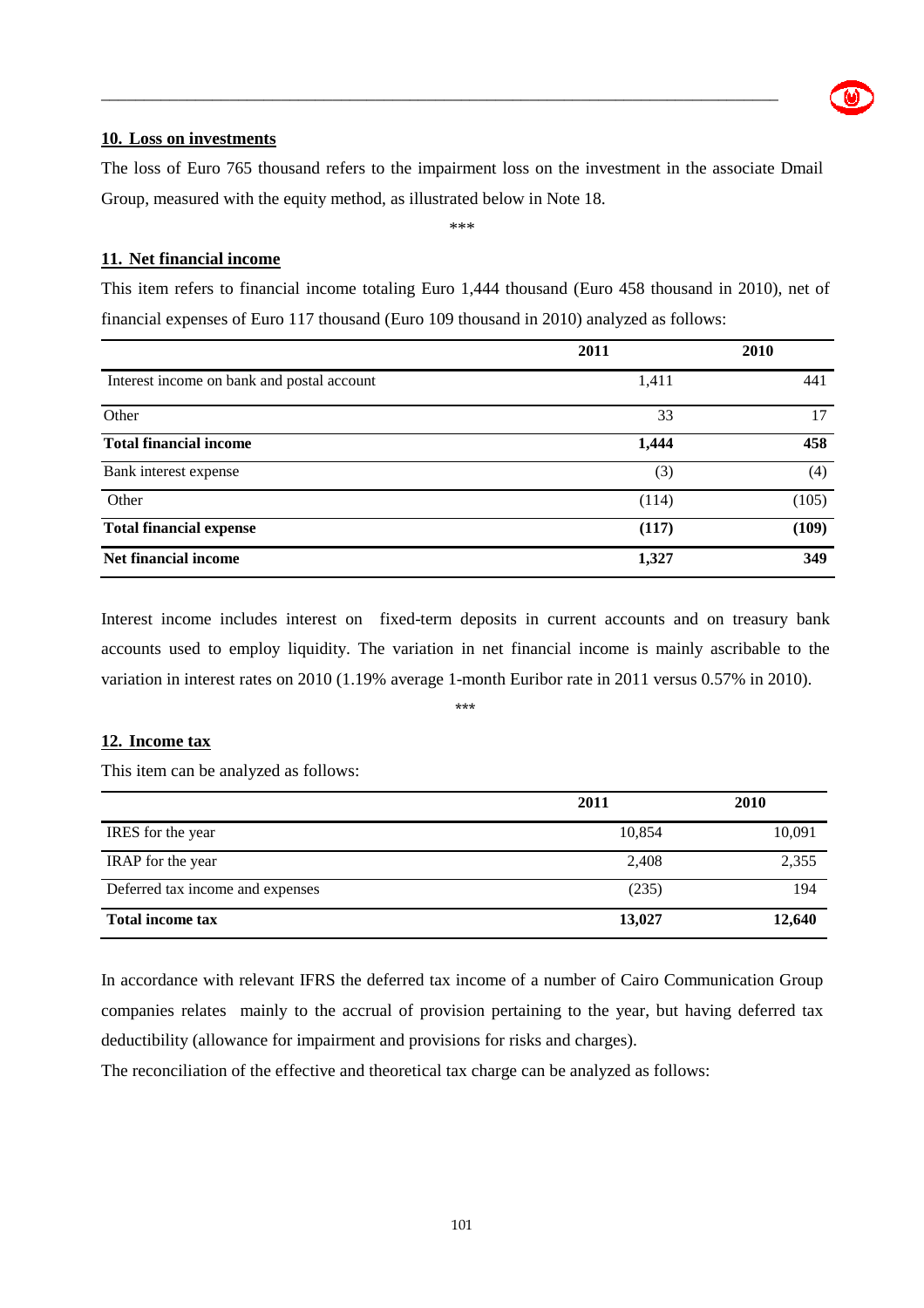**10. Loss on investments**

The loss of Euro 765 thousand refers to the impairment loss on the investment in the associate Dmail Group, measured with the equity method, as illustrated below in Note 18.

\*\*\*

**11. Net financial income**

This item refers to financial income totaling Euro 1,444 thousand (Euro 458 thousand in 2010), net of financial expenses of Euro 117 thousand (Euro 109 thousand in 2010) analyzed as follows:

| | 2011 | 2010 |
|---|---|---|
| Interest income on bank and postal account | 1,411 | 441 |
| Other | 33 | 17 |
| **Total financial income** | **1,444** | **458** |
| Bank interest expense | (3) | (4) |
| Other | (114) | (105) |
| **Total financial expense** | **(117)** | **(109)** |
| **Net financial income** | **1,327** | **349** |

Interest income includes interest on fixed-term deposits in current accounts and on treasury bank accounts used to employ liquidity. The variation in net financial income is mainly ascribable to the variation in interest rates on 2010 (1.19% average 1-month Euribor rate in 2011 versus 0.57% in 2010).

\*\*\*

**12. Income tax**

This item can be analyzed as follows:

| | 2011 | 2010 |
|---|---|---|
| IRES for the year | 10,854 | 10,091 |
| IRAP for the year | 2,408 | 2,355 |
| Deferred tax income and expenses | (235) | 194 |
| **Total income tax** | **13,027** | **12,640** |

In accordance with relevant IFRS the deferred tax income of a number of Cairo Communication Group companies relates mainly to the accrual of provision pertaining to the year, but having deferred tax deductibility (allowance for impairment and provisions for risks and charges).

The reconciliation of the effective and theoretical tax charge can be analyzed as follows: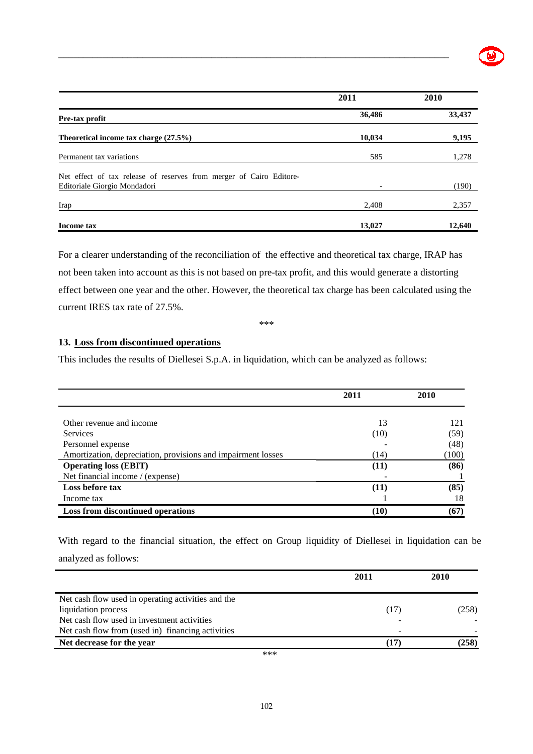| | 2011 | 2010 |
|---|---|---|
| **Pre-tax profit** | **36,486** | **33,437** |
| **Theoretical income tax charge (27.5%)** | **10,034** | **9,195** |
| Permanent tax variations | 585 | 1,278 |
| Net effect of tax release of reserves from merger of Cairo Editore-Editoriale Giorgio Mondadori | - | (190) |
| Irap | 2,408 | 2,357 |
| **Income tax** | **13,027** | **12,640** |

For a clearer understanding of the reconciliation of the effective and theoretical tax charge, IRAP has not been taken into account as this is not based on pre-tax profit, and this would generate a distorting effect between one year and the other. However, the theoretical tax charge has been calculated using the current IRES tax rate of 27.5%.

***

## 13. Loss from discontinued operations

This includes the results of Diellesei S.p.A. in liquidation, which can be analyzed as follows:

| | 2011 | 2010 |
|---|---|---|
| Other revenue and income | 13 | 121 |
| Services | (10) | (59) |
| Personnel expense | - | (48) |
| Amortization, depreciation, provisions and impairment losses | (14) | (100) |
| **Operating loss (EBIT)** | **(11)** | **(86)** |
| Net financial income / (expense) | - | 1 |
| **Loss before tax** | **(11)** | **(85)** |
| Income tax | 1 | 18 |
| **Loss from discontinued operations** | **(10)** | **(67)** |

With regard to the financial situation, the effect on Group liquidity of Diellesei in liquidation can be analyzed as follows:

| | 2011 | 2010 |
|---|---|---|
| Net cash flow used in operating activities and the liquidation process | (17) | (258) |
| Net cash flow used in investment activities | - | - |
| Net cash flow from (used in) financing activities | - | - |
| **Net decrease for the year** | **(17)** | **(258)** |

***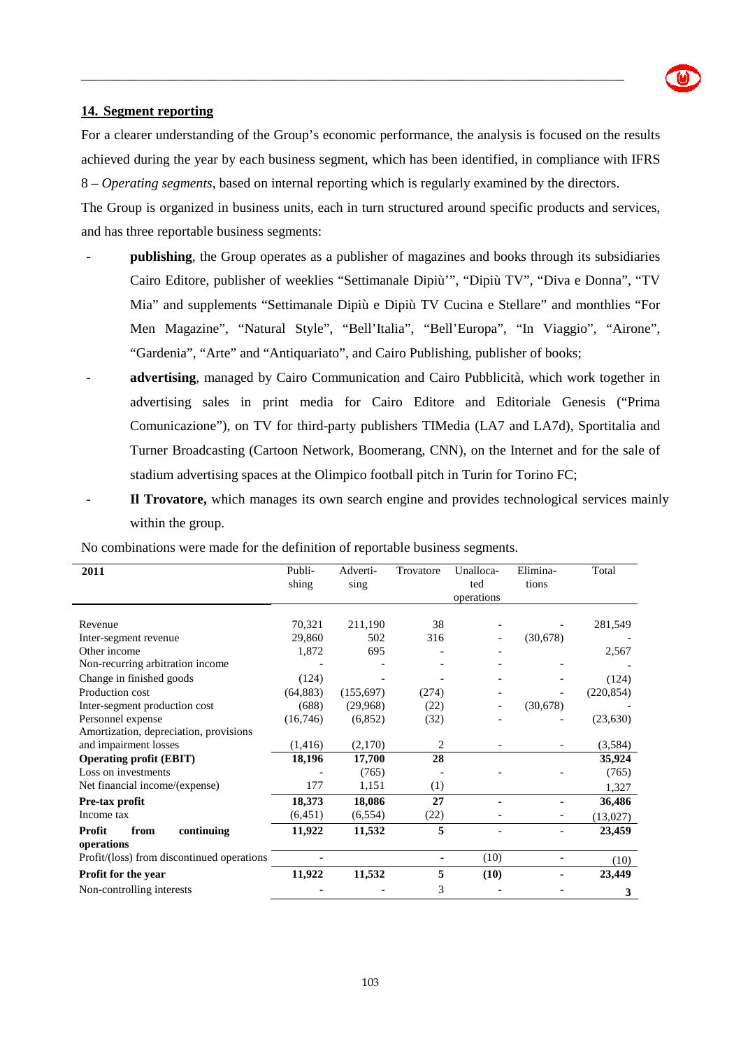## 14. Segment reporting

For a clearer understanding of the Group's economic performance, the analysis is focused on the results achieved during the year by each business segment, which has been identified, in compliance with IFRS 8 – *Operating segments*, based on internal reporting which is regularly examined by the directors.

The Group is organized in business units, each in turn structured around specific products and services, and has three reportable business segments:

- **publishing**, the Group operates as a publisher of magazines and books through its subsidiaries Cairo Editore, publisher of weeklies "Settimanale Dipiù'", "Dipiù TV", "Diva e Donna", "TV Mia" and supplements "Settimanale Dipiù e Dipiù TV Cucina e Stellare" and monthlies "For Men Magazine", "Natural Style", "Bell'Italia", "Bell'Europa", "In Viaggio", "Airone", "Gardenia", "Arte" and "Antiquariato", and Cairo Publishing, publisher of books;
- **advertising**, managed by Cairo Communication and Cairo Pubblicità, which work together in advertising sales in print media for Cairo Editore and Editoriale Genesis ("Prima Comunicazione"), on TV for third-party publishers TIMedia (LA7 and LA7d), Sportitalia and Turner Broadcasting (Cartoon Network, Boomerang, CNN), on the Internet and for the sale of stadium advertising spaces at the Olimpico football pitch in Turin for Torino FC;
- **Il Trovatore,** which manages its own search engine and provides technological services mainly within the group.

No combinations were made for the definition of reportable business segments.

| 2011 | Publishing | Advertising | Trovatore | Unallocated operations | Eliminations | Total |
|---|---|---|---|---|---|---|
| Revenue | 70,321 | 211,190 | 38 | - | - | 281,549 |
| Inter-segment revenue | 29,860 | 502 | 316 | - | (30,678) | - |
| Other income | 1,872 | 695 | - | - | - | 2,567 |
| Non-recurring arbitration income | - | - | - | - | - | - |
| Change in finished goods | (124) | - | - | - | - | (124) |
| Production cost | (64,883) | (155,697) | (274) | - | - | (220,854) |
| Inter-segment production cost | (688) | (29,968) | (22) | - | (30,678) | - |
| Personnel expense | (16,746) | (6,852) | (32) | - | - | (23,630) |
| Amortization, depreciation, provisions and impairment losses | (1,416) | (2,170) | 2 | - | - | (3,584) |
| **Operating profit (EBIT)** | **18,196** | **17,700** | **28** | | | **35,924** |
| Loss on investments | - | (765) | - | - | - | (765) |
| Net financial income/(expense) | 177 | 1,151 | (1) | | | 1,327 |
| **Pre-tax profit** | **18,373** | **18,086** | **27** | **-** | **-** | **36,486** |
| Income tax | (6,451) | (6,554) | (22) | - | - | (13,027) |
| **Profit from continuing operations** | **11,922** | **11,532** | **5** | **-** | **-** | **23,459** |
| Profit/(loss) from discontinued operations | - | | - | (10) | - | (10) |
| **Profit for the year** | **11,922** | **11,532** | **5** | **(10)** | **-** | **23,449** |
| Non-controlling interests | - | - | 3 | - | - | **3** |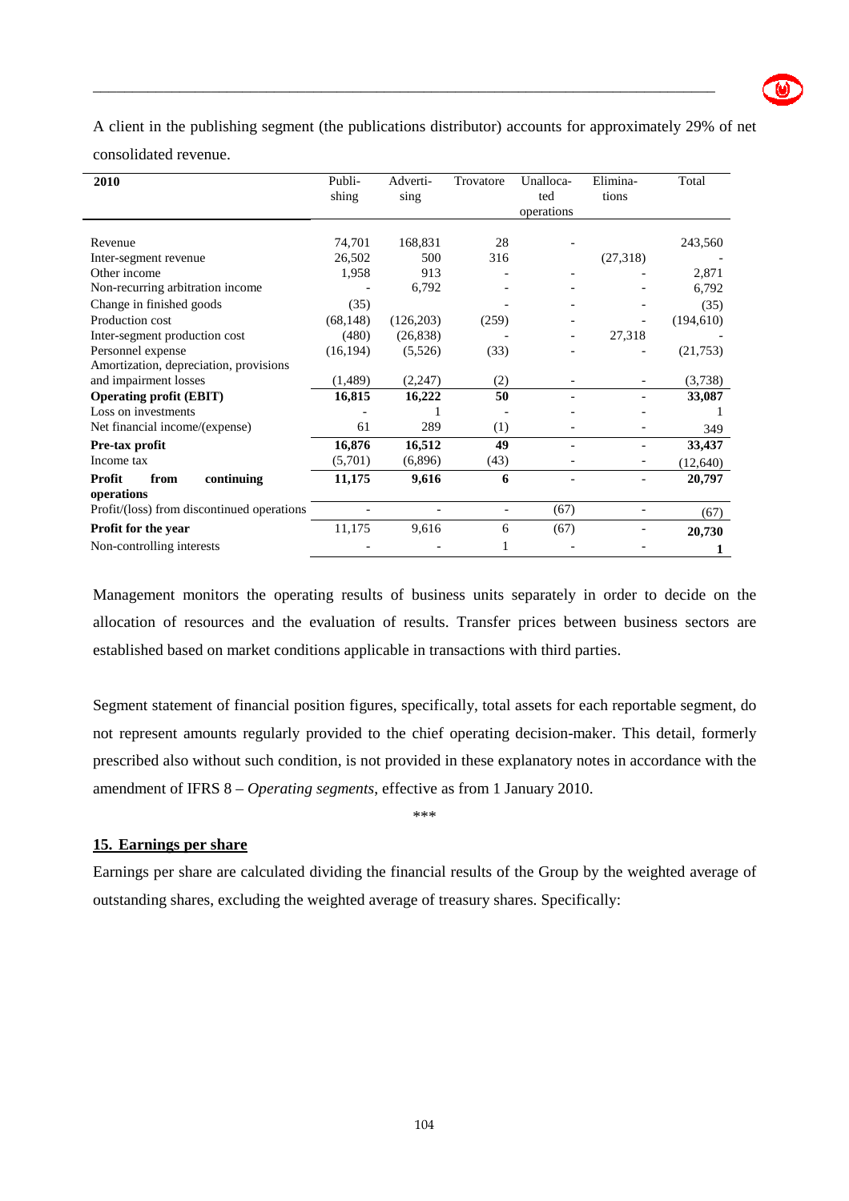A client in the publishing segment (the publications distributor) accounts for approximately 29% of net consolidated revenue.

| 2010 | Publishing | Advertising | Trovatore | Unallocated operations | Eliminations | Total |
|---|---|---|---|---|---|---|
| Revenue | 74,701 | 168,831 | 28 | - | | 243,560 |
| Inter-segment revenue | 26,502 | 500 | 316 | | (27,318) | - |
| Other income | 1,958 | 913 | - | - | - | 2,871 |
| Non-recurring arbitration income | - | 6,792 | - | - | - | 6,792 |
| Change in finished goods | (35) | | - | - | - | (35) |
| Production cost | (68,148) | (126,203) | (259) | - | - | (194,610) |
| Inter-segment production cost | (480) | (26,838) | - | - | 27,318 | - |
| Personnel expense | (16,194) | (5,526) | (33) | - | - | (21,753) |
| Amortization, depreciation, provisions and impairment losses | (1,489) | (2,247) | (2) | - | - | (3,738) |
| **Operating profit (EBIT)** | **16,815** | **16,222** | **50** | **-** | **-** | **33,087** |
| Loss on investments | - | 1 | - | - | - | 1 |
| Net financial income/(expense) | 61 | 289 | (1) | - | - | 349 |
| **Pre-tax profit** | **16,876** | **16,512** | **49** | **-** | **-** | **33,437** |
| Income tax | (5,701) | (6,896) | (43) | - | - | (12,640) |
| **Profit from continuing operations** | **11,175** | **9,616** | **6** | **-** | **-** | **20,797** |
| Profit/(loss) from discontinued operations | - | - | - | (67) | - | (67) |
| **Profit for the year** | 11,175 | 9,616 | 6 | (67) | - | **20,730** |
| Non-controlling interests | - | - | 1 | - | - | **1** |

Management monitors the operating results of business units separately in order to decide on the allocation of resources and the evaluation of results. Transfer prices between business sectors are established based on market conditions applicable in transactions with third parties.

Segment statement of financial position figures, specifically, total assets for each reportable segment, do not represent amounts regularly provided to the chief operating decision-maker. This detail, formerly prescribed also without such condition, is not provided in these explanatory notes in accordance with the amendment of IFRS 8 – *Operating segments*, effective as from 1 January 2010.

\*\*\*

## 15. Earnings per share

Earnings per share are calculated dividing the financial results of the Group by the weighted average of outstanding shares, excluding the weighted average of treasury shares. Specifically: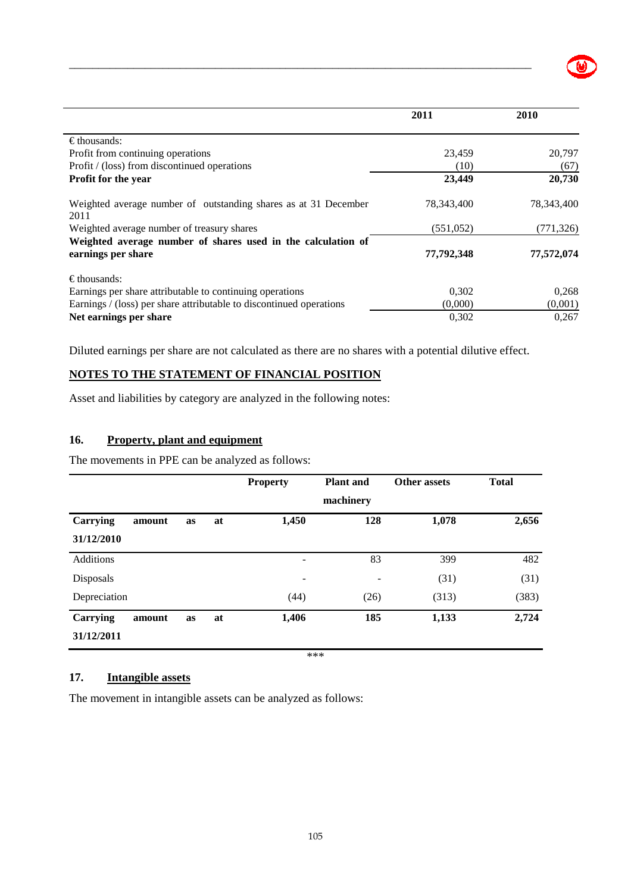| | 2011 | 2010 |
|---|---|---|
| € thousands: | | |
| Profit from continuing operations | 23,459 | 20,797 |
| Profit / (loss) from discontinued operations | (10) | (67) |
| **Profit for the year** | **23,449** | **20,730** |
| Weighted average number of outstanding shares as at 31 December 2011 | 78,343,400 | 78,343,400 |
| Weighted average number of treasury shares | (551,052) | (771,326) |
| **Weighted average number of shares used in the calculation of earnings per share** | **77,792,348** | **77,572,074** |
| € thousands: | | |
| Earnings per share attributable to continuing operations | 0,302 | 0,268 |
| Earnings / (loss) per share attributable to discontinued operations | (0,000) | (0,001) |
| **Net earnings per share** | 0,302 | 0,267 |

Diluted earnings per share are not calculated as there are no shares with a potential dilutive effect.

## NOTES TO THE STATEMENT OF FINANCIAL POSITION

Asset and liabilities by category are analyzed in the following notes:

### 16. Property, plant and equipment

The movements in PPE can be analyzed as follows:

| | Property | Plant and machinery | Other assets | Total |
|---|---|---|---|---|
| **Carrying amount as at 31/12/2010** | **1,450** | **128** | **1,078** | **2,656** |
| Additions | - | 83 | 399 | 482 |
| Disposals | - | - | (31) | (31) |
| Depreciation | (44) | (26) | (313) | (383) |
| **Carrying amount as at 31/12/2011** | **1,406** | **185** | **1,133** | **2,724** |

***

### 17. Intangible assets

The movement in intangible assets can be analyzed as follows: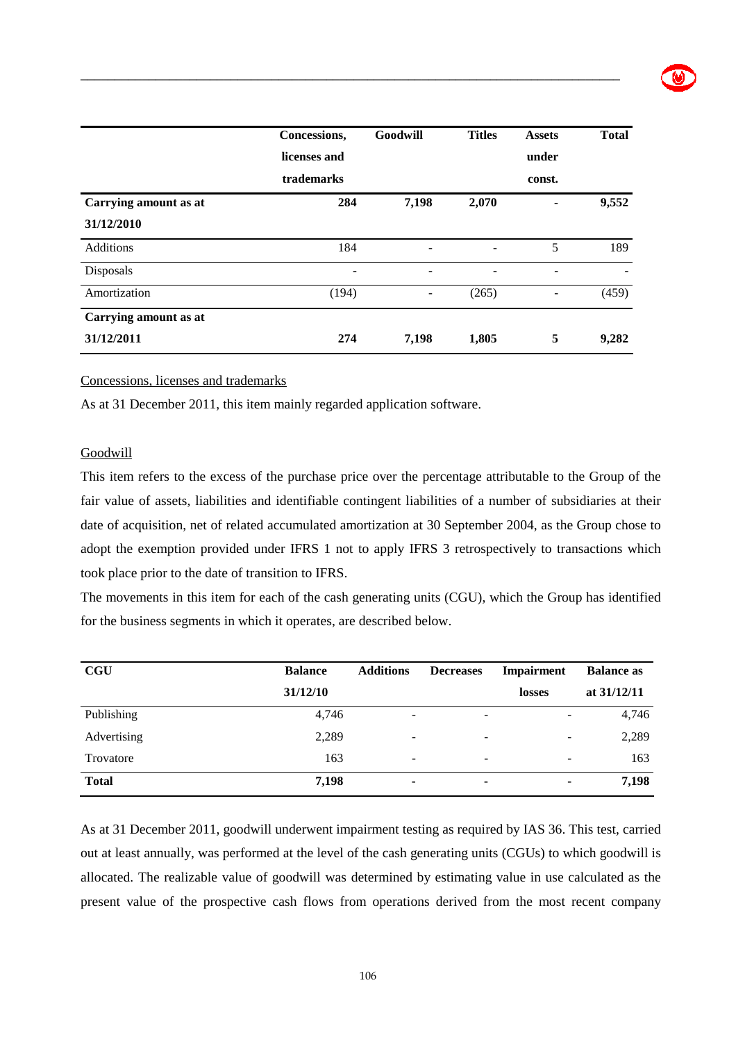| | Concessions, licenses and trademarks | Goodwill | Titles | Assets under const. | Total |
|---|---|---|---|---|---|
| **Carrying amount as at 31/12/2010** | **284** | **7,198** | **2,070** | **-** | **9,552** |
| Additions | 184 | - | - | 5 | 189 |
| Disposals | - | - | - | - | - |
| Amortization | (194) | - | (265) | - | (459) |
| **Carrying amount as at 31/12/2011** | **274** | **7,198** | **1,805** | **5** | **9,282** |

Concessions, licenses and trademarks

As at 31 December 2011, this item mainly regarded application software.

Goodwill

This item refers to the excess of the purchase price over the percentage attributable to the Group of the fair value of assets, liabilities and identifiable contingent liabilities of a number of subsidiaries at their date of acquisition, net of related accumulated amortization at 30 September 2004, as the Group chose to adopt the exemption provided under IFRS 1 not to apply IFRS 3 retrospectively to transactions which took place prior to the date of transition to IFRS.

The movements in this item for each of the cash generating units (CGU), which the Group has identified for the business segments in which it operates, are described below.

| CGU | Balance 31/12/10 | Additions | Decreases | Impairment losses | Balance as at 31/12/11 |
|---|---|---|---|---|---|
| Publishing | 4,746 | - | - | - | 4,746 |
| Advertising | 2,289 | - | - | - | 2,289 |
| Trovatore | 163 | - | - | - | 163 |
| **Total** | **7,198** | **-** | **-** | **-** | **7,198** |

As at 31 December 2011, goodwill underwent impairment testing as required by IAS 36. This test, carried out at least annually, was performed at the level of the cash generating units (CGUs) to which goodwill is allocated. The realizable value of goodwill was determined by estimating value in use calculated as the present value of the prospective cash flows from operations derived from the most recent company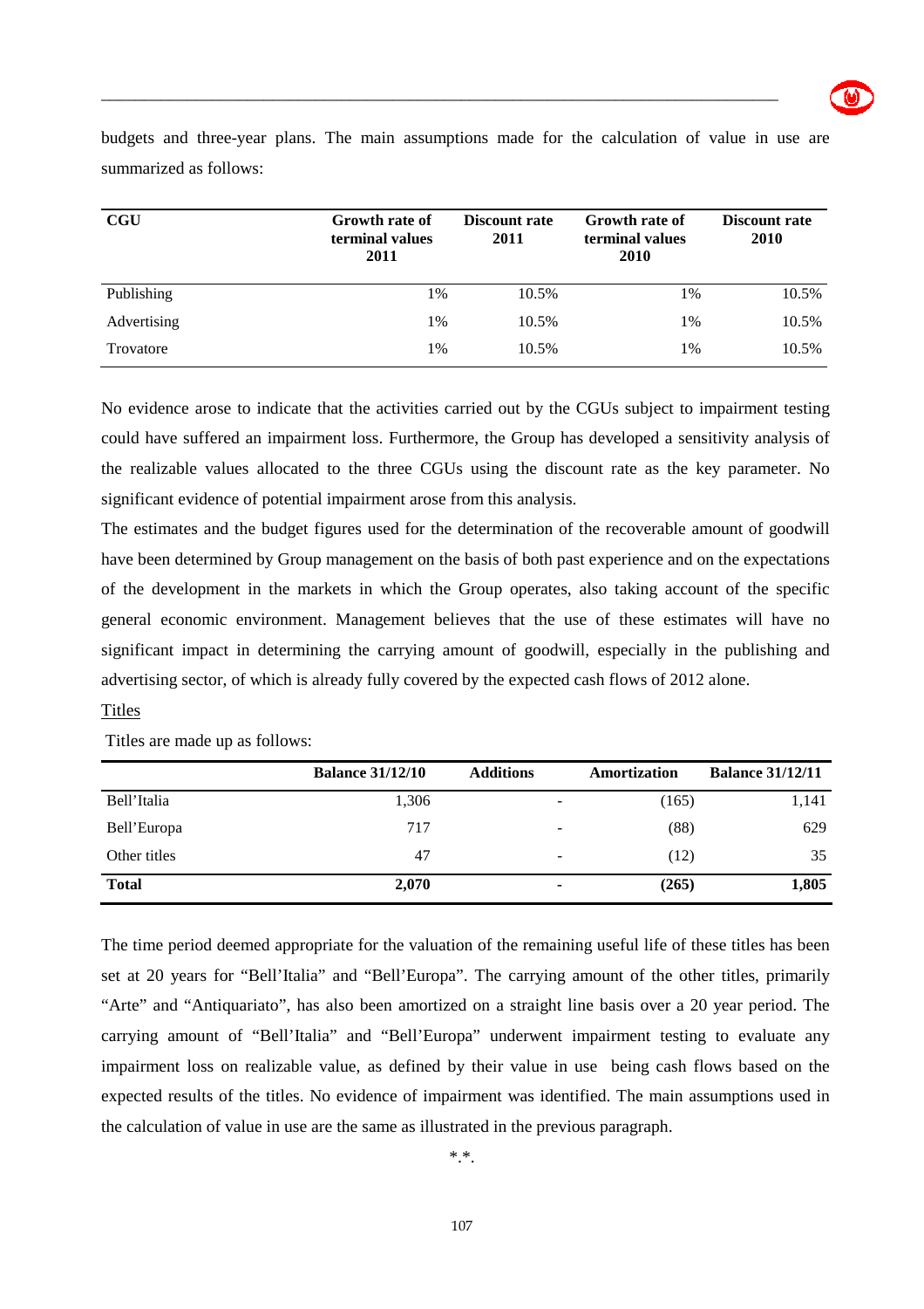budgets and three-year plans. The main assumptions made for the calculation of value in use are summarized as follows:

| CGU | Growth rate of terminal values 2011 | Discount rate 2011 | Growth rate of terminal values 2010 | Discount rate 2010 |
|---|---|---|---|---|
| Publishing | 1% | 10.5% | 1% | 10.5% |
| Advertising | 1% | 10.5% | 1% | 10.5% |
| Trovatore | 1% | 10.5% | 1% | 10.5% |

No evidence arose to indicate that the activities carried out by the CGUs subject to impairment testing could have suffered an impairment loss. Furthermore, the Group has developed a sensitivity analysis of the realizable values allocated to the three CGUs using the discount rate as the key parameter. No significant evidence of potential impairment arose from this analysis.

The estimates and the budget figures used for the determination of the recoverable amount of goodwill have been determined by Group management on the basis of both past experience and on the expectations of the development in the markets in which the Group operates, also taking account of the specific general economic environment. Management believes that the use of these estimates will have no significant impact in determining the carrying amount of goodwill, especially in the publishing and advertising sector, of which is already fully covered by the expected cash flows of 2012 alone.

Titles

Titles are made up as follows:

| | Balance 31/12/10 | Additions | Amortization | Balance 31/12/11 |
|---|---|---|---|---|
| Bell'Italia | 1,306 | - | (165) | 1,141 |
| Bell'Europa | 717 | - | (88) | 629 |
| Other titles | 47 | - | (12) | 35 |
| **Total** | **2,070** | **-** | **(265)** | **1,805** |

The time period deemed appropriate for the valuation of the remaining useful life of these titles has been set at 20 years for "Bell'Italia" and "Bell'Europa". The carrying amount of the other titles, primarily "Arte" and "Antiquariato", has also been amortized on a straight line basis over a 20 year period. The carrying amount of "Bell'Italia" and "Bell'Europa" underwent impairment testing to evaluate any impairment loss on realizable value, as defined by their value in use being cash flows based on the expected results of the titles. No evidence of impairment was identified. The main assumptions used in the calculation of value in use are the same as illustrated in the previous paragraph.

*.*.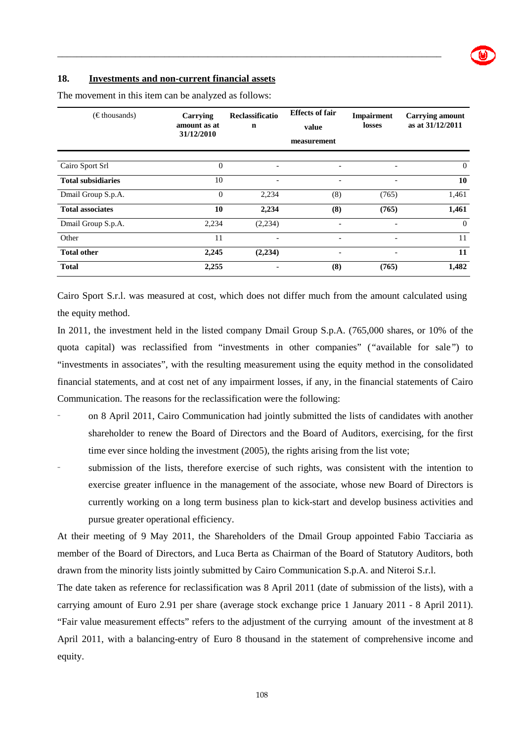## 18. Investments and non-current financial assets

The movement in this item can be analyzed as follows:

| (€ thousands) | Carrying amount as at 31/12/2010 | Reclassification | Effects of fair value measurement | Impairment losses | Carrying amount as at 31/12/2011 |
|---|---|---|---|---|---|
| Cairo Sport Srl | 0 | - | - | - | 0 |
| **Total subsidiaries** | 10 | - | - | - | **10** |
| Dmail Group S.p.A. | 0 | 2,234 | (8) | (765) | 1,461 |
| **Total associates** | **10** | **2,234** | **(8)** | **(765)** | **1,461** |
| Dmail Group S.p.A. | 2,234 | (2,234) | - | - | 0 |
| Other | 11 | - | - | - | 11 |
| **Total other** | **2,245** | **(2,234)** | - | - | **11** |
| **Total** | **2,255** | - | **(8)** | **(765)** | **1,482** |

Cairo Sport S.r.l. was measured at cost, which does not differ much from the amount calculated using the equity method.

In 2011, the investment held in the listed company Dmail Group S.p.A. (765,000 shares, or 10% of the quota capital) was reclassified from "investments in other companies" ("available for sale") to "investments in associates", with the resulting measurement using the equity method in the consolidated financial statements, and at cost net of any impairment losses, if any, in the financial statements of Cairo Communication. The reasons for the reclassification were the following:

- on 8 April 2011, Cairo Communication had jointly submitted the lists of candidates with another shareholder to renew the Board of Directors and the Board of Auditors, exercising, for the first time ever since holding the investment (2005), the rights arising from the list vote;
- submission of the lists, therefore exercise of such rights, was consistent with the intention to exercise greater influence in the management of the associate, whose new Board of Directors is currently working on a long term business plan to kick-start and develop business activities and pursue greater operational efficiency.

At their meeting of 9 May 2011, the Shareholders of the Dmail Group appointed Fabio Tacciaria as member of the Board of Directors, and Luca Berta as Chairman of the Board of Statutory Auditors, both drawn from the minority lists jointly submitted by Cairo Communication S.p.A. and Niteroi S.r.l.

The date taken as reference for reclassification was 8 April 2011 (date of submission of the lists), with a carrying amount of Euro 2.91 per share (average stock exchange price 1 January 2011 - 8 April 2011). "Fair value measurement effects" refers to the adjustment of the currying amount of the investment at 8 April 2011, with a balancing-entry of Euro 8 thousand in the statement of comprehensive income and equity.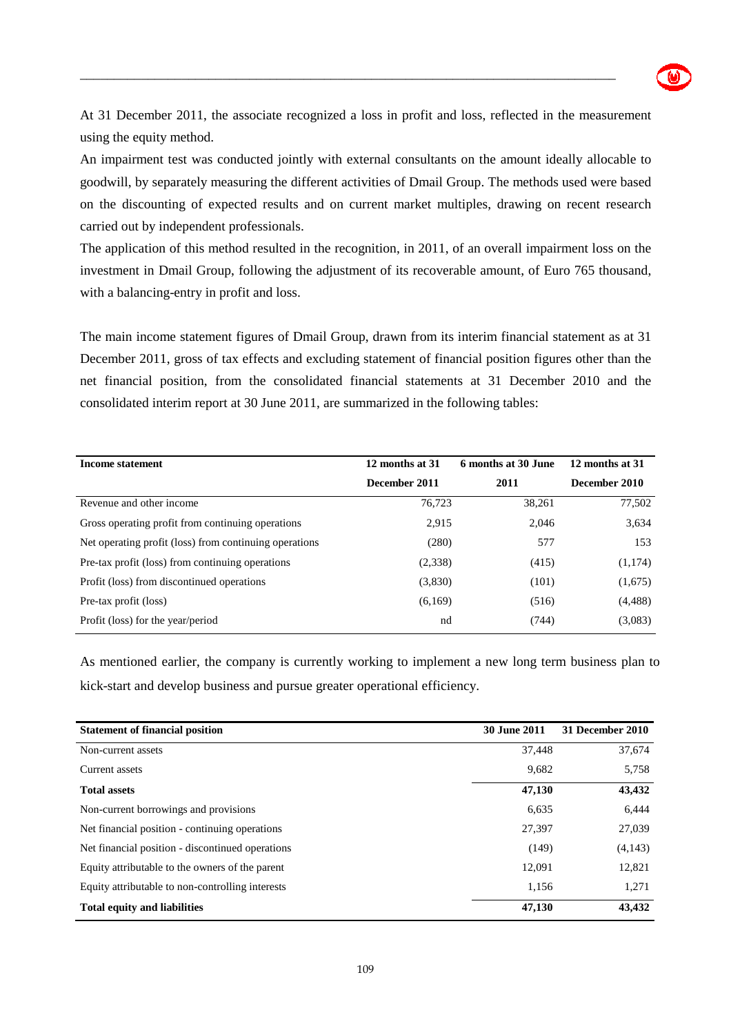At 31 December 2011, the associate recognized a loss in profit and loss, reflected in the measurement using the equity method.

An impairment test was conducted jointly with external consultants on the amount ideally allocable to goodwill, by separately measuring the different activities of Dmail Group. The methods used were based on the discounting of expected results and on current market multiples, drawing on recent research carried out by independent professionals.

The application of this method resulted in the recognition, in 2011, of an overall impairment loss on the investment in Dmail Group, following the adjustment of its recoverable amount, of Euro 765 thousand, with a balancing-entry in profit and loss.

The main income statement figures of Dmail Group, drawn from its interim financial statement as at 31 December 2011, gross of tax effects and excluding statement of financial position figures other than the net financial position, from the consolidated financial statements at 31 December 2010 and the consolidated interim report at 30 June 2011, are summarized in the following tables:

| **Income statement** | **12 months at 31 December 2011** | **6 months at 30 June 2011** | **12 months at 31 December 2010** |
|---|---|---|---|
| Revenue and other income | 76,723 | 38,261 | 77,502 |
| Gross operating profit from continuing operations | 2,915 | 2,046 | 3,634 |
| Net operating profit (loss) from continuing operations | (280) | 577 | 153 |
| Pre-tax profit (loss) from continuing operations | (2,338) | (415) | (1,174) |
| Profit (loss) from discontinued operations | (3,830) | (101) | (1,675) |
| Pre-tax profit (loss) | (6,169) | (516) | (4,488) |
| Profit (loss) for the year/period | nd | (744) | (3,083) |

As mentioned earlier, the company is currently working to implement a new long term business plan to kick-start and develop business and pursue greater operational efficiency.

| **Statement of financial position** | **30 June 2011** | **31 December 2010** |
|---|---|---|
| Non-current assets | 37,448 | 37,674 |
| Current assets | 9,682 | 5,758 |
| **Total assets** | **47,130** | **43,432** |
| Non-current borrowings and provisions | 6,635 | 6,444 |
| Net financial position - continuing operations | 27,397 | 27,039 |
| Net financial position - discontinued operations | (149) | (4,143) |
| Equity attributable to the owners of the parent | 12,091 | 12,821 |
| Equity attributable to non-controlling interests | 1,156 | 1,271 |
| **Total equity and liabilities** | **47,130** | **43,432** |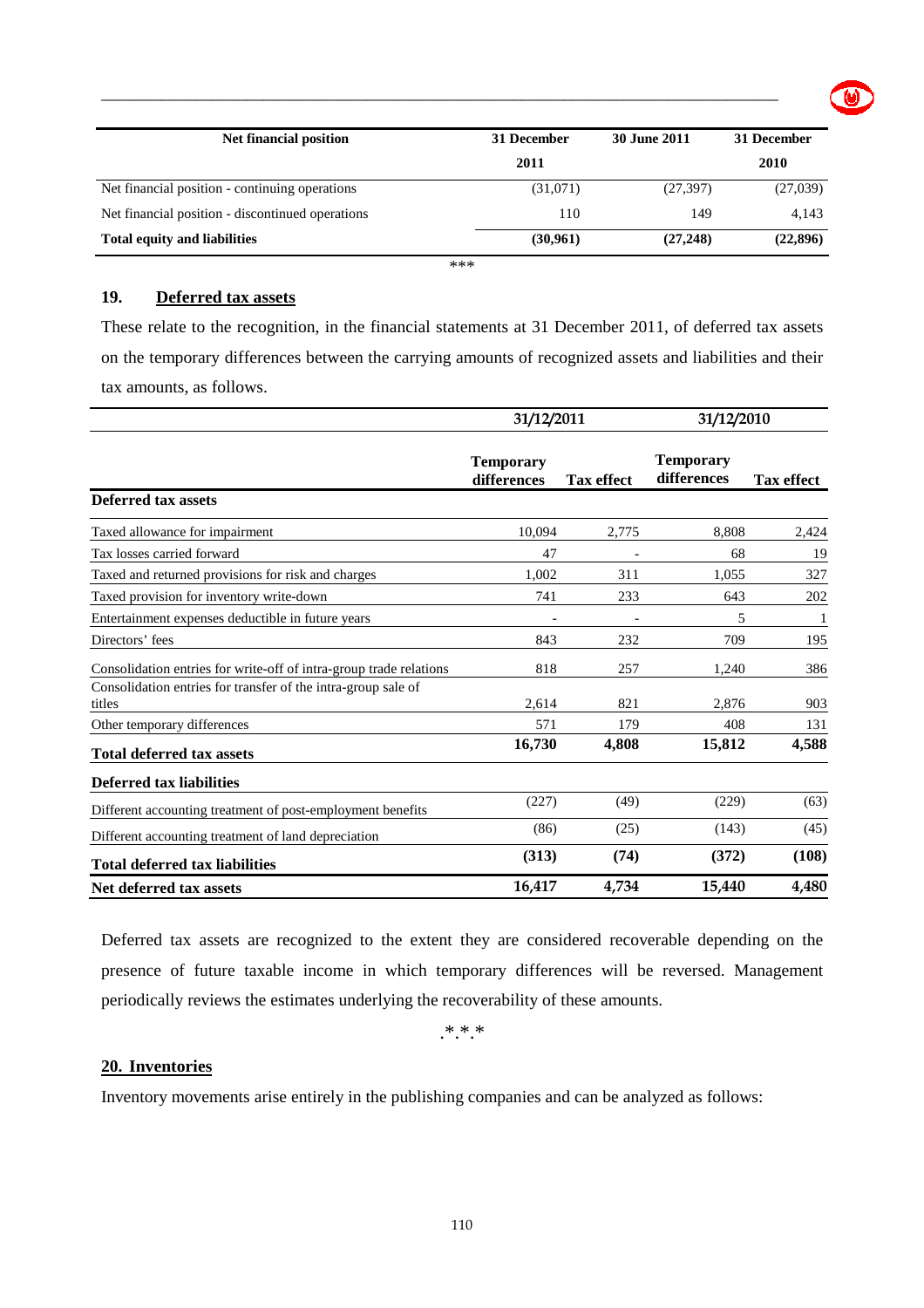| Net financial position | 31 December 2011 | 30 June 2011 | 31 December 2010 |
|---|---|---|---|
| Net financial position - continuing operations | (31,071) | (27,397) | (27,039) |
| Net financial position - discontinued operations | 110 | 149 | 4,143 |
| **Total equity and liabilities** | **(30,961)** | **(27,248)** | **(22,896)** |

\*\*\*

## 19. Deferred tax assets

These relate to the recognition, in the financial statements at 31 December 2011, of deferred tax assets on the temporary differences between the carrying amounts of recognized assets and liabilities and their tax amounts, as follows.

| | 31/12/2011 | | 31/12/2010 | |
|---|---|---|---|---|
| | **Temporary differences** | **Tax effect** | **Temporary differences** | **Tax effect** |
| **Deferred tax assets** | | | | |
| Taxed allowance for impairment | 10,094 | 2,775 | 8,808 | 2,424 |
| Tax losses carried forward | 47 | - | 68 | 19 |
| Taxed and returned provisions for risk and charges | 1,002 | 311 | 1,055 | 327 |
| Taxed provision for inventory write-down | 741 | 233 | 643 | 202 |
| Entertainment expenses deductible in future years | - | - | 5 | 1 |
| Directors' fees | 843 | 232 | 709 | 195 |
| Consolidation entries for write-off of intra-group trade relations | 818 | 257 | 1,240 | 386 |
| Consolidation entries for transfer of the intra-group sale of titles | 2,614 | 821 | 2,876 | 903 |
| Other temporary differences | 571 | 179 | 408 | 131 |
| **Total deferred tax assets** | **16,730** | **4,808** | **15,812** | **4,588** |
| **Deferred tax liabilities** | | | | |
| Different accounting treatment of post-employment benefits | (227) | (49) | (229) | (63) |
| Different accounting treatment of land depreciation | (86) | (25) | (143) | (45) |
| **Total deferred tax liabilities** | **(313)** | **(74)** | **(372)** | **(108)** |
| **Net deferred tax assets** | **16,417** | **4,734** | **15,440** | **4,480** |

Deferred tax assets are recognized to the extent they are considered recoverable depending on the presence of future taxable income in which temporary differences will be reversed. Management periodically reviews the estimates underlying the recoverability of these amounts.

\*\*\*

## 20. Inventories

Inventory movements arise entirely in the publishing companies and can be analyzed as follows: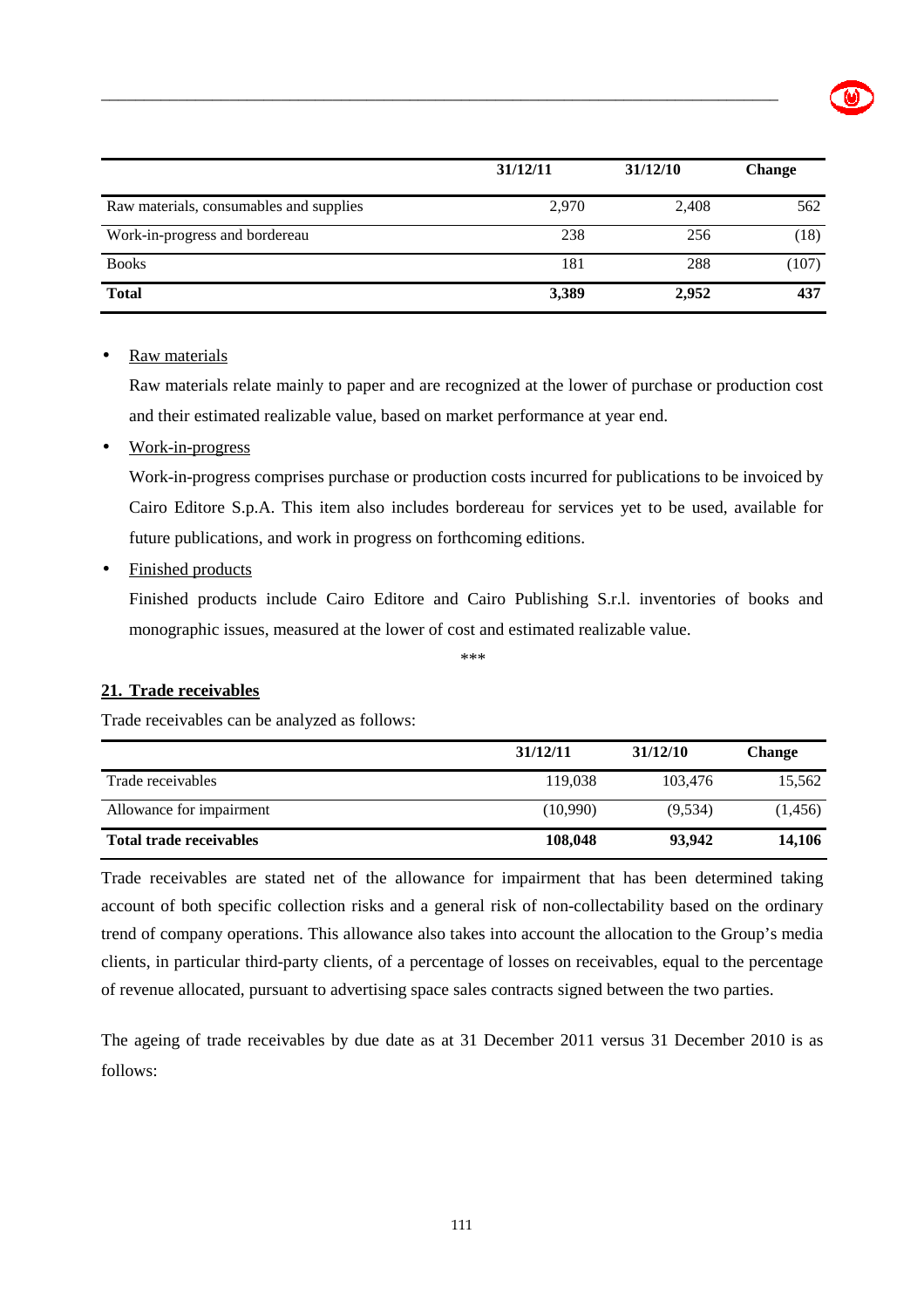| | 31/12/11 | 31/12/10 | Change |
|---|---|---|---|
| Raw materials, consumables and supplies | 2,970 | 2,408 | 562 |
| Work-in-progress and bordereau | 238 | 256 | (18) |
| Books | 181 | 288 | (107) |
| **Total** | **3,389** | **2,952** | **437** |

- Raw materials

  Raw materials relate mainly to paper and are recognized at the lower of purchase or production cost and their estimated realizable value, based on market performance at year end.

- Work-in-progress

  Work-in-progress comprises purchase or production costs incurred for publications to be invoiced by Cairo Editore S.p.A. This item also includes bordereau for services yet to be used, available for future publications, and work in progress on forthcoming editions.

- Finished products

  Finished products include Cairo Editore and Cairo Publishing S.r.l. inventories of books and monographic issues, measured at the lower of cost and estimated realizable value.

***

## 21. Trade receivables

Trade receivables can be analyzed as follows:

| | 31/12/11 | 31/12/10 | Change |
|---|---|---|---|
| Trade receivables | 119,038 | 103,476 | 15,562 |
| Allowance for impairment | (10,990) | (9,534) | (1,456) |
| **Total trade receivables** | **108,048** | **93,942** | **14,106** |

Trade receivables are stated net of the allowance for impairment that has been determined taking account of both specific collection risks and a general risk of non-collectability based on the ordinary trend of company operations. This allowance also takes into account the allocation to the Group's media clients, in particular third-party clients, of a percentage of losses on receivables, equal to the percentage of revenue allocated, pursuant to advertising space sales contracts signed between the two parties.

The ageing of trade receivables by due date as at 31 December 2011 versus 31 December 2010 is as follows: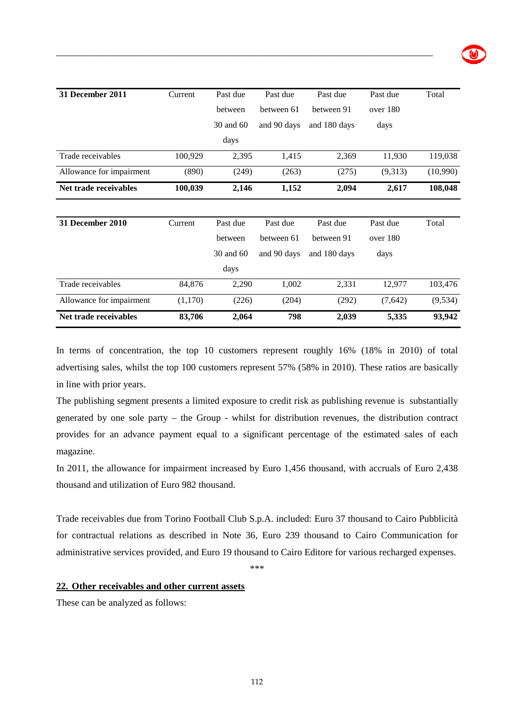| 31 December 2011 | Current | Past due between 30 and 60 days | Past due between 61 and 90 days | Past due between 91 and 180 days | Past due over 180 days | Total |
|---|---|---|---|---|---|---|
| Trade receivables | 100,929 | 2,395 | 1,415 | 2,369 | 11,930 | 119,038 |
| Allowance for impairment | (890) | (249) | (263) | (275) | (9,313) | (10,990) |
| **Net trade receivables** | **100,039** | **2,146** | **1,152** | **2,094** | **2,617** | **108,048** |

| 31 December 2010 | Current | Past due between 30 and 60 days | Past due between 61 and 90 days | Past due between 91 and 180 days | Past due over 180 days | Total |
|---|---|---|---|---|---|---|
| Trade receivables | 84,876 | 2,290 | 1,002 | 2,331 | 12,977 | 103,476 |
| Allowance for impairment | (1,170) | (226) | (204) | (292) | (7,642) | (9,534) |
| **Net trade receivables** | **83,706** | **2,064** | **798** | **2,039** | **5,335** | **93,942** |

In terms of concentration, the top 10 customers represent roughly 16% (18% in 2010) of total advertising sales, whilst the top 100 customers represent 57% (58% in 2010). These ratios are basically in line with prior years.

The publishing segment presents a limited exposure to credit risk as publishing revenue is substantially generated by one sole party – the Group - whilst for distribution revenues, the distribution contract provides for an advance payment equal to a significant percentage of the estimated sales of each magazine.

In 2011, the allowance for impairment increased by Euro 1,456 thousand, with accruals of Euro 2,438 thousand and utilization of Euro 982 thousand.

Trade receivables due from Torino Football Club S.p.A. included: Euro 37 thousand to Cairo Pubblicità for contractual relations as described in Note 36, Euro 239 thousand to Cairo Communication for administrative services provided, and Euro 19 thousand to Cairo Editore for various recharged expenses.

***

## 22. Other receivables and other current assets

These can be analyzed as follows: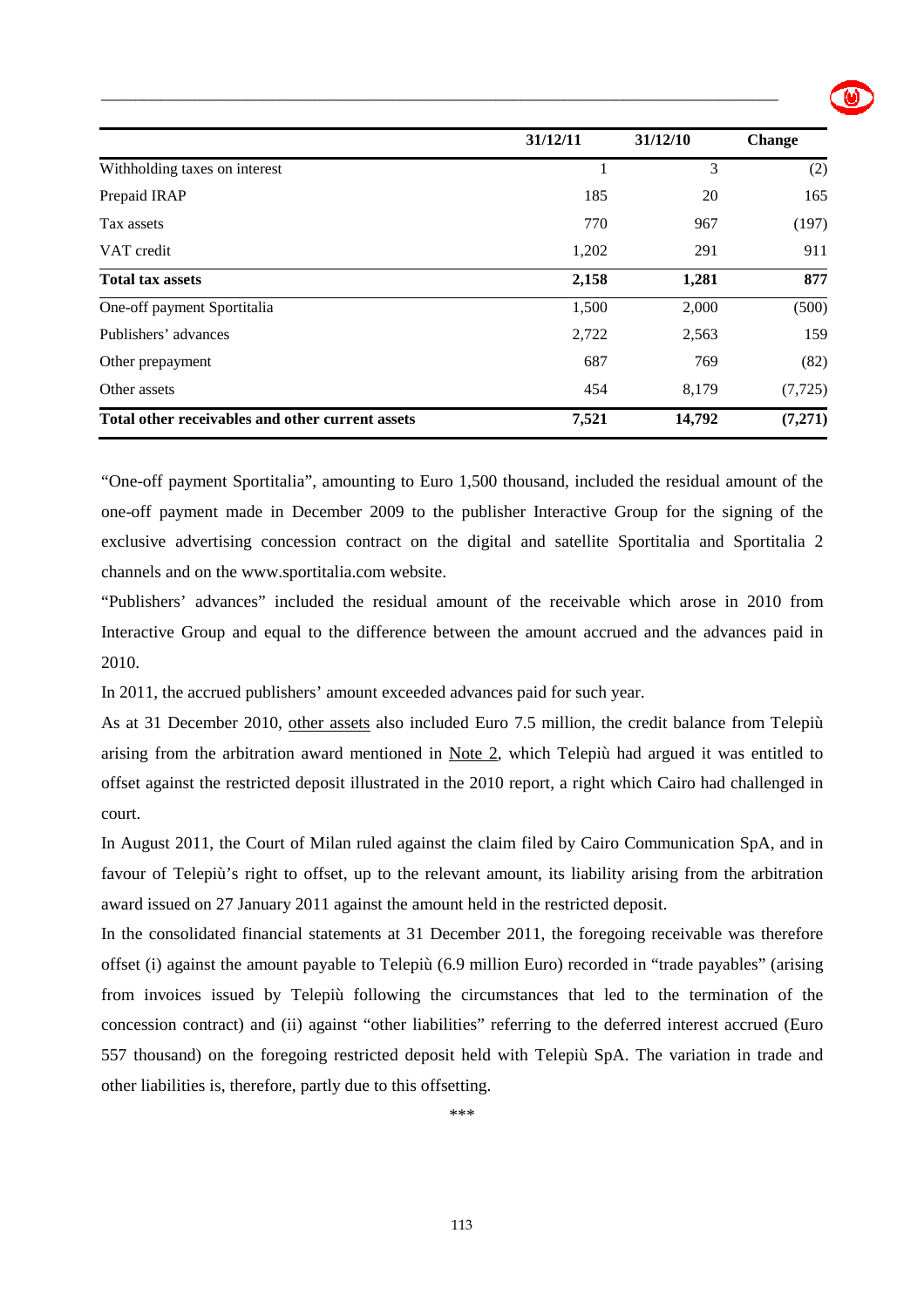| | 31/12/11 | 31/12/10 | Change |
|---|---|---|---|
| Withholding taxes on interest | 1 | 3 | (2) |
| Prepaid IRAP | 185 | 20 | 165 |
| Tax assets | 770 | 967 | (197) |
| VAT credit | 1,202 | 291 | 911 |
| **Total tax assets** | **2,158** | **1,281** | **877** |
| One-off payment Sportitalia | 1,500 | 2,000 | (500) |
| Publishers' advances | 2,722 | 2,563 | 159 |
| Other prepayment | 687 | 769 | (82) |
| Other assets | 454 | 8,179 | (7,725) |
| **Total other receivables and other current assets** | **7,521** | **14,792** | **(7,271)** |

"One-off payment Sportitalia", amounting to Euro 1,500 thousand, included the residual amount of the one-off payment made in December 2009 to the publisher Interactive Group for the signing of the exclusive advertising concession contract on the digital and satellite Sportitalia and Sportitalia 2 channels and on the www.sportitalia.com website.

"Publishers' advances" included the residual amount of the receivable which arose in 2010 from Interactive Group and equal to the difference between the amount accrued and the advances paid in 2010.

In 2011, the accrued publishers' amount exceeded advances paid for such year.

As at 31 December 2010, other assets also included Euro 7.5 million, the credit balance from Telepiù arising from the arbitration award mentioned in Note 2, which Telepiù had argued it was entitled to offset against the restricted deposit illustrated in the 2010 report, a right which Cairo had challenged in court.

In August 2011, the Court of Milan ruled against the claim filed by Cairo Communication SpA, and in favour of Telepiù's right to offset, up to the relevant amount, its liability arising from the arbitration award issued on 27 January 2011 against the amount held in the restricted deposit.

In the consolidated financial statements at 31 December 2011, the foregoing receivable was therefore offset (i) against the amount payable to Telepiù (6.9 million Euro) recorded in "trade payables" (arising from invoices issued by Telepiù following the circumstances that led to the termination of the concession contract) and (ii) against "other liabilities" referring to the deferred interest accrued (Euro 557 thousand) on the foregoing restricted deposit held with Telepiù SpA. The variation in trade and other liabilities is, therefore, partly due to this offsetting.

***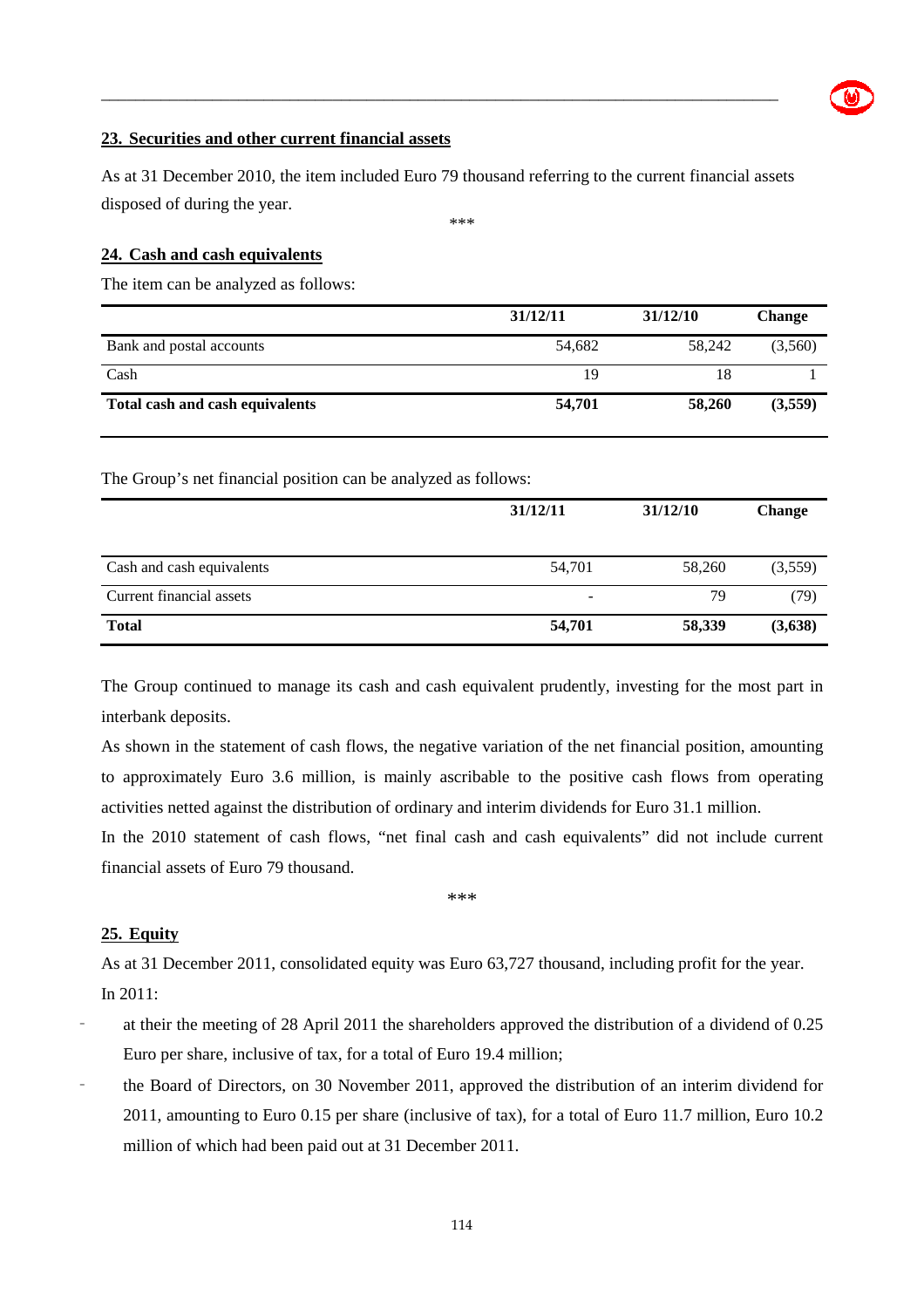## 23. Securities and other current financial assets

As at 31 December 2010, the item included Euro 79 thousand referring to the current financial assets disposed of during the year.

\*\*\*

## 24. Cash and cash equivalents

The item can be analyzed as follows:

| | 31/12/11 | 31/12/10 | Change |
|---|---|---|---|
| Bank and postal accounts | 54,682 | 58,242 | (3,560) |
| Cash | 19 | 18 | 1 |
| **Total cash and cash equivalents** | **54,701** | **58,260** | **(3,559)** |

The Group's net financial position can be analyzed as follows:

| | 31/12/11 | 31/12/10 | Change |
|---|---|---|---|
| Cash and cash equivalents | 54,701 | 58,260 | (3,559) |
| Current financial assets | - | 79 | (79) |
| **Total** | **54,701** | **58,339** | **(3,638)** |

The Group continued to manage its cash and cash equivalent prudently, investing for the most part in interbank deposits.

As shown in the statement of cash flows, the negative variation of the net financial position, amounting to approximately Euro 3.6 million, is mainly ascribable to the positive cash flows from operating activities netted against the distribution of ordinary and interim dividends for Euro 31.1 million.

In the 2010 statement of cash flows, "net final cash and cash equivalents" did not include current financial assets of Euro 79 thousand.

\*\*\*

## 25. Equity

As at 31 December 2011, consolidated equity was Euro 63,727 thousand, including profit for the year.

In 2011:

- at their the meeting of 28 April 2011 the shareholders approved the distribution of a dividend of 0.25 Euro per share, inclusive of tax, for a total of Euro 19.4 million;
- the Board of Directors, on 30 November 2011, approved the distribution of an interim dividend for 2011, amounting to Euro 0.15 per share (inclusive of tax), for a total of Euro 11.7 million, Euro 10.2 million of which had been paid out at 31 December 2011.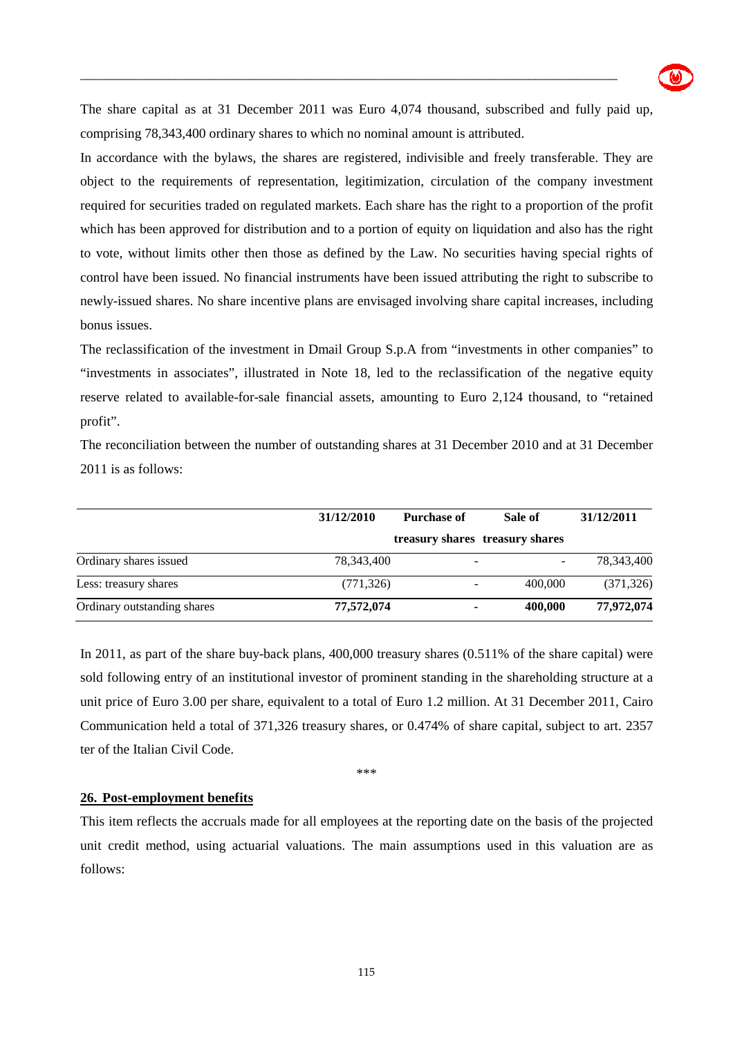The share capital as at 31 December 2011 was Euro 4,074 thousand, subscribed and fully paid up, comprising 78,343,400 ordinary shares to which no nominal amount is attributed.

In accordance with the bylaws, the shares are registered, indivisible and freely transferable. They are object to the requirements of representation, legitimization, circulation of the company investment required for securities traded on regulated markets. Each share has the right to a proportion of the profit which has been approved for distribution and to a portion of equity on liquidation and also has the right to vote, without limits other then those as defined by the Law. No securities having special rights of control have been issued. No financial instruments have been issued attributing the right to subscribe to newly-issued shares. No share incentive plans are envisaged involving share capital increases, including bonus issues.

The reclassification of the investment in Dmail Group S.p.A from "investments in other companies" to "investments in associates", illustrated in Note 18, led to the reclassification of the negative equity reserve related to available-for-sale financial assets, amounting to Euro 2,124 thousand, to "retained profit".

The reconciliation between the number of outstanding shares at 31 December 2010 and at 31 December 2011 is as follows:

| | 31/12/2010 | Purchase of treasury shares | Sale of treasury shares | 31/12/2011 |
|---|---|---|---|---|
| Ordinary shares issued | 78,343,400 | - | - | 78,343,400 |
| Less: treasury shares | (771,326) | - | 400,000 | (371,326) |
| **Ordinary outstanding shares** | **77,572,074** | **-** | **400,000** | **77,972,074** |

In 2011, as part of the share buy-back plans, 400,000 treasury shares (0.511% of the share capital) were sold following entry of an institutional investor of prominent standing in the shareholding structure at a unit price of Euro 3.00 per share, equivalent to a total of Euro 1.2 million. At 31 December 2011, Cairo Communication held a total of 371,326 treasury shares, or 0.474% of share capital, subject to art. 2357 ter of the Italian Civil Code.

\*\*\*

## 26. Post-employment benefits

This item reflects the accruals made for all employees at the reporting date on the basis of the projected unit credit method, using actuarial valuations. The main assumptions used in this valuation are as follows: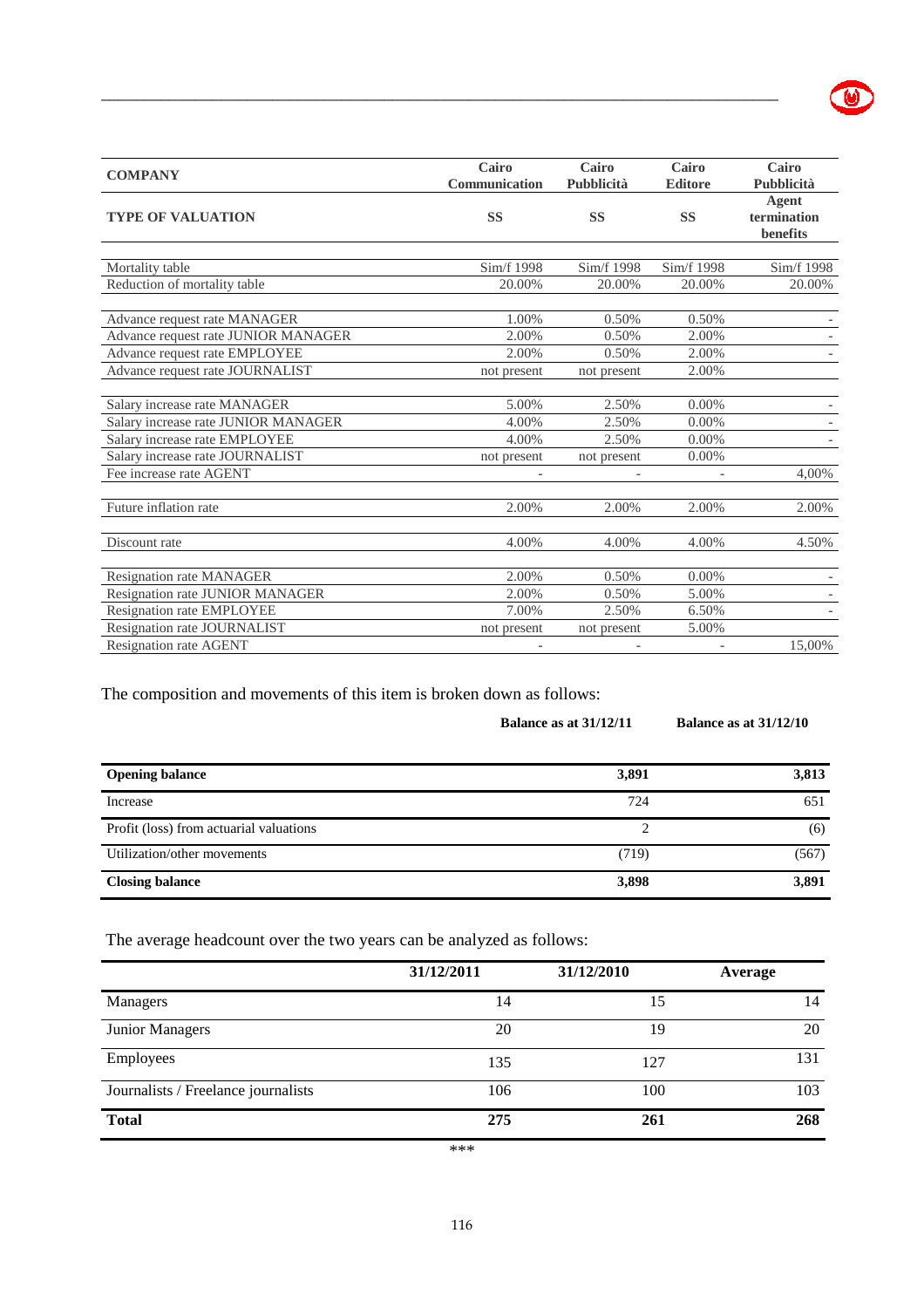| COMPANY | Cairo Communication | Cairo Pubblicità | Cairo Editore | Cairo Pubblicità |
|---|---|---|---|---|
| **TYPE OF VALUATION** | **SS** | **SS** | **SS** | **Agent termination benefits** |
| Mortality table | Sim/f 1998 | Sim/f 1998 | Sim/f 1998 | Sim/f 1998 |
| Reduction of mortality table | 20.00% | 20.00% | 20.00% | 20.00% |
| Advance request rate MANAGER | 1.00% | 0.50% | 0.50% | - |
| Advance request rate JUNIOR MANAGER | 2.00% | 0.50% | 2.00% | - |
| Advance request rate EMPLOYEE | 2.00% | 0.50% | 2.00% | - |
| Advance request rate JOURNALIST | not present | not present | 2.00% | |
| Salary increase rate MANAGER | 5.00% | 2.50% | 0.00% | - |
| Salary increase rate JUNIOR MANAGER | 4.00% | 2.50% | 0.00% | - |
| Salary increase rate EMPLOYEE | 4.00% | 2.50% | 0.00% | - |
| Salary increase rate JOURNALIST | not present | not present | 0.00% | |
| Fee increase rate AGENT | - | - | - | 4,00% |
| Future inflation rate | 2.00% | 2.00% | 2.00% | 2.00% |
| Discount rate | 4.00% | 4.00% | 4.00% | 4.50% |
| Resignation rate MANAGER | 2.00% | 0.50% | 0.00% | - |
| Resignation rate JUNIOR MANAGER | 2.00% | 0.50% | 5.00% | - |
| Resignation rate EMPLOYEE | 7.00% | 2.50% | 6.50% | - |
| Resignation rate JOURNALIST | not present | not present | 5.00% | |
| Resignation rate AGENT | - | - | - | 15,00% |

The composition and movements of this item is broken down as follows:

| | Balance as at 31/12/11 | Balance as at 31/12/10 |
|---|---|---|
| **Opening balance** | **3,891** | **3,813** |
| Increase | 724 | 651 |
| Profit (loss) from actuarial valuations | 2 | (6) |
| Utilization/other movements | (719) | (567) |
| **Closing balance** | **3,898** | **3,891** |

The average headcount over the two years can be analyzed as follows:

| | 31/12/2011 | 31/12/2010 | Average |
|---|---|---|---|
| Managers | 14 | 15 | 14 |
| Junior Managers | 20 | 19 | 20 |
| Employees | 135 | 127 | 131 |
| Journalists / Freelance journalists | 106 | 100 | 103 |
| **Total** | **275** | **261** | **268** |

***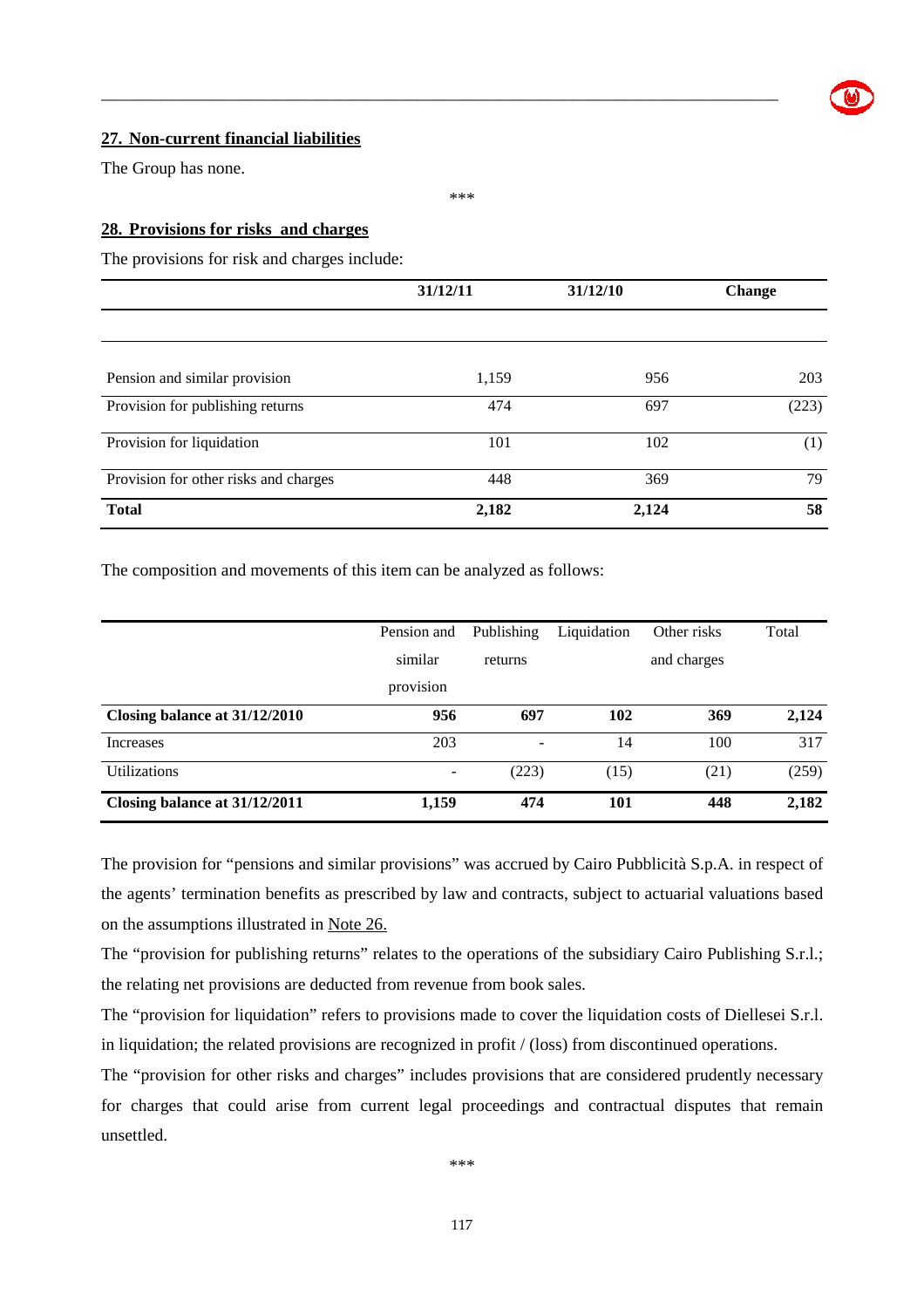## 27. Non-current financial liabilities

The Group has none.

\*\*\*

## 28. Provisions for risks and charges

The provisions for risk and charges include:

| | 31/12/11 | 31/12/10 | Change |
|---|---|---|---|
| Pension and similar provision | 1,159 | 956 | 203 |
| Provision for publishing returns | 474 | 697 | (223) |
| Provision for liquidation | 101 | 102 | (1) |
| Provision for other risks and charges | 448 | 369 | 79 |
| **Total** | **2,182** | **2,124** | **58** |

The composition and movements of this item can be analyzed as follows:

| | Pension and similar provision | Publishing returns | Liquidation | Other risks and charges | Total |
|---|---|---|---|---|---|
| **Closing balance at 31/12/2010** | **956** | **697** | **102** | **369** | **2,124** |
| Increases | 203 | - | 14 | 100 | 317 |
| Utilizations | - | (223) | (15) | (21) | (259) |
| **Closing balance at 31/12/2011** | **1,159** | **474** | **101** | **448** | **2,182** |

The provision for "pensions and similar provisions" was accrued by Cairo Pubblicità S.p.A. in respect of the agents' termination benefits as prescribed by law and contracts, subject to actuarial valuations based on the assumptions illustrated in Note 26.

The "provision for publishing returns" relates to the operations of the subsidiary Cairo Publishing S.r.l.; the relating net provisions are deducted from revenue from book sales.

The "provision for liquidation" refers to provisions made to cover the liquidation costs of Diellesei S.r.l. in liquidation; the related provisions are recognized in profit / (loss) from discontinued operations.

The "provision for other risks and charges" includes provisions that are considered prudently necessary for charges that could arise from current legal proceedings and contractual disputes that remain unsettled.

\*\*\*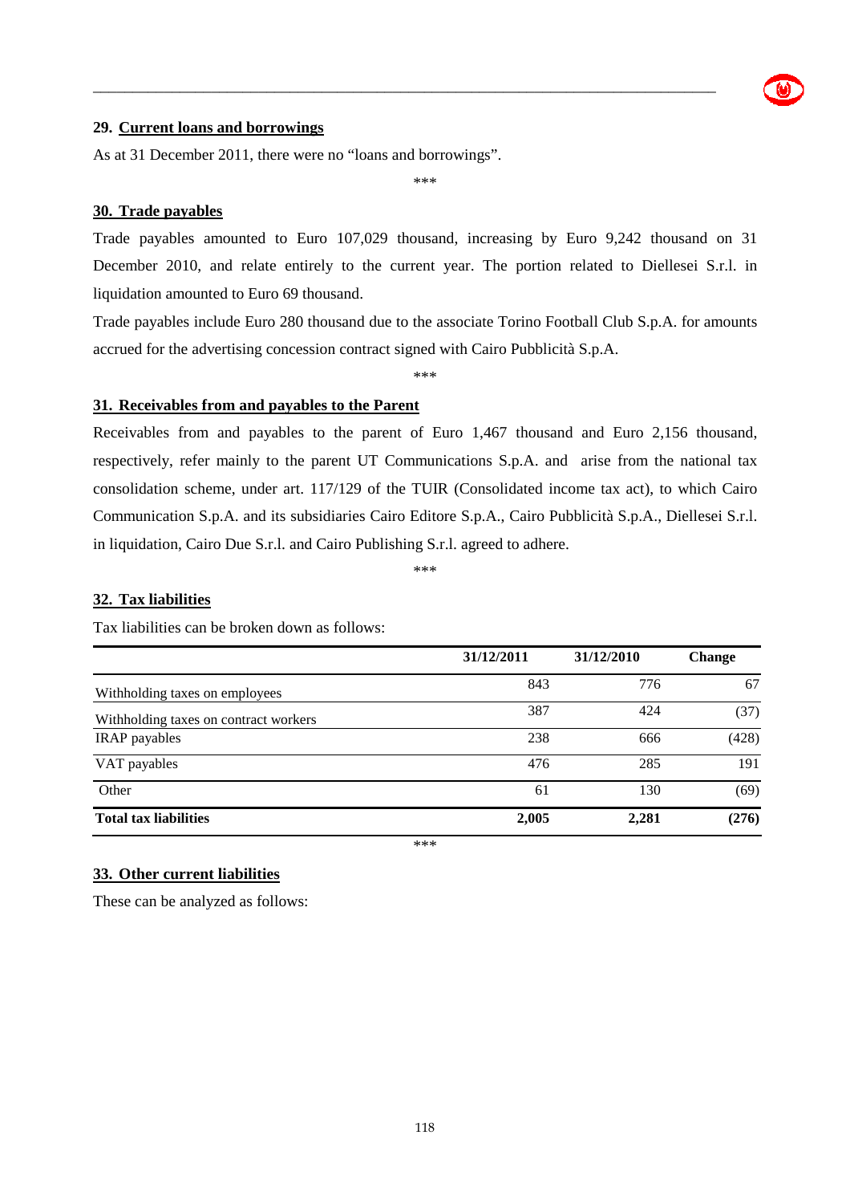## 29. Current loans and borrowings

As at 31 December 2011, there were no "loans and borrowings".

\*\*\*

## 30. Trade payables

Trade payables amounted to Euro 107,029 thousand, increasing by Euro 9,242 thousand on 31 December 2010, and relate entirely to the current year. The portion related to Diellesei S.r.l. in liquidation amounted to Euro 69 thousand.

Trade payables include Euro 280 thousand due to the associate Torino Football Club S.p.A. for amounts accrued for the advertising concession contract signed with Cairo Pubblicità S.p.A.

\*\*\*

## 31. Receivables from and payables to the Parent

Receivables from and payables to the parent of Euro 1,467 thousand and Euro 2,156 thousand, respectively, refer mainly to the parent UT Communications S.p.A. and arise from the national tax consolidation scheme, under art. 117/129 of the TUIR (Consolidated income tax act), to which Cairo Communication S.p.A. and its subsidiaries Cairo Editore S.p.A., Cairo Pubblicità S.p.A., Diellesei S.r.l. in liquidation, Cairo Due S.r.l. and Cairo Publishing S.r.l. agreed to adhere.

\*\*\*

## 32. Tax liabilities

Tax liabilities can be broken down as follows:

| | 31/12/2011 | 31/12/2010 | Change |
|---|---|---|---|
| Withholding taxes on employees | 843 | 776 | 67 |
| Withholding taxes on contract workers | 387 | 424 | (37) |
| IRAP payables | 238 | 666 | (428) |
| VAT payables | 476 | 285 | 191 |
| Other | 61 | 130 | (69) |
| **Total tax liabilities** | **2,005** | **2,281** | **(276)** |

\*\*\*

## 33. Other current liabilities

These can be analyzed as follows: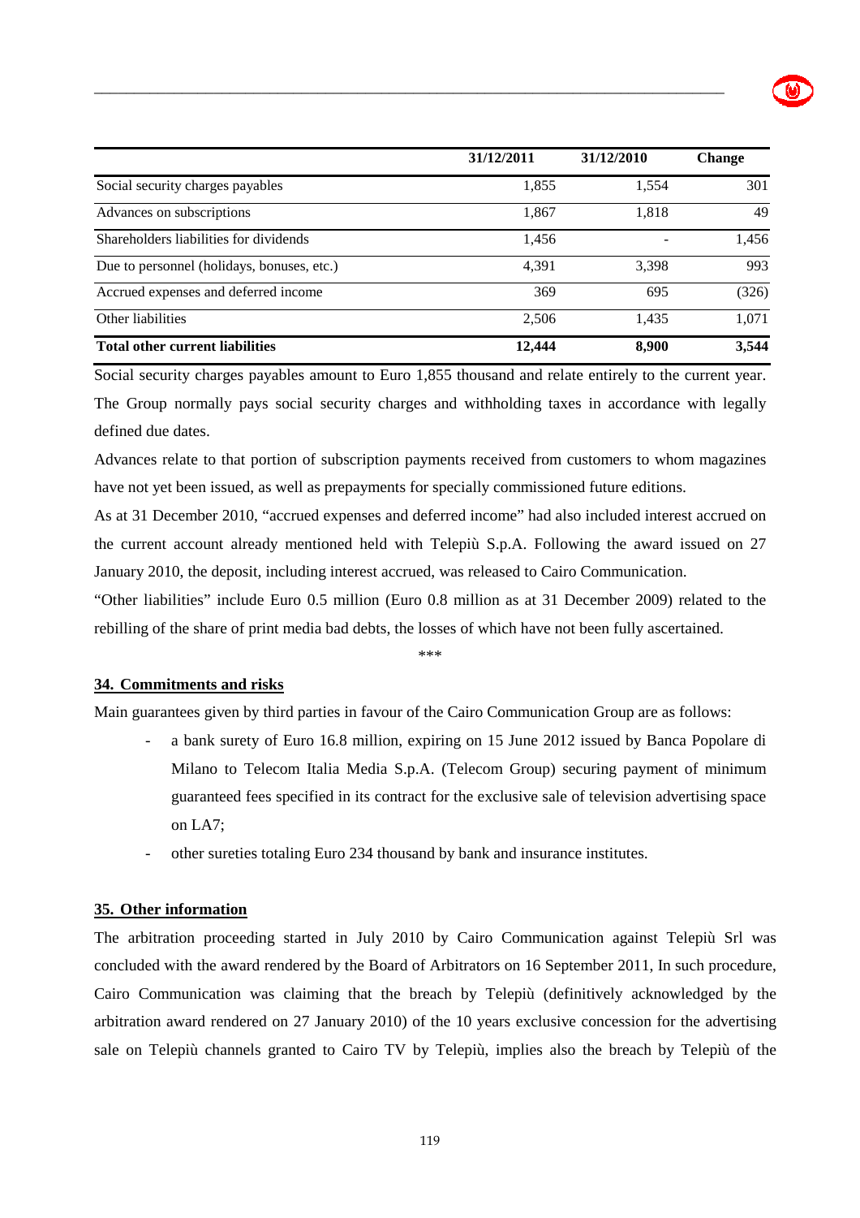| | 31/12/2011 | 31/12/2010 | Change |
|---|---|---|---|
| Social security charges payables | 1,855 | 1,554 | 301 |
| Advances on subscriptions | 1,867 | 1,818 | 49 |
| Shareholders liabilities for dividends | 1,456 | - | 1,456 |
| Due to personnel (holidays, bonuses, etc.) | 4,391 | 3,398 | 993 |
| Accrued expenses and deferred income | 369 | 695 | (326) |
| Other liabilities | 2,506 | 1,435 | 1,071 |
| **Total other current liabilities** | **12,444** | **8,900** | **3,544** |

Social security charges payables amount to Euro 1,855 thousand and relate entirely to the current year. The Group normally pays social security charges and withholding taxes in accordance with legally defined due dates.

Advances relate to that portion of subscription payments received from customers to whom magazines have not yet been issued, as well as prepayments for specially commissioned future editions.

As at 31 December 2010, "accrued expenses and deferred income" had also included interest accrued on the current account already mentioned held with Telepiù S.p.A. Following the award issued on 27 January 2010, the deposit, including interest accrued, was released to Cairo Communication.

"Other liabilities" include Euro 0.5 million (Euro 0.8 million as at 31 December 2009) related to the rebilling of the share of print media bad debts, the losses of which have not been fully ascertained.

***

## 34. Commitments and risks

Main guarantees given by third parties in favour of the Cairo Communication Group are as follows:

- a bank surety of Euro 16.8 million, expiring on 15 June 2012 issued by Banca Popolare di Milano to Telecom Italia Media S.p.A. (Telecom Group) securing payment of minimum guaranteed fees specified in its contract for the exclusive sale of television advertising space on LA7;
- other sureties totaling Euro 234 thousand by bank and insurance institutes.

## 35. Other information

The arbitration proceeding started in July 2010 by Cairo Communication against Telepiù Srl was concluded with the award rendered by the Board of Arbitrators on 16 September 2011, In such procedure, Cairo Communication was claiming that the breach by Telepiù (definitively acknowledged by the arbitration award rendered on 27 January 2010) of the 10 years exclusive concession for the advertising sale on Telepiù channels granted to Cairo TV by Telepiù, implies also the breach by Telepiù of the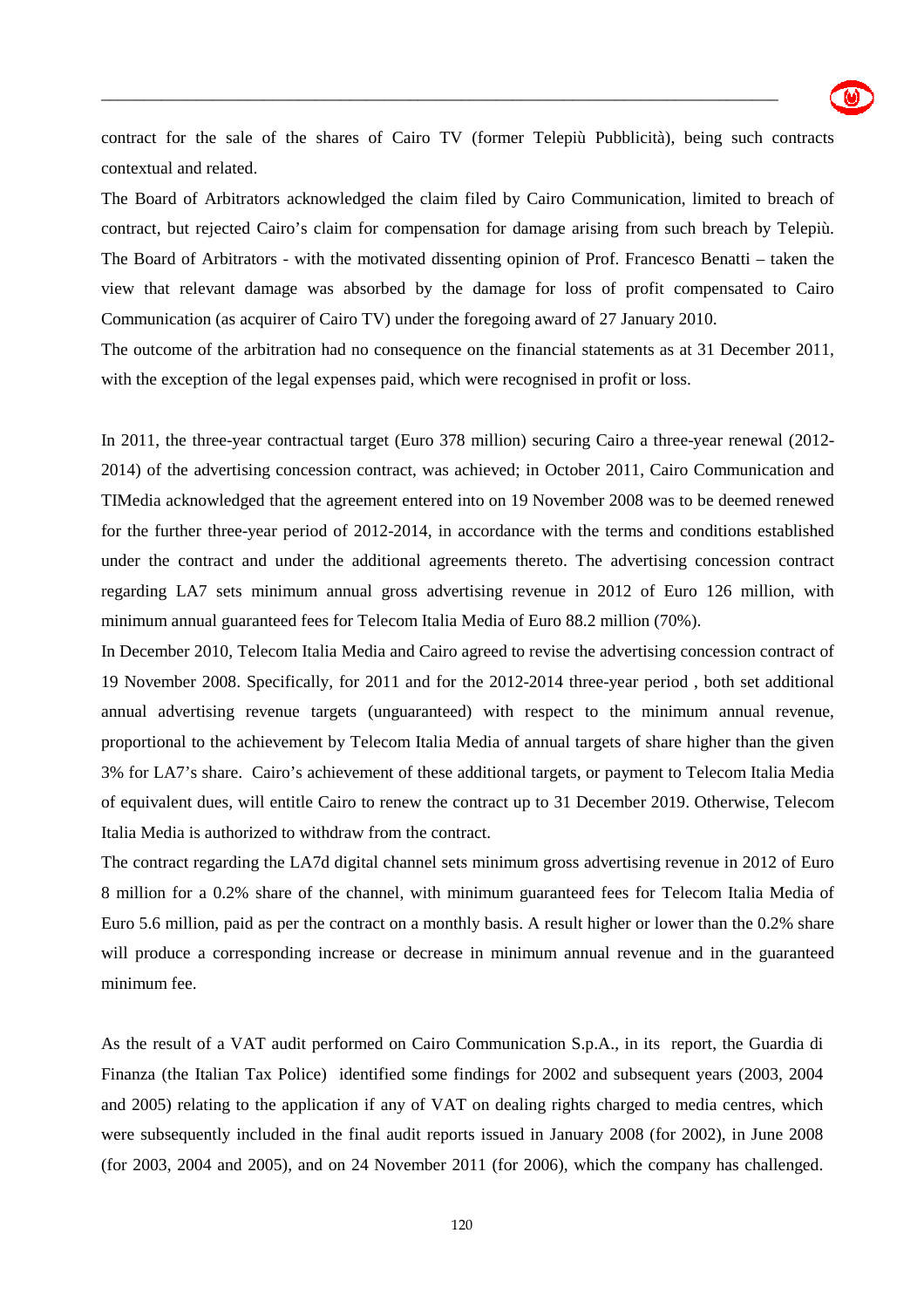contract for the sale of the shares of Cairo TV (former Telepiù Pubblicità), being such contracts contextual and related.

The Board of Arbitrators acknowledged the claim filed by Cairo Communication, limited to breach of contract, but rejected Cairo's claim for compensation for damage arising from such breach by Telepiù. The Board of Arbitrators - with the motivated dissenting opinion of Prof. Francesco Benatti – taken the view that relevant damage was absorbed by the damage for loss of profit compensated to Cairo Communication (as acquirer of Cairo TV) under the foregoing award of 27 January 2010.

The outcome of the arbitration had no consequence on the financial statements as at 31 December 2011, with the exception of the legal expenses paid, which were recognised in profit or loss.

In 2011, the three-year contractual target (Euro 378 million) securing Cairo a three-year renewal (2012-2014) of the advertising concession contract, was achieved; in October 2011, Cairo Communication and TIMedia acknowledged that the agreement entered into on 19 November 2008 was to be deemed renewed for the further three-year period of 2012-2014, in accordance with the terms and conditions established under the contract and under the additional agreements thereto. The advertising concession contract regarding LA7 sets minimum annual gross advertising revenue in 2012 of Euro 126 million, with minimum annual guaranteed fees for Telecom Italia Media of Euro 88.2 million (70%).

In December 2010, Telecom Italia Media and Cairo agreed to revise the advertising concession contract of 19 November 2008. Specifically, for 2011 and for the 2012-2014 three-year period , both set additional annual advertising revenue targets (unguaranteed) with respect to the minimum annual revenue, proportional to the achievement by Telecom Italia Media of annual targets of share higher than the given 3% for LA7's share. Cairo's achievement of these additional targets, or payment to Telecom Italia Media of equivalent dues, will entitle Cairo to renew the contract up to 31 December 2019. Otherwise, Telecom Italia Media is authorized to withdraw from the contract.

The contract regarding the LA7d digital channel sets minimum gross advertising revenue in 2012 of Euro 8 million for a 0.2% share of the channel, with minimum guaranteed fees for Telecom Italia Media of Euro 5.6 million, paid as per the contract on a monthly basis. A result higher or lower than the 0.2% share will produce a corresponding increase or decrease in minimum annual revenue and in the guaranteed minimum fee.

As the result of a VAT audit performed on Cairo Communication S.p.A., in its report, the Guardia di Finanza (the Italian Tax Police) identified some findings for 2002 and subsequent years (2003, 2004 and 2005) relating to the application if any of VAT on dealing rights charged to media centres, which were subsequently included in the final audit reports issued in January 2008 (for 2002), in June 2008 (for 2003, 2004 and 2005), and on 24 November 2011 (for 2006), which the company has challenged.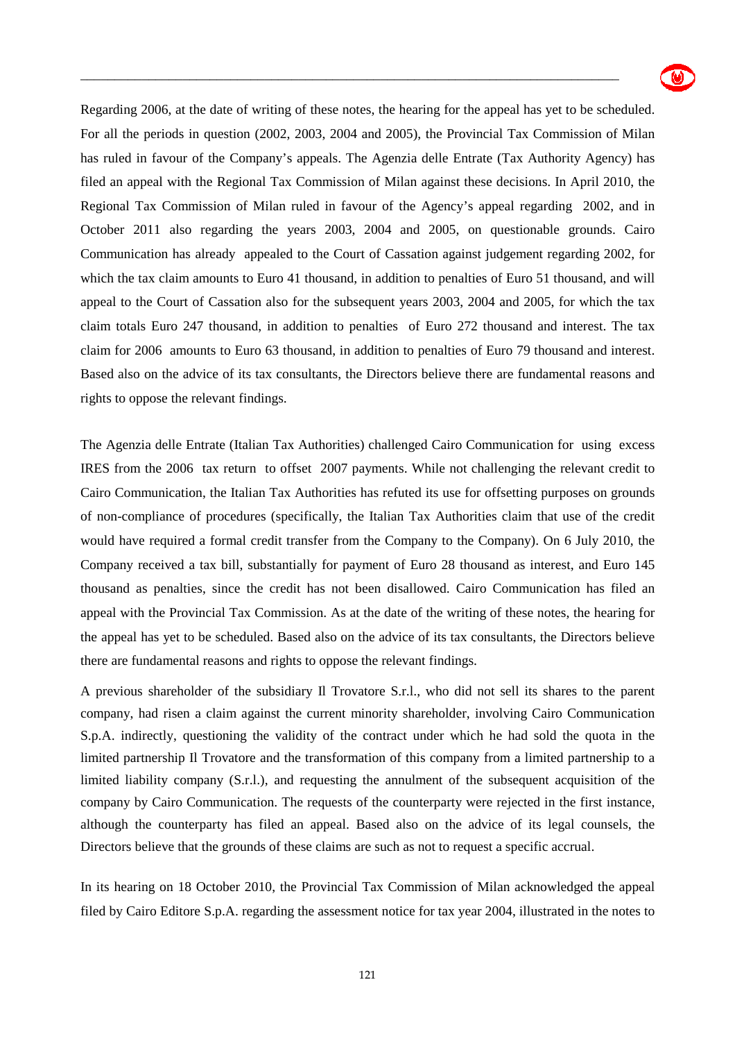Regarding 2006, at the date of writing of these notes, the hearing for the appeal has yet to be scheduled. For all the periods in question (2002, 2003, 2004 and 2005), the Provincial Tax Commission of Milan has ruled in favour of the Company's appeals. The Agenzia delle Entrate (Tax Authority Agency) has filed an appeal with the Regional Tax Commission of Milan against these decisions. In April 2010, the Regional Tax Commission of Milan ruled in favour of the Agency's appeal regarding 2002, and in October 2011 also regarding the years 2003, 2004 and 2005, on questionable grounds. Cairo Communication has already appealed to the Court of Cassation against judgement regarding 2002, for which the tax claim amounts to Euro 41 thousand, in addition to penalties of Euro 51 thousand, and will appeal to the Court of Cassation also for the subsequent years 2003, 2004 and 2005, for which the tax claim totals Euro 247 thousand, in addition to penalties of Euro 272 thousand and interest. The tax claim for 2006 amounts to Euro 63 thousand, in addition to penalties of Euro 79 thousand and interest. Based also on the advice of its tax consultants, the Directors believe there are fundamental reasons and rights to oppose the relevant findings.

The Agenzia delle Entrate (Italian Tax Authorities) challenged Cairo Communication for using excess IRES from the 2006 tax return to offset 2007 payments. While not challenging the relevant credit to Cairo Communication, the Italian Tax Authorities has refuted its use for offsetting purposes on grounds of non-compliance of procedures (specifically, the Italian Tax Authorities claim that use of the credit would have required a formal credit transfer from the Company to the Company). On 6 July 2010, the Company received a tax bill, substantially for payment of Euro 28 thousand as interest, and Euro 145 thousand as penalties, since the credit has not been disallowed. Cairo Communication has filed an appeal with the Provincial Tax Commission. As at the date of the writing of these notes, the hearing for the appeal has yet to be scheduled. Based also on the advice of its tax consultants, the Directors believe there are fundamental reasons and rights to oppose the relevant findings.

A previous shareholder of the subsidiary Il Trovatore S.r.l., who did not sell its shares to the parent company, had risen a claim against the current minority shareholder, involving Cairo Communication S.p.A. indirectly, questioning the validity of the contract under which he had sold the quota in the limited partnership Il Trovatore and the transformation of this company from a limited partnership to a limited liability company (S.r.l.), and requesting the annulment of the subsequent acquisition of the company by Cairo Communication. The requests of the counterparty were rejected in the first instance, although the counterparty has filed an appeal. Based also on the advice of its legal counsels, the Directors believe that the grounds of these claims are such as not to request a specific accrual.

In its hearing on 18 October 2010, the Provincial Tax Commission of Milan acknowledged the appeal filed by Cairo Editore S.p.A. regarding the assessment notice for tax year 2004, illustrated in the notes to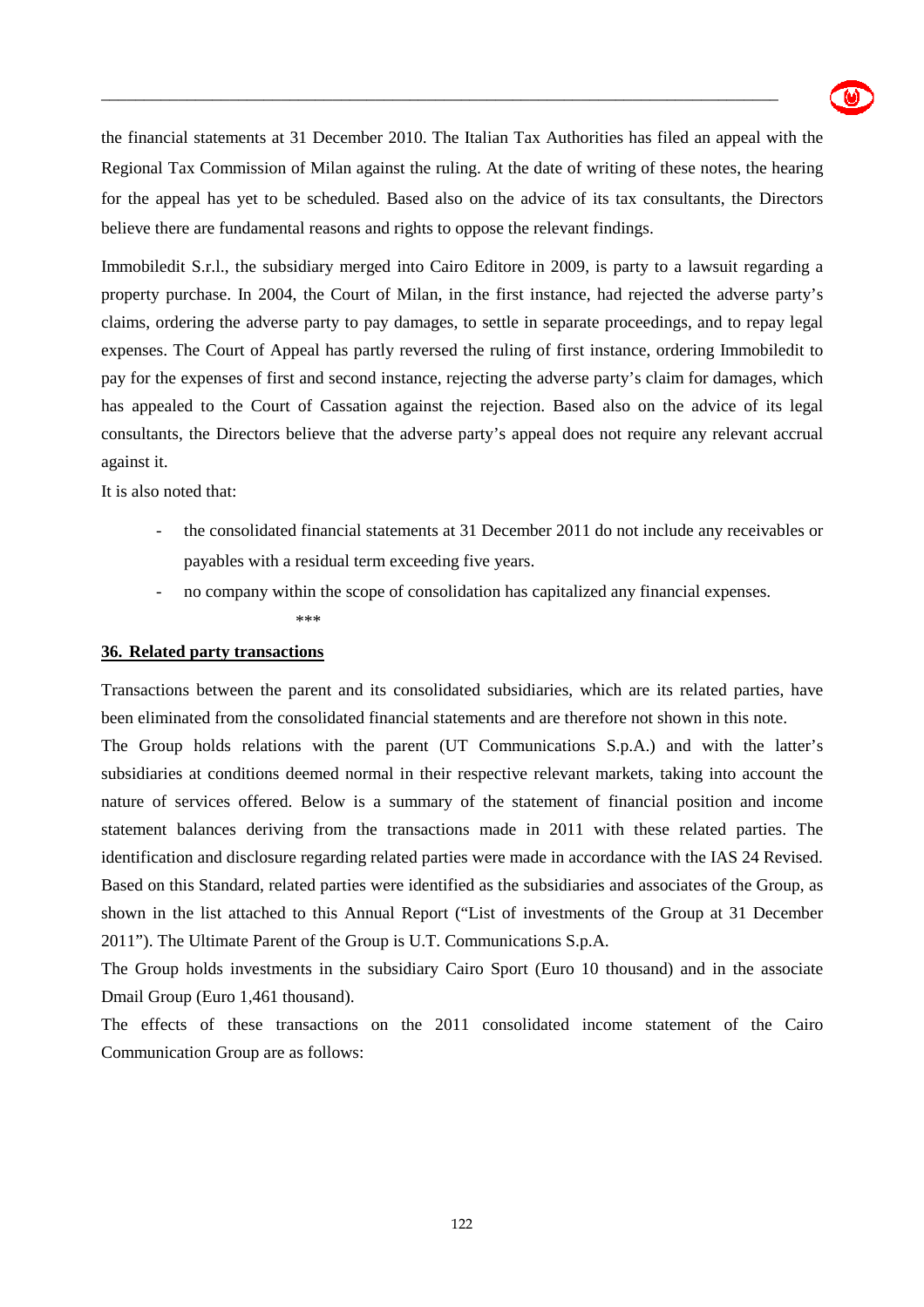the financial statements at 31 December 2010. The Italian Tax Authorities has filed an appeal with the Regional Tax Commission of Milan against the ruling. At the date of writing of these notes, the hearing for the appeal has yet to be scheduled. Based also on the advice of its tax consultants, the Directors believe there are fundamental reasons and rights to oppose the relevant findings.

Immobiledit S.r.l., the subsidiary merged into Cairo Editore in 2009, is party to a lawsuit regarding a property purchase. In 2004, the Court of Milan, in the first instance, had rejected the adverse party's claims, ordering the adverse party to pay damages, to settle in separate proceedings, and to repay legal expenses. The Court of Appeal has partly reversed the ruling of first instance, ordering Immobiledit to pay for the expenses of first and second instance, rejecting the adverse party's claim for damages, which has appealed to the Court of Cassation against the rejection. Based also on the advice of its legal consultants, the Directors believe that the adverse party's appeal does not require any relevant accrual against it.

It is also noted that:

- the consolidated financial statements at 31 December 2011 do not include any receivables or payables with a residual term exceeding five years.
- no company within the scope of consolidation has capitalized any financial expenses.

\*\*\*

## 36. Related party transactions

Transactions between the parent and its consolidated subsidiaries, which are its related parties, have been eliminated from the consolidated financial statements and are therefore not shown in this note.

The Group holds relations with the parent (UT Communications S.p.A.) and with the latter's subsidiaries at conditions deemed normal in their respective relevant markets, taking into account the nature of services offered. Below is a summary of the statement of financial position and income statement balances deriving from the transactions made in 2011 with these related parties. The identification and disclosure regarding related parties were made in accordance with the IAS 24 Revised. Based on this Standard, related parties were identified as the subsidiaries and associates of the Group, as shown in the list attached to this Annual Report ("List of investments of the Group at 31 December 2011"). The Ultimate Parent of the Group is U.T. Communications S.p.A.

The Group holds investments in the subsidiary Cairo Sport (Euro 10 thousand) and in the associate Dmail Group (Euro 1,461 thousand).

The effects of these transactions on the 2011 consolidated income statement of the Cairo Communication Group are as follows: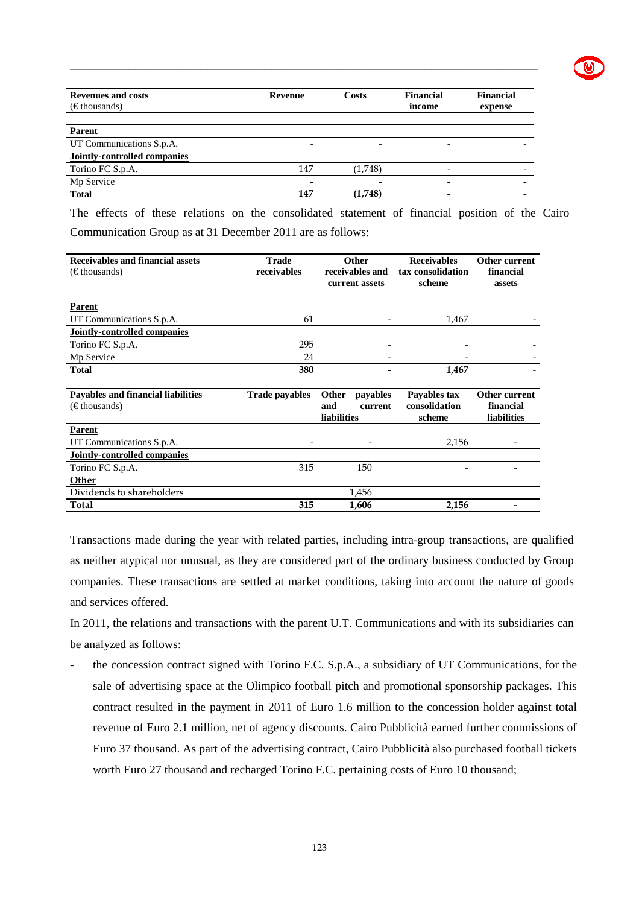| Revenues and costs (€ thousands) | Revenue | Costs | Financial income | Financial expense |
|---|---|---|---|---|
| **Parent** | | | | |
| UT Communications S.p.A. | - | - | - | - |
| **Jointly-controlled companies** | | | | |
| Torino FC S.p.A. | 147 | (1,748) | - | - |
| Mp Service | - | - | - | - |
| **Total** | **147** | **(1,748)** | **-** | **-** |

The effects of these relations on the consolidated statement of financial position of the Cairo Communication Group as at 31 December 2011 are as follows:

| Receivables and financial assets (€ thousands) | Trade receivables | Other receivables and current assets | Receivables tax consolidation scheme | Other current financial assets |
|---|---|---|---|---|
| **Parent** | | | | |
| UT Communications S.p.A. | 61 | - | 1,467 | - |
| **Jointly-controlled companies** | | | | |
| Torino FC S.p.A. | 295 | - | - | - |
| Mp Service | 24 | - | - | - |
| **Total** | **380** | **-** | **1,467** | **-** |

| Payables and financial liabilities (€ thousands) | Trade payables | Other payables and current liabilities | Payables tax consolidation scheme | Other current financial liabilities |
|---|---|---|---|---|
| **Parent** | | | | |
| UT Communications S.p.A. | - | - | 2,156 | - |
| **Jointly-controlled companies** | | | | |
| Torino FC S.p.A. | 315 | 150 | - | - |
| **Other** | | | | |
| Dividends to shareholders | | 1,456 | | |
| **Total** | **315** | **1,606** | **2,156** | **-** |

Transactions made during the year with related parties, including intra-group transactions, are qualified as neither atypical nor unusual, as they are considered part of the ordinary business conducted by Group companies. These transactions are settled at market conditions, taking into account the nature of goods and services offered.

In 2011, the relations and transactions with the parent U.T. Communications and with its subsidiaries can be analyzed as follows:

- the concession contract signed with Torino F.C. S.p.A., a subsidiary of UT Communications, for the sale of advertising space at the Olimpico football pitch and promotional sponsorship packages. This contract resulted in the payment in 2011 of Euro 1.6 million to the concession holder against total revenue of Euro 2.1 million, net of agency discounts. Cairo Pubblicità earned further commissions of Euro 37 thousand. As part of the advertising contract, Cairo Pubblicità also purchased football tickets worth Euro 27 thousand and recharged Torino F.C. pertaining costs of Euro 10 thousand;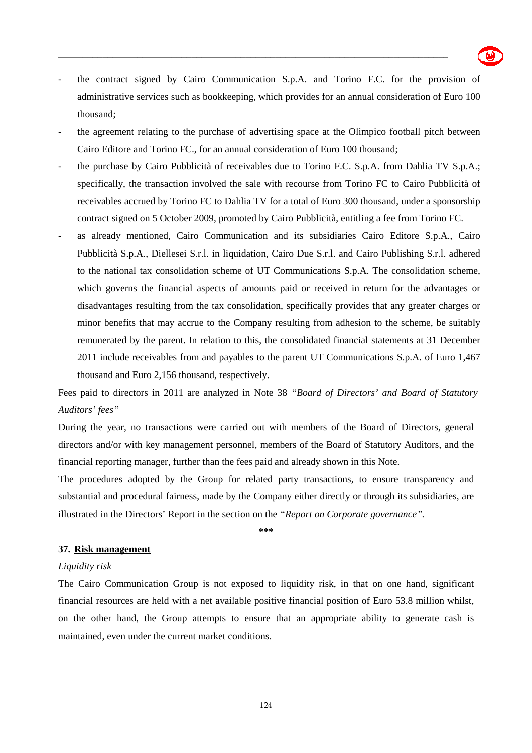- the contract signed by Cairo Communication S.p.A. and Torino F.C. for the provision of administrative services such as bookkeeping, which provides for an annual consideration of Euro 100 thousand;
- the agreement relating to the purchase of advertising space at the Olimpico football pitch between Cairo Editore and Torino FC., for an annual consideration of Euro 100 thousand;
- the purchase by Cairo Pubblicità of receivables due to Torino F.C. S.p.A. from Dahlia TV S.p.A.; specifically, the transaction involved the sale with recourse from Torino FC to Cairo Pubblicità of receivables accrued by Torino FC to Dahlia TV for a total of Euro 300 thousand, under a sponsorship contract signed on 5 October 2009, promoted by Cairo Pubblicità, entitling a fee from Torino FC.
- as already mentioned, Cairo Communication and its subsidiaries Cairo Editore S.p.A., Cairo Pubblicità S.p.A., Diellesei S.r.l. in liquidation, Cairo Due S.r.l. and Cairo Publishing S.r.l. adhered to the national tax consolidation scheme of UT Communications S.p.A. The consolidation scheme, which governs the financial aspects of amounts paid or received in return for the advantages or disadvantages resulting from the tax consolidation, specifically provides that any greater charges or minor benefits that may accrue to the Company resulting from adhesion to the scheme, be suitably remunerated by the parent. In relation to this, the consolidated financial statements at 31 December 2011 include receivables from and payables to the parent UT Communications S.p.A. of Euro 1,467 thousand and Euro 2,156 thousand, respectively.

Fees paid to directors in 2011 are analyzed in Note 38 *"Board of Directors' and Board of Statutory Auditors' fees"*

During the year, no transactions were carried out with members of the Board of Directors, general directors and/or with key management personnel, members of the Board of Statutory Auditors, and the financial reporting manager, further than the fees paid and already shown in this Note.

The procedures adopted by the Group for related party transactions, to ensure transparency and substantial and procedural fairness, made by the Company either directly or through its subsidiaries, are illustrated in the Directors' Report in the section on the *"Report on Corporate governance"*.

***

## 37. Risk management

*Liquidity risk*

The Cairo Communication Group is not exposed to liquidity risk, in that on one hand, significant financial resources are held with a net available positive financial position of Euro 53.8 million whilst, on the other hand, the Group attempts to ensure that an appropriate ability to generate cash is maintained, even under the current market conditions.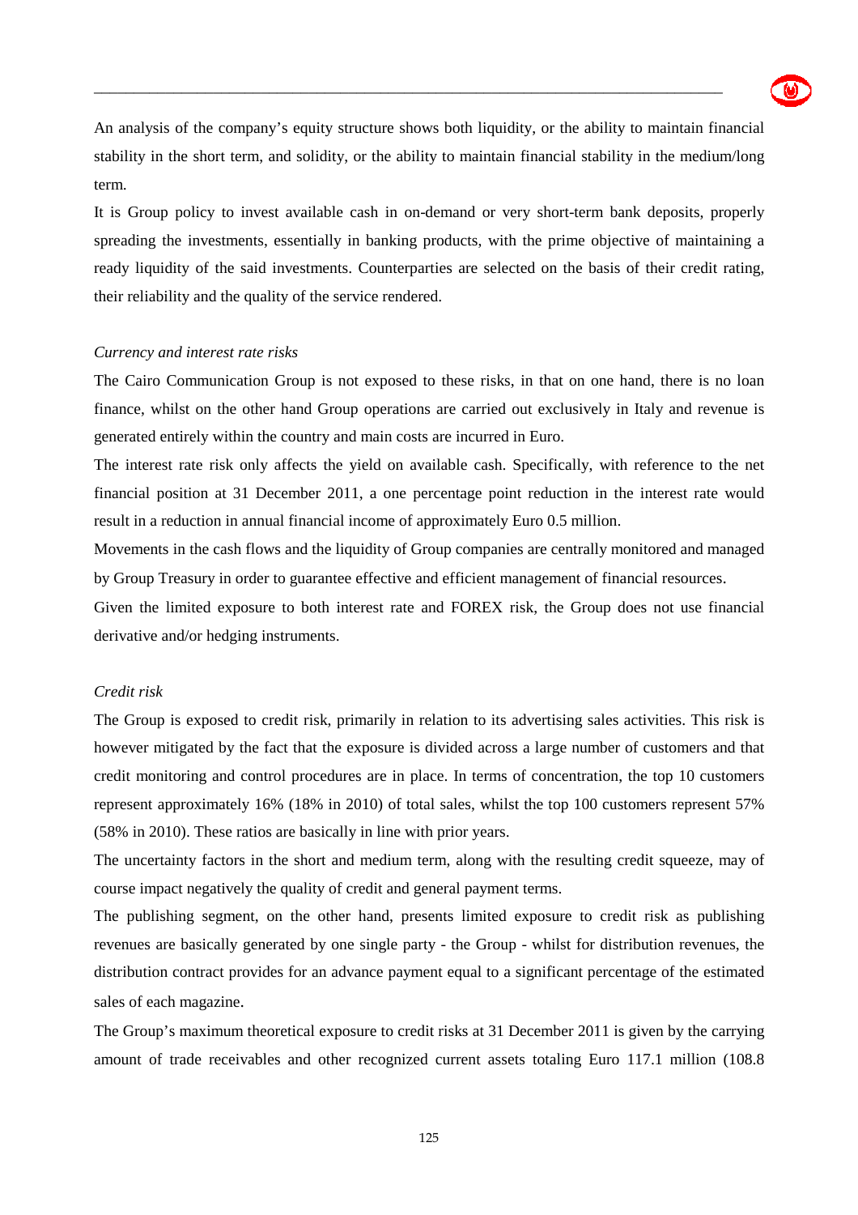An analysis of the company's equity structure shows both liquidity, or the ability to maintain financial stability in the short term, and solidity, or the ability to maintain financial stability in the medium/long term.

It is Group policy to invest available cash in on-demand or very short-term bank deposits, properly spreading the investments, essentially in banking products, with the prime objective of maintaining a ready liquidity of the said investments. Counterparties are selected on the basis of their credit rating, their reliability and the quality of the service rendered.

*Currency and interest rate risks*

The Cairo Communication Group is not exposed to these risks, in that on one hand, there is no loan finance, whilst on the other hand Group operations are carried out exclusively in Italy and revenue is generated entirely within the country and main costs are incurred in Euro.

The interest rate risk only affects the yield on available cash. Specifically, with reference to the net financial position at 31 December 2011, a one percentage point reduction in the interest rate would result in a reduction in annual financial income of approximately Euro 0.5 million.

Movements in the cash flows and the liquidity of Group companies are centrally monitored and managed by Group Treasury in order to guarantee effective and efficient management of financial resources.

Given the limited exposure to both interest rate and FOREX risk, the Group does not use financial derivative and/or hedging instruments.

*Credit risk*

The Group is exposed to credit risk, primarily in relation to its advertising sales activities. This risk is however mitigated by the fact that the exposure is divided across a large number of customers and that credit monitoring and control procedures are in place. In terms of concentration, the top 10 customers represent approximately 16% (18% in 2010) of total sales, whilst the top 100 customers represent 57% (58% in 2010). These ratios are basically in line with prior years.

The uncertainty factors in the short and medium term, along with the resulting credit squeeze, may of course impact negatively the quality of credit and general payment terms.

The publishing segment, on the other hand, presents limited exposure to credit risk as publishing revenues are basically generated by one single party - the Group - whilst for distribution revenues, the distribution contract provides for an advance payment equal to a significant percentage of the estimated sales of each magazine.

The Group's maximum theoretical exposure to credit risks at 31 December 2011 is given by the carrying amount of trade receivables and other recognized current assets totaling Euro 117.1 million (108.8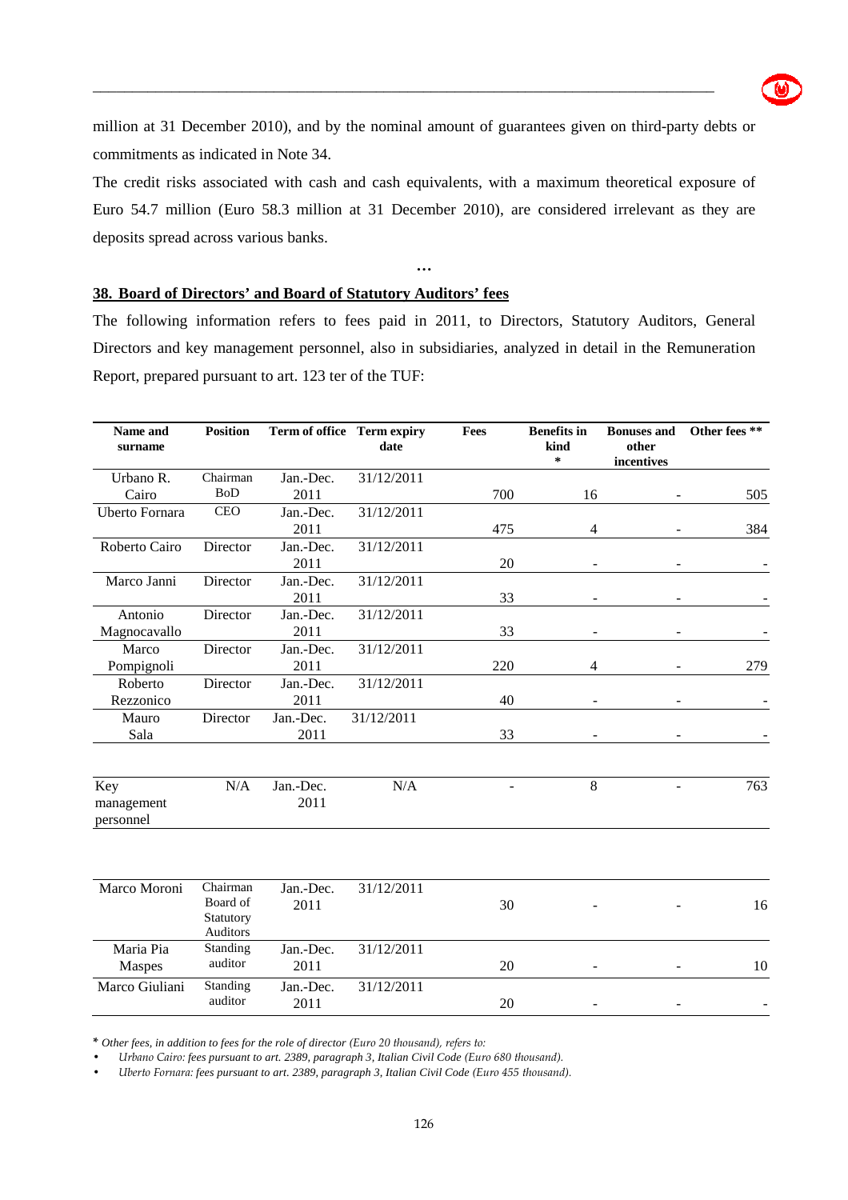million at 31 December 2010), and by the nominal amount of guarantees given on third-party debts or commitments as indicated in Note 34.

The credit risks associated with cash and cash equivalents, with a maximum theoretical exposure of Euro 54.7 million (Euro 58.3 million at 31 December 2010), are considered irrelevant as they are deposits spread across various banks.

…

## 38. Board of Directors' and Board of Statutory Auditors' fees

The following information refers to fees paid in 2011, to Directors, Statutory Auditors, General Directors and key management personnel, also in subsidiaries, analyzed in detail in the Remuneration Report, prepared pursuant to art. 123 ter of the TUF:

| Name and surname | Position | Term of office | Term expiry date | Fees | Benefits in kind * | Bonuses and other incentives | Other fees ** |
|---|---|---|---|---|---|---|---|
| Urbano R. Cairo | Chairman BoD | Jan.-Dec. 2011 | 31/12/2011 | 700 | 16 | - | 505 |
| Uberto Fornara | CEO | Jan.-Dec. 2011 | 31/12/2011 | 475 | 4 | - | 384 |
| Roberto Cairo | Director | Jan.-Dec. 2011 | 31/12/2011 | 20 | - | - | - |
| Marco Janni | Director | Jan.-Dec. 2011 | 31/12/2011 | 33 | - | - | - |
| Antonio Magnocavallo | Director | Jan.-Dec. 2011 | 31/12/2011 | 33 | - | - | - |
| Marco Pompignoli | Director | Jan.-Dec. 2011 | 31/12/2011 | 220 | 4 | - | 279 |
| Roberto Rezzonico | Director | Jan.-Dec. 2011 | 31/12/2011 | 40 | - | - | - |
| Mauro Sala | Director | Jan.-Dec. 2011 | 31/12/2011 | 33 | - | - | - |
| Key management personnel | N/A | Jan.-Dec. 2011 | N/A | - | 8 | - | 763 |
| Marco Moroni | Chairman Board of Statutory Auditors | Jan.-Dec. 2011 | 31/12/2011 | 30 | - | - | 16 |
| Maria Pia Maspes | Standing auditor | Jan.-Dec. 2011 | 31/12/2011 | 20 | - | - | 10 |
| Marco Giuliani | Standing auditor | Jan.-Dec. 2011 | 31/12/2011 | 20 | - | - | - |

\* *Other fees, in addition to fees for the role of director (Euro 20 thousand), refers to:*

- *Urbano Cairo: fees pursuant to art. 2389, paragraph 3, Italian Civil Code (Euro 680 thousand).*
- *Uberto Fornara: fees pursuant to art. 2389, paragraph 3, Italian Civil Code (Euro 455 thousand).*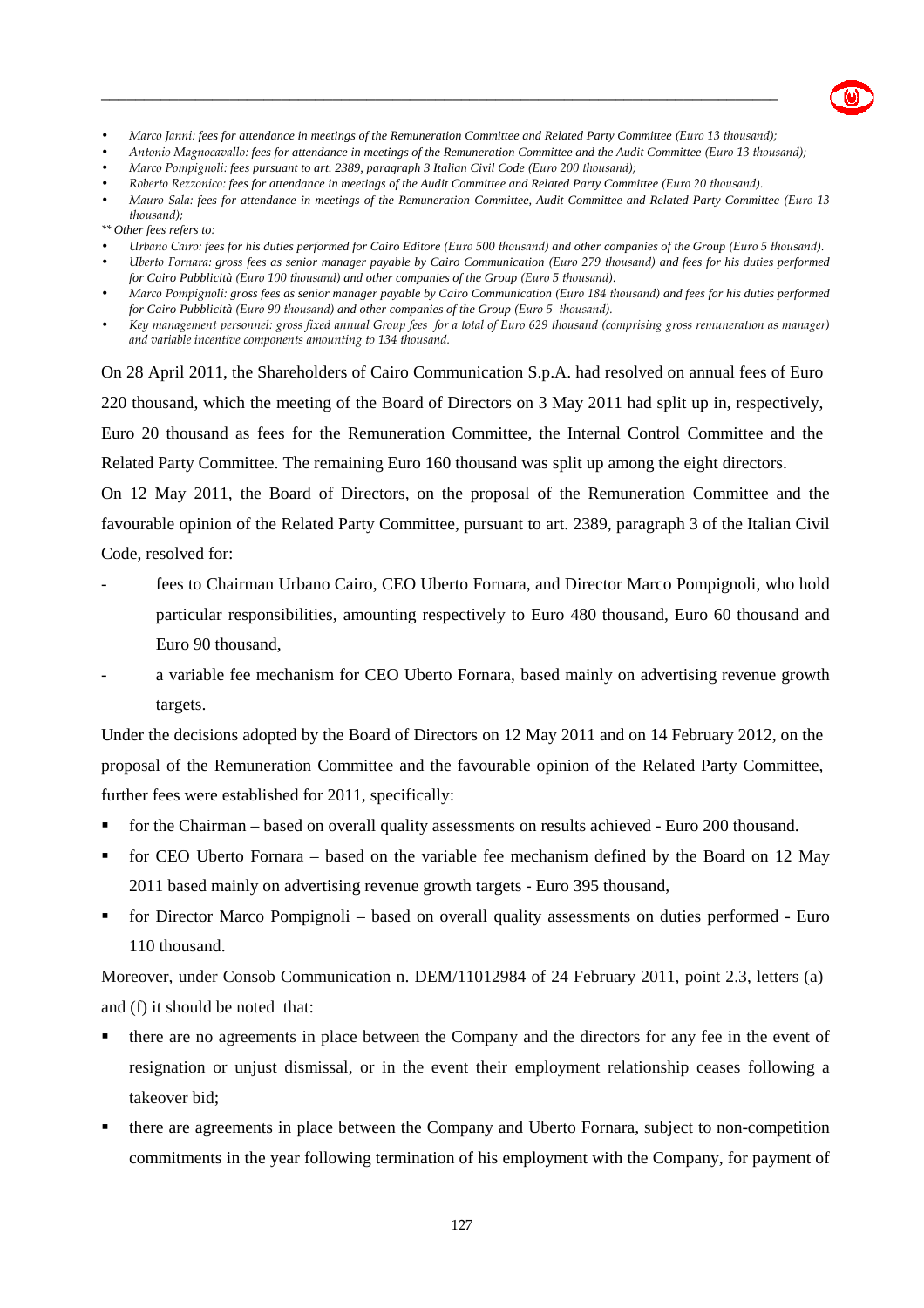- *Marco Janni: fees for attendance in meetings of the Remuneration Committee and Related Party Committee (Euro 13 thousand);*
- *Antonio Magnocavallo: fees for attendance in meetings of the Remuneration Committee and the Audit Committee (Euro 13 thousand);*
- *Marco Pompignoli: fees pursuant to art. 2389, paragraph 3 Italian Civil Code (Euro 200 thousand);*
- *Roberto Rezzonico: fees for attendance in meetings of the Audit Committee and Related Party Committee (Euro 20 thousand).*
- *Mauro Sala: fees for attendance in meetings of the Remuneration Committee, Audit Committee and Related Party Committee (Euro 13 thousand);*

*** Other fees refers to:*

- *Urbano Cairo: fees for his duties performed for Cairo Editore (Euro 500 thousand) and other companies of the Group (Euro 5 thousand).*
- *Uberto Fornara: gross fees as senior manager payable by Cairo Communication (Euro 279 thousand) and fees for his duties performed for Cairo Pubblicità (Euro 100 thousand) and other companies of the Group (Euro 5 thousand).*
- *Marco Pompignoli: gross fees as senior manager payable by Cairo Communication (Euro 184 thousand) and fees for his duties performed for Cairo Pubblicità (Euro 90 thousand) and other companies of the Group (Euro 5 thousand).*
- *Key management personnel: gross fixed annual Group fees for a total of Euro 629 thousand (comprising gross remuneration as manager) and variable incentive components amounting to 134 thousand.*

On 28 April 2011, the Shareholders of Cairo Communication S.p.A. had resolved on annual fees of Euro 220 thousand, which the meeting of the Board of Directors on 3 May 2011 had split up in, respectively, Euro 20 thousand as fees for the Remuneration Committee, the Internal Control Committee and the Related Party Committee. The remaining Euro 160 thousand was split up among the eight directors.

On 12 May 2011, the Board of Directors, on the proposal of the Remuneration Committee and the favourable opinion of the Related Party Committee, pursuant to art. 2389, paragraph 3 of the Italian Civil Code, resolved for:

- fees to Chairman Urbano Cairo, CEO Uberto Fornara, and Director Marco Pompignoli, who hold particular responsibilities, amounting respectively to Euro 480 thousand, Euro 60 thousand and Euro 90 thousand,
- a variable fee mechanism for CEO Uberto Fornara, based mainly on advertising revenue growth targets.

Under the decisions adopted by the Board of Directors on 12 May 2011 and on 14 February 2012, on the proposal of the Remuneration Committee and the favourable opinion of the Related Party Committee, further fees were established for 2011, specifically:

- for the Chairman – based on overall quality assessments on results achieved - Euro 200 thousand.
- for CEO Uberto Fornara – based on the variable fee mechanism defined by the Board on 12 May 2011 based mainly on advertising revenue growth targets - Euro 395 thousand,
- for Director Marco Pompignoli – based on overall quality assessments on duties performed - Euro 110 thousand.

Moreover, under Consob Communication n. DEM/11012984 of 24 February 2011, point 2.3, letters (a) and (f) it should be noted that:

- there are no agreements in place between the Company and the directors for any fee in the event of resignation or unjust dismissal, or in the event their employment relationship ceases following a takeover bid;
- there are agreements in place between the Company and Uberto Fornara, subject to non-competition commitments in the year following termination of his employment with the Company, for payment of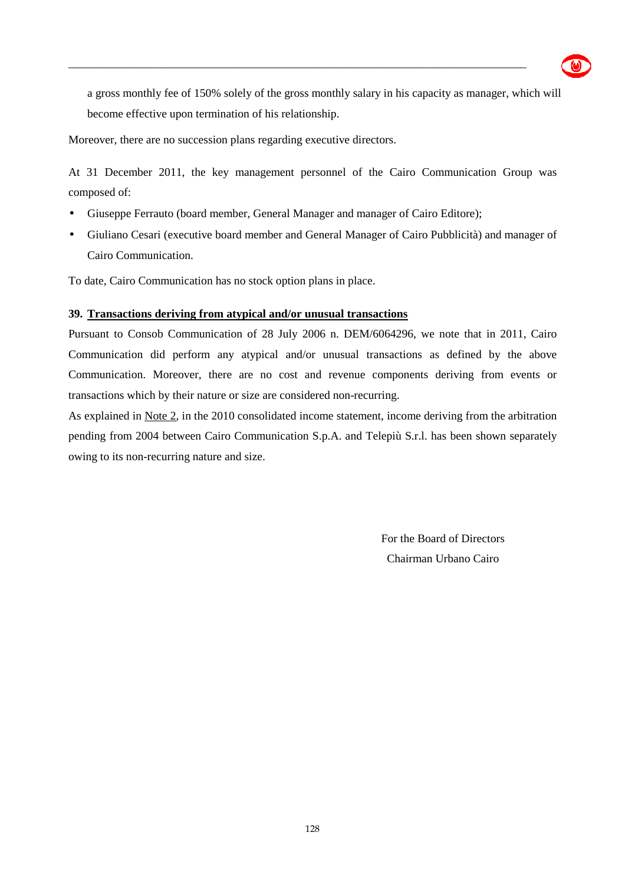a gross monthly fee of 150% solely of the gross monthly salary in his capacity as manager, which will become effective upon termination of his relationship.

Moreover, there are no succession plans regarding executive directors.

At 31 December 2011, the key management personnel of the Cairo Communication Group was composed of:

- Giuseppe Ferrauto (board member, General Manager and manager of Cairo Editore);
- Giuliano Cesari (executive board member and General Manager of Cairo Pubblicità) and manager of Cairo Communication.

To date, Cairo Communication has no stock option plans in place.

**39. <u>Transactions deriving from atypical and/or unusual transactions</u>**

Pursuant to Consob Communication of 28 July 2006 n. DEM/6064296, we note that in 2011, Cairo Communication did perform any atypical and/or unusual transactions as defined by the above Communication. Moreover, there are no cost and revenue components deriving from events or transactions which by their nature or size are considered non-recurring.

As explained in <u>Note 2</u>, in the 2010 consolidated income statement, income deriving from the arbitration pending from 2004 between Cairo Communication S.p.A. and Telepiù S.r.l. has been shown separately owing to its non-recurring nature and size.

For the Board of Directors
Chairman Urbano Cairo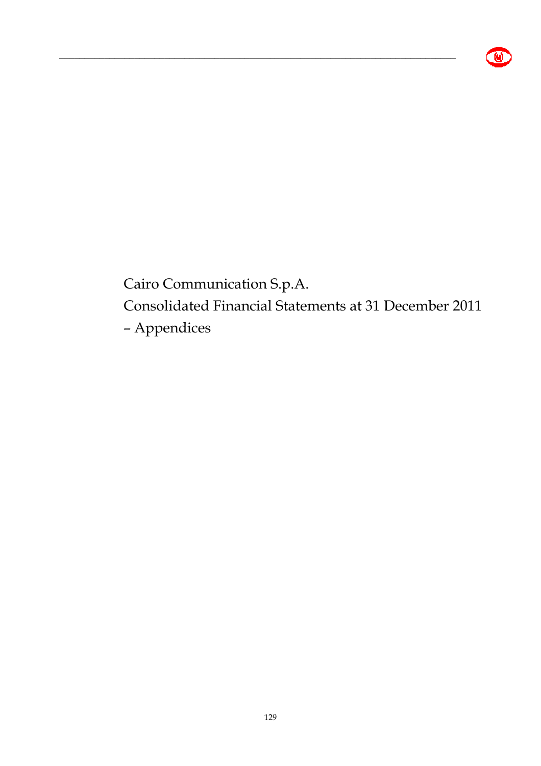Cairo Communication S.p.A.

Consolidated Financial Statements at 31 December 2011

– Appendices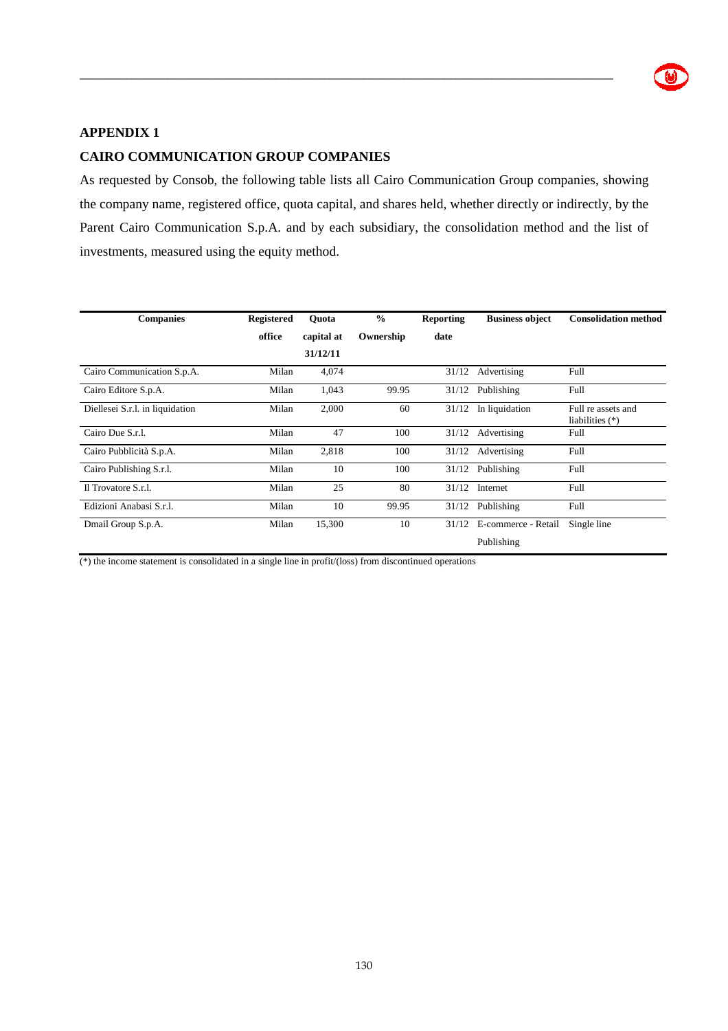## APPENDIX 1

## CAIRO COMMUNICATION GROUP COMPANIES

As requested by Consob, the following table lists all Cairo Communication Group companies, showing the company name, registered office, quota capital, and shares held, whether directly or indirectly, by the Parent Cairo Communication S.p.A. and by each subsidiary, the consolidation method and the list of investments, measured using the equity method.

| Companies | Registered office | Quota capital at 31/12/11 | % Ownership | Reporting date | Business object | Consolidation method |
|---|---|---|---|---|---|---|
| Cairo Communication S.p.A. | Milan | 4,074 | | 31/12 | Advertising | Full |
| Cairo Editore S.p.A. | Milan | 1,043 | 99.95 | 31/12 | Publishing | Full |
| Diellesei S.r.l. in liquidation | Milan | 2,000 | 60 | 31/12 | In liquidation | Full re assets and liabilities (*) |
| Cairo Due S.r.l. | Milan | 47 | 100 | 31/12 | Advertising | Full |
| Cairo Pubblicità S.p.A. | Milan | 2,818 | 100 | 31/12 | Advertising | Full |
| Cairo Publishing S.r.l. | Milan | 10 | 100 | 31/12 | Publishing | Full |
| Il Trovatore S.r.l. | Milan | 25 | 80 | 31/12 | Internet | Full |
| Edizioni Anabasi S.r.l. | Milan | 10 | 99.95 | 31/12 | Publishing | Full |
| Dmail Group S.p.A. | Milan | 15,300 | 10 | 31/12 | E-commerce - Retail Publishing | Single line |

(*) the income statement is consolidated in a single line in profit/(loss) from discontinued operations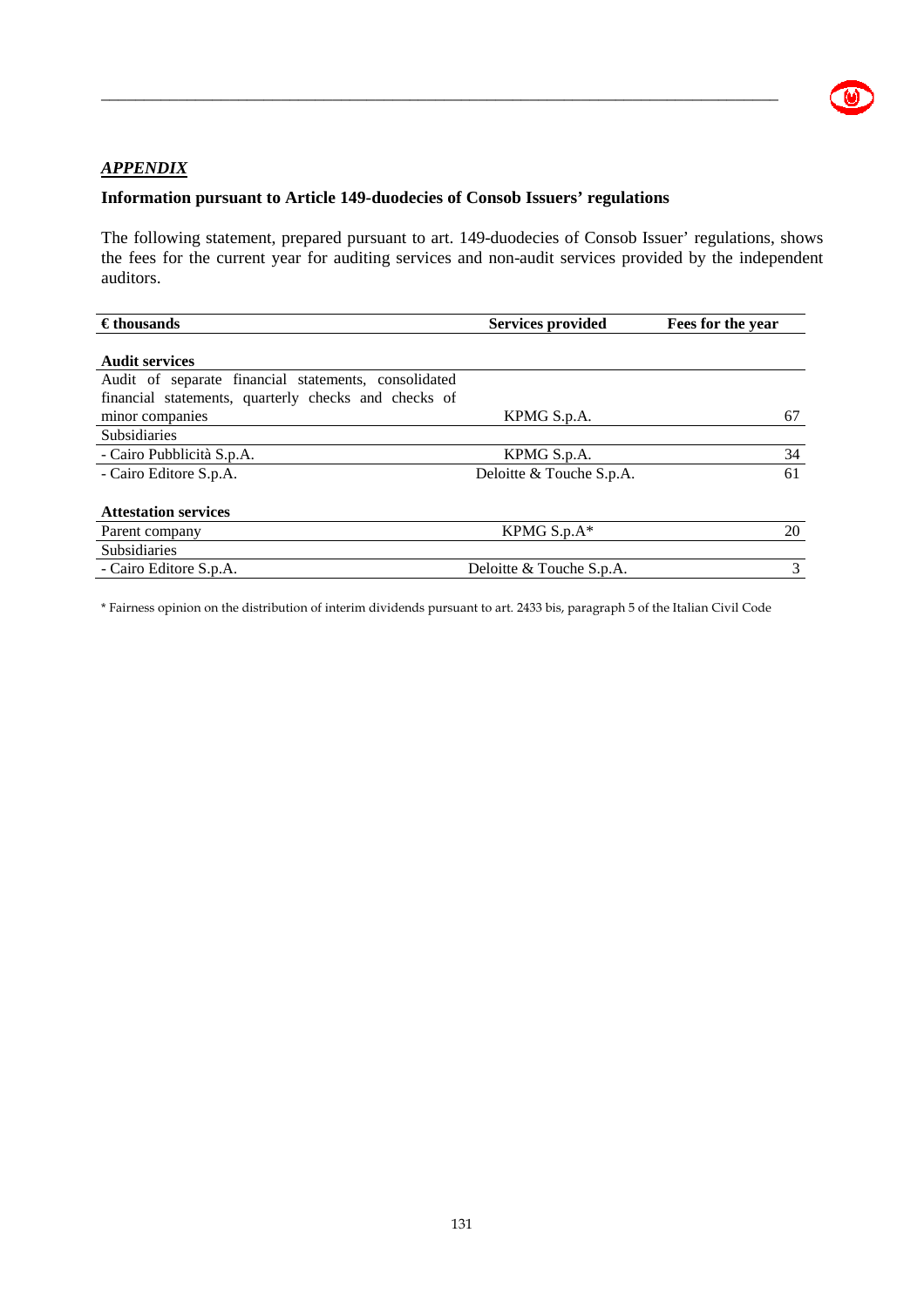## *APPENDIX*

### Information pursuant to Article 149-duodecies of Consob Issuers' regulations

The following statement, prepared pursuant to art. 149-duodecies of Consob Issuer' regulations, shows the fees for the current year for auditing services and non-audit services provided by the independent auditors.

| € thousands | Services provided | Fees for the year |
|---|---|---|
| **Audit services** | | |
| Audit of separate financial statements, consolidated financial statements, quarterly checks and checks of minor companies | KPMG S.p.A. | 67 |
| Subsidiaries | | |
| - Cairo Pubblicità S.p.A. | KPMG S.p.A. | 34 |
| - Cairo Editore S.p.A. | Deloitte & Touche S.p.A. | 61 |
| **Attestation services** | | |
| Parent company | KPMG S.p.A* | 20 |
| Subsidiaries | | |
| - Cairo Editore S.p.A. | Deloitte & Touche S.p.A. | 3 |

* Fairness opinion on the distribution of interim dividends pursuant to art. 2433 bis, paragraph 5 of the Italian Civil Code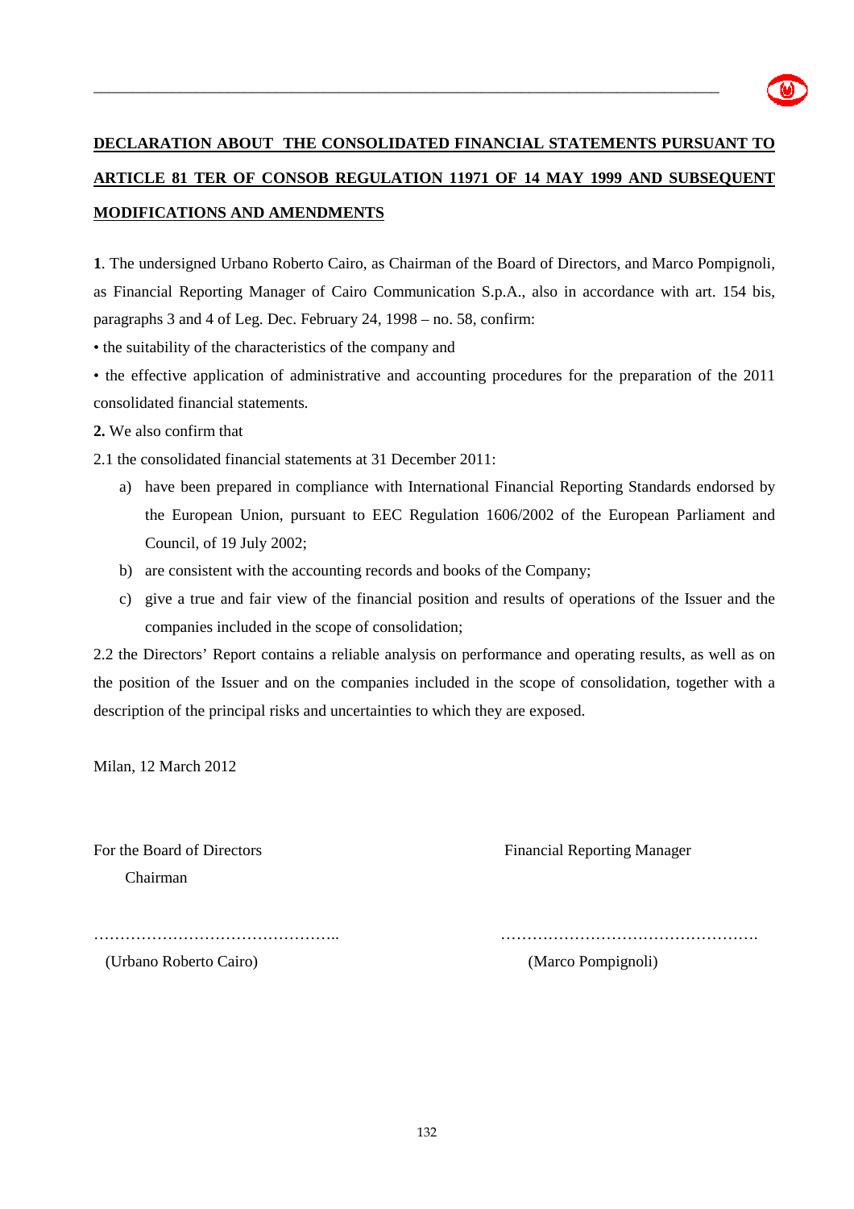**DECLARATION ABOUT THE CONSOLIDATED FINANCIAL STATEMENTS PURSUANT TO ARTICLE 81 TER OF CONSOB REGULATION 11971 OF 14 MAY 1999 AND SUBSEQUENT MODIFICATIONS AND AMENDMENTS**

**1**. The undersigned Urbano Roberto Cairo, as Chairman of the Board of Directors, and Marco Pompignoli, as Financial Reporting Manager of Cairo Communication S.p.A., also in accordance with art. 154 bis, paragraphs 3 and 4 of Leg. Dec. February 24, 1998 – no. 58, confirm:

• the suitability of the characteristics of the company and

• the effective application of administrative and accounting procedures for the preparation of the 2011 consolidated financial statements.

**2.** We also confirm that

2.1 the consolidated financial statements at 31 December 2011:

a) have been prepared in compliance with International Financial Reporting Standards endorsed by the European Union, pursuant to EEC Regulation 1606/2002 of the European Parliament and Council, of 19 July 2002;

b) are consistent with the accounting records and books of the Company;

c) give a true and fair view of the financial position and results of operations of the Issuer and the companies included in the scope of consolidation;

2.2 the Directors' Report contains a reliable analysis on performance and operating results, as well as on the position of the Issuer and on the companies included in the scope of consolidation, together with a description of the principal risks and uncertainties to which they are exposed.

Milan, 12 March 2012

| For the Board of Directors<br>Chairman | Financial Reporting Manager |
|---|---|
| ……………………………………….. | …………………………………………. |
| (Urbano Roberto Cairo) | (Marco Pompignoli) |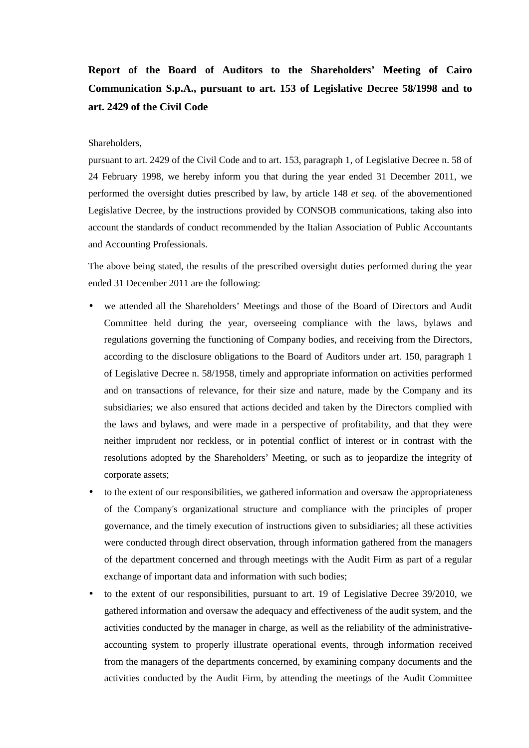**Report of the Board of Auditors to the Shareholders' Meeting of Cairo Communication S.p.A., pursuant to art. 153 of Legislative Decree 58/1998 and to art. 2429 of the Civil Code**

Shareholders,

pursuant to art. 2429 of the Civil Code and to art. 153, paragraph 1, of Legislative Decree n. 58 of 24 February 1998, we hereby inform you that during the year ended 31 December 2011, we performed the oversight duties prescribed by law, by article 148 *et seq.* of the abovementioned Legislative Decree, by the instructions provided by CONSOB communications, taking also into account the standards of conduct recommended by the Italian Association of Public Accountants and Accounting Professionals.

The above being stated, the results of the prescribed oversight duties performed during the year ended 31 December 2011 are the following:

- we attended all the Shareholders' Meetings and those of the Board of Directors and Audit Committee held during the year, overseeing compliance with the laws, bylaws and regulations governing the functioning of Company bodies, and receiving from the Directors, according to the disclosure obligations to the Board of Auditors under art. 150, paragraph 1 of Legislative Decree n. 58/1958, timely and appropriate information on activities performed and on transactions of relevance, for their size and nature, made by the Company and its subsidiaries; we also ensured that actions decided and taken by the Directors complied with the laws and bylaws, and were made in a perspective of profitability, and that they were neither imprudent nor reckless, or in potential conflict of interest or in contrast with the resolutions adopted by the Shareholders' Meeting, or such as to jeopardize the integrity of corporate assets;
- to the extent of our responsibilities, we gathered information and oversaw the appropriateness of the Company's organizational structure and compliance with the principles of proper governance, and the timely execution of instructions given to subsidiaries; all these activities were conducted through direct observation, through information gathered from the managers of the department concerned and through meetings with the Audit Firm as part of a regular exchange of important data and information with such bodies;
- to the extent of our responsibilities, pursuant to art. 19 of Legislative Decree 39/2010, we gathered information and oversaw the adequacy and effectiveness of the audit system, and the activities conducted by the manager in charge, as well as the reliability of the administrative-accounting system to properly illustrate operational events, through information received from the managers of the departments concerned, by examining company documents and the activities conducted by the Audit Firm, by attending the meetings of the Audit Committee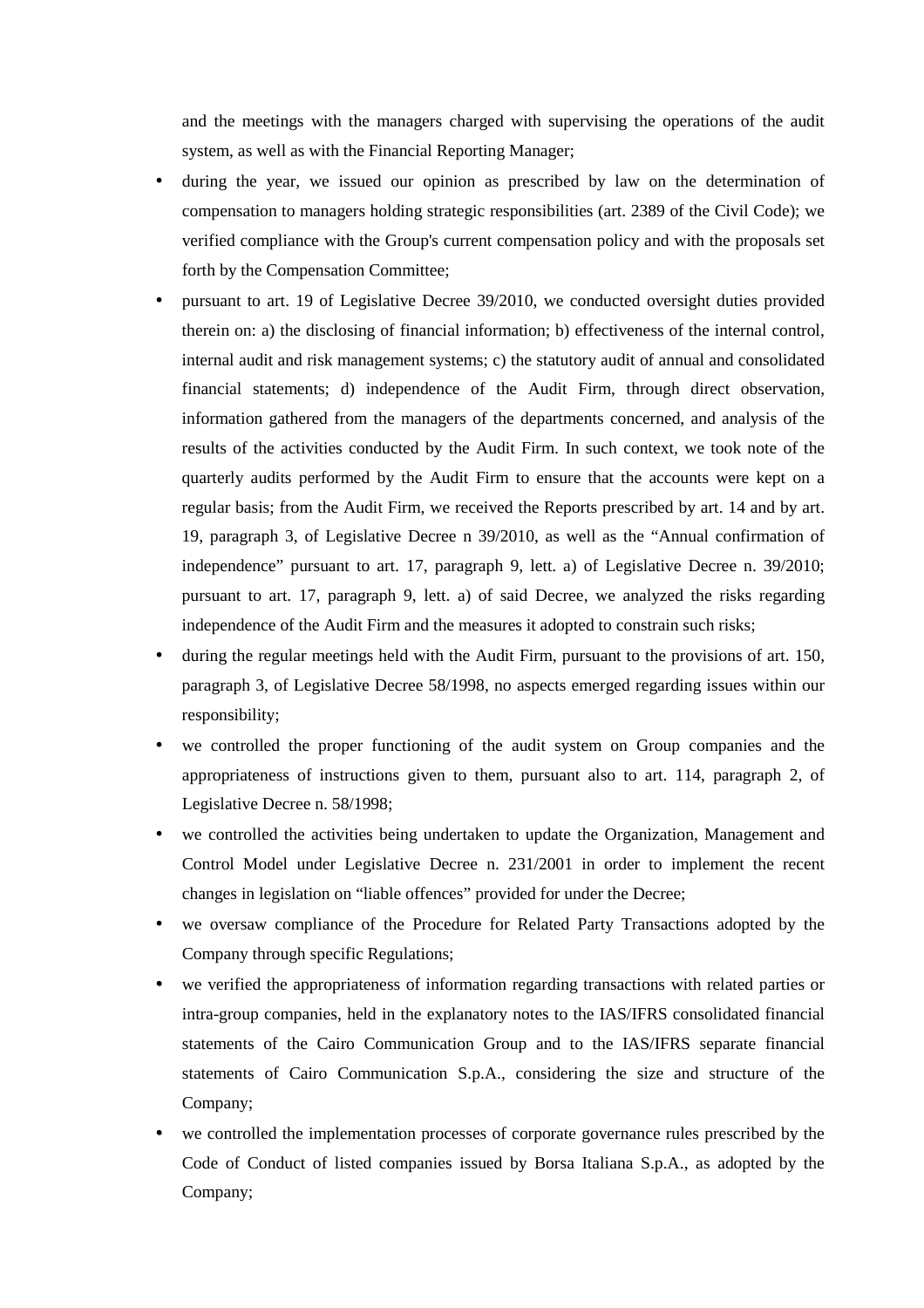and the meetings with the managers charged with supervising the operations of the audit system, as well as with the Financial Reporting Manager;

- during the year, we issued our opinion as prescribed by law on the determination of compensation to managers holding strategic responsibilities (art. 2389 of the Civil Code); we verified compliance with the Group's current compensation policy and with the proposals set forth by the Compensation Committee;
- pursuant to art. 19 of Legislative Decree 39/2010, we conducted oversight duties provided therein on: a) the disclosing of financial information; b) effectiveness of the internal control, internal audit and risk management systems; c) the statutory audit of annual and consolidated financial statements; d) independence of the Audit Firm, through direct observation, information gathered from the managers of the departments concerned, and analysis of the results of the activities conducted by the Audit Firm. In such context, we took note of the quarterly audits performed by the Audit Firm to ensure that the accounts were kept on a regular basis; from the Audit Firm, we received the Reports prescribed by art. 14 and by art. 19, paragraph 3, of Legislative Decree n 39/2010, as well as the "Annual confirmation of independence" pursuant to art. 17, paragraph 9, lett. a) of Legislative Decree n. 39/2010; pursuant to art. 17, paragraph 9, lett. a) of said Decree, we analyzed the risks regarding independence of the Audit Firm and the measures it adopted to constrain such risks;
- during the regular meetings held with the Audit Firm, pursuant to the provisions of art. 150, paragraph 3, of Legislative Decree 58/1998, no aspects emerged regarding issues within our responsibility;
- we controlled the proper functioning of the audit system on Group companies and the appropriateness of instructions given to them, pursuant also to art. 114, paragraph 2, of Legislative Decree n. 58/1998;
- we controlled the activities being undertaken to update the Organization, Management and Control Model under Legislative Decree n. 231/2001 in order to implement the recent changes in legislation on "liable offences" provided for under the Decree;
- we oversaw compliance of the Procedure for Related Party Transactions adopted by the Company through specific Regulations;
- we verified the appropriateness of information regarding transactions with related parties or intra-group companies, held in the explanatory notes to the IAS/IFRS consolidated financial statements of the Cairo Communication Group and to the IAS/IFRS separate financial statements of Cairo Communication S.p.A., considering the size and structure of the Company;
- we controlled the implementation processes of corporate governance rules prescribed by the Code of Conduct of listed companies issued by Borsa Italiana S.p.A., as adopted by the Company;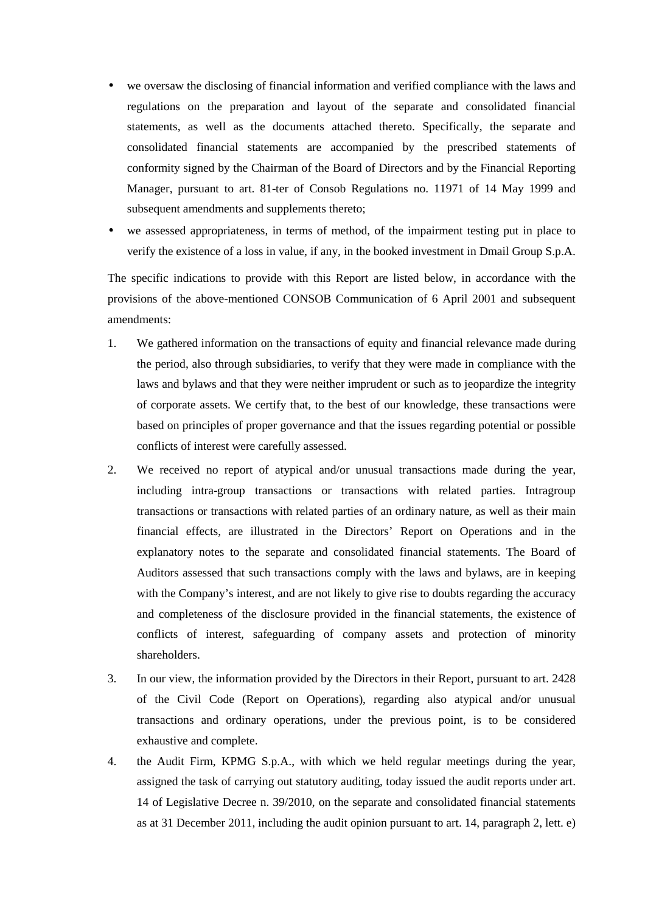- we oversaw the disclosing of financial information and verified compliance with the laws and regulations on the preparation and layout of the separate and consolidated financial statements, as well as the documents attached thereto. Specifically, the separate and consolidated financial statements are accompanied by the prescribed statements of conformity signed by the Chairman of the Board of Directors and by the Financial Reporting Manager, pursuant to art. 81-ter of Consob Regulations no. 11971 of 14 May 1999 and subsequent amendments and supplements thereto;
- we assessed appropriateness, in terms of method, of the impairment testing put in place to verify the existence of a loss in value, if any, in the booked investment in Dmail Group S.p.A.

The specific indications to provide with this Report are listed below, in accordance with the provisions of the above-mentioned CONSOB Communication of 6 April 2001 and subsequent amendments:

1. We gathered information on the transactions of equity and financial relevance made during the period, also through subsidiaries, to verify that they were made in compliance with the laws and bylaws and that they were neither imprudent or such as to jeopardize the integrity of corporate assets. We certify that, to the best of our knowledge, these transactions were based on principles of proper governance and that the issues regarding potential or possible conflicts of interest were carefully assessed.
2. We received no report of atypical and/or unusual transactions made during the year, including intra-group transactions or transactions with related parties. Intragroup transactions or transactions with related parties of an ordinary nature, as well as their main financial effects, are illustrated in the Directors' Report on Operations and in the explanatory notes to the separate and consolidated financial statements. The Board of Auditors assessed that such transactions comply with the laws and bylaws, are in keeping with the Company's interest, and are not likely to give rise to doubts regarding the accuracy and completeness of the disclosure provided in the financial statements, the existence of conflicts of interest, safeguarding of company assets and protection of minority shareholders.
3. In our view, the information provided by the Directors in their Report, pursuant to art. 2428 of the Civil Code (Report on Operations), regarding also atypical and/or unusual transactions and ordinary operations, under the previous point, is to be considered exhaustive and complete.
4. the Audit Firm, KPMG S.p.A., with which we held regular meetings during the year, assigned the task of carrying out statutory auditing, today issued the audit reports under art. 14 of Legislative Decree n. 39/2010, on the separate and consolidated financial statements as at 31 December 2011, including the audit opinion pursuant to art. 14, paragraph 2, lett. e)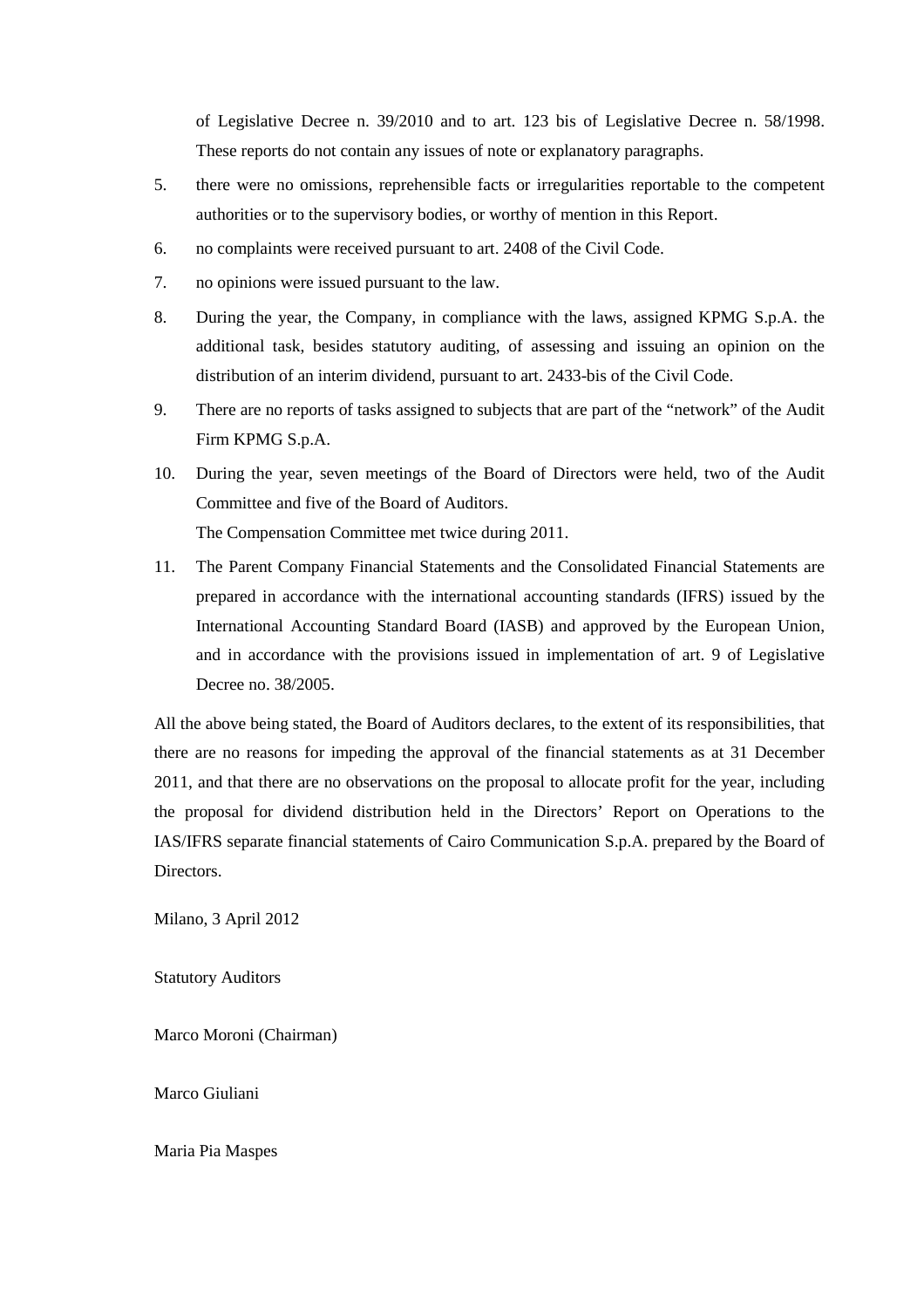of Legislative Decree n. 39/2010 and to art. 123 bis of Legislative Decree n. 58/1998. These reports do not contain any issues of note or explanatory paragraphs.

5. there were no omissions, reprehensible facts or irregularities reportable to the competent authorities or to the supervisory bodies, or worthy of mention in this Report.
6. no complaints were received pursuant to art. 2408 of the Civil Code.
7. no opinions were issued pursuant to the law.
8. During the year, the Company, in compliance with the laws, assigned KPMG S.p.A. the additional task, besides statutory auditing, of assessing and issuing an opinion on the distribution of an interim dividend, pursuant to art. 2433-bis of the Civil Code.
9. There are no reports of tasks assigned to subjects that are part of the "network" of the Audit Firm KPMG S.p.A.
10. During the year, seven meetings of the Board of Directors were held, two of the Audit Committee and five of the Board of Auditors.

    The Compensation Committee met twice during 2011.
11. The Parent Company Financial Statements and the Consolidated Financial Statements are prepared in accordance with the international accounting standards (IFRS) issued by the International Accounting Standard Board (IASB) and approved by the European Union, and in accordance with the provisions issued in implementation of art. 9 of Legislative Decree no. 38/2005.

All the above being stated, the Board of Auditors declares, to the extent of its responsibilities, that there are no reasons for impeding the approval of the financial statements as at 31 December 2011, and that there are no observations on the proposal to allocate profit for the year, including the proposal for dividend distribution held in the Directors' Report on Operations to the IAS/IFRS separate financial statements of Cairo Communication S.p.A. prepared by the Board of Directors.

Milano, 3 April 2012

Statutory Auditors

Marco Moroni (Chairman)

Marco Giuliani

Maria Pia Maspes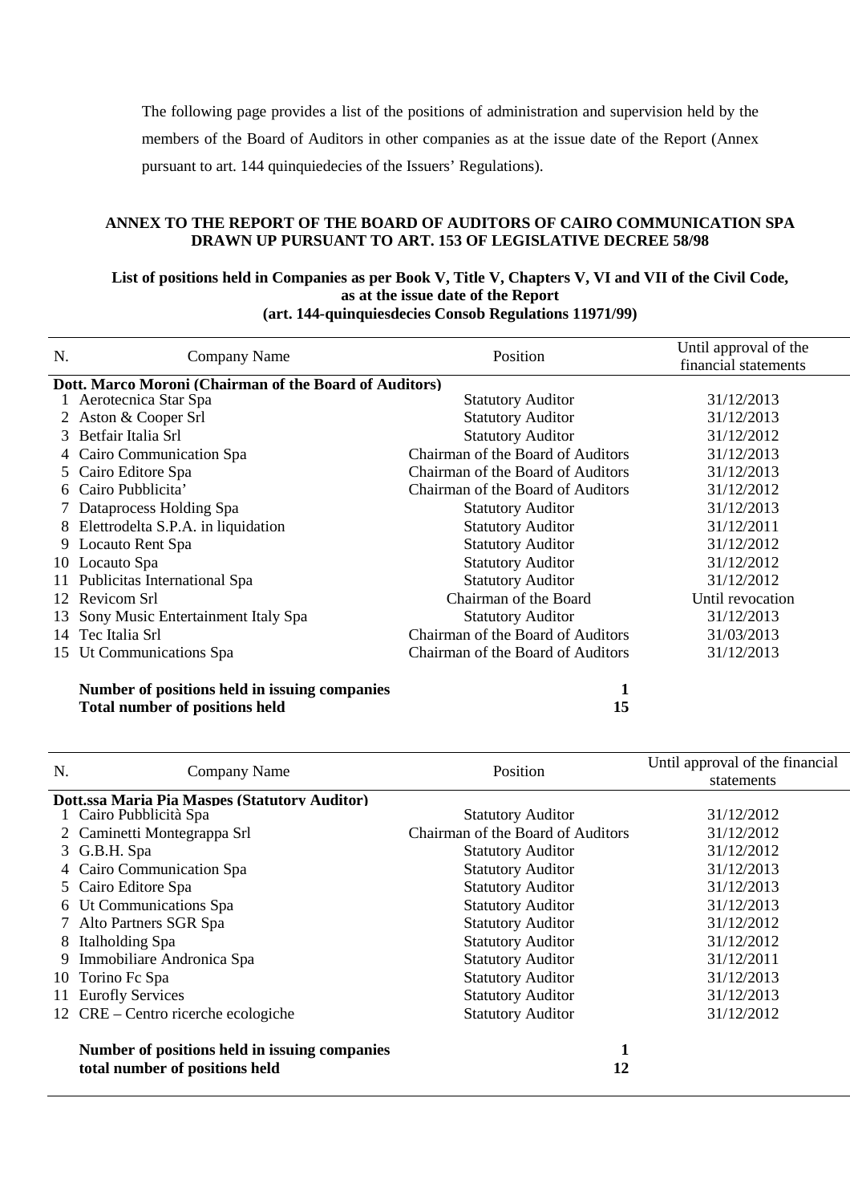The following page provides a list of the positions of administration and supervision held by the members of the Board of Auditors in other companies as at the issue date of the Report (Annex pursuant to art. 144 quinquiedecies of the Issuers' Regulations).

**ANNEX TO THE REPORT OF THE BOARD OF AUDITORS OF CAIRO COMMUNICATION SPA DRAWN UP PURSUANT TO ART. 153 OF LEGISLATIVE DECREE 58/98**

**List of positions held in Companies as per Book V, Title V, Chapters V, VI and VII of the Civil Code, as at the issue date of the Report (art. 144-quinquiesdecies Consob Regulations 11971/99)**

| N. | Company Name | Position | Until approval of the financial statements |
|---|---|---|---|
| **Dott. Marco Moroni (Chairman of the Board of Auditors)** | | | |
| 1 | Aerotecnica Star Spa | Statutory Auditor | 31/12/2013 |
| 2 | Aston & Cooper Srl | Statutory Auditor | 31/12/2013 |
| 3 | Betfair Italia Srl | Statutory Auditor | 31/12/2012 |
| 4 | Cairo Communication Spa | Chairman of the Board of Auditors | 31/12/2013 |
| 5 | Cairo Editore Spa | Chairman of the Board of Auditors | 31/12/2013 |
| 6 | Cairo Pubblicita' | Chairman of the Board of Auditors | 31/12/2012 |
| 7 | Dataprocess Holding Spa | Statutory Auditor | 31/12/2013 |
| 8 | Elettrodelta S.P.A. in liquidation | Statutory Auditor | 31/12/2011 |
| 9 | Locauto Rent Spa | Statutory Auditor | 31/12/2012 |
| 10 | Locauto Spa | Statutory Auditor | 31/12/2012 |
| 11 | Publicitas International Spa | Statutory Auditor | 31/12/2012 |
| 12 | Revicom Srl | Chairman of the Board | Until revocation |
| 13 | Sony Music Entertainment Italy Spa | Statutory Auditor | 31/12/2013 |
| 14 | Tec Italia Srl | Chairman of the Board of Auditors | 31/03/2013 |
| 15 | Ut Communications Spa | Chairman of the Board of Auditors | 31/12/2013 |
| | **Number of positions held in issuing companies** | **1** | |
| | **Total number of positions held** | **15** | |

| N. | Company Name | Position | Until approval of the financial statements |
|---|---|---|---|
| **Dott.ssa Maria Pia Maspes (Statutory Auditor)** | | | |
| 1 | Cairo Pubblicità Spa | Statutory Auditor | 31/12/2012 |
| 2 | Caminetti Montegrappa Srl | Chairman of the Board of Auditors | 31/12/2012 |
| 3 | G.B.H. Spa | Statutory Auditor | 31/12/2012 |
| 4 | Cairo Communication Spa | Statutory Auditor | 31/12/2013 |
| 5 | Cairo Editore Spa | Statutory Auditor | 31/12/2013 |
| 6 | Ut Communications Spa | Statutory Auditor | 31/12/2013 |
| 7 | Alto Partners SGR Spa | Statutory Auditor | 31/12/2012 |
| 8 | Italholding Spa | Statutory Auditor | 31/12/2012 |
| 9 | Immobiliare Andronica Spa | Statutory Auditor | 31/12/2011 |
| 10 | Torino Fc Spa | Statutory Auditor | 31/12/2013 |
| 11 | Eurofly Services | Statutory Auditor | 31/12/2013 |
| 12 | CRE – Centro ricerche ecologiche | Statutory Auditor | 31/12/2012 |
| | **Number of positions held in issuing companies** | **1** | |
| | **total number of positions held** | **12** | |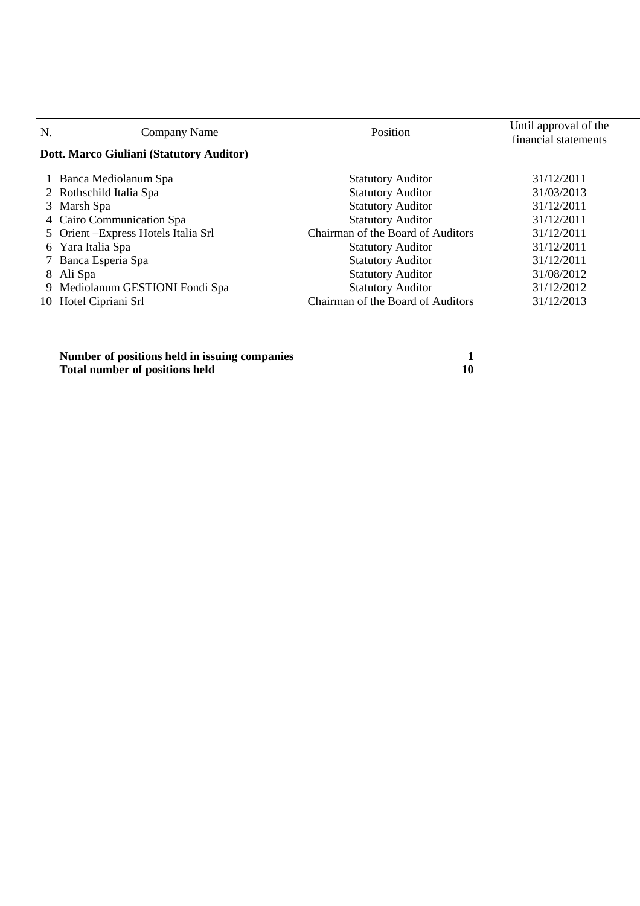| N. | Company Name | Position | Until approval of the financial statements |
|---|---|---|---|
| **Dott. Marco Giuliani (Statutory Auditor)** | | | |
| 1 | Banca Mediolanum Spa | Statutory Auditor | 31/12/2011 |
| 2 | Rothschild Italia Spa | Statutory Auditor | 31/03/2013 |
| 3 | Marsh Spa | Statutory Auditor | 31/12/2011 |
| 4 | Cairo Communication Spa | Statutory Auditor | 31/12/2011 |
| 5 | Orient –Express Hotels Italia Srl | Chairman of the Board of Auditors | 31/12/2011 |
| 6 | Yara Italia Spa | Statutory Auditor | 31/12/2011 |
| 7 | Banca Esperia Spa | Statutory Auditor | 31/12/2011 |
| 8 | Ali Spa | Statutory Auditor | 31/08/2012 |
| 9 | Mediolanum GESTIONI Fondi Spa | Statutory Auditor | 31/12/2012 |
| 10 | Hotel Cipriani Srl | Chairman of the Board of Auditors | 31/12/2013 |

| | |
|---|---|
| **Number of positions held in issuing companies** | **1** |
| **Total number of positions held** | **10** |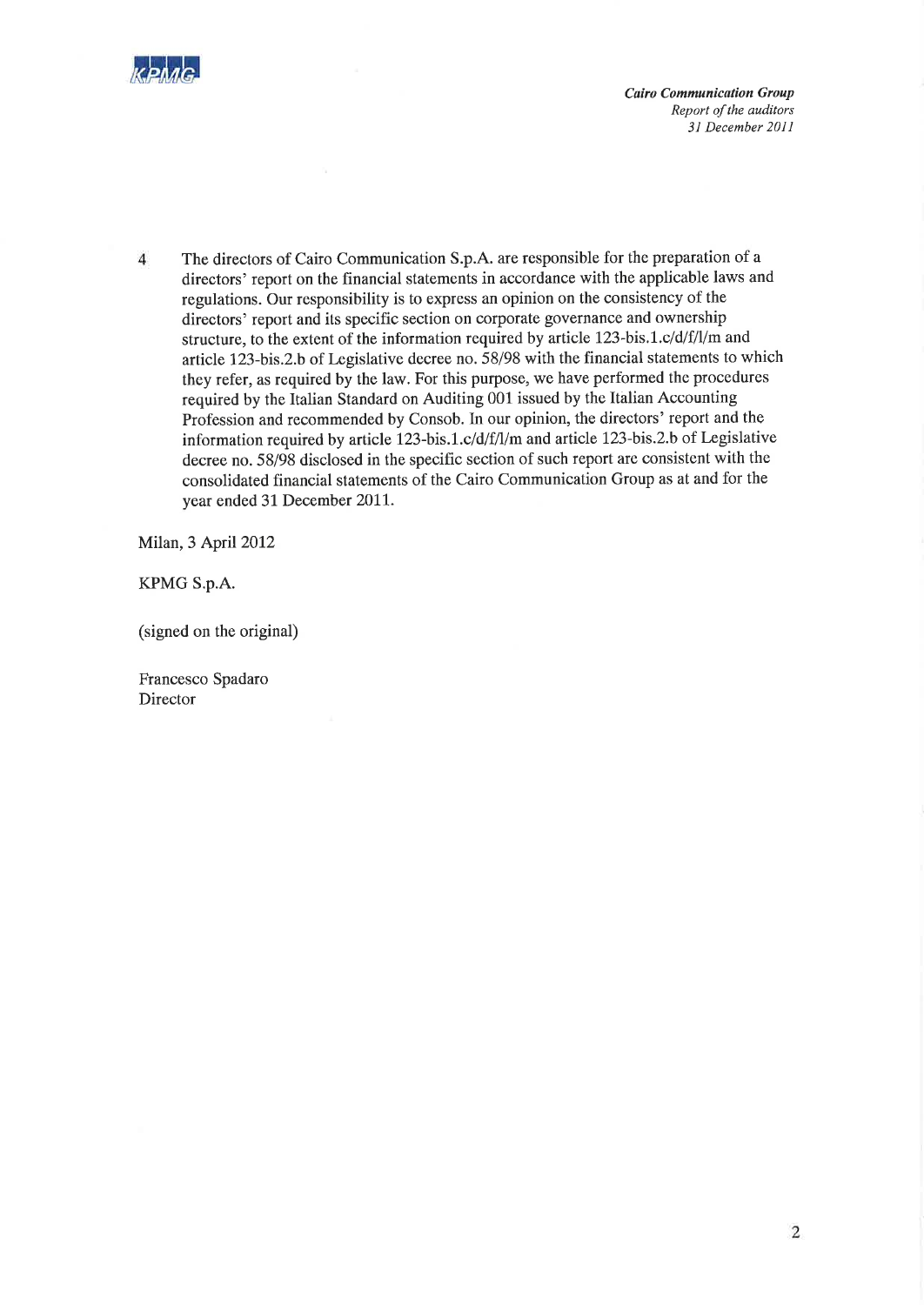4. The directors of Cairo Communication S.p.A. are responsible for the preparation of a directors' report on the financial statements in accordance with the applicable laws and regulations. Our responsibility is to express an opinion on the consistency of the directors' report and its specific section on corporate governance and ownership structure, to the extent of the information required by article 123-bis.1.c/d/f/l/m and article 123-bis.2.b of Legislative decree no. 58/98 with the financial statements to which they refer, as required by the law. For this purpose, we have performed the procedures required by the Italian Standard on Auditing 001 issued by the Italian Accounting Profession and recommended by Consob. In our opinion, the directors' report and the information required by article 123-bis.1.c/d/f/l/m and article 123-bis.2.b of Legislative decree no. 58/98 disclosed in the specific section of such report are consistent with the consolidated financial statements of the Cairo Communication Group as at and for the year ended 31 December 2011.

Milan, 3 April 2012

KPMG S.p.A.

(signed on the original)

Francesco Spadaro
Director